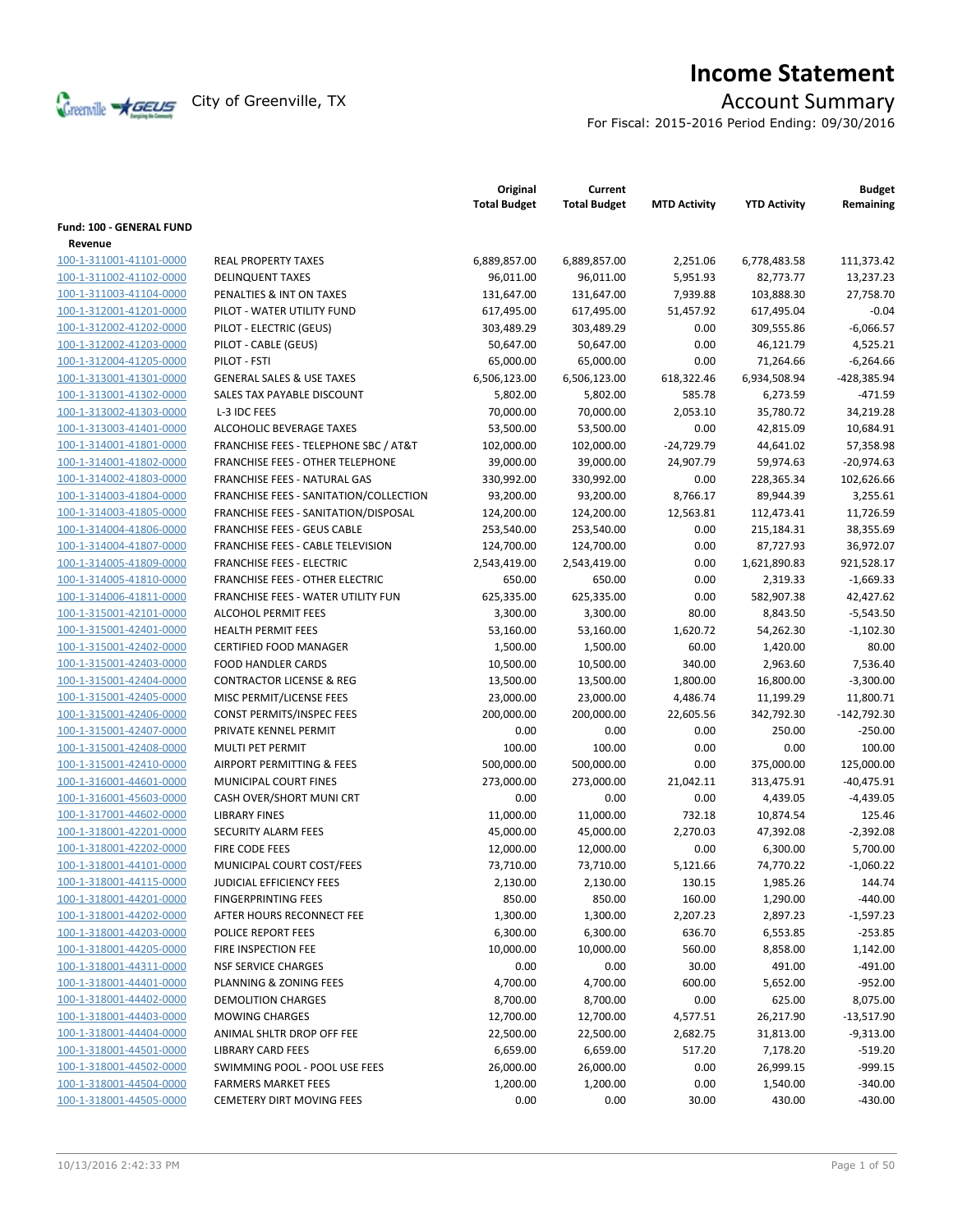# Income Statement

City of Greenville, TX

## Account Summary

For Fiscal: 2015-2016 Period Ending: 09/30/2016

| | | Original Total Budget | Current Total Budget | MTD Activity | YTD Activity | Budget Remaining |
|---|---|---|---|---|---|---|
| **Fund: 100 - GENERAL FUND** | | | | | | |
| **Revenue** | | | | | | |
| 100-1-311001-41101-0000 | REAL PROPERTY TAXES | 6,889,857.00 | 6,889,857.00 | 2,251.06 | 6,778,483.58 | 111,373.42 |
| 100-1-311002-41102-0000 | DELINQUENT TAXES | 96,011.00 | 96,011.00 | 5,951.93 | 82,773.77 | 13,237.23 |
| 100-1-311003-41104-0000 | PENALTIES & INT ON TAXES | 131,647.00 | 131,647.00 | 7,939.88 | 103,888.30 | 27,758.70 |
| 100-1-312001-41201-0000 | PILOT - WATER UTILITY FUND | 617,495.00 | 617,495.00 | 51,457.92 | 617,495.04 | -0.04 |
| 100-1-312002-41202-0000 | PILOT - ELECTRIC (GEUS) | 303,489.29 | 303,489.29 | 0.00 | 309,555.86 | -6,066.57 |
| 100-1-312002-41203-0000 | PILOT - CABLE (GEUS) | 50,647.00 | 50,647.00 | 0.00 | 46,121.79 | 4,525.21 |
| 100-1-312004-41205-0000 | PILOT - FSTI | 65,000.00 | 65,000.00 | 0.00 | 71,264.66 | -6,264.66 |
| 100-1-313001-41301-0000 | GENERAL SALES & USE TAXES | 6,506,123.00 | 6,506,123.00 | 618,322.46 | 6,934,508.94 | -428,385.94 |
| 100-1-313001-41302-0000 | SALES TAX PAYABLE DISCOUNT | 5,802.00 | 5,802.00 | 585.78 | 6,273.59 | -471.59 |
| 100-1-313002-41303-0000 | L-3 IDC FEES | 70,000.00 | 70,000.00 | 2,053.10 | 35,780.72 | 34,219.28 |
| 100-1-313003-41401-0000 | ALCOHOLIC BEVERAGE TAXES | 53,500.00 | 53,500.00 | 0.00 | 42,815.09 | 10,684.91 |
| 100-1-314001-41801-0000 | FRANCHISE FEES - TELEPHONE SBC / AT&T | 102,000.00 | 102,000.00 | -24,729.79 | 44,641.02 | 57,358.98 |
| 100-1-314001-41802-0000 | FRANCHISE FEES - OTHER TELEPHONE | 39,000.00 | 39,000.00 | 24,907.79 | 59,974.63 | -20,974.63 |
| 100-1-314002-41803-0000 | FRANCHISE FEES - NATURAL GAS | 330,992.00 | 330,992.00 | 0.00 | 228,365.34 | 102,626.66 |
| 100-1-314003-41804-0000 | FRANCHISE FEES - SANITATION/COLLECTION | 93,200.00 | 93,200.00 | 8,766.17 | 89,944.39 | 3,255.61 |
| 100-1-314003-41805-0000 | FRANCHISE FEES - SANITATION/DISPOSAL | 124,200.00 | 124,200.00 | 12,563.81 | 112,473.41 | 11,726.59 |
| 100-1-314004-41806-0000 | FRANCHISE FEES - GEUS CABLE | 253,540.00 | 253,540.00 | 0.00 | 215,184.31 | 38,355.69 |
| 100-1-314004-41807-0000 | FRANCHISE FEES - CABLE TELEVISION | 124,700.00 | 124,700.00 | 0.00 | 87,727.93 | 36,972.07 |
| 100-1-314005-41809-0000 | FRANCHISE FEES - ELECTRIC | 2,543,419.00 | 2,543,419.00 | 0.00 | 1,621,890.83 | 921,528.17 |
| 100-1-314005-41810-0000 | FRANCHISE FEES - OTHER ELECTRIC | 650.00 | 650.00 | 0.00 | 2,319.33 | -1,669.33 |
| 100-1-314006-41811-0000 | FRANCHISE FEES - WATER UTILITY FUN | 625,335.00 | 625,335.00 | 0.00 | 582,907.38 | 42,427.62 |
| 100-1-315001-42101-0000 | ALCOHOL PERMIT FEES | 3,300.00 | 3,300.00 | 80.00 | 8,843.50 | -5,543.50 |
| 100-1-315001-42401-0000 | HEALTH PERMIT FEES | 53,160.00 | 53,160.00 | 1,620.72 | 54,262.30 | -1,102.30 |
| 100-1-315001-42402-0000 | CERTIFIED FOOD MANAGER | 1,500.00 | 1,500.00 | 60.00 | 1,420.00 | 80.00 |
| 100-1-315001-42403-0000 | FOOD HANDLER CARDS | 10,500.00 | 10,500.00 | 340.00 | 2,963.60 | 7,536.40 |
| 100-1-315001-42404-0000 | CONTRACTOR LICENSE & REG | 13,500.00 | 13,500.00 | 1,800.00 | 16,800.00 | -3,300.00 |
| 100-1-315001-42405-0000 | MISC PERMIT/LICENSE FEES | 23,000.00 | 23,000.00 | 4,486.74 | 11,199.29 | 11,800.71 |
| 100-1-315001-42406-0000 | CONST PERMITS/INSPEC FEES | 200,000.00 | 200,000.00 | 22,605.56 | 342,792.30 | -142,792.30 |
| 100-1-315001-42407-0000 | PRIVATE KENNEL PERMIT | 0.00 | 0.00 | 0.00 | 250.00 | -250.00 |
| 100-1-315001-42408-0000 | MULTI PET PERMIT | 100.00 | 100.00 | 0.00 | 0.00 | 100.00 |
| 100-1-315001-42410-0000 | AIRPORT PERMITTING & FEES | 500,000.00 | 500,000.00 | 0.00 | 375,000.00 | 125,000.00 |
| 100-1-316001-44601-0000 | MUNICIPAL COURT FINES | 273,000.00 | 273,000.00 | 21,042.11 | 313,475.91 | -40,475.91 |
| 100-1-316001-45603-0000 | CASH OVER/SHORT MUNI CRT | 0.00 | 0.00 | 0.00 | 4,439.05 | -4,439.05 |
| 100-1-317001-44602-0000 | LIBRARY FINES | 11,000.00 | 11,000.00 | 732.18 | 10,874.54 | 125.46 |
| 100-1-318001-42201-0000 | SECURITY ALARM FEES | 45,000.00 | 45,000.00 | 2,270.03 | 47,392.08 | -2,392.08 |
| 100-1-318001-42202-0000 | FIRE CODE FEES | 12,000.00 | 12,000.00 | 0.00 | 6,300.00 | 5,700.00 |
| 100-1-318001-44101-0000 | MUNICIPAL COURT COST/FEES | 73,710.00 | 73,710.00 | 5,121.66 | 74,770.22 | -1,060.22 |
| 100-1-318001-44115-0000 | JUDICIAL EFFICIENCY FEES | 2,130.00 | 2,130.00 | 130.15 | 1,985.26 | 144.74 |
| 100-1-318001-44201-0000 | FINGERPRINTING FEES | 850.00 | 850.00 | 160.00 | 1,290.00 | -440.00 |
| 100-1-318001-44202-0000 | AFTER HOURS RECONNECT FEE | 1,300.00 | 1,300.00 | 2,207.23 | 2,897.23 | -1,597.23 |
| 100-1-318001-44203-0000 | POLICE REPORT FEES | 6,300.00 | 6,300.00 | 636.70 | 6,553.85 | -253.85 |
| 100-1-318001-44205-0000 | FIRE INSPECTION FEE | 10,000.00 | 10,000.00 | 560.00 | 8,858.00 | 1,142.00 |
| 100-1-318001-44311-0000 | NSF SERVICE CHARGES | 0.00 | 0.00 | 30.00 | 491.00 | -491.00 |
| 100-1-318001-44401-0000 | PLANNING & ZONING FEES | 4,700.00 | 4,700.00 | 600.00 | 5,652.00 | -952.00 |
| 100-1-318001-44402-0000 | DEMOLITION CHARGES | 8,700.00 | 8,700.00 | 0.00 | 625.00 | 8,075.00 |
| 100-1-318001-44403-0000 | MOWING CHARGES | 12,700.00 | 12,700.00 | 4,577.51 | 26,217.90 | -13,517.90 |
| 100-1-318001-44404-0000 | ANIMAL SHLTR DROP OFF FEE | 22,500.00 | 22,500.00 | 2,682.75 | 31,813.00 | -9,313.00 |
| 100-1-318001-44501-0000 | LIBRARY CARD FEES | 6,659.00 | 6,659.00 | 517.20 | 7,178.20 | -519.20 |
| 100-1-318001-44502-0000 | SWIMMING POOL - POOL USE FEES | 26,000.00 | 26,000.00 | 0.00 | 26,999.15 | -999.15 |
| 100-1-318001-44504-0000 | FARMERS MARKET FEES | 1,200.00 | 1,200.00 | 0.00 | 1,540.00 | -340.00 |
| 100-1-318001-44505-0000 | CEMETERY DIRT MOVING FEES | 0.00 | 0.00 | 30.00 | 430.00 | -430.00 |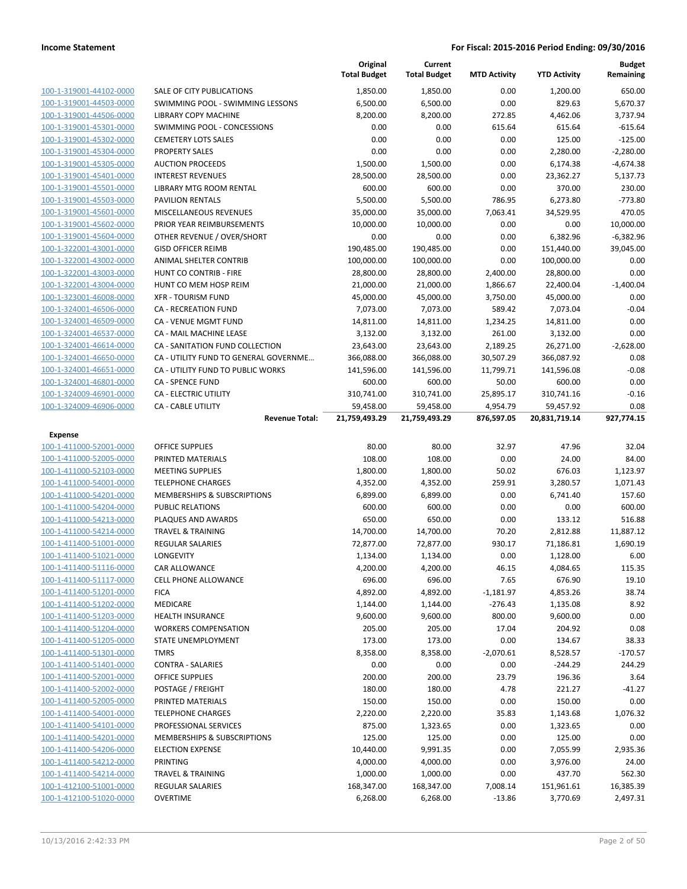| | | Original Total Budget | Current Total Budget | MTD Activity | YTD Activity | Budget Remaining |
|---|---|---|---|---|---|---|
| 100-1-319001-44102-0000 | SALE OF CITY PUBLICATIONS | 1,850.00 | 1,850.00 | 0.00 | 1,200.00 | 650.00 |
| 100-1-319001-44503-0000 | SWIMMING POOL - SWIMMING LESSONS | 6,500.00 | 6,500.00 | 0.00 | 829.63 | 5,670.37 |
| 100-1-319001-44506-0000 | LIBRARY COPY MACHINE | 8,200.00 | 8,200.00 | 272.85 | 4,462.06 | 3,737.94 |
| 100-1-319001-45301-0000 | SWIMMING POOL - CONCESSIONS | 0.00 | 0.00 | 615.64 | 615.64 | -615.64 |
| 100-1-319001-45302-0000 | CEMETERY LOTS SALES | 0.00 | 0.00 | 0.00 | 125.00 | -125.00 |
| 100-1-319001-45304-0000 | PROPERTY SALES | 0.00 | 0.00 | 0.00 | 2,280.00 | -2,280.00 |
| 100-1-319001-45305-0000 | AUCTION PROCEEDS | 1,500.00 | 1,500.00 | 0.00 | 6,174.38 | -4,674.38 |
| 100-1-319001-45401-0000 | INTEREST REVENUES | 28,500.00 | 28,500.00 | 0.00 | 23,362.27 | 5,137.73 |
| 100-1-319001-45501-0000 | LIBRARY MTG ROOM RENTAL | 600.00 | 600.00 | 0.00 | 370.00 | 230.00 |
| 100-1-319001-45503-0000 | PAVILION RENTALS | 5,500.00 | 5,500.00 | 786.95 | 6,273.80 | -773.80 |
| 100-1-319001-45601-0000 | MISCELLANEOUS REVENUES | 35,000.00 | 35,000.00 | 7,063.41 | 34,529.95 | 470.05 |
| 100-1-319001-45602-0000 | PRIOR YEAR REIMBURSEMENTS | 10,000.00 | 10,000.00 | 0.00 | 0.00 | 10,000.00 |
| 100-1-319001-45604-0000 | OTHER REVENUE / OVER/SHORT | 0.00 | 0.00 | 0.00 | 6,382.96 | -6,382.96 |
| 100-1-322001-43001-0000 | GISD OFFICER REIMB | 190,485.00 | 190,485.00 | 0.00 | 151,440.00 | 39,045.00 |
| 100-1-322001-43002-0000 | ANIMAL SHELTER CONTRIB | 100,000.00 | 100,000.00 | 0.00 | 100,000.00 | 0.00 |
| 100-1-322001-43003-0000 | HUNT CO CONTRIB - FIRE | 28,800.00 | 28,800.00 | 2,400.00 | 28,800.00 | 0.00 |
| 100-1-322001-43004-0000 | HUNT CO MEM HOSP REIM | 21,000.00 | 21,000.00 | 1,866.67 | 22,400.04 | -1,400.04 |
| 100-1-323001-46008-0000 | XFR - TOURISM FUND | 45,000.00 | 45,000.00 | 3,750.00 | 45,000.00 | 0.00 |
| 100-1-324001-46506-0000 | CA - RECREATION FUND | 7,073.00 | 7,073.00 | 589.42 | 7,073.04 | -0.04 |
| 100-1-324001-46509-0000 | CA - VENUE MGMT FUND | 14,811.00 | 14,811.00 | 1,234.25 | 14,811.00 | 0.00 |
| 100-1-324001-46537-0000 | CA - MAIL MACHINE LEASE | 3,132.00 | 3,132.00 | 261.00 | 3,132.00 | 0.00 |
| 100-1-324001-46614-0000 | CA - SANITATION FUND COLLECTION | 23,643.00 | 23,643.00 | 2,189.25 | 26,271.00 | -2,628.00 |
| 100-1-324001-46650-0000 | CA - UTILITY FUND TO GENERAL GOVERNME... | 366,088.00 | 366,088.00 | 30,507.29 | 366,087.92 | 0.08 |
| 100-1-324001-46651-0000 | CA - UTILITY FUND TO PUBLIC WORKS | 141,596.00 | 141,596.00 | 11,799.71 | 141,596.08 | -0.08 |
| 100-1-324001-46801-0000 | CA - SPENCE FUND | 600.00 | 600.00 | 50.00 | 600.00 | 0.00 |
| 100-1-324009-46901-0000 | CA - ELECTRIC UTILITY | 310,741.00 | 310,741.00 | 25,895.17 | 310,741.16 | -0.16 |
| 100-1-324009-46906-0000 | CA - CABLE UTILITY | 59,458.00 | 59,458.00 | 4,954.79 | 59,457.92 | 0.08 |
| | **Revenue Total:** | **21,759,493.29** | **21,759,493.29** | **876,597.05** | **20,831,719.14** | **927,774.15** |
| **Expense** | | | | | | |
| 100-1-411000-52001-0000 | OFFICE SUPPLIES | 80.00 | 80.00 | 32.97 | 47.96 | 32.04 |
| 100-1-411000-52005-0000 | PRINTED MATERIALS | 108.00 | 108.00 | 0.00 | 24.00 | 84.00 |
| 100-1-411000-52103-0000 | MEETING SUPPLIES | 1,800.00 | 1,800.00 | 50.02 | 676.03 | 1,123.97 |
| 100-1-411000-54001-0000 | TELEPHONE CHARGES | 4,352.00 | 4,352.00 | 259.91 | 3,280.57 | 1,071.43 |
| 100-1-411000-54201-0000 | MEMBERSHIPS & SUBSCRIPTIONS | 6,899.00 | 6,899.00 | 0.00 | 6,741.40 | 157.60 |
| 100-1-411000-54204-0000 | PUBLIC RELATIONS | 600.00 | 600.00 | 0.00 | 0.00 | 600.00 |
| 100-1-411000-54213-0000 | PLAQUES AND AWARDS | 650.00 | 650.00 | 0.00 | 133.12 | 516.88 |
| 100-1-411000-54214-0000 | TRAVEL & TRAINING | 14,700.00 | 14,700.00 | 70.20 | 2,812.88 | 11,887.12 |
| 100-1-411400-51001-0000 | REGULAR SALARIES | 72,877.00 | 72,877.00 | 930.17 | 71,186.81 | 1,690.19 |
| 100-1-411400-51021-0000 | LONGEVITY | 1,134.00 | 1,134.00 | 0.00 | 1,128.00 | 6.00 |
| 100-1-411400-51116-0000 | CAR ALLOWANCE | 4,200.00 | 4,200.00 | 46.15 | 4,084.65 | 115.35 |
| 100-1-411400-51117-0000 | CELL PHONE ALLOWANCE | 696.00 | 696.00 | 7.65 | 676.90 | 19.10 |
| 100-1-411400-51201-0000 | FICA | 4,892.00 | 4,892.00 | -1,181.97 | 4,853.26 | 38.74 |
| 100-1-411400-51202-0000 | MEDICARE | 1,144.00 | 1,144.00 | -276.43 | 1,135.08 | 8.92 |
| 100-1-411400-51203-0000 | HEALTH INSURANCE | 9,600.00 | 9,600.00 | 800.00 | 9,600.00 | 0.00 |
| 100-1-411400-51204-0000 | WORKERS COMPENSATION | 205.00 | 205.00 | 17.04 | 204.92 | 0.08 |
| 100-1-411400-51205-0000 | STATE UNEMPLOYMENT | 173.00 | 173.00 | 0.00 | 134.67 | 38.33 |
| 100-1-411400-51301-0000 | TMRS | 8,358.00 | 8,358.00 | -2,070.61 | 8,528.57 | -170.57 |
| 100-1-411400-51401-0000 | CONTRA - SALARIES | 0.00 | 0.00 | 0.00 | -244.29 | 244.29 |
| 100-1-411400-52001-0000 | OFFICE SUPPLIES | 200.00 | 200.00 | 23.79 | 196.36 | 3.64 |
| 100-1-411400-52002-0000 | POSTAGE / FREIGHT | 180.00 | 180.00 | 4.78 | 221.27 | -41.27 |
| 100-1-411400-52005-0000 | PRINTED MATERIALS | 150.00 | 150.00 | 0.00 | 150.00 | 0.00 |
| 100-1-411400-54001-0000 | TELEPHONE CHARGES | 2,220.00 | 2,220.00 | 35.83 | 1,143.68 | 1,076.32 |
| 100-1-411400-54101-0000 | PROFESSIONAL SERVICES | 875.00 | 1,323.65 | 0.00 | 1,323.65 | 0.00 |
| 100-1-411400-54201-0000 | MEMBERSHIPS & SUBSCRIPTIONS | 125.00 | 125.00 | 0.00 | 125.00 | 0.00 |
| 100-1-411400-54206-0000 | ELECTION EXPENSE | 10,440.00 | 9,991.35 | 0.00 | 7,055.99 | 2,935.36 |
| 100-1-411400-54212-0000 | PRINTING | 4,000.00 | 4,000.00 | 0.00 | 3,976.00 | 24.00 |
| 100-1-411400-54214-0000 | TRAVEL & TRAINING | 1,000.00 | 1,000.00 | 0.00 | 437.70 | 562.30 |
| 100-1-412100-51001-0000 | REGULAR SALARIES | 168,347.00 | 168,347.00 | 7,008.14 | 151,961.61 | 16,385.39 |
| 100-1-412100-51020-0000 | OVERTIME | 6,268.00 | 6,268.00 | -13.86 | 3,770.69 | 2,497.31 |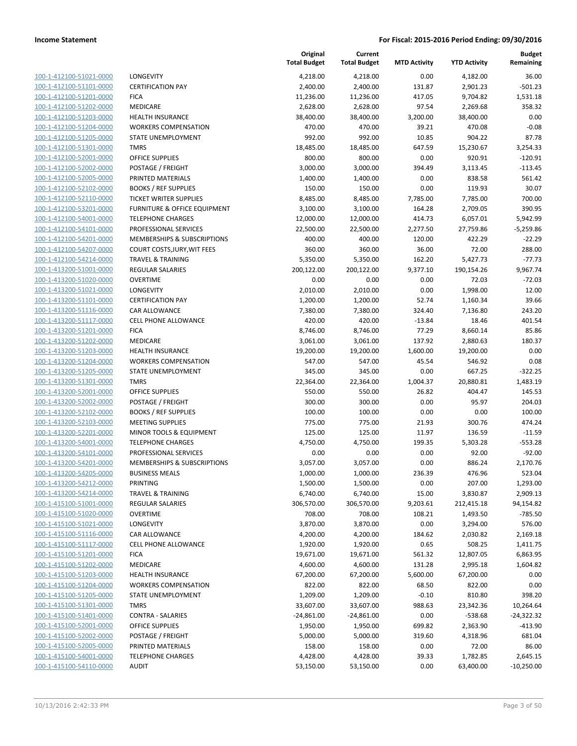**Income Statement** — For Fiscal: 2015-2016 Period Ending: 09/30/2016

| | | Original Total Budget | Current Total Budget | MTD Activity | YTD Activity | Budget Remaining |
|---|---|---|---|---|---|---|
| 100-1-412100-51021-0000 | LONGEVITY | 4,218.00 | 4,218.00 | 0.00 | 4,182.00 | 36.00 |
| 100-1-412100-51101-0000 | CERTIFICATION PAY | 2,400.00 | 2,400.00 | 131.87 | 2,901.23 | -501.23 |
| 100-1-412100-51201-0000 | FICA | 11,236.00 | 11,236.00 | 417.05 | 9,704.82 | 1,531.18 |
| 100-1-412100-51202-0000 | MEDICARE | 2,628.00 | 2,628.00 | 97.54 | 2,269.68 | 358.32 |
| 100-1-412100-51203-0000 | HEALTH INSURANCE | 38,400.00 | 38,400.00 | 3,200.00 | 38,400.00 | 0.00 |
| 100-1-412100-51204-0000 | WORKERS COMPENSATION | 470.00 | 470.00 | 39.21 | 470.08 | -0.08 |
| 100-1-412100-51205-0000 | STATE UNEMPLOYMENT | 992.00 | 992.00 | 10.85 | 904.22 | 87.78 |
| 100-1-412100-51301-0000 | TMRS | 18,485.00 | 18,485.00 | 647.59 | 15,230.67 | 3,254.33 |
| 100-1-412100-52001-0000 | OFFICE SUPPLIES | 800.00 | 800.00 | 0.00 | 920.91 | -120.91 |
| 100-1-412100-52002-0000 | POSTAGE / FREIGHT | 3,000.00 | 3,000.00 | 394.49 | 3,113.45 | -113.45 |
| 100-1-412100-52005-0000 | PRINTED MATERIALS | 1,400.00 | 1,400.00 | 0.00 | 838.58 | 561.42 |
| 100-1-412100-52102-0000 | BOOKS / REF SUPPLIES | 150.00 | 150.00 | 0.00 | 119.93 | 30.07 |
| 100-1-412100-52110-0000 | TICKET WRITER SUPPLIES | 8,485.00 | 8,485.00 | 7,785.00 | 7,785.00 | 700.00 |
| 100-1-412100-53201-0000 | FURNITURE & OFFICE EQUIPMENT | 3,100.00 | 3,100.00 | 164.28 | 2,709.05 | 390.95 |
| 100-1-412100-54001-0000 | TELEPHONE CHARGES | 12,000.00 | 12,000.00 | 414.73 | 6,057.01 | 5,942.99 |
| 100-1-412100-54101-0000 | PROFESSIONAL SERVICES | 22,500.00 | 22,500.00 | 2,277.50 | 27,759.86 | -5,259.86 |
| 100-1-412100-54201-0000 | MEMBERSHIPS & SUBSCRIPTIONS | 400.00 | 400.00 | 120.00 | 422.29 | -22.29 |
| 100-1-412100-54207-0000 | COURT COSTS,JURY,WIT FEES | 360.00 | 360.00 | 36.00 | 72.00 | 288.00 |
| 100-1-412100-54214-0000 | TRAVEL & TRAINING | 5,350.00 | 5,350.00 | 162.20 | 5,427.73 | -77.73 |
| 100-1-413200-51001-0000 | REGULAR SALARIES | 200,122.00 | 200,122.00 | 9,377.10 | 190,154.26 | 9,967.74 |
| 100-1-413200-51020-0000 | OVERTIME | 0.00 | 0.00 | 0.00 | 72.03 | -72.03 |
| 100-1-413200-51021-0000 | LONGEVITY | 2,010.00 | 2,010.00 | 0.00 | 1,998.00 | 12.00 |
| 100-1-413200-51101-0000 | CERTIFICATION PAY | 1,200.00 | 1,200.00 | 52.74 | 1,160.34 | 39.66 |
| 100-1-413200-51116-0000 | CAR ALLOWANCE | 7,380.00 | 7,380.00 | 324.40 | 7,136.80 | 243.20 |
| 100-1-413200-51117-0000 | CELL PHONE ALLOWANCE | 420.00 | 420.00 | -13.84 | 18.46 | 401.54 |
| 100-1-413200-51201-0000 | FICA | 8,746.00 | 8,746.00 | 77.29 | 8,660.14 | 85.86 |
| 100-1-413200-51202-0000 | MEDICARE | 3,061.00 | 3,061.00 | 137.92 | 2,880.63 | 180.37 |
| 100-1-413200-51203-0000 | HEALTH INSURANCE | 19,200.00 | 19,200.00 | 1,600.00 | 19,200.00 | 0.00 |
| 100-1-413200-51204-0000 | WORKERS COMPENSATION | 547.00 | 547.00 | 45.54 | 546.92 | 0.08 |
| 100-1-413200-51205-0000 | STATE UNEMPLOYMENT | 345.00 | 345.00 | 0.00 | 667.25 | -322.25 |
| 100-1-413200-51301-0000 | TMRS | 22,364.00 | 22,364.00 | 1,004.37 | 20,880.81 | 1,483.19 |
| 100-1-413200-52001-0000 | OFFICE SUPPLIES | 550.00 | 550.00 | 26.82 | 404.47 | 145.53 |
| 100-1-413200-52002-0000 | POSTAGE / FREIGHT | 300.00 | 300.00 | 0.00 | 95.97 | 204.03 |
| 100-1-413200-52102-0000 | BOOKS / REF SUPPLIES | 100.00 | 100.00 | 0.00 | 0.00 | 100.00 |
| 100-1-413200-52103-0000 | MEETING SUPPLIES | 775.00 | 775.00 | 21.93 | 300.76 | 474.24 |
| 100-1-413200-52201-0000 | MINOR TOOLS & EQUIPMENT | 125.00 | 125.00 | 11.97 | 136.59 | -11.59 |
| 100-1-413200-54001-0000 | TELEPHONE CHARGES | 4,750.00 | 4,750.00 | 199.35 | 5,303.28 | -553.28 |
| 100-1-413200-54101-0000 | PROFESSIONAL SERVICES | 0.00 | 0.00 | 0.00 | 92.00 | -92.00 |
| 100-1-413200-54201-0000 | MEMBERSHIPS & SUBSCRIPTIONS | 3,057.00 | 3,057.00 | 0.00 | 886.24 | 2,170.76 |
| 100-1-413200-54205-0000 | BUSINESS MEALS | 1,000.00 | 1,000.00 | 236.39 | 476.96 | 523.04 |
| 100-1-413200-54212-0000 | PRINTING | 1,500.00 | 1,500.00 | 0.00 | 207.00 | 1,293.00 |
| 100-1-413200-54214-0000 | TRAVEL & TRAINING | 6,740.00 | 6,740.00 | 15.00 | 3,830.87 | 2,909.13 |
| 100-1-415100-51001-0000 | REGULAR SALARIES | 306,570.00 | 306,570.00 | 9,203.61 | 212,415.18 | 94,154.82 |
| 100-1-415100-51020-0000 | OVERTIME | 708.00 | 708.00 | 108.21 | 1,493.50 | -785.50 |
| 100-1-415100-51021-0000 | LONGEVITY | 3,870.00 | 3,870.00 | 0.00 | 3,294.00 | 576.00 |
| 100-1-415100-51116-0000 | CAR ALLOWANCE | 4,200.00 | 4,200.00 | 184.62 | 2,030.82 | 2,169.18 |
| 100-1-415100-51117-0000 | CELL PHONE ALLOWANCE | 1,920.00 | 1,920.00 | 0.65 | 508.25 | 1,411.75 |
| 100-1-415100-51201-0000 | FICA | 19,671.00 | 19,671.00 | 561.32 | 12,807.05 | 6,863.95 |
| 100-1-415100-51202-0000 | MEDICARE | 4,600.00 | 4,600.00 | 131.28 | 2,995.18 | 1,604.82 |
| 100-1-415100-51203-0000 | HEALTH INSURANCE | 67,200.00 | 67,200.00 | 5,600.00 | 67,200.00 | 0.00 |
| 100-1-415100-51204-0000 | WORKERS COMPENSATION | 822.00 | 822.00 | 68.50 | 822.00 | 0.00 |
| 100-1-415100-51205-0000 | STATE UNEMPLOYMENT | 1,209.00 | 1,209.00 | -0.10 | 810.80 | 398.20 |
| 100-1-415100-51301-0000 | TMRS | 33,607.00 | 33,607.00 | 988.63 | 23,342.36 | 10,264.64 |
| 100-1-415100-51401-0000 | CONTRA - SALARIES | -24,861.00 | -24,861.00 | 0.00 | -538.68 | -24,322.32 |
| 100-1-415100-52001-0000 | OFFICE SUPPLIES | 1,950.00 | 1,950.00 | 699.82 | 2,363.90 | -413.90 |
| 100-1-415100-52002-0000 | POSTAGE / FREIGHT | 5,000.00 | 5,000.00 | 319.60 | 4,318.96 | 681.04 |
| 100-1-415100-52005-0000 | PRINTED MATERIALS | 158.00 | 158.00 | 0.00 | 72.00 | 86.00 |
| 100-1-415100-54001-0000 | TELEPHONE CHARGES | 4,428.00 | 4,428.00 | 39.33 | 1,782.85 | 2,645.15 |
| 100-1-415100-54110-0000 | AUDIT | 53,150.00 | 53,150.00 | 0.00 | 63,400.00 | -10,250.00 |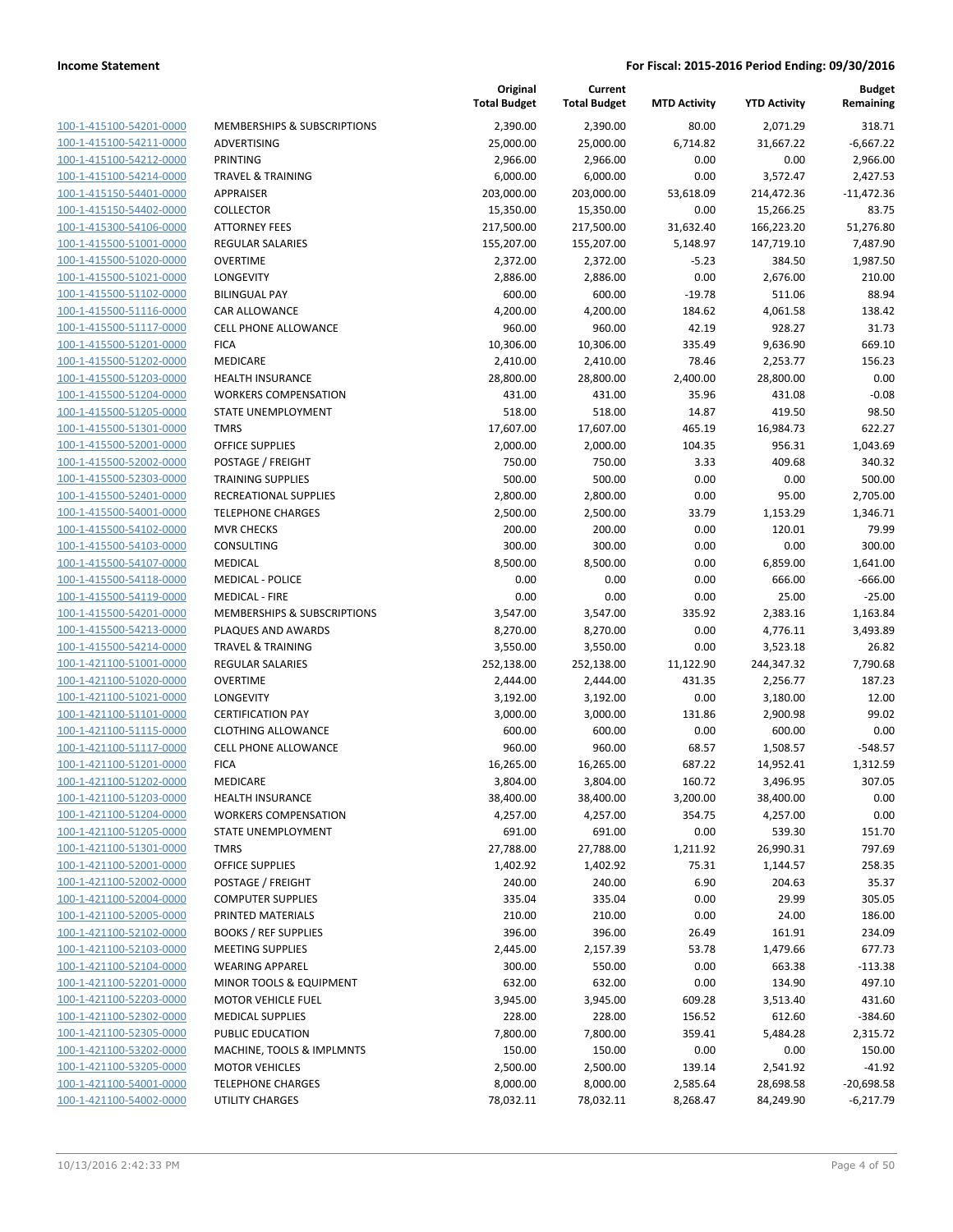| | | Original Total Budget | Current Total Budget | MTD Activity | YTD Activity | Budget Remaining |
|---|---|---|---|---|---|---|
| 100-1-415100-54201-0000 | MEMBERSHIPS & SUBSCRIPTIONS | 2,390.00 | 2,390.00 | 80.00 | 2,071.29 | 318.71 |
| 100-1-415100-54211-0000 | ADVERTISING | 25,000.00 | 25,000.00 | 6,714.82 | 31,667.22 | -6,667.22 |
| 100-1-415100-54212-0000 | PRINTING | 2,966.00 | 2,966.00 | 0.00 | 0.00 | 2,966.00 |
| 100-1-415100-54214-0000 | TRAVEL & TRAINING | 6,000.00 | 6,000.00 | 0.00 | 3,572.47 | 2,427.53 |
| 100-1-415150-54401-0000 | APPRAISER | 203,000.00 | 203,000.00 | 53,618.09 | 214,472.36 | -11,472.36 |
| 100-1-415150-54402-0000 | COLLECTOR | 15,350.00 | 15,350.00 | 0.00 | 15,266.25 | 83.75 |
| 100-1-415300-54106-0000 | ATTORNEY FEES | 217,500.00 | 217,500.00 | 31,632.40 | 166,223.20 | 51,276.80 |
| 100-1-415500-51001-0000 | REGULAR SALARIES | 155,207.00 | 155,207.00 | 5,148.97 | 147,719.10 | 7,487.90 |
| 100-1-415500-51020-0000 | OVERTIME | 2,372.00 | 2,372.00 | -5.23 | 384.50 | 1,987.50 |
| 100-1-415500-51021-0000 | LONGEVITY | 2,886.00 | 2,886.00 | 0.00 | 2,676.00 | 210.00 |
| 100-1-415500-51102-0000 | BILINGUAL PAY | 600.00 | 600.00 | -19.78 | 511.06 | 88.94 |
| 100-1-415500-51116-0000 | CAR ALLOWANCE | 4,200.00 | 4,200.00 | 184.62 | 4,061.58 | 138.42 |
| 100-1-415500-51117-0000 | CELL PHONE ALLOWANCE | 960.00 | 960.00 | 42.19 | 928.27 | 31.73 |
| 100-1-415500-51201-0000 | FICA | 10,306.00 | 10,306.00 | 335.49 | 9,636.90 | 669.10 |
| 100-1-415500-51202-0000 | MEDICARE | 2,410.00 | 2,410.00 | 78.46 | 2,253.77 | 156.23 |
| 100-1-415500-51203-0000 | HEALTH INSURANCE | 28,800.00 | 28,800.00 | 2,400.00 | 28,800.00 | 0.00 |
| 100-1-415500-51204-0000 | WORKERS COMPENSATION | 431.00 | 431.00 | 35.96 | 431.08 | -0.08 |
| 100-1-415500-51205-0000 | STATE UNEMPLOYMENT | 518.00 | 518.00 | 14.87 | 419.50 | 98.50 |
| 100-1-415500-51301-0000 | TMRS | 17,607.00 | 17,607.00 | 465.19 | 16,984.73 | 622.27 |
| 100-1-415500-52001-0000 | OFFICE SUPPLIES | 2,000.00 | 2,000.00 | 104.35 | 956.31 | 1,043.69 |
| 100-1-415500-52002-0000 | POSTAGE / FREIGHT | 750.00 | 750.00 | 3.33 | 409.68 | 340.32 |
| 100-1-415500-52303-0000 | TRAINING SUPPLIES | 500.00 | 500.00 | 0.00 | 0.00 | 500.00 |
| 100-1-415500-52401-0000 | RECREATIONAL SUPPLIES | 2,800.00 | 2,800.00 | 0.00 | 95.00 | 2,705.00 |
| 100-1-415500-54001-0000 | TELEPHONE CHARGES | 2,500.00 | 2,500.00 | 33.79 | 1,153.29 | 1,346.71 |
| 100-1-415500-54102-0000 | MVR CHECKS | 200.00 | 200.00 | 0.00 | 120.01 | 79.99 |
| 100-1-415500-54103-0000 | CONSULTING | 300.00 | 300.00 | 0.00 | 0.00 | 300.00 |
| 100-1-415500-54107-0000 | MEDICAL | 8,500.00 | 8,500.00 | 0.00 | 6,859.00 | 1,641.00 |
| 100-1-415500-54118-0000 | MEDICAL - POLICE | 0.00 | 0.00 | 0.00 | 666.00 | -666.00 |
| 100-1-415500-54119-0000 | MEDICAL - FIRE | 0.00 | 0.00 | 0.00 | 25.00 | -25.00 |
| 100-1-415500-54201-0000 | MEMBERSHIPS & SUBSCRIPTIONS | 3,547.00 | 3,547.00 | 335.92 | 2,383.16 | 1,163.84 |
| 100-1-415500-54213-0000 | PLAQUES AND AWARDS | 8,270.00 | 8,270.00 | 0.00 | 4,776.11 | 3,493.89 |
| 100-1-415500-54214-0000 | TRAVEL & TRAINING | 3,550.00 | 3,550.00 | 0.00 | 3,523.18 | 26.82 |
| 100-1-421100-51001-0000 | REGULAR SALARIES | 252,138.00 | 252,138.00 | 11,122.90 | 244,347.32 | 7,790.68 |
| 100-1-421100-51020-0000 | OVERTIME | 2,444.00 | 2,444.00 | 431.35 | 2,256.77 | 187.23 |
| 100-1-421100-51021-0000 | LONGEVITY | 3,192.00 | 3,192.00 | 0.00 | 3,180.00 | 12.00 |
| 100-1-421100-51101-0000 | CERTIFICATION PAY | 3,000.00 | 3,000.00 | 131.86 | 2,900.98 | 99.02 |
| 100-1-421100-51115-0000 | CLOTHING ALLOWANCE | 600.00 | 600.00 | 0.00 | 600.00 | 0.00 |
| 100-1-421100-51117-0000 | CELL PHONE ALLOWANCE | 960.00 | 960.00 | 68.57 | 1,508.57 | -548.57 |
| 100-1-421100-51201-0000 | FICA | 16,265.00 | 16,265.00 | 687.22 | 14,952.41 | 1,312.59 |
| 100-1-421100-51202-0000 | MEDICARE | 3,804.00 | 3,804.00 | 160.72 | 3,496.95 | 307.05 |
| 100-1-421100-51203-0000 | HEALTH INSURANCE | 38,400.00 | 38,400.00 | 3,200.00 | 38,400.00 | 0.00 |
| 100-1-421100-51204-0000 | WORKERS COMPENSATION | 4,257.00 | 4,257.00 | 354.75 | 4,257.00 | 0.00 |
| 100-1-421100-51205-0000 | STATE UNEMPLOYMENT | 691.00 | 691.00 | 0.00 | 539.30 | 151.70 |
| 100-1-421100-51301-0000 | TMRS | 27,788.00 | 27,788.00 | 1,211.92 | 26,990.31 | 797.69 |
| 100-1-421100-52001-0000 | OFFICE SUPPLIES | 1,402.92 | 1,402.92 | 75.31 | 1,144.57 | 258.35 |
| 100-1-421100-52002-0000 | POSTAGE / FREIGHT | 240.00 | 240.00 | 6.90 | 204.63 | 35.37 |
| 100-1-421100-52004-0000 | COMPUTER SUPPLIES | 335.04 | 335.04 | 0.00 | 29.99 | 305.05 |
| 100-1-421100-52005-0000 | PRINTED MATERIALS | 210.00 | 210.00 | 0.00 | 24.00 | 186.00 |
| 100-1-421100-52102-0000 | BOOKS / REF SUPPLIES | 396.00 | 396.00 | 26.49 | 161.91 | 234.09 |
| 100-1-421100-52103-0000 | MEETING SUPPLIES | 2,445.00 | 2,157.39 | 53.78 | 1,479.66 | 677.73 |
| 100-1-421100-52104-0000 | WEARING APPAREL | 300.00 | 550.00 | 0.00 | 663.38 | -113.38 |
| 100-1-421100-52201-0000 | MINOR TOOLS & EQUIPMENT | 632.00 | 632.00 | 0.00 | 134.90 | 497.10 |
| 100-1-421100-52203-0000 | MOTOR VEHICLE FUEL | 3,945.00 | 3,945.00 | 609.28 | 3,513.40 | 431.60 |
| 100-1-421100-52302-0000 | MEDICAL SUPPLIES | 228.00 | 228.00 | 156.52 | 612.60 | -384.60 |
| 100-1-421100-52305-0000 | PUBLIC EDUCATION | 7,800.00 | 7,800.00 | 359.41 | 5,484.28 | 2,315.72 |
| 100-1-421100-53202-0000 | MACHINE, TOOLS & IMPLMNTS | 150.00 | 150.00 | 0.00 | 0.00 | 150.00 |
| 100-1-421100-53205-0000 | MOTOR VEHICLES | 2,500.00 | 2,500.00 | 139.14 | 2,541.92 | -41.92 |
| 100-1-421100-54001-0000 | TELEPHONE CHARGES | 8,000.00 | 8,000.00 | 2,585.64 | 28,698.58 | -20,698.58 |
| 100-1-421100-54002-0000 | UTILITY CHARGES | 78,032.11 | 78,032.11 | 8,268.47 | 84,249.90 | -6,217.79 |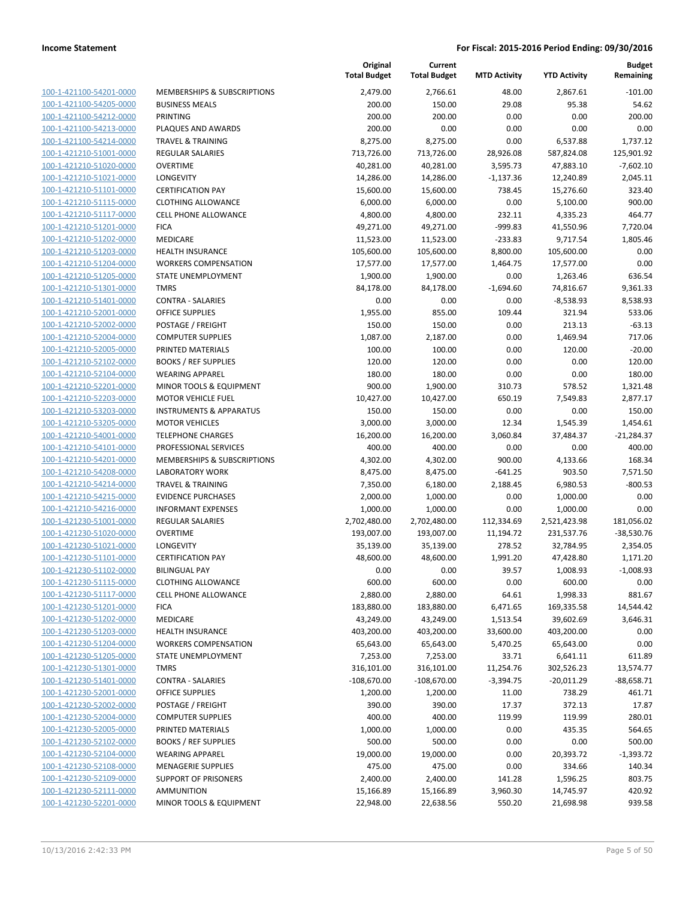**Income Statement** — **For Fiscal: 2015-2016 Period Ending: 09/30/2016**

| | | Original Total Budget | Current Total Budget | MTD Activity | YTD Activity | Budget Remaining |
|---|---|---|---|---|---|---|
| 100-1-421100-54201-0000 | MEMBERSHIPS & SUBSCRIPTIONS | 2,479.00 | 2,766.61 | 48.00 | 2,867.61 | -101.00 |
| 100-1-421100-54205-0000 | BUSINESS MEALS | 200.00 | 150.00 | 29.08 | 95.38 | 54.62 |
| 100-1-421100-54212-0000 | PRINTING | 200.00 | 200.00 | 0.00 | 0.00 | 200.00 |
| 100-1-421100-54213-0000 | PLAQUES AND AWARDS | 200.00 | 0.00 | 0.00 | 0.00 | 0.00 |
| 100-1-421100-54214-0000 | TRAVEL & TRAINING | 8,275.00 | 8,275.00 | 0.00 | 6,537.88 | 1,737.12 |
| 100-1-421210-51001-0000 | REGULAR SALARIES | 713,726.00 | 713,726.00 | 28,926.08 | 587,824.08 | 125,901.92 |
| 100-1-421210-51020-0000 | OVERTIME | 40,281.00 | 40,281.00 | 3,595.73 | 47,883.10 | -7,602.10 |
| 100-1-421210-51021-0000 | LONGEVITY | 14,286.00 | 14,286.00 | -1,137.36 | 12,240.89 | 2,045.11 |
| 100-1-421210-51101-0000 | CERTIFICATION PAY | 15,600.00 | 15,600.00 | 738.45 | 15,276.60 | 323.40 |
| 100-1-421210-51115-0000 | CLOTHING ALLOWANCE | 6,000.00 | 6,000.00 | 0.00 | 5,100.00 | 900.00 |
| 100-1-421210-51117-0000 | CELL PHONE ALLOWANCE | 4,800.00 | 4,800.00 | 232.11 | 4,335.23 | 464.77 |
| 100-1-421210-51201-0000 | FICA | 49,271.00 | 49,271.00 | -999.83 | 41,550.96 | 7,720.04 |
| 100-1-421210-51202-0000 | MEDICARE | 11,523.00 | 11,523.00 | -233.83 | 9,717.54 | 1,805.46 |
| 100-1-421210-51203-0000 | HEALTH INSURANCE | 105,600.00 | 105,600.00 | 8,800.00 | 105,600.00 | 0.00 |
| 100-1-421210-51204-0000 | WORKERS COMPENSATION | 17,577.00 | 17,577.00 | 1,464.75 | 17,577.00 | 0.00 |
| 100-1-421210-51205-0000 | STATE UNEMPLOYMENT | 1,900.00 | 1,900.00 | 0.00 | 1,263.46 | 636.54 |
| 100-1-421210-51301-0000 | TMRS | 84,178.00 | 84,178.00 | -1,694.60 | 74,816.67 | 9,361.33 |
| 100-1-421210-51401-0000 | CONTRA - SALARIES | 0.00 | 0.00 | 0.00 | -8,538.93 | 8,538.93 |
| 100-1-421210-52001-0000 | OFFICE SUPPLIES | 1,955.00 | 855.00 | 109.44 | 321.94 | 533.06 |
| 100-1-421210-52002-0000 | POSTAGE / FREIGHT | 150.00 | 150.00 | 0.00 | 213.13 | -63.13 |
| 100-1-421210-52004-0000 | COMPUTER SUPPLIES | 1,087.00 | 2,187.00 | 0.00 | 1,469.94 | 717.06 |
| 100-1-421210-52005-0000 | PRINTED MATERIALS | 100.00 | 100.00 | 0.00 | 120.00 | -20.00 |
| 100-1-421210-52102-0000 | BOOKS / REF SUPPLIES | 120.00 | 120.00 | 0.00 | 0.00 | 120.00 |
| 100-1-421210-52104-0000 | WEARING APPAREL | 180.00 | 180.00 | 0.00 | 0.00 | 180.00 |
| 100-1-421210-52201-0000 | MINOR TOOLS & EQUIPMENT | 900.00 | 1,900.00 | 310.73 | 578.52 | 1,321.48 |
| 100-1-421210-52203-0000 | MOTOR VEHICLE FUEL | 10,427.00 | 10,427.00 | 650.19 | 7,549.83 | 2,877.17 |
| 100-1-421210-53203-0000 | INSTRUMENTS & APPARATUS | 150.00 | 150.00 | 0.00 | 0.00 | 150.00 |
| 100-1-421210-53205-0000 | MOTOR VEHICLES | 3,000.00 | 3,000.00 | 12.34 | 1,545.39 | 1,454.61 |
| 100-1-421210-54001-0000 | TELEPHONE CHARGES | 16,200.00 | 16,200.00 | 3,060.84 | 37,484.37 | -21,284.37 |
| 100-1-421210-54101-0000 | PROFESSIONAL SERVICES | 400.00 | 400.00 | 0.00 | 0.00 | 400.00 |
| 100-1-421210-54201-0000 | MEMBERSHIPS & SUBSCRIPTIONS | 4,302.00 | 4,302.00 | 900.00 | 4,133.66 | 168.34 |
| 100-1-421210-54208-0000 | LABORATORY WORK | 8,475.00 | 8,475.00 | -641.25 | 903.50 | 7,571.50 |
| 100-1-421210-54214-0000 | TRAVEL & TRAINING | 7,350.00 | 6,180.00 | 2,188.45 | 6,980.53 | -800.53 |
| 100-1-421210-54215-0000 | EVIDENCE PURCHASES | 2,000.00 | 1,000.00 | 0.00 | 1,000.00 | 0.00 |
| 100-1-421210-54216-0000 | INFORMANT EXPENSES | 1,000.00 | 1,000.00 | 0.00 | 1,000.00 | 0.00 |
| 100-1-421230-51001-0000 | REGULAR SALARIES | 2,702,480.00 | 2,702,480.00 | 112,334.69 | 2,521,423.98 | 181,056.02 |
| 100-1-421230-51020-0000 | OVERTIME | 193,007.00 | 193,007.00 | 11,194.72 | 231,537.76 | -38,530.76 |
| 100-1-421230-51021-0000 | LONGEVITY | 35,139.00 | 35,139.00 | 278.52 | 32,784.95 | 2,354.05 |
| 100-1-421230-51101-0000 | CERTIFICATION PAY | 48,600.00 | 48,600.00 | 1,991.20 | 47,428.80 | 1,171.20 |
| 100-1-421230-51102-0000 | BILINGUAL PAY | 0.00 | 0.00 | 39.57 | 1,008.93 | -1,008.93 |
| 100-1-421230-51115-0000 | CLOTHING ALLOWANCE | 600.00 | 600.00 | 0.00 | 600.00 | 0.00 |
| 100-1-421230-51117-0000 | CELL PHONE ALLOWANCE | 2,880.00 | 2,880.00 | 64.61 | 1,998.33 | 881.67 |
| 100-1-421230-51201-0000 | FICA | 183,880.00 | 183,880.00 | 6,471.65 | 169,335.58 | 14,544.42 |
| 100-1-421230-51202-0000 | MEDICARE | 43,249.00 | 43,249.00 | 1,513.54 | 39,602.69 | 3,646.31 |
| 100-1-421230-51203-0000 | HEALTH INSURANCE | 403,200.00 | 403,200.00 | 33,600.00 | 403,200.00 | 0.00 |
| 100-1-421230-51204-0000 | WORKERS COMPENSATION | 65,643.00 | 65,643.00 | 5,470.25 | 65,643.00 | 0.00 |
| 100-1-421230-51205-0000 | STATE UNEMPLOYMENT | 7,253.00 | 7,253.00 | 33.71 | 6,641.11 | 611.89 |
| 100-1-421230-51301-0000 | TMRS | 316,101.00 | 316,101.00 | 11,254.76 | 302,526.23 | 13,574.77 |
| 100-1-421230-51401-0000 | CONTRA - SALARIES | -108,670.00 | -108,670.00 | -3,394.75 | -20,011.29 | -88,658.71 |
| 100-1-421230-52001-0000 | OFFICE SUPPLIES | 1,200.00 | 1,200.00 | 11.00 | 738.29 | 461.71 |
| 100-1-421230-52002-0000 | POSTAGE / FREIGHT | 390.00 | 390.00 | 17.37 | 372.13 | 17.87 |
| 100-1-421230-52004-0000 | COMPUTER SUPPLIES | 400.00 | 400.00 | 119.99 | 119.99 | 280.01 |
| 100-1-421230-52005-0000 | PRINTED MATERIALS | 1,000.00 | 1,000.00 | 0.00 | 435.35 | 564.65 |
| 100-1-421230-52102-0000 | BOOKS / REF SUPPLIES | 500.00 | 500.00 | 0.00 | 0.00 | 500.00 |
| 100-1-421230-52104-0000 | WEARING APPAREL | 19,000.00 | 19,000.00 | 0.00 | 20,393.72 | -1,393.72 |
| 100-1-421230-52108-0000 | MENAGERIE SUPPLIES | 475.00 | 475.00 | 0.00 | 334.66 | 140.34 |
| 100-1-421230-52109-0000 | SUPPORT OF PRISONERS | 2,400.00 | 2,400.00 | 141.28 | 1,596.25 | 803.75 |
| 100-1-421230-52111-0000 | AMMUNITION | 15,166.89 | 15,166.89 | 3,960.30 | 14,745.97 | 420.92 |
| 100-1-421230-52201-0000 | MINOR TOOLS & EQUIPMENT | 22,948.00 | 22,638.56 | 550.20 | 21,698.98 | 939.58 |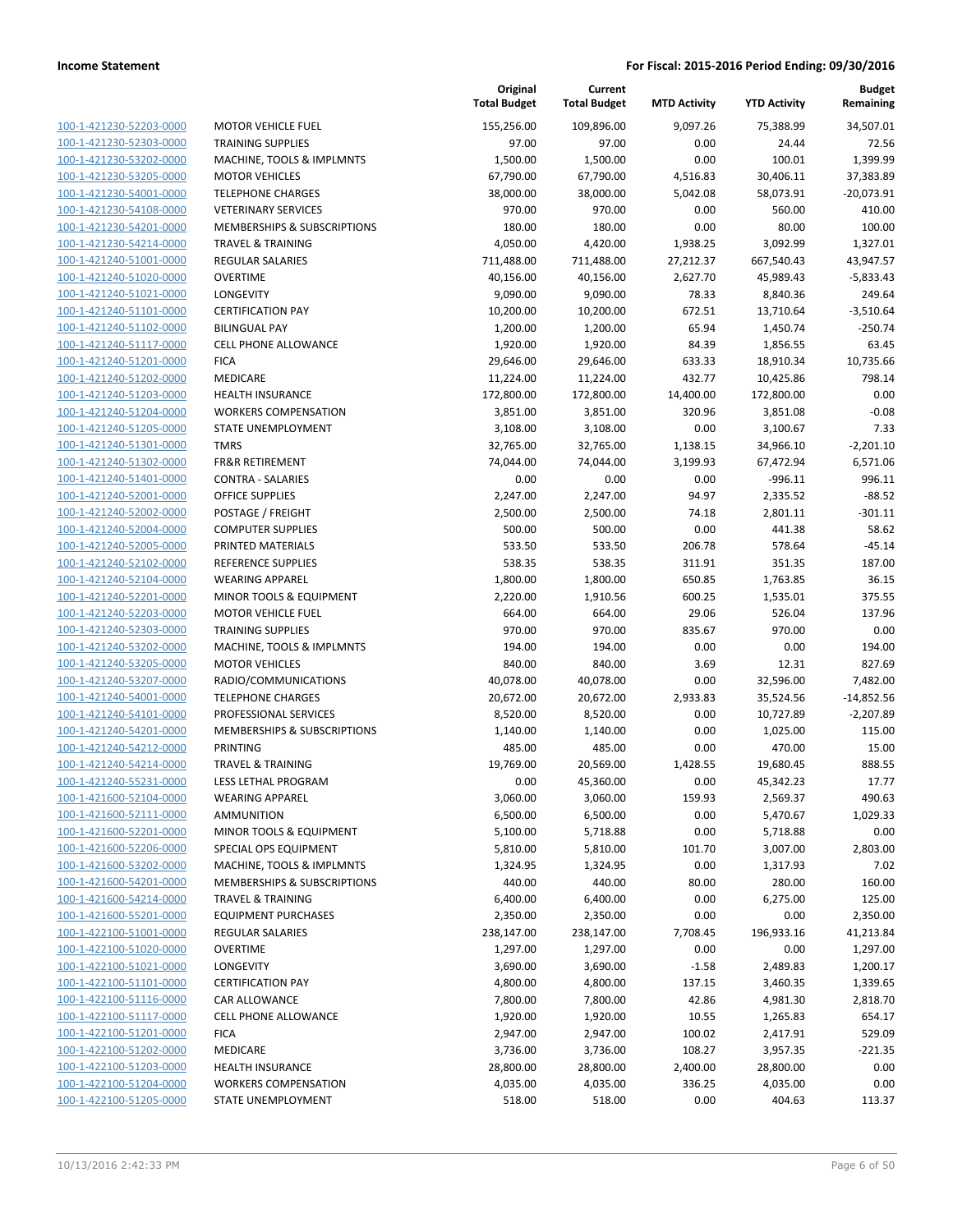| | | Original Total Budget | Current Total Budget | MTD Activity | YTD Activity | Budget Remaining |
|---|---|---|---|---|---|---|
| 100-1-421230-52203-0000 | MOTOR VEHICLE FUEL | 155,256.00 | 109,896.00 | 9,097.26 | 75,388.99 | 34,507.01 |
| 100-1-421230-52303-0000 | TRAINING SUPPLIES | 97.00 | 97.00 | 0.00 | 24.44 | 72.56 |
| 100-1-421230-53202-0000 | MACHINE, TOOLS & IMPLMNTS | 1,500.00 | 1,500.00 | 0.00 | 100.01 | 1,399.99 |
| 100-1-421230-53205-0000 | MOTOR VEHICLES | 67,790.00 | 67,790.00 | 4,516.83 | 30,406.11 | 37,383.89 |
| 100-1-421230-54001-0000 | TELEPHONE CHARGES | 38,000.00 | 38,000.00 | 5,042.08 | 58,073.91 | -20,073.91 |
| 100-1-421230-54108-0000 | VETERINARY SERVICES | 970.00 | 970.00 | 0.00 | 560.00 | 410.00 |
| 100-1-421230-54201-0000 | MEMBERSHIPS & SUBSCRIPTIONS | 180.00 | 180.00 | 0.00 | 80.00 | 100.00 |
| 100-1-421230-54214-0000 | TRAVEL & TRAINING | 4,050.00 | 4,420.00 | 1,938.25 | 3,092.99 | 1,327.01 |
| 100-1-421240-51001-0000 | REGULAR SALARIES | 711,488.00 | 711,488.00 | 27,212.37 | 667,540.43 | 43,947.57 |
| 100-1-421240-51020-0000 | OVERTIME | 40,156.00 | 40,156.00 | 2,627.70 | 45,989.43 | -5,833.43 |
| 100-1-421240-51021-0000 | LONGEVITY | 9,090.00 | 9,090.00 | 78.33 | 8,840.36 | 249.64 |
| 100-1-421240-51101-0000 | CERTIFICATION PAY | 10,200.00 | 10,200.00 | 672.51 | 13,710.64 | -3,510.64 |
| 100-1-421240-51102-0000 | BILINGUAL PAY | 1,200.00 | 1,200.00 | 65.94 | 1,450.74 | -250.74 |
| 100-1-421240-51117-0000 | CELL PHONE ALLOWANCE | 1,920.00 | 1,920.00 | 84.39 | 1,856.55 | 63.45 |
| 100-1-421240-51201-0000 | FICA | 29,646.00 | 29,646.00 | 633.33 | 18,910.34 | 10,735.66 |
| 100-1-421240-51202-0000 | MEDICARE | 11,224.00 | 11,224.00 | 432.77 | 10,425.86 | 798.14 |
| 100-1-421240-51203-0000 | HEALTH INSURANCE | 172,800.00 | 172,800.00 | 14,400.00 | 172,800.00 | 0.00 |
| 100-1-421240-51204-0000 | WORKERS COMPENSATION | 3,851.00 | 3,851.00 | 320.96 | 3,851.08 | -0.08 |
| 100-1-421240-51205-0000 | STATE UNEMPLOYMENT | 3,108.00 | 3,108.00 | 0.00 | 3,100.67 | 7.33 |
| 100-1-421240-51301-0000 | TMRS | 32,765.00 | 32,765.00 | 1,138.15 | 34,966.10 | -2,201.10 |
| 100-1-421240-51302-0000 | FR&R RETIREMENT | 74,044.00 | 74,044.00 | 3,199.93 | 67,472.94 | 6,571.06 |
| 100-1-421240-51401-0000 | CONTRA - SALARIES | 0.00 | 0.00 | 0.00 | -996.11 | 996.11 |
| 100-1-421240-52001-0000 | OFFICE SUPPLIES | 2,247.00 | 2,247.00 | 94.97 | 2,335.52 | -88.52 |
| 100-1-421240-52002-0000 | POSTAGE / FREIGHT | 2,500.00 | 2,500.00 | 74.18 | 2,801.11 | -301.11 |
| 100-1-421240-52004-0000 | COMPUTER SUPPLIES | 500.00 | 500.00 | 0.00 | 441.38 | 58.62 |
| 100-1-421240-52005-0000 | PRINTED MATERIALS | 533.50 | 533.50 | 206.78 | 578.64 | -45.14 |
| 100-1-421240-52102-0000 | REFERENCE SUPPLIES | 538.35 | 538.35 | 311.91 | 351.35 | 187.00 |
| 100-1-421240-52104-0000 | WEARING APPAREL | 1,800.00 | 1,800.00 | 650.85 | 1,763.85 | 36.15 |
| 100-1-421240-52201-0000 | MINOR TOOLS & EQUIPMENT | 2,220.00 | 1,910.56 | 600.25 | 1,535.01 | 375.55 |
| 100-1-421240-52203-0000 | MOTOR VEHICLE FUEL | 664.00 | 664.00 | 29.06 | 526.04 | 137.96 |
| 100-1-421240-52303-0000 | TRAINING SUPPLIES | 970.00 | 970.00 | 835.67 | 970.00 | 0.00 |
| 100-1-421240-53202-0000 | MACHINE, TOOLS & IMPLMNTS | 194.00 | 194.00 | 0.00 | 0.00 | 194.00 |
| 100-1-421240-53205-0000 | MOTOR VEHICLES | 840.00 | 840.00 | 3.69 | 12.31 | 827.69 |
| 100-1-421240-53207-0000 | RADIO/COMMUNICATIONS | 40,078.00 | 40,078.00 | 0.00 | 32,596.00 | 7,482.00 |
| 100-1-421240-54001-0000 | TELEPHONE CHARGES | 20,672.00 | 20,672.00 | 2,933.83 | 35,524.56 | -14,852.56 |
| 100-1-421240-54101-0000 | PROFESSIONAL SERVICES | 8,520.00 | 8,520.00 | 0.00 | 10,727.89 | -2,207.89 |
| 100-1-421240-54201-0000 | MEMBERSHIPS & SUBSCRIPTIONS | 1,140.00 | 1,140.00 | 0.00 | 1,025.00 | 115.00 |
| 100-1-421240-54212-0000 | PRINTING | 485.00 | 485.00 | 0.00 | 470.00 | 15.00 |
| 100-1-421240-54214-0000 | TRAVEL & TRAINING | 19,769.00 | 20,569.00 | 1,428.55 | 19,680.45 | 888.55 |
| 100-1-421240-55231-0000 | LESS LETHAL PROGRAM | 0.00 | 45,360.00 | 0.00 | 45,342.23 | 17.77 |
| 100-1-421600-52104-0000 | WEARING APPAREL | 3,060.00 | 3,060.00 | 159.93 | 2,569.37 | 490.63 |
| 100-1-421600-52111-0000 | AMMUNITION | 6,500.00 | 6,500.00 | 0.00 | 5,470.67 | 1,029.33 |
| 100-1-421600-52201-0000 | MINOR TOOLS & EQUIPMENT | 5,100.00 | 5,718.88 | 0.00 | 5,718.88 | 0.00 |
| 100-1-421600-52206-0000 | SPECIAL OPS EQUIPMENT | 5,810.00 | 5,810.00 | 101.70 | 3,007.00 | 2,803.00 |
| 100-1-421600-53202-0000 | MACHINE, TOOLS & IMPLMNTS | 1,324.95 | 1,324.95 | 0.00 | 1,317.93 | 7.02 |
| 100-1-421600-54201-0000 | MEMBERSHIPS & SUBSCRIPTIONS | 440.00 | 440.00 | 80.00 | 280.00 | 160.00 |
| 100-1-421600-54214-0000 | TRAVEL & TRAINING | 6,400.00 | 6,400.00 | 0.00 | 6,275.00 | 125.00 |
| 100-1-421600-55201-0000 | EQUIPMENT PURCHASES | 2,350.00 | 2,350.00 | 0.00 | 0.00 | 2,350.00 |
| 100-1-422100-51001-0000 | REGULAR SALARIES | 238,147.00 | 238,147.00 | 7,708.45 | 196,933.16 | 41,213.84 |
| 100-1-422100-51020-0000 | OVERTIME | 1,297.00 | 1,297.00 | 0.00 | 0.00 | 1,297.00 |
| 100-1-422100-51021-0000 | LONGEVITY | 3,690.00 | 3,690.00 | -1.58 | 2,489.83 | 1,200.17 |
| 100-1-422100-51101-0000 | CERTIFICATION PAY | 4,800.00 | 4,800.00 | 137.15 | 3,460.35 | 1,339.65 |
| 100-1-422100-51116-0000 | CAR ALLOWANCE | 7,800.00 | 7,800.00 | 42.86 | 4,981.30 | 2,818.70 |
| 100-1-422100-51117-0000 | CELL PHONE ALLOWANCE | 1,920.00 | 1,920.00 | 10.55 | 1,265.83 | 654.17 |
| 100-1-422100-51201-0000 | FICA | 2,947.00 | 2,947.00 | 100.02 | 2,417.91 | 529.09 |
| 100-1-422100-51202-0000 | MEDICARE | 3,736.00 | 3,736.00 | 108.27 | 3,957.35 | -221.35 |
| 100-1-422100-51203-0000 | HEALTH INSURANCE | 28,800.00 | 28,800.00 | 2,400.00 | 28,800.00 | 0.00 |
| 100-1-422100-51204-0000 | WORKERS COMPENSATION | 4,035.00 | 4,035.00 | 336.25 | 4,035.00 | 0.00 |
| 100-1-422100-51205-0000 | STATE UNEMPLOYMENT | 518.00 | 518.00 | 0.00 | 404.63 | 113.37 |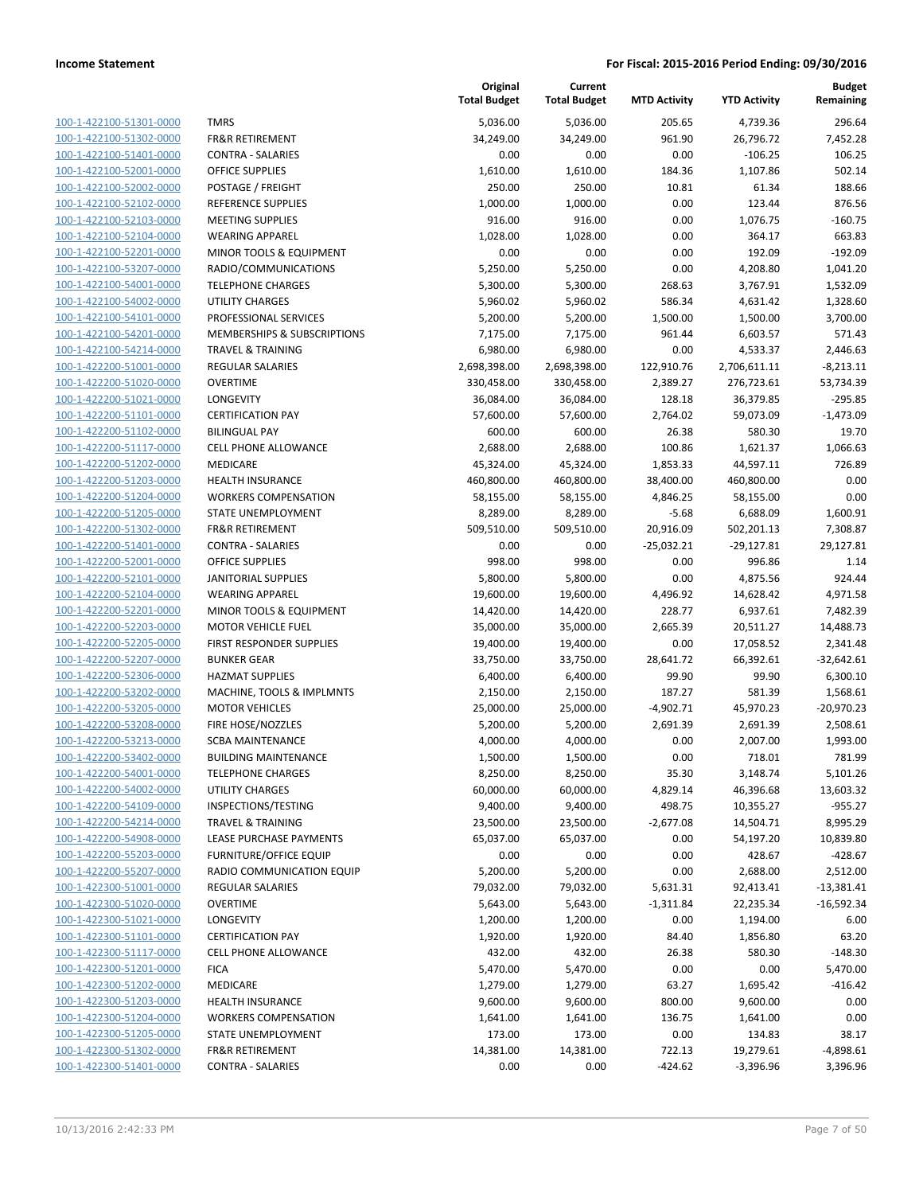**Income Statement** **For Fiscal: 2015-2016 Period Ending: 09/30/2016**

| | | Original Total Budget | Current Total Budget | MTD Activity | YTD Activity | Budget Remaining |
|---|---|---|---|---|---|---|
| 100-1-422100-51301-0000 | TMRS | 5,036.00 | 5,036.00 | 205.65 | 4,739.36 | 296.64 |
| 100-1-422100-51302-0000 | FR&R RETIREMENT | 34,249.00 | 34,249.00 | 961.90 | 26,796.72 | 7,452.28 |
| 100-1-422100-51401-0000 | CONTRA - SALARIES | 0.00 | 0.00 | 0.00 | -106.25 | 106.25 |
| 100-1-422100-52001-0000 | OFFICE SUPPLIES | 1,610.00 | 1,610.00 | 184.36 | 1,107.86 | 502.14 |
| 100-1-422100-52002-0000 | POSTAGE / FREIGHT | 250.00 | 250.00 | 10.81 | 61.34 | 188.66 |
| 100-1-422100-52102-0000 | REFERENCE SUPPLIES | 1,000.00 | 1,000.00 | 0.00 | 123.44 | 876.56 |
| 100-1-422100-52103-0000 | MEETING SUPPLIES | 916.00 | 916.00 | 0.00 | 1,076.75 | -160.75 |
| 100-1-422100-52104-0000 | WEARING APPAREL | 1,028.00 | 1,028.00 | 0.00 | 364.17 | 663.83 |
| 100-1-422100-52201-0000 | MINOR TOOLS & EQUIPMENT | 0.00 | 0.00 | 0.00 | 192.09 | -192.09 |
| 100-1-422100-53207-0000 | RADIO/COMMUNICATIONS | 5,250.00 | 5,250.00 | 0.00 | 4,208.80 | 1,041.20 |
| 100-1-422100-54001-0000 | TELEPHONE CHARGES | 5,300.00 | 5,300.00 | 268.63 | 3,767.91 | 1,532.09 |
| 100-1-422100-54002-0000 | UTILITY CHARGES | 5,960.02 | 5,960.02 | 586.34 | 4,631.42 | 1,328.60 |
| 100-1-422100-54101-0000 | PROFESSIONAL SERVICES | 5,200.00 | 5,200.00 | 1,500.00 | 1,500.00 | 3,700.00 |
| 100-1-422100-54201-0000 | MEMBERSHIPS & SUBSCRIPTIONS | 7,175.00 | 7,175.00 | 961.44 | 6,603.57 | 571.43 |
| 100-1-422100-54214-0000 | TRAVEL & TRAINING | 6,980.00 | 6,980.00 | 0.00 | 4,533.37 | 2,446.63 |
| 100-1-422200-51001-0000 | REGULAR SALARIES | 2,698,398.00 | 2,698,398.00 | 122,910.76 | 2,706,611.11 | -8,213.11 |
| 100-1-422200-51020-0000 | OVERTIME | 330,458.00 | 330,458.00 | 2,389.27 | 276,723.61 | 53,734.39 |
| 100-1-422200-51021-0000 | LONGEVITY | 36,084.00 | 36,084.00 | 128.18 | 36,379.85 | -295.85 |
| 100-1-422200-51101-0000 | CERTIFICATION PAY | 57,600.00 | 57,600.00 | 2,764.02 | 59,073.09 | -1,473.09 |
| 100-1-422200-51102-0000 | BILINGUAL PAY | 600.00 | 600.00 | 26.38 | 580.30 | 19.70 |
| 100-1-422200-51117-0000 | CELL PHONE ALLOWANCE | 2,688.00 | 2,688.00 | 100.86 | 1,621.37 | 1,066.63 |
| 100-1-422200-51202-0000 | MEDICARE | 45,324.00 | 45,324.00 | 1,853.33 | 44,597.11 | 726.89 |
| 100-1-422200-51203-0000 | HEALTH INSURANCE | 460,800.00 | 460,800.00 | 38,400.00 | 460,800.00 | 0.00 |
| 100-1-422200-51204-0000 | WORKERS COMPENSATION | 58,155.00 | 58,155.00 | 4,846.25 | 58,155.00 | 0.00 |
| 100-1-422200-51205-0000 | STATE UNEMPLOYMENT | 8,289.00 | 8,289.00 | -5.68 | 6,688.09 | 1,600.91 |
| 100-1-422200-51302-0000 | FR&R RETIREMENT | 509,510.00 | 509,510.00 | 20,916.09 | 502,201.13 | 7,308.87 |
| 100-1-422200-51401-0000 | CONTRA - SALARIES | 0.00 | 0.00 | -25,032.21 | -29,127.81 | 29,127.81 |
| 100-1-422200-52001-0000 | OFFICE SUPPLIES | 998.00 | 998.00 | 0.00 | 996.86 | 1.14 |
| 100-1-422200-52101-0000 | JANITORIAL SUPPLIES | 5,800.00 | 5,800.00 | 0.00 | 4,875.56 | 924.44 |
| 100-1-422200-52104-0000 | WEARING APPAREL | 19,600.00 | 19,600.00 | 4,496.92 | 14,628.42 | 4,971.58 |
| 100-1-422200-52201-0000 | MINOR TOOLS & EQUIPMENT | 14,420.00 | 14,420.00 | 228.77 | 6,937.61 | 7,482.39 |
| 100-1-422200-52203-0000 | MOTOR VEHICLE FUEL | 35,000.00 | 35,000.00 | 2,665.39 | 20,511.27 | 14,488.73 |
| 100-1-422200-52205-0000 | FIRST RESPONDER SUPPLIES | 19,400.00 | 19,400.00 | 0.00 | 17,058.52 | 2,341.48 |
| 100-1-422200-52207-0000 | BUNKER GEAR | 33,750.00 | 33,750.00 | 28,641.72 | 66,392.61 | -32,642.61 |
| 100-1-422200-52306-0000 | HAZMAT SUPPLIES | 6,400.00 | 6,400.00 | 99.90 | 99.90 | 6,300.10 |
| 100-1-422200-53202-0000 | MACHINE, TOOLS & IMPLMNTS | 2,150.00 | 2,150.00 | 187.27 | 581.39 | 1,568.61 |
| 100-1-422200-53205-0000 | MOTOR VEHICLES | 25,000.00 | 25,000.00 | -4,902.71 | 45,970.23 | -20,970.23 |
| 100-1-422200-53208-0000 | FIRE HOSE/NOZZLES | 5,200.00 | 5,200.00 | 2,691.39 | 2,691.39 | 2,508.61 |
| 100-1-422200-53213-0000 | SCBA MAINTENANCE | 4,000.00 | 4,000.00 | 0.00 | 2,007.00 | 1,993.00 |
| 100-1-422200-53402-0000 | BUILDING MAINTENANCE | 1,500.00 | 1,500.00 | 0.00 | 718.01 | 781.99 |
| 100-1-422200-54001-0000 | TELEPHONE CHARGES | 8,250.00 | 8,250.00 | 35.30 | 3,148.74 | 5,101.26 |
| 100-1-422200-54002-0000 | UTILITY CHARGES | 60,000.00 | 60,000.00 | 4,829.14 | 46,396.68 | 13,603.32 |
| 100-1-422200-54109-0000 | INSPECTIONS/TESTING | 9,400.00 | 9,400.00 | 498.75 | 10,355.27 | -955.27 |
| 100-1-422200-54214-0000 | TRAVEL & TRAINING | 23,500.00 | 23,500.00 | -2,677.08 | 14,504.71 | 8,995.29 |
| 100-1-422200-54908-0000 | LEASE PURCHASE PAYMENTS | 65,037.00 | 65,037.00 | 0.00 | 54,197.20 | 10,839.80 |
| 100-1-422200-55203-0000 | FURNITURE/OFFICE EQUIP | 0.00 | 0.00 | 0.00 | 428.67 | -428.67 |
| 100-1-422200-55207-0000 | RADIO COMMUNICATION EQUIP | 5,200.00 | 5,200.00 | 0.00 | 2,688.00 | 2,512.00 |
| 100-1-422300-51001-0000 | REGULAR SALARIES | 79,032.00 | 79,032.00 | 5,631.31 | 92,413.41 | -13,381.41 |
| 100-1-422300-51020-0000 | OVERTIME | 5,643.00 | 5,643.00 | -1,311.84 | 22,235.34 | -16,592.34 |
| 100-1-422300-51021-0000 | LONGEVITY | 1,200.00 | 1,200.00 | 0.00 | 1,194.00 | 6.00 |
| 100-1-422300-51101-0000 | CERTIFICATION PAY | 1,920.00 | 1,920.00 | 84.40 | 1,856.80 | 63.20 |
| 100-1-422300-51117-0000 | CELL PHONE ALLOWANCE | 432.00 | 432.00 | 26.38 | 580.30 | -148.30 |
| 100-1-422300-51201-0000 | FICA | 5,470.00 | 5,470.00 | 0.00 | 0.00 | 5,470.00 |
| 100-1-422300-51202-0000 | MEDICARE | 1,279.00 | 1,279.00 | 63.27 | 1,695.42 | -416.42 |
| 100-1-422300-51203-0000 | HEALTH INSURANCE | 9,600.00 | 9,600.00 | 800.00 | 9,600.00 | 0.00 |
| 100-1-422300-51204-0000 | WORKERS COMPENSATION | 1,641.00 | 1,641.00 | 136.75 | 1,641.00 | 0.00 |
| 100-1-422300-51205-0000 | STATE UNEMPLOYMENT | 173.00 | 173.00 | 0.00 | 134.83 | 38.17 |
| 100-1-422300-51302-0000 | FR&R RETIREMENT | 14,381.00 | 14,381.00 | 722.13 | 19,279.61 | -4,898.61 |
| 100-1-422300-51401-0000 | CONTRA - SALARIES | 0.00 | 0.00 | -424.62 | -3,396.96 | 3,396.96 |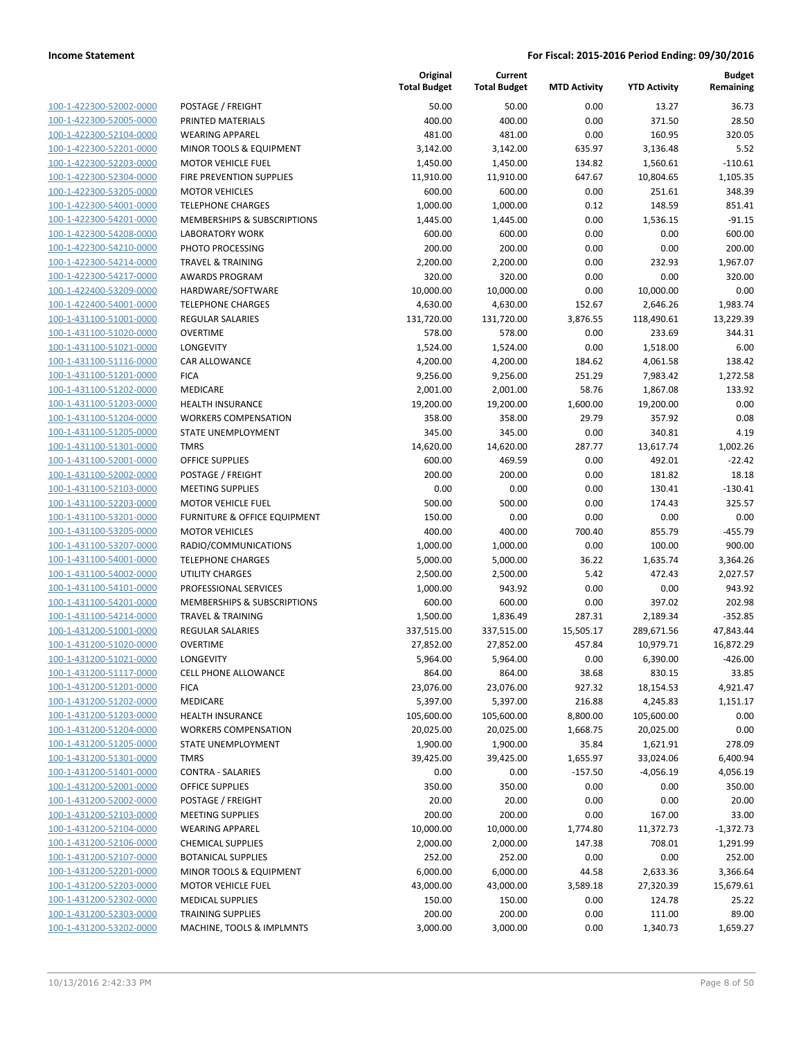**Income Statement** **For Fiscal: 2015-2016 Period Ending: 09/30/2016**

| | | Original Total Budget | Current Total Budget | MTD Activity | YTD Activity | Budget Remaining |
|---|---|---|---|---|---|---|
| 100-1-422300-52002-0000 | POSTAGE / FREIGHT | 50.00 | 50.00 | 0.00 | 13.27 | 36.73 |
| 100-1-422300-52005-0000 | PRINTED MATERIALS | 400.00 | 400.00 | 0.00 | 371.50 | 28.50 |
| 100-1-422300-52104-0000 | WEARING APPAREL | 481.00 | 481.00 | 0.00 | 160.95 | 320.05 |
| 100-1-422300-52201-0000 | MINOR TOOLS & EQUIPMENT | 3,142.00 | 3,142.00 | 635.97 | 3,136.48 | 5.52 |
| 100-1-422300-52203-0000 | MOTOR VEHICLE FUEL | 1,450.00 | 1,450.00 | 134.82 | 1,560.61 | -110.61 |
| 100-1-422300-52304-0000 | FIRE PREVENTION SUPPLIES | 11,910.00 | 11,910.00 | 647.67 | 10,804.65 | 1,105.35 |
| 100-1-422300-53205-0000 | MOTOR VEHICLES | 600.00 | 600.00 | 0.00 | 251.61 | 348.39 |
| 100-1-422300-54001-0000 | TELEPHONE CHARGES | 1,000.00 | 1,000.00 | 0.12 | 148.59 | 851.41 |
| 100-1-422300-54201-0000 | MEMBERSHIPS & SUBSCRIPTIONS | 1,445.00 | 1,445.00 | 0.00 | 1,536.15 | -91.15 |
| 100-1-422300-54208-0000 | LABORATORY WORK | 600.00 | 600.00 | 0.00 | 0.00 | 600.00 |
| 100-1-422300-54210-0000 | PHOTO PROCESSING | 200.00 | 200.00 | 0.00 | 0.00 | 200.00 |
| 100-1-422300-54214-0000 | TRAVEL & TRAINING | 2,200.00 | 2,200.00 | 0.00 | 232.93 | 1,967.07 |
| 100-1-422300-54217-0000 | AWARDS PROGRAM | 320.00 | 320.00 | 0.00 | 0.00 | 320.00 |
| 100-1-422400-53209-0000 | HARDWARE/SOFTWARE | 10,000.00 | 10,000.00 | 0.00 | 10,000.00 | 0.00 |
| 100-1-422400-54001-0000 | TELEPHONE CHARGES | 4,630.00 | 4,630.00 | 152.67 | 2,646.26 | 1,983.74 |
| 100-1-431100-51001-0000 | REGULAR SALARIES | 131,720.00 | 131,720.00 | 3,876.55 | 118,490.61 | 13,229.39 |
| 100-1-431100-51020-0000 | OVERTIME | 578.00 | 578.00 | 0.00 | 233.69 | 344.31 |
| 100-1-431100-51021-0000 | LONGEVITY | 1,524.00 | 1,524.00 | 0.00 | 1,518.00 | 6.00 |
| 100-1-431100-51116-0000 | CAR ALLOWANCE | 4,200.00 | 4,200.00 | 184.62 | 4,061.58 | 138.42 |
| 100-1-431100-51201-0000 | FICA | 9,256.00 | 9,256.00 | 251.29 | 7,983.42 | 1,272.58 |
| 100-1-431100-51202-0000 | MEDICARE | 2,001.00 | 2,001.00 | 58.76 | 1,867.08 | 133.92 |
| 100-1-431100-51203-0000 | HEALTH INSURANCE | 19,200.00 | 19,200.00 | 1,600.00 | 19,200.00 | 0.00 |
| 100-1-431100-51204-0000 | WORKERS COMPENSATION | 358.00 | 358.00 | 29.79 | 357.92 | 0.08 |
| 100-1-431100-51205-0000 | STATE UNEMPLOYMENT | 345.00 | 345.00 | 0.00 | 340.81 | 4.19 |
| 100-1-431100-51301-0000 | TMRS | 14,620.00 | 14,620.00 | 287.77 | 13,617.74 | 1,002.26 |
| 100-1-431100-52001-0000 | OFFICE SUPPLIES | 600.00 | 469.59 | 0.00 | 492.01 | -22.42 |
| 100-1-431100-52002-0000 | POSTAGE / FREIGHT | 200.00 | 200.00 | 0.00 | 181.82 | 18.18 |
| 100-1-431100-52103-0000 | MEETING SUPPLIES | 0.00 | 0.00 | 0.00 | 130.41 | -130.41 |
| 100-1-431100-52203-0000 | MOTOR VEHICLE FUEL | 500.00 | 500.00 | 0.00 | 174.43 | 325.57 |
| 100-1-431100-53201-0000 | FURNITURE & OFFICE EQUIPMENT | 150.00 | 0.00 | 0.00 | 0.00 | 0.00 |
| 100-1-431100-53205-0000 | MOTOR VEHICLES | 400.00 | 400.00 | 700.40 | 855.79 | -455.79 |
| 100-1-431100-53207-0000 | RADIO/COMMUNICATIONS | 1,000.00 | 1,000.00 | 0.00 | 100.00 | 900.00 |
| 100-1-431100-54001-0000 | TELEPHONE CHARGES | 5,000.00 | 5,000.00 | 36.22 | 1,635.74 | 3,364.26 |
| 100-1-431100-54002-0000 | UTILITY CHARGES | 2,500.00 | 2,500.00 | 5.42 | 472.43 | 2,027.57 |
| 100-1-431100-54101-0000 | PROFESSIONAL SERVICES | 1,000.00 | 943.92 | 0.00 | 0.00 | 943.92 |
| 100-1-431100-54201-0000 | MEMBERSHIPS & SUBSCRIPTIONS | 600.00 | 600.00 | 0.00 | 397.02 | 202.98 |
| 100-1-431100-54214-0000 | TRAVEL & TRAINING | 1,500.00 | 1,836.49 | 287.31 | 2,189.34 | -352.85 |
| 100-1-431200-51001-0000 | REGULAR SALARIES | 337,515.00 | 337,515.00 | 15,505.17 | 289,671.56 | 47,843.44 |
| 100-1-431200-51020-0000 | OVERTIME | 27,852.00 | 27,852.00 | 457.84 | 10,979.71 | 16,872.29 |
| 100-1-431200-51021-0000 | LONGEVITY | 5,964.00 | 5,964.00 | 0.00 | 6,390.00 | -426.00 |
| 100-1-431200-51117-0000 | CELL PHONE ALLOWANCE | 864.00 | 864.00 | 38.68 | 830.15 | 33.85 |
| 100-1-431200-51201-0000 | FICA | 23,076.00 | 23,076.00 | 927.32 | 18,154.53 | 4,921.47 |
| 100-1-431200-51202-0000 | MEDICARE | 5,397.00 | 5,397.00 | 216.88 | 4,245.83 | 1,151.17 |
| 100-1-431200-51203-0000 | HEALTH INSURANCE | 105,600.00 | 105,600.00 | 8,800.00 | 105,600.00 | 0.00 |
| 100-1-431200-51204-0000 | WORKERS COMPENSATION | 20,025.00 | 20,025.00 | 1,668.75 | 20,025.00 | 0.00 |
| 100-1-431200-51205-0000 | STATE UNEMPLOYMENT | 1,900.00 | 1,900.00 | 35.84 | 1,621.91 | 278.09 |
| 100-1-431200-51301-0000 | TMRS | 39,425.00 | 39,425.00 | 1,655.97 | 33,024.06 | 6,400.94 |
| 100-1-431200-51401-0000 | CONTRA - SALARIES | 0.00 | 0.00 | -157.50 | -4,056.19 | 4,056.19 |
| 100-1-431200-52001-0000 | OFFICE SUPPLIES | 350.00 | 350.00 | 0.00 | 0.00 | 350.00 |
| 100-1-431200-52002-0000 | POSTAGE / FREIGHT | 20.00 | 20.00 | 0.00 | 0.00 | 20.00 |
| 100-1-431200-52103-0000 | MEETING SUPPLIES | 200.00 | 200.00 | 0.00 | 167.00 | 33.00 |
| 100-1-431200-52104-0000 | WEARING APPAREL | 10,000.00 | 10,000.00 | 1,774.80 | 11,372.73 | -1,372.73 |
| 100-1-431200-52106-0000 | CHEMICAL SUPPLIES | 2,000.00 | 2,000.00 | 147.38 | 708.01 | 1,291.99 |
| 100-1-431200-52107-0000 | BOTANICAL SUPPLIES | 252.00 | 252.00 | 0.00 | 0.00 | 252.00 |
| 100-1-431200-52201-0000 | MINOR TOOLS & EQUIPMENT | 6,000.00 | 6,000.00 | 44.58 | 2,633.36 | 3,366.64 |
| 100-1-431200-52203-0000 | MOTOR VEHICLE FUEL | 43,000.00 | 43,000.00 | 3,589.18 | 27,320.39 | 15,679.61 |
| 100-1-431200-52302-0000 | MEDICAL SUPPLIES | 150.00 | 150.00 | 0.00 | 124.78 | 25.22 |
| 100-1-431200-52303-0000 | TRAINING SUPPLIES | 200.00 | 200.00 | 0.00 | 111.00 | 89.00 |
| 100-1-431200-53202-0000 | MACHINE, TOOLS & IMPLMNTS | 3,000.00 | 3,000.00 | 0.00 | 1,340.73 | 1,659.27 |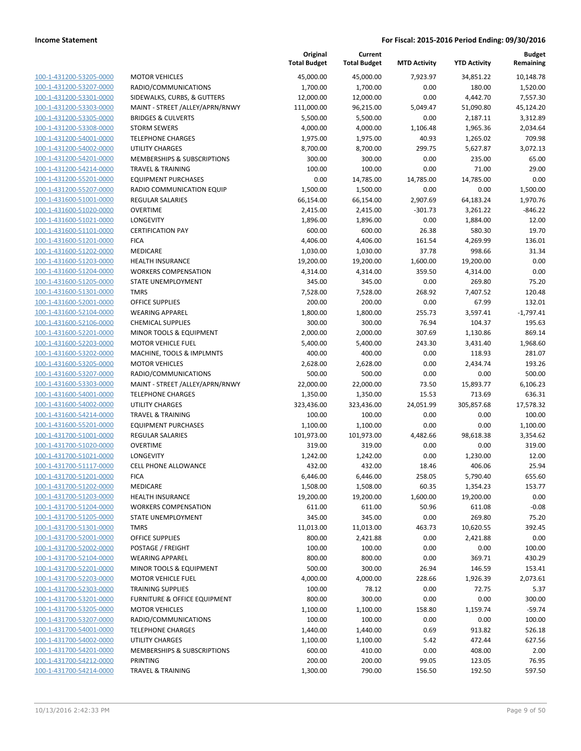**Income Statement** **For Fiscal: 2015-2016 Period Ending: 09/30/2016**

| | | Original Total Budget | Current Total Budget | MTD Activity | YTD Activity | Budget Remaining |
|---|---|---|---|---|---|---|
| 100-1-431200-53205-0000 | MOTOR VEHICLES | 45,000.00 | 45,000.00 | 7,923.97 | 34,851.22 | 10,148.78 |
| 100-1-431200-53207-0000 | RADIO/COMMUNICATIONS | 1,700.00 | 1,700.00 | 0.00 | 180.00 | 1,520.00 |
| 100-1-431200-53301-0000 | SIDEWALKS, CURBS, & GUTTERS | 12,000.00 | 12,000.00 | 0.00 | 4,442.70 | 7,557.30 |
| 100-1-431200-53303-0000 | MAINT - STREET /ALLEY/APRN/RNWY | 111,000.00 | 96,215.00 | 5,049.47 | 51,090.80 | 45,124.20 |
| 100-1-431200-53305-0000 | BRIDGES & CULVERTS | 5,500.00 | 5,500.00 | 0.00 | 2,187.11 | 3,312.89 |
| 100-1-431200-53308-0000 | STORM SEWERS | 4,000.00 | 4,000.00 | 1,106.48 | 1,965.36 | 2,034.64 |
| 100-1-431200-54001-0000 | TELEPHONE CHARGES | 1,975.00 | 1,975.00 | 40.93 | 1,265.02 | 709.98 |
| 100-1-431200-54002-0000 | UTILITY CHARGES | 8,700.00 | 8,700.00 | 299.75 | 5,627.87 | 3,072.13 |
| 100-1-431200-54201-0000 | MEMBERSHIPS & SUBSCRIPTIONS | 300.00 | 300.00 | 0.00 | 235.00 | 65.00 |
| 100-1-431200-54214-0000 | TRAVEL & TRAINING | 100.00 | 100.00 | 0.00 | 71.00 | 29.00 |
| 100-1-431200-55201-0000 | EQUIPMENT PURCHASES | 0.00 | 14,785.00 | 14,785.00 | 14,785.00 | 0.00 |
| 100-1-431200-55207-0000 | RADIO COMMUNICATION EQUIP | 1,500.00 | 1,500.00 | 0.00 | 0.00 | 1,500.00 |
| 100-1-431600-51001-0000 | REGULAR SALARIES | 66,154.00 | 66,154.00 | 2,907.69 | 64,183.24 | 1,970.76 |
| 100-1-431600-51020-0000 | OVERTIME | 2,415.00 | 2,415.00 | -301.73 | 3,261.22 | -846.22 |
| 100-1-431600-51021-0000 | LONGEVITY | 1,896.00 | 1,896.00 | 0.00 | 1,884.00 | 12.00 |
| 100-1-431600-51101-0000 | CERTIFICATION PAY | 600.00 | 600.00 | 26.38 | 580.30 | 19.70 |
| 100-1-431600-51201-0000 | FICA | 4,406.00 | 4,406.00 | 161.54 | 4,269.99 | 136.01 |
| 100-1-431600-51202-0000 | MEDICARE | 1,030.00 | 1,030.00 | 37.78 | 998.66 | 31.34 |
| 100-1-431600-51203-0000 | HEALTH INSURANCE | 19,200.00 | 19,200.00 | 1,600.00 | 19,200.00 | 0.00 |
| 100-1-431600-51204-0000 | WORKERS COMPENSATION | 4,314.00 | 4,314.00 | 359.50 | 4,314.00 | 0.00 |
| 100-1-431600-51205-0000 | STATE UNEMPLOYMENT | 345.00 | 345.00 | 0.00 | 269.80 | 75.20 |
| 100-1-431600-51301-0000 | TMRS | 7,528.00 | 7,528.00 | 268.92 | 7,407.52 | 120.48 |
| 100-1-431600-52001-0000 | OFFICE SUPPLIES | 200.00 | 200.00 | 0.00 | 67.99 | 132.01 |
| 100-1-431600-52104-0000 | WEARING APPAREL | 1,800.00 | 1,800.00 | 255.73 | 3,597.41 | -1,797.41 |
| 100-1-431600-52106-0000 | CHEMICAL SUPPLIES | 300.00 | 300.00 | 76.94 | 104.37 | 195.63 |
| 100-1-431600-52201-0000 | MINOR TOOLS & EQUIPMENT | 2,000.00 | 2,000.00 | 307.69 | 1,130.86 | 869.14 |
| 100-1-431600-52203-0000 | MOTOR VEHICLE FUEL | 5,400.00 | 5,400.00 | 243.30 | 3,431.40 | 1,968.60 |
| 100-1-431600-53202-0000 | MACHINE, TOOLS & IMPLMNTS | 400.00 | 400.00 | 0.00 | 118.93 | 281.07 |
| 100-1-431600-53205-0000 | MOTOR VEHICLES | 2,628.00 | 2,628.00 | 0.00 | 2,434.74 | 193.26 |
| 100-1-431600-53207-0000 | RADIO/COMMUNICATIONS | 500.00 | 500.00 | 0.00 | 0.00 | 500.00 |
| 100-1-431600-53303-0000 | MAINT - STREET /ALLEY/APRN/RNWY | 22,000.00 | 22,000.00 | 73.50 | 15,893.77 | 6,106.23 |
| 100-1-431600-54001-0000 | TELEPHONE CHARGES | 1,350.00 | 1,350.00 | 15.53 | 713.69 | 636.31 |
| 100-1-431600-54002-0000 | UTILITY CHARGES | 323,436.00 | 323,436.00 | 24,051.99 | 305,857.68 | 17,578.32 |
| 100-1-431600-54214-0000 | TRAVEL & TRAINING | 100.00 | 100.00 | 0.00 | 0.00 | 100.00 |
| 100-1-431600-55201-0000 | EQUIPMENT PURCHASES | 1,100.00 | 1,100.00 | 0.00 | 0.00 | 1,100.00 |
| 100-1-431700-51001-0000 | REGULAR SALARIES | 101,973.00 | 101,973.00 | 4,482.66 | 98,618.38 | 3,354.62 |
| 100-1-431700-51020-0000 | OVERTIME | 319.00 | 319.00 | 0.00 | 0.00 | 319.00 |
| 100-1-431700-51021-0000 | LONGEVITY | 1,242.00 | 1,242.00 | 0.00 | 1,230.00 | 12.00 |
| 100-1-431700-51117-0000 | CELL PHONE ALLOWANCE | 432.00 | 432.00 | 18.46 | 406.06 | 25.94 |
| 100-1-431700-51201-0000 | FICA | 6,446.00 | 6,446.00 | 258.05 | 5,790.40 | 655.60 |
| 100-1-431700-51202-0000 | MEDICARE | 1,508.00 | 1,508.00 | 60.35 | 1,354.23 | 153.77 |
| 100-1-431700-51203-0000 | HEALTH INSURANCE | 19,200.00 | 19,200.00 | 1,600.00 | 19,200.00 | 0.00 |
| 100-1-431700-51204-0000 | WORKERS COMPENSATION | 611.00 | 611.00 | 50.96 | 611.08 | -0.08 |
| 100-1-431700-51205-0000 | STATE UNEMPLOYMENT | 345.00 | 345.00 | 0.00 | 269.80 | 75.20 |
| 100-1-431700-51301-0000 | TMRS | 11,013.00 | 11,013.00 | 463.73 | 10,620.55 | 392.45 |
| 100-1-431700-52001-0000 | OFFICE SUPPLIES | 800.00 | 2,421.88 | 0.00 | 2,421.88 | 0.00 |
| 100-1-431700-52002-0000 | POSTAGE / FREIGHT | 100.00 | 100.00 | 0.00 | 0.00 | 100.00 |
| 100-1-431700-52104-0000 | WEARING APPAREL | 800.00 | 800.00 | 0.00 | 369.71 | 430.29 |
| 100-1-431700-52201-0000 | MINOR TOOLS & EQUIPMENT | 500.00 | 300.00 | 26.94 | 146.59 | 153.41 |
| 100-1-431700-52203-0000 | MOTOR VEHICLE FUEL | 4,000.00 | 4,000.00 | 228.66 | 1,926.39 | 2,073.61 |
| 100-1-431700-52303-0000 | TRAINING SUPPLIES | 100.00 | 78.12 | 0.00 | 72.75 | 5.37 |
| 100-1-431700-53201-0000 | FURNITURE & OFFICE EQUIPMENT | 800.00 | 300.00 | 0.00 | 0.00 | 300.00 |
| 100-1-431700-53205-0000 | MOTOR VEHICLES | 1,100.00 | 1,100.00 | 158.80 | 1,159.74 | -59.74 |
| 100-1-431700-53207-0000 | RADIO/COMMUNICATIONS | 100.00 | 100.00 | 0.00 | 0.00 | 100.00 |
| 100-1-431700-54001-0000 | TELEPHONE CHARGES | 1,440.00 | 1,440.00 | 0.69 | 913.82 | 526.18 |
| 100-1-431700-54002-0000 | UTILITY CHARGES | 1,100.00 | 1,100.00 | 5.42 | 472.44 | 627.56 |
| 100-1-431700-54201-0000 | MEMBERSHIPS & SUBSCRIPTIONS | 600.00 | 410.00 | 0.00 | 408.00 | 2.00 |
| 100-1-431700-54212-0000 | PRINTING | 200.00 | 200.00 | 99.05 | 123.05 | 76.95 |
| 100-1-431700-54214-0000 | TRAVEL & TRAINING | 1,300.00 | 790.00 | 156.50 | 192.50 | 597.50 |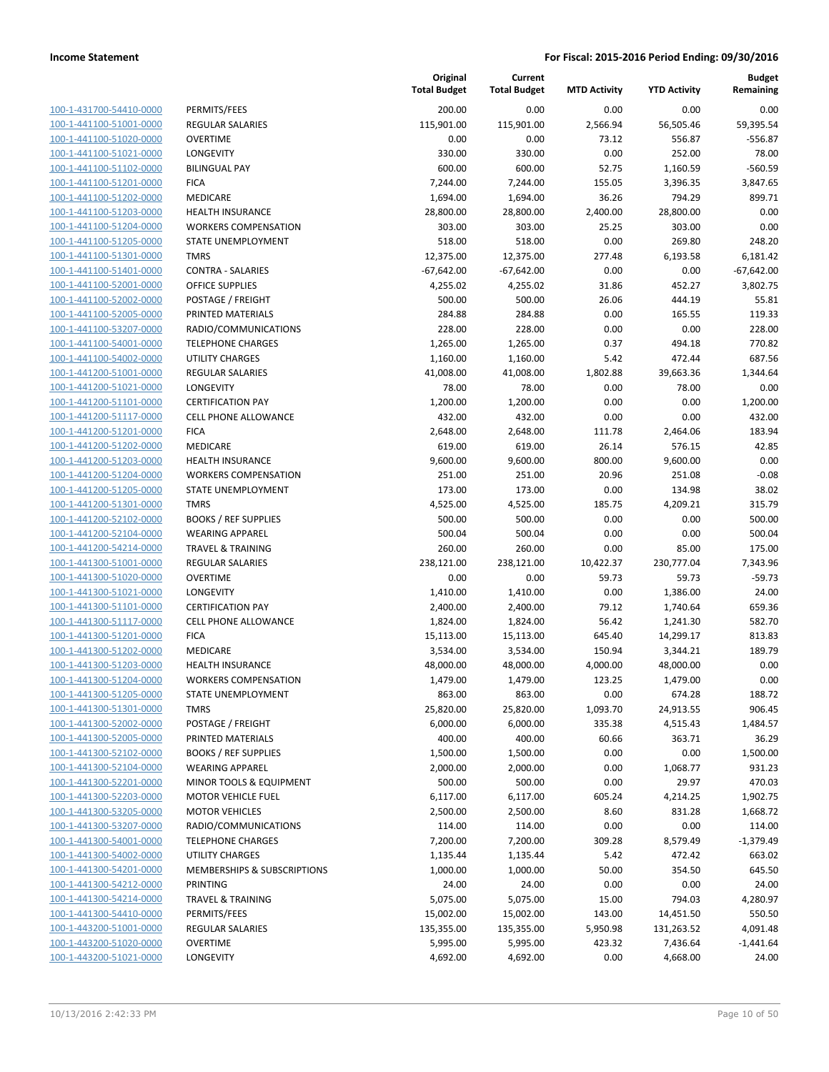**Income Statement** — **For Fiscal: 2015-2016 Period Ending: 09/30/2016**

| | | Original Total Budget | Current Total Budget | MTD Activity | YTD Activity | Budget Remaining |
|---|---|---|---|---|---|---|
| 100-1-431700-54410-0000 | PERMITS/FEES | 200.00 | 0.00 | 0.00 | 0.00 | 0.00 |
| 100-1-441100-51001-0000 | REGULAR SALARIES | 115,901.00 | 115,901.00 | 2,566.94 | 56,505.46 | 59,395.54 |
| 100-1-441100-51020-0000 | OVERTIME | 0.00 | 0.00 | 73.12 | 556.87 | -556.87 |
| 100-1-441100-51021-0000 | LONGEVITY | 330.00 | 330.00 | 0.00 | 252.00 | 78.00 |
| 100-1-441100-51102-0000 | BILINGUAL PAY | 600.00 | 600.00 | 52.75 | 1,160.59 | -560.59 |
| 100-1-441100-51201-0000 | FICA | 7,244.00 | 7,244.00 | 155.05 | 3,396.35 | 3,847.65 |
| 100-1-441100-51202-0000 | MEDICARE | 1,694.00 | 1,694.00 | 36.26 | 794.29 | 899.71 |
| 100-1-441100-51203-0000 | HEALTH INSURANCE | 28,800.00 | 28,800.00 | 2,400.00 | 28,800.00 | 0.00 |
| 100-1-441100-51204-0000 | WORKERS COMPENSATION | 303.00 | 303.00 | 25.25 | 303.00 | 0.00 |
| 100-1-441100-51205-0000 | STATE UNEMPLOYMENT | 518.00 | 518.00 | 0.00 | 269.80 | 248.20 |
| 100-1-441100-51301-0000 | TMRS | 12,375.00 | 12,375.00 | 277.48 | 6,193.58 | 6,181.42 |
| 100-1-441100-51401-0000 | CONTRA - SALARIES | -67,642.00 | -67,642.00 | 0.00 | 0.00 | -67,642.00 |
| 100-1-441100-52001-0000 | OFFICE SUPPLIES | 4,255.02 | 4,255.02 | 31.86 | 452.27 | 3,802.75 |
| 100-1-441100-52002-0000 | POSTAGE / FREIGHT | 500.00 | 500.00 | 26.06 | 444.19 | 55.81 |
| 100-1-441100-52005-0000 | PRINTED MATERIALS | 284.88 | 284.88 | 0.00 | 165.55 | 119.33 |
| 100-1-441100-53207-0000 | RADIO/COMMUNICATIONS | 228.00 | 228.00 | 0.00 | 0.00 | 228.00 |
| 100-1-441100-54001-0000 | TELEPHONE CHARGES | 1,265.00 | 1,265.00 | 0.37 | 494.18 | 770.82 |
| 100-1-441100-54002-0000 | UTILITY CHARGES | 1,160.00 | 1,160.00 | 5.42 | 472.44 | 687.56 |
| 100-1-441200-51001-0000 | REGULAR SALARIES | 41,008.00 | 41,008.00 | 1,802.88 | 39,663.36 | 1,344.64 |
| 100-1-441200-51021-0000 | LONGEVITY | 78.00 | 78.00 | 0.00 | 78.00 | 0.00 |
| 100-1-441200-51101-0000 | CERTIFICATION PAY | 1,200.00 | 1,200.00 | 0.00 | 0.00 | 1,200.00 |
| 100-1-441200-51117-0000 | CELL PHONE ALLOWANCE | 432.00 | 432.00 | 0.00 | 0.00 | 432.00 |
| 100-1-441200-51201-0000 | FICA | 2,648.00 | 2,648.00 | 111.78 | 2,464.06 | 183.94 |
| 100-1-441200-51202-0000 | MEDICARE | 619.00 | 619.00 | 26.14 | 576.15 | 42.85 |
| 100-1-441200-51203-0000 | HEALTH INSURANCE | 9,600.00 | 9,600.00 | 800.00 | 9,600.00 | 0.00 |
| 100-1-441200-51204-0000 | WORKERS COMPENSATION | 251.00 | 251.00 | 20.96 | 251.08 | -0.08 |
| 100-1-441200-51205-0000 | STATE UNEMPLOYMENT | 173.00 | 173.00 | 0.00 | 134.98 | 38.02 |
| 100-1-441200-51301-0000 | TMRS | 4,525.00 | 4,525.00 | 185.75 | 4,209.21 | 315.79 |
| 100-1-441200-52102-0000 | BOOKS / REF SUPPLIES | 500.00 | 500.00 | 0.00 | 0.00 | 500.00 |
| 100-1-441200-52104-0000 | WEARING APPAREL | 500.04 | 500.04 | 0.00 | 0.00 | 500.04 |
| 100-1-441200-54214-0000 | TRAVEL & TRAINING | 260.00 | 260.00 | 0.00 | 85.00 | 175.00 |
| 100-1-441300-51001-0000 | REGULAR SALARIES | 238,121.00 | 238,121.00 | 10,422.37 | 230,777.04 | 7,343.96 |
| 100-1-441300-51020-0000 | OVERTIME | 0.00 | 0.00 | 59.73 | 59.73 | -59.73 |
| 100-1-441300-51021-0000 | LONGEVITY | 1,410.00 | 1,410.00 | 0.00 | 1,386.00 | 24.00 |
| 100-1-441300-51101-0000 | CERTIFICATION PAY | 2,400.00 | 2,400.00 | 79.12 | 1,740.64 | 659.36 |
| 100-1-441300-51117-0000 | CELL PHONE ALLOWANCE | 1,824.00 | 1,824.00 | 56.42 | 1,241.30 | 582.70 |
| 100-1-441300-51201-0000 | FICA | 15,113.00 | 15,113.00 | 645.40 | 14,299.17 | 813.83 |
| 100-1-441300-51202-0000 | MEDICARE | 3,534.00 | 3,534.00 | 150.94 | 3,344.21 | 189.79 |
| 100-1-441300-51203-0000 | HEALTH INSURANCE | 48,000.00 | 48,000.00 | 4,000.00 | 48,000.00 | 0.00 |
| 100-1-441300-51204-0000 | WORKERS COMPENSATION | 1,479.00 | 1,479.00 | 123.25 | 1,479.00 | 0.00 |
| 100-1-441300-51205-0000 | STATE UNEMPLOYMENT | 863.00 | 863.00 | 0.00 | 674.28 | 188.72 |
| 100-1-441300-51301-0000 | TMRS | 25,820.00 | 25,820.00 | 1,093.70 | 24,913.55 | 906.45 |
| 100-1-441300-52002-0000 | POSTAGE / FREIGHT | 6,000.00 | 6,000.00 | 335.38 | 4,515.43 | 1,484.57 |
| 100-1-441300-52005-0000 | PRINTED MATERIALS | 400.00 | 400.00 | 60.66 | 363.71 | 36.29 |
| 100-1-441300-52102-0000 | BOOKS / REF SUPPLIES | 1,500.00 | 1,500.00 | 0.00 | 0.00 | 1,500.00 |
| 100-1-441300-52104-0000 | WEARING APPAREL | 2,000.00 | 2,000.00 | 0.00 | 1,068.77 | 931.23 |
| 100-1-441300-52201-0000 | MINOR TOOLS & EQUIPMENT | 500.00 | 500.00 | 0.00 | 29.97 | 470.03 |
| 100-1-441300-52203-0000 | MOTOR VEHICLE FUEL | 6,117.00 | 6,117.00 | 605.24 | 4,214.25 | 1,902.75 |
| 100-1-441300-53205-0000 | MOTOR VEHICLES | 2,500.00 | 2,500.00 | 8.60 | 831.28 | 1,668.72 |
| 100-1-441300-53207-0000 | RADIO/COMMUNICATIONS | 114.00 | 114.00 | 0.00 | 0.00 | 114.00 |
| 100-1-441300-54001-0000 | TELEPHONE CHARGES | 7,200.00 | 7,200.00 | 309.28 | 8,579.49 | -1,379.49 |
| 100-1-441300-54002-0000 | UTILITY CHARGES | 1,135.44 | 1,135.44 | 5.42 | 472.42 | 663.02 |
| 100-1-441300-54201-0000 | MEMBERSHIPS & SUBSCRIPTIONS | 1,000.00 | 1,000.00 | 50.00 | 354.50 | 645.50 |
| 100-1-441300-54212-0000 | PRINTING | 24.00 | 24.00 | 0.00 | 0.00 | 24.00 |
| 100-1-441300-54214-0000 | TRAVEL & TRAINING | 5,075.00 | 5,075.00 | 15.00 | 794.03 | 4,280.97 |
| 100-1-441300-54410-0000 | PERMITS/FEES | 15,002.00 | 15,002.00 | 143.00 | 14,451.50 | 550.50 |
| 100-1-443200-51001-0000 | REGULAR SALARIES | 135,355.00 | 135,355.00 | 5,950.98 | 131,263.52 | 4,091.48 |
| 100-1-443200-51020-0000 | OVERTIME | 5,995.00 | 5,995.00 | 423.32 | 7,436.64 | -1,441.64 |
| 100-1-443200-51021-0000 | LONGEVITY | 4,692.00 | 4,692.00 | 0.00 | 4,668.00 | 24.00 |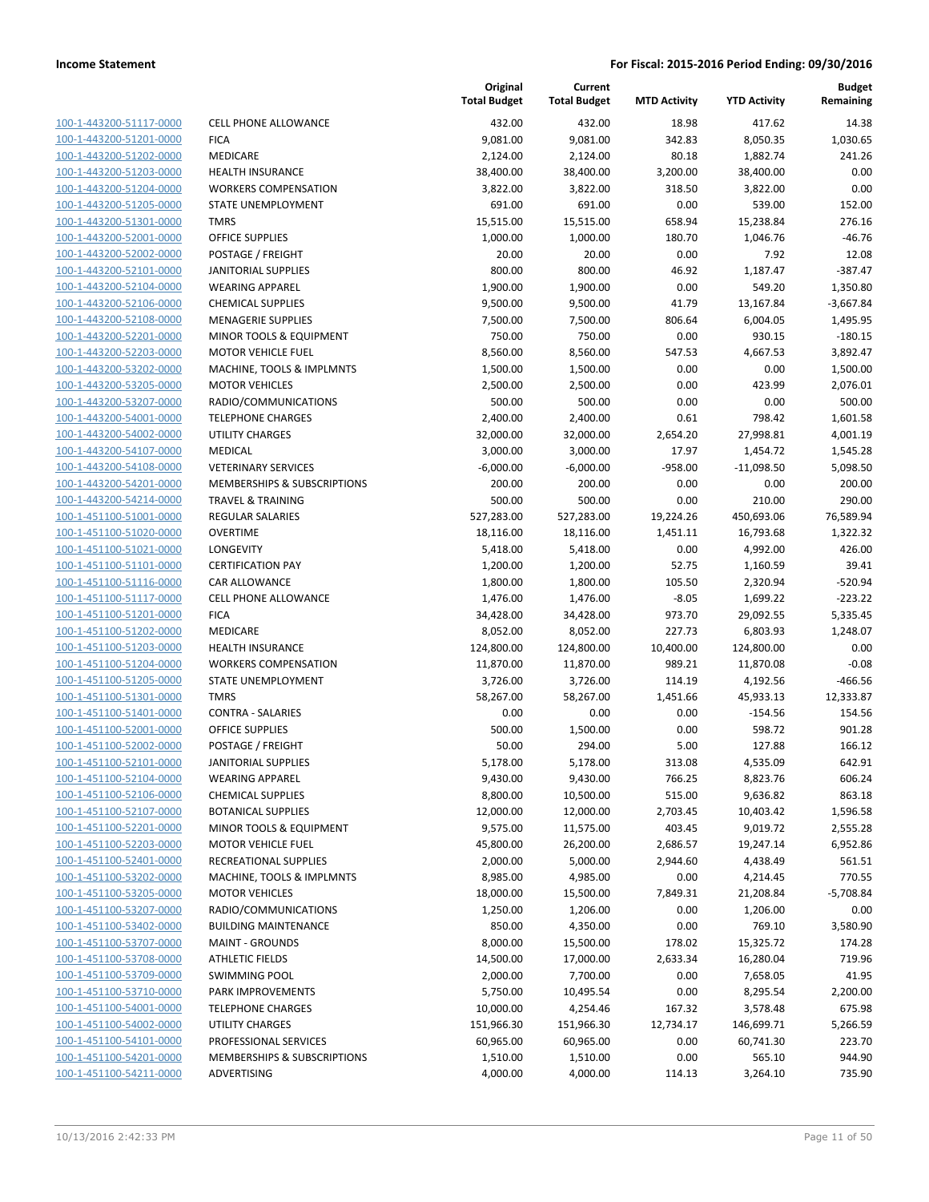| | | Original Total Budget | Current Total Budget | MTD Activity | YTD Activity | Budget Remaining |
|---|---|---|---|---|---|---|
| 100-1-443200-51117-0000 | CELL PHONE ALLOWANCE | 432.00 | 432.00 | 18.98 | 417.62 | 14.38 |
| 100-1-443200-51201-0000 | FICA | 9,081.00 | 9,081.00 | 342.83 | 8,050.35 | 1,030.65 |
| 100-1-443200-51202-0000 | MEDICARE | 2,124.00 | 2,124.00 | 80.18 | 1,882.74 | 241.26 |
| 100-1-443200-51203-0000 | HEALTH INSURANCE | 38,400.00 | 38,400.00 | 3,200.00 | 38,400.00 | 0.00 |
| 100-1-443200-51204-0000 | WORKERS COMPENSATION | 3,822.00 | 3,822.00 | 318.50 | 3,822.00 | 0.00 |
| 100-1-443200-51205-0000 | STATE UNEMPLOYMENT | 691.00 | 691.00 | 0.00 | 539.00 | 152.00 |
| 100-1-443200-51301-0000 | TMRS | 15,515.00 | 15,515.00 | 658.94 | 15,238.84 | 276.16 |
| 100-1-443200-52001-0000 | OFFICE SUPPLIES | 1,000.00 | 1,000.00 | 180.70 | 1,046.76 | -46.76 |
| 100-1-443200-52002-0000 | POSTAGE / FREIGHT | 20.00 | 20.00 | 0.00 | 7.92 | 12.08 |
| 100-1-443200-52101-0000 | JANITORIAL SUPPLIES | 800.00 | 800.00 | 46.92 | 1,187.47 | -387.47 |
| 100-1-443200-52104-0000 | WEARING APPAREL | 1,900.00 | 1,900.00 | 0.00 | 549.20 | 1,350.80 |
| 100-1-443200-52106-0000 | CHEMICAL SUPPLIES | 9,500.00 | 9,500.00 | 41.79 | 13,167.84 | -3,667.84 |
| 100-1-443200-52108-0000 | MENAGERIE SUPPLIES | 7,500.00 | 7,500.00 | 806.64 | 6,004.05 | 1,495.95 |
| 100-1-443200-52201-0000 | MINOR TOOLS & EQUIPMENT | 750.00 | 750.00 | 0.00 | 930.15 | -180.15 |
| 100-1-443200-52203-0000 | MOTOR VEHICLE FUEL | 8,560.00 | 8,560.00 | 547.53 | 4,667.53 | 3,892.47 |
| 100-1-443200-53202-0000 | MACHINE, TOOLS & IMPLMNTS | 1,500.00 | 1,500.00 | 0.00 | 0.00 | 1,500.00 |
| 100-1-443200-53205-0000 | MOTOR VEHICLES | 2,500.00 | 2,500.00 | 0.00 | 423.99 | 2,076.01 |
| 100-1-443200-53207-0000 | RADIO/COMMUNICATIONS | 500.00 | 500.00 | 0.00 | 0.00 | 500.00 |
| 100-1-443200-54001-0000 | TELEPHONE CHARGES | 2,400.00 | 2,400.00 | 0.61 | 798.42 | 1,601.58 |
| 100-1-443200-54002-0000 | UTILITY CHARGES | 32,000.00 | 32,000.00 | 2,654.20 | 27,998.81 | 4,001.19 |
| 100-1-443200-54107-0000 | MEDICAL | 3,000.00 | 3,000.00 | 17.97 | 1,454.72 | 1,545.28 |
| 100-1-443200-54108-0000 | VETERINARY SERVICES | -6,000.00 | -6,000.00 | -958.00 | -11,098.50 | 5,098.50 |
| 100-1-443200-54201-0000 | MEMBERSHIPS & SUBSCRIPTIONS | 200.00 | 200.00 | 0.00 | 0.00 | 200.00 |
| 100-1-443200-54214-0000 | TRAVEL & TRAINING | 500.00 | 500.00 | 0.00 | 210.00 | 290.00 |
| 100-1-451100-51001-0000 | REGULAR SALARIES | 527,283.00 | 527,283.00 | 19,224.26 | 450,693.06 | 76,589.94 |
| 100-1-451100-51020-0000 | OVERTIME | 18,116.00 | 18,116.00 | 1,451.11 | 16,793.68 | 1,322.32 |
| 100-1-451100-51021-0000 | LONGEVITY | 5,418.00 | 5,418.00 | 0.00 | 4,992.00 | 426.00 |
| 100-1-451100-51101-0000 | CERTIFICATION PAY | 1,200.00 | 1,200.00 | 52.75 | 1,160.59 | 39.41 |
| 100-1-451100-51116-0000 | CAR ALLOWANCE | 1,800.00 | 1,800.00 | 105.50 | 2,320.94 | -520.94 |
| 100-1-451100-51117-0000 | CELL PHONE ALLOWANCE | 1,476.00 | 1,476.00 | -8.05 | 1,699.22 | -223.22 |
| 100-1-451100-51201-0000 | FICA | 34,428.00 | 34,428.00 | 973.70 | 29,092.55 | 5,335.45 |
| 100-1-451100-51202-0000 | MEDICARE | 8,052.00 | 8,052.00 | 227.73 | 6,803.93 | 1,248.07 |
| 100-1-451100-51203-0000 | HEALTH INSURANCE | 124,800.00 | 124,800.00 | 10,400.00 | 124,800.00 | 0.00 |
| 100-1-451100-51204-0000 | WORKERS COMPENSATION | 11,870.00 | 11,870.00 | 989.21 | 11,870.08 | -0.08 |
| 100-1-451100-51205-0000 | STATE UNEMPLOYMENT | 3,726.00 | 3,726.00 | 114.19 | 4,192.56 | -466.56 |
| 100-1-451100-51301-0000 | TMRS | 58,267.00 | 58,267.00 | 1,451.66 | 45,933.13 | 12,333.87 |
| 100-1-451100-51401-0000 | CONTRA - SALARIES | 0.00 | 0.00 | 0.00 | -154.56 | 154.56 |
| 100-1-451100-52001-0000 | OFFICE SUPPLIES | 500.00 | 1,500.00 | 0.00 | 598.72 | 901.28 |
| 100-1-451100-52002-0000 | POSTAGE / FREIGHT | 50.00 | 294.00 | 5.00 | 127.88 | 166.12 |
| 100-1-451100-52101-0000 | JANITORIAL SUPPLIES | 5,178.00 | 5,178.00 | 313.08 | 4,535.09 | 642.91 |
| 100-1-451100-52104-0000 | WEARING APPAREL | 9,430.00 | 9,430.00 | 766.25 | 8,823.76 | 606.24 |
| 100-1-451100-52106-0000 | CHEMICAL SUPPLIES | 8,800.00 | 10,500.00 | 515.00 | 9,636.82 | 863.18 |
| 100-1-451100-52107-0000 | BOTANICAL SUPPLIES | 12,000.00 | 12,000.00 | 2,703.45 | 10,403.42 | 1,596.58 |
| 100-1-451100-52201-0000 | MINOR TOOLS & EQUIPMENT | 9,575.00 | 11,575.00 | 403.45 | 9,019.72 | 2,555.28 |
| 100-1-451100-52203-0000 | MOTOR VEHICLE FUEL | 45,800.00 | 26,200.00 | 2,686.57 | 19,247.14 | 6,952.86 |
| 100-1-451100-52401-0000 | RECREATIONAL SUPPLIES | 2,000.00 | 5,000.00 | 2,944.60 | 4,438.49 | 561.51 |
| 100-1-451100-53202-0000 | MACHINE, TOOLS & IMPLMNTS | 8,985.00 | 4,985.00 | 0.00 | 4,214.45 | 770.55 |
| 100-1-451100-53205-0000 | MOTOR VEHICLES | 18,000.00 | 15,500.00 | 7,849.31 | 21,208.84 | -5,708.84 |
| 100-1-451100-53207-0000 | RADIO/COMMUNICATIONS | 1,250.00 | 1,206.00 | 0.00 | 1,206.00 | 0.00 |
| 100-1-451100-53402-0000 | BUILDING MAINTENANCE | 850.00 | 4,350.00 | 0.00 | 769.10 | 3,580.90 |
| 100-1-451100-53707-0000 | MAINT - GROUNDS | 8,000.00 | 15,500.00 | 178.02 | 15,325.72 | 174.28 |
| 100-1-451100-53708-0000 | ATHLETIC FIELDS | 14,500.00 | 17,000.00 | 2,633.34 | 16,280.04 | 719.96 |
| 100-1-451100-53709-0000 | SWIMMING POOL | 2,000.00 | 7,700.00 | 0.00 | 7,658.05 | 41.95 |
| 100-1-451100-53710-0000 | PARK IMPROVEMENTS | 5,750.00 | 10,495.54 | 0.00 | 8,295.54 | 2,200.00 |
| 100-1-451100-54001-0000 | TELEPHONE CHARGES | 10,000.00 | 4,254.46 | 167.32 | 3,578.48 | 675.98 |
| 100-1-451100-54002-0000 | UTILITY CHARGES | 151,966.30 | 151,966.30 | 12,734.17 | 146,699.71 | 5,266.59 |
| 100-1-451100-54101-0000 | PROFESSIONAL SERVICES | 60,965.00 | 60,965.00 | 0.00 | 60,741.30 | 223.70 |
| 100-1-451100-54201-0000 | MEMBERSHIPS & SUBSCRIPTIONS | 1,510.00 | 1,510.00 | 0.00 | 565.10 | 944.90 |
| 100-1-451100-54211-0000 | ADVERTISING | 4,000.00 | 4,000.00 | 114.13 | 3,264.10 | 735.90 |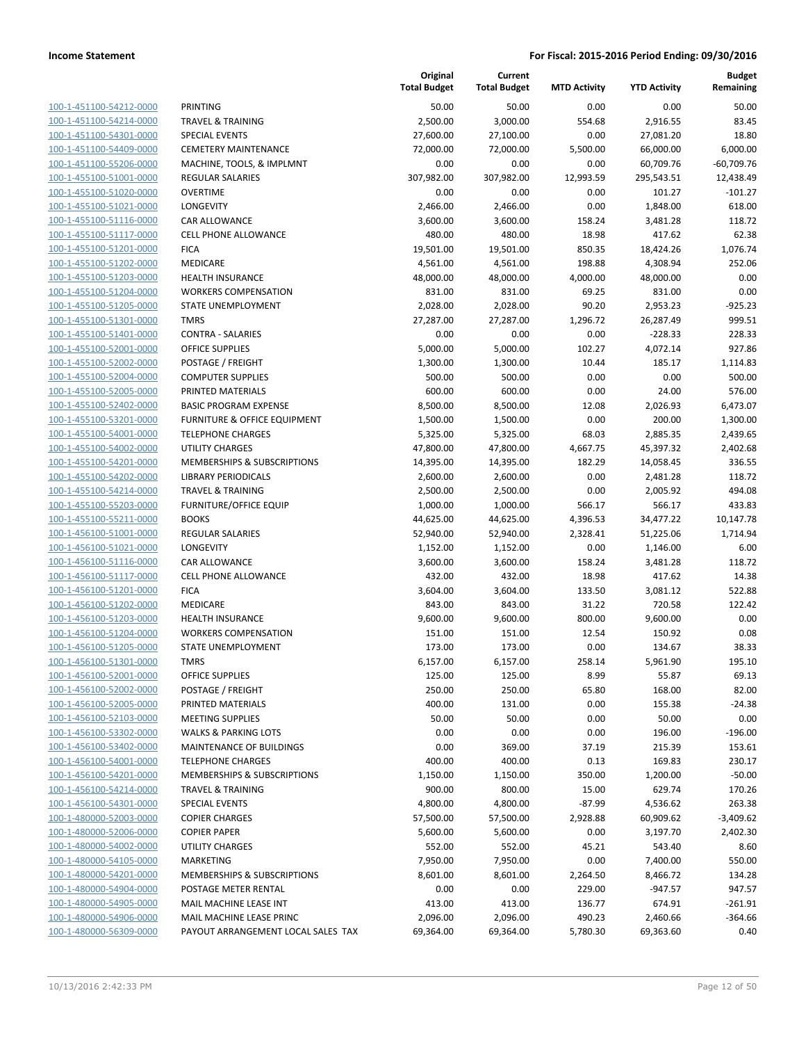**Income Statement** — For Fiscal: 2015-2016 Period Ending: 09/30/2016

| | | Original Total Budget | Current Total Budget | MTD Activity | YTD Activity | Budget Remaining |
|---|---|---|---|---|---|---|
| 100-1-451100-54212-0000 | PRINTING | 50.00 | 50.00 | 0.00 | 0.00 | 50.00 |
| 100-1-451100-54214-0000 | TRAVEL & TRAINING | 2,500.00 | 3,000.00 | 554.68 | 2,916.55 | 83.45 |
| 100-1-451100-54301-0000 | SPECIAL EVENTS | 27,600.00 | 27,100.00 | 0.00 | 27,081.20 | 18.80 |
| 100-1-451100-54409-0000 | CEMETERY MAINTENANCE | 72,000.00 | 72,000.00 | 5,500.00 | 66,000.00 | 6,000.00 |
| 100-1-451100-55206-0000 | MACHINE, TOOLS, & IMPLMNT | 0.00 | 0.00 | 0.00 | 60,709.76 | -60,709.76 |
| 100-1-455100-51001-0000 | REGULAR SALARIES | 307,982.00 | 307,982.00 | 12,993.59 | 295,543.51 | 12,438.49 |
| 100-1-455100-51020-0000 | OVERTIME | 0.00 | 0.00 | 0.00 | 101.27 | -101.27 |
| 100-1-455100-51021-0000 | LONGEVITY | 2,466.00 | 2,466.00 | 0.00 | 1,848.00 | 618.00 |
| 100-1-455100-51116-0000 | CAR ALLOWANCE | 3,600.00 | 3,600.00 | 158.24 | 3,481.28 | 118.72 |
| 100-1-455100-51117-0000 | CELL PHONE ALLOWANCE | 480.00 | 480.00 | 18.98 | 417.62 | 62.38 |
| 100-1-455100-51201-0000 | FICA | 19,501.00 | 19,501.00 | 850.35 | 18,424.26 | 1,076.74 |
| 100-1-455100-51202-0000 | MEDICARE | 4,561.00 | 4,561.00 | 198.88 | 4,308.94 | 252.06 |
| 100-1-455100-51203-0000 | HEALTH INSURANCE | 48,000.00 | 48,000.00 | 4,000.00 | 48,000.00 | 0.00 |
| 100-1-455100-51204-0000 | WORKERS COMPENSATION | 831.00 | 831.00 | 69.25 | 831.00 | 0.00 |
| 100-1-455100-51205-0000 | STATE UNEMPLOYMENT | 2,028.00 | 2,028.00 | 90.20 | 2,953.23 | -925.23 |
| 100-1-455100-51301-0000 | TMRS | 27,287.00 | 27,287.00 | 1,296.72 | 26,287.49 | 999.51 |
| 100-1-455100-51401-0000 | CONTRA - SALARIES | 0.00 | 0.00 | 0.00 | -228.33 | 228.33 |
| 100-1-455100-52001-0000 | OFFICE SUPPLIES | 5,000.00 | 5,000.00 | 102.27 | 4,072.14 | 927.86 |
| 100-1-455100-52002-0000 | POSTAGE / FREIGHT | 1,300.00 | 1,300.00 | 10.44 | 185.17 | 1,114.83 |
| 100-1-455100-52004-0000 | COMPUTER SUPPLIES | 500.00 | 500.00 | 0.00 | 0.00 | 500.00 |
| 100-1-455100-52005-0000 | PRINTED MATERIALS | 600.00 | 600.00 | 0.00 | 24.00 | 576.00 |
| 100-1-455100-52402-0000 | BASIC PROGRAM EXPENSE | 8,500.00 | 8,500.00 | 12.08 | 2,026.93 | 6,473.07 |
| 100-1-455100-53201-0000 | FURNITURE & OFFICE EQUIPMENT | 1,500.00 | 1,500.00 | 0.00 | 200.00 | 1,300.00 |
| 100-1-455100-54001-0000 | TELEPHONE CHARGES | 5,325.00 | 5,325.00 | 68.03 | 2,885.35 | 2,439.65 |
| 100-1-455100-54002-0000 | UTILITY CHARGES | 47,800.00 | 47,800.00 | 4,667.75 | 45,397.32 | 2,402.68 |
| 100-1-455100-54201-0000 | MEMBERSHIPS & SUBSCRIPTIONS | 14,395.00 | 14,395.00 | 182.29 | 14,058.45 | 336.55 |
| 100-1-455100-54202-0000 | LIBRARY PERIODICALS | 2,600.00 | 2,600.00 | 0.00 | 2,481.28 | 118.72 |
| 100-1-455100-54214-0000 | TRAVEL & TRAINING | 2,500.00 | 2,500.00 | 0.00 | 2,005.92 | 494.08 |
| 100-1-455100-55203-0000 | FURNITURE/OFFICE EQUIP | 1,000.00 | 1,000.00 | 566.17 | 566.17 | 433.83 |
| 100-1-455100-55211-0000 | BOOKS | 44,625.00 | 44,625.00 | 4,396.53 | 34,477.22 | 10,147.78 |
| 100-1-456100-51001-0000 | REGULAR SALARIES | 52,940.00 | 52,940.00 | 2,328.41 | 51,225.06 | 1,714.94 |
| 100-1-456100-51021-0000 | LONGEVITY | 1,152.00 | 1,152.00 | 0.00 | 1,146.00 | 6.00 |
| 100-1-456100-51116-0000 | CAR ALLOWANCE | 3,600.00 | 3,600.00 | 158.24 | 3,481.28 | 118.72 |
| 100-1-456100-51117-0000 | CELL PHONE ALLOWANCE | 432.00 | 432.00 | 18.98 | 417.62 | 14.38 |
| 100-1-456100-51201-0000 | FICA | 3,604.00 | 3,604.00 | 133.50 | 3,081.12 | 522.88 |
| 100-1-456100-51202-0000 | MEDICARE | 843.00 | 843.00 | 31.22 | 720.58 | 122.42 |
| 100-1-456100-51203-0000 | HEALTH INSURANCE | 9,600.00 | 9,600.00 | 800.00 | 9,600.00 | 0.00 |
| 100-1-456100-51204-0000 | WORKERS COMPENSATION | 151.00 | 151.00 | 12.54 | 150.92 | 0.08 |
| 100-1-456100-51205-0000 | STATE UNEMPLOYMENT | 173.00 | 173.00 | 0.00 | 134.67 | 38.33 |
| 100-1-456100-51301-0000 | TMRS | 6,157.00 | 6,157.00 | 258.14 | 5,961.90 | 195.10 |
| 100-1-456100-52001-0000 | OFFICE SUPPLIES | 125.00 | 125.00 | 8.99 | 55.87 | 69.13 |
| 100-1-456100-52002-0000 | POSTAGE / FREIGHT | 250.00 | 250.00 | 65.80 | 168.00 | 82.00 |
| 100-1-456100-52005-0000 | PRINTED MATERIALS | 400.00 | 131.00 | 0.00 | 155.38 | -24.38 |
| 100-1-456100-52103-0000 | MEETING SUPPLIES | 50.00 | 50.00 | 0.00 | 50.00 | 0.00 |
| 100-1-456100-53302-0000 | WALKS & PARKING LOTS | 0.00 | 0.00 | 0.00 | 196.00 | -196.00 |
| 100-1-456100-53402-0000 | MAINTENANCE OF BUILDINGS | 0.00 | 369.00 | 37.19 | 215.39 | 153.61 |
| 100-1-456100-54001-0000 | TELEPHONE CHARGES | 400.00 | 400.00 | 0.13 | 169.83 | 230.17 |
| 100-1-456100-54201-0000 | MEMBERSHIPS & SUBSCRIPTIONS | 1,150.00 | 1,150.00 | 350.00 | 1,200.00 | -50.00 |
| 100-1-456100-54214-0000 | TRAVEL & TRAINING | 900.00 | 800.00 | 15.00 | 629.74 | 170.26 |
| 100-1-456100-54301-0000 | SPECIAL EVENTS | 4,800.00 | 4,800.00 | -87.99 | 4,536.62 | 263.38 |
| 100-1-480000-52003-0000 | COPIER CHARGES | 57,500.00 | 57,500.00 | 2,928.88 | 60,909.62 | -3,409.62 |
| 100-1-480000-52006-0000 | COPIER PAPER | 5,600.00 | 5,600.00 | 0.00 | 3,197.70 | 2,402.30 |
| 100-1-480000-54002-0000 | UTILITY CHARGES | 552.00 | 552.00 | 45.21 | 543.40 | 8.60 |
| 100-1-480000-54105-0000 | MARKETING | 7,950.00 | 7,950.00 | 0.00 | 7,400.00 | 550.00 |
| 100-1-480000-54201-0000 | MEMBERSHIPS & SUBSCRIPTIONS | 8,601.00 | 8,601.00 | 2,264.50 | 8,466.72 | 134.28 |
| 100-1-480000-54904-0000 | POSTAGE METER RENTAL | 0.00 | 0.00 | 229.00 | -947.57 | 947.57 |
| 100-1-480000-54905-0000 | MAIL MACHINE LEASE INT | 413.00 | 413.00 | 136.77 | 674.91 | -261.91 |
| 100-1-480000-54906-0000 | MAIL MACHINE LEASE PRINC | 2,096.00 | 2,096.00 | 490.23 | 2,460.66 | -364.66 |
| 100-1-480000-56309-0000 | PAYOUT ARRANGEMENT LOCAL SALES TAX | 69,364.00 | 69,364.00 | 5,780.30 | 69,363.60 | 0.40 |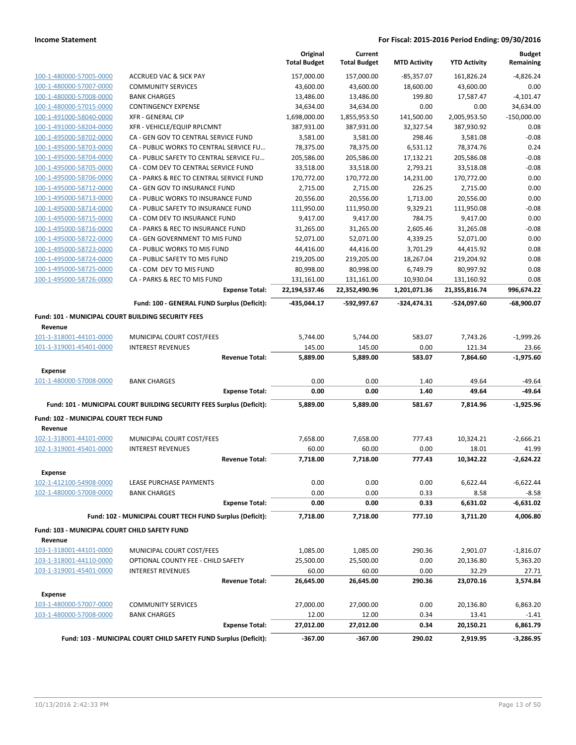| | | Original Total Budget | Current Total Budget | MTD Activity | YTD Activity | Budget Remaining |
|---|---|---|---|---|---|---|
| 100-1-480000-57005-0000 | ACCRUED VAC & SICK PAY | 157,000.00 | 157,000.00 | -85,357.07 | 161,826.24 | -4,826.24 |
| 100-1-480000-57007-0000 | COMMUNITY SERVICES | 43,600.00 | 43,600.00 | 18,600.00 | 43,600.00 | 0.00 |
| 100-1-480000-57008-0000 | BANK CHARGES | 13,486.00 | 13,486.00 | 199.80 | 17,587.47 | -4,101.47 |
| 100-1-480000-57015-0000 | CONTINGENCY EXPENSE | 34,634.00 | 34,634.00 | 0.00 | 0.00 | 34,634.00 |
| 100-1-491000-58040-0000 | XFR - GENERAL CIP | 1,698,000.00 | 1,855,953.50 | 141,500.00 | 2,005,953.50 | -150,000.00 |
| 100-1-491000-58204-0000 | XFR - VEHICLE/EQUIP RPLCMNT | 387,931.00 | 387,931.00 | 32,327.54 | 387,930.92 | 0.08 |
| 100-1-495000-58702-0000 | CA - GEN GOV TO CENTRAL SERVICE FUND | 3,581.00 | 3,581.00 | 298.46 | 3,581.08 | -0.08 |
| 100-1-495000-58703-0000 | CA - PUBLIC WORKS TO CENTRAL SERVICE FU… | 78,375.00 | 78,375.00 | 6,531.12 | 78,374.76 | 0.24 |
| 100-1-495000-58704-0000 | CA - PUBLIC SAFETY TO CENTRAL SERVICE FU… | 205,586.00 | 205,586.00 | 17,132.21 | 205,586.08 | -0.08 |
| 100-1-495000-58705-0000 | CA - COM DEV TO CENTRAL SERVICE FUND | 33,518.00 | 33,518.00 | 2,793.21 | 33,518.08 | -0.08 |
| 100-1-495000-58706-0000 | CA - PARKS & REC TO CENTRAL SERVICE FUND | 170,772.00 | 170,772.00 | 14,231.00 | 170,772.00 | 0.00 |
| 100-1-495000-58712-0000 | CA - GEN GOV TO INSURANCE FUND | 2,715.00 | 2,715.00 | 226.25 | 2,715.00 | 0.00 |
| 100-1-495000-58713-0000 | CA - PUBLIC WORKS TO INSURANCE FUND | 20,556.00 | 20,556.00 | 1,713.00 | 20,556.00 | 0.00 |
| 100-1-495000-58714-0000 | CA - PUBLIC SAFETY TO INSURANCE FUND | 111,950.00 | 111,950.00 | 9,329.21 | 111,950.08 | -0.08 |
| 100-1-495000-58715-0000 | CA - COM DEV TO INSURANCE FUND | 9,417.00 | 9,417.00 | 784.75 | 9,417.00 | 0.00 |
| 100-1-495000-58716-0000 | CA - PARKS & REC TO INSURANCE FUND | 31,265.00 | 31,265.00 | 2,605.46 | 31,265.08 | -0.08 |
| 100-1-495000-58722-0000 | CA - GEN GOVERNMENT TO MIS FUND | 52,071.00 | 52,071.00 | 4,339.25 | 52,071.00 | 0.00 |
| 100-1-495000-58723-0000 | CA - PUBLIC WORKS TO MIS FUND | 44,416.00 | 44,416.00 | 3,701.29 | 44,415.92 | 0.08 |
| 100-1-495000-58724-0000 | CA - PUBLIC SAFETY TO MIS FUND | 219,205.00 | 219,205.00 | 18,267.04 | 219,204.92 | 0.08 |
| 100-1-495000-58725-0000 | CA - COM DEV TO MIS FUND | 80,998.00 | 80,998.00 | 6,749.79 | 80,997.92 | 0.08 |
| 100-1-495000-58726-0000 | CA - PARKS & REC TO MIS FUND | 131,161.00 | 131,161.00 | 10,930.04 | 131,160.92 | 0.08 |
| | **Expense Total:** | **22,194,537.46** | **22,352,490.96** | **1,201,071.36** | **21,355,816.74** | **996,674.22** |
| | **Fund: 100 - GENERAL FUND Surplus (Deficit):** | **-435,044.17** | **-592,997.67** | **-324,474.31** | **-524,097.60** | **-68,900.07** |
| **Fund: 101 - MUNICIPAL COURT BUILDING SECURITY FEES** | | | | | | |
| **Revenue** | | | | | | |
| 101-1-318001-44101-0000 | MUNICIPAL COURT COST/FEES | 5,744.00 | 5,744.00 | 583.07 | 7,743.26 | -1,999.26 |
| 101-1-319001-45401-0000 | INTEREST REVENUES | 145.00 | 145.00 | 0.00 | 121.34 | 23.66 |
| | **Revenue Total:** | **5,889.00** | **5,889.00** | **583.07** | **7,864.60** | **-1,975.60** |
| **Expense** | | | | | | |
| 101-1-480000-57008-0000 | BANK CHARGES | 0.00 | 0.00 | 1.40 | 49.64 | -49.64 |
| | **Expense Total:** | **0.00** | **0.00** | **1.40** | **49.64** | **-49.64** |
| | **Fund: 101 - MUNICIPAL COURT BUILDING SECURITY FEES Surplus (Deficit):** | **5,889.00** | **5,889.00** | **581.67** | **7,814.96** | **-1,925.96** |
| **Fund: 102 - MUNICIPAL COURT TECH FUND** | | | | | | |
| **Revenue** | | | | | | |
| 102-1-318001-44101-0000 | MUNICIPAL COURT COST/FEES | 7,658.00 | 7,658.00 | 777.43 | 10,324.21 | -2,666.21 |
| 102-1-319001-45401-0000 | INTEREST REVENUES | 60.00 | 60.00 | 0.00 | 18.01 | 41.99 |
| | **Revenue Total:** | **7,718.00** | **7,718.00** | **777.43** | **10,342.22** | **-2,624.22** |
| **Expense** | | | | | | |
| 102-1-412100-54908-0000 | LEASE PURCHASE PAYMENTS | 0.00 | 0.00 | 0.00 | 6,622.44 | -6,622.44 |
| 102-1-480000-57008-0000 | BANK CHARGES | 0.00 | 0.00 | 0.33 | 8.58 | -8.58 |
| | **Expense Total:** | **0.00** | **0.00** | **0.33** | **6,631.02** | **-6,631.02** |
| | **Fund: 102 - MUNICIPAL COURT TECH FUND Surplus (Deficit):** | **7,718.00** | **7,718.00** | **777.10** | **3,711.20** | **4,006.80** |
| **Fund: 103 - MUNICIPAL COURT CHILD SAFETY FUND** | | | | | | |
| **Revenue** | | | | | | |
| 103-1-318001-44101-0000 | MUNICIPAL COURT COST/FEES | 1,085.00 | 1,085.00 | 290.36 | 2,901.07 | -1,816.07 |
| 103-1-318001-44110-0000 | OPTIONAL COUNTY FEE - CHILD SAFETY | 25,500.00 | 25,500.00 | 0.00 | 20,136.80 | 5,363.20 |
| 103-1-319001-45401-0000 | INTEREST REVENUES | 60.00 | 60.00 | 0.00 | 32.29 | 27.71 |
| | **Revenue Total:** | **26,645.00** | **26,645.00** | **290.36** | **23,070.16** | **3,574.84** |
| **Expense** | | | | | | |
| 103-1-480000-57007-0000 | COMMUNITY SERVICES | 27,000.00 | 27,000.00 | 0.00 | 20,136.80 | 6,863.20 |
| 103-1-480000-57008-0000 | BANK CHARGES | 12.00 | 12.00 | 0.34 | 13.41 | -1.41 |
| | **Expense Total:** | **27,012.00** | **27,012.00** | **0.34** | **20,150.21** | **6,861.79** |
| | **Fund: 103 - MUNICIPAL COURT CHILD SAFETY FUND Surplus (Deficit):** | **-367.00** | **-367.00** | **290.02** | **2,919.95** | **-3,286.95** |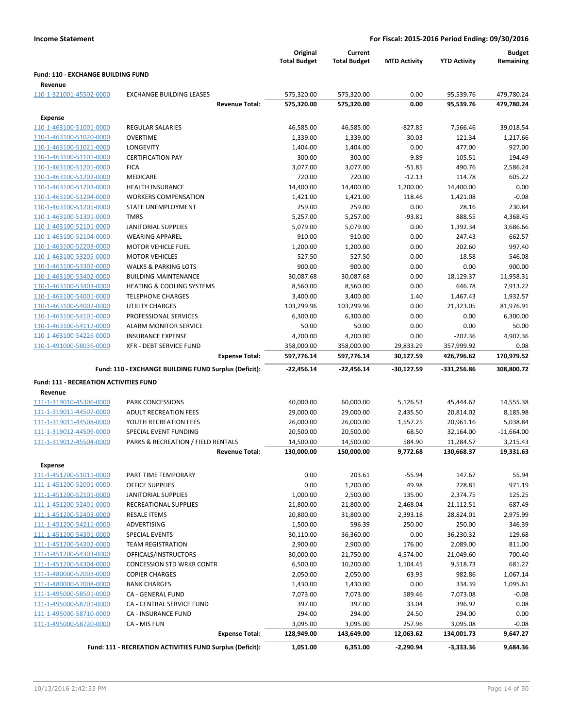**Income Statement** — **For Fiscal: 2015-2016 Period Ending: 09/30/2016**

| | | Original Total Budget | Current Total Budget | MTD Activity | YTD Activity | Budget Remaining |
|---|---|---|---|---|---|---|
| **Fund: 110 - EXCHANGE BUILDING FUND** | | | | | | |
| **Revenue** | | | | | | |
| 110-1-321001-45502-0000 | EXCHANGE BUILDING LEASES | 575,320.00 | 575,320.00 | 0.00 | 95,539.76 | 479,780.24 |
| | **Revenue Total:** | **575,320.00** | **575,320.00** | **0.00** | **95,539.76** | **479,780.24** |
| **Expense** | | | | | | |
| 110-1-463100-51001-0000 | REGULAR SALARIES | 46,585.00 | 46,585.00 | -827.85 | 7,566.46 | 39,018.54 |
| 110-1-463100-51020-0000 | OVERTIME | 1,339.00 | 1,339.00 | -30.03 | 121.34 | 1,217.66 |
| 110-1-463100-51021-0000 | LONGEVITY | 1,404.00 | 1,404.00 | 0.00 | 477.00 | 927.00 |
| 110-1-463100-51101-0000 | CERTIFICATION PAY | 300.00 | 300.00 | -9.89 | 105.51 | 194.49 |
| 110-1-463100-51201-0000 | FICA | 3,077.00 | 3,077.00 | -51.85 | 490.76 | 2,586.24 |
| 110-1-463100-51202-0000 | MEDICARE | 720.00 | 720.00 | -12.13 | 114.78 | 605.22 |
| 110-1-463100-51203-0000 | HEALTH INSURANCE | 14,400.00 | 14,400.00 | 1,200.00 | 14,400.00 | 0.00 |
| 110-1-463100-51204-0000 | WORKERS COMPENSATION | 1,421.00 | 1,421.00 | 118.46 | 1,421.08 | -0.08 |
| 110-1-463100-51205-0000 | STATE UNEMPLOYMENT | 259.00 | 259.00 | 0.00 | 28.16 | 230.84 |
| 110-1-463100-51301-0000 | TMRS | 5,257.00 | 5,257.00 | -93.81 | 888.55 | 4,368.45 |
| 110-1-463100-52101-0000 | JANITORIAL SUPPLIES | 5,079.00 | 5,079.00 | 0.00 | 1,392.34 | 3,686.66 |
| 110-1-463100-52104-0000 | WEARING APPAREL | 910.00 | 910.00 | 0.00 | 247.43 | 662.57 |
| 110-1-463100-52203-0000 | MOTOR VEHICLE FUEL | 1,200.00 | 1,200.00 | 0.00 | 202.60 | 997.40 |
| 110-1-463100-53205-0000 | MOTOR VEHICLES | 527.50 | 527.50 | 0.00 | -18.58 | 546.08 |
| 110-1-463100-53302-0000 | WALKS & PARKING LOTS | 900.00 | 900.00 | 0.00 | 0.00 | 900.00 |
| 110-1-463100-53402-0000 | BUILDING MAINTENANCE | 30,087.68 | 30,087.68 | 0.00 | 18,129.37 | 11,958.31 |
| 110-1-463100-53403-0000 | HEATING & COOLING SYSTEMS | 8,560.00 | 8,560.00 | 0.00 | 646.78 | 7,913.22 |
| 110-1-463100-54001-0000 | TELEPHONE CHARGES | 3,400.00 | 3,400.00 | 1.40 | 1,467.43 | 1,932.57 |
| 110-1-463100-54002-0000 | UTILITY CHARGES | 103,299.96 | 103,299.96 | 0.00 | 21,323.05 | 81,976.91 |
| 110-1-463100-54101-0000 | PROFESSIONAL SERVICES | 6,300.00 | 6,300.00 | 0.00 | 0.00 | 6,300.00 |
| 110-1-463100-54112-0000 | ALARM MONITOR SERVICE | 50.00 | 50.00 | 0.00 | 0.00 | 50.00 |
| 110-1-463100-54226-0000 | INSURANCE EXPENSE | 4,700.00 | 4,700.00 | 0.00 | -207.36 | 4,907.36 |
| 110-1-491000-58036-0000 | XFR - DEBT SERVICE FUND | 358,000.00 | 358,000.00 | 29,833.29 | 357,999.92 | 0.08 |
| | **Expense Total:** | **597,776.14** | **597,776.14** | **30,127.59** | **426,796.62** | **170,979.52** |
| | **Fund: 110 - EXCHANGE BUILDING FUND Surplus (Deficit):** | **-22,456.14** | **-22,456.14** | **-30,127.59** | **-331,256.86** | **308,800.72** |
| **Fund: 111 - RECREATION ACTIVITIES FUND** | | | | | | |
| **Revenue** | | | | | | |
| 111-1-319010-45306-0000 | PARK CONCESSIONS | 40,000.00 | 60,000.00 | 5,126.53 | 45,444.62 | 14,555.38 |
| 111-1-319011-44507-0000 | ADULT RECREATION FEES | 29,000.00 | 29,000.00 | 2,435.50 | 20,814.02 | 8,185.98 |
| 111-1-319011-44508-0000 | YOUTH RECREATION FEES | 26,000.00 | 26,000.00 | 1,557.25 | 20,961.16 | 5,038.84 |
| 111-1-319012-44509-0000 | SPECIAL EVENT FUNDING | 20,500.00 | 20,500.00 | 68.50 | 32,164.00 | -11,664.00 |
| 111-1-319012-45504-0000 | PARKS & RECREATION / FIELD RENTALS | 14,500.00 | 14,500.00 | 584.90 | 11,284.57 | 3,215.43 |
| | **Revenue Total:** | **130,000.00** | **150,000.00** | **9,772.68** | **130,668.37** | **19,331.63** |
| **Expense** | | | | | | |
| 111-1-451200-51011-0000 | PART TIME TEMPORARY | 0.00 | 203.61 | -55.94 | 147.67 | 55.94 |
| 111-1-451200-52001-0000 | OFFICE SUPPLIES | 0.00 | 1,200.00 | 49.98 | 228.81 | 971.19 |
| 111-1-451200-52101-0000 | JANITORIAL SUPPLIES | 1,000.00 | 2,500.00 | 135.00 | 2,374.75 | 125.25 |
| 111-1-451200-52401-0000 | RECREATIONAL SUPPLIES | 21,800.00 | 21,800.00 | 2,468.04 | 21,112.51 | 687.49 |
| 111-1-451200-52403-0000 | RESALE ITEMS | 20,800.00 | 31,800.00 | 2,393.18 | 28,824.01 | 2,975.99 |
| 111-1-451200-54211-0000 | ADVERTISING | 1,500.00 | 596.39 | 250.00 | 250.00 | 346.39 |
| 111-1-451200-54301-0000 | SPECIAL EVENTS | 30,110.00 | 36,360.00 | 0.00 | 36,230.32 | 129.68 |
| 111-1-451200-54302-0000 | TEAM REGISTRATION | 2,900.00 | 2,900.00 | 176.00 | 2,089.00 | 811.00 |
| 111-1-451200-54303-0000 | OFFICALS/INSTRUCTORS | 30,000.00 | 21,750.00 | 4,574.00 | 21,049.60 | 700.40 |
| 111-1-451200-54304-0000 | CONCESSION STD WRKR CONTR | 6,500.00 | 10,200.00 | 1,104.45 | 9,518.73 | 681.27 |
| 111-1-480000-52003-0000 | COPIER CHARGES | 2,050.00 | 2,050.00 | 63.95 | 982.86 | 1,067.14 |
| 111-1-480000-57008-0000 | BANK CHARGES | 1,430.00 | 1,430.00 | 0.00 | 334.39 | 1,095.61 |
| 111-1-495000-58501-0000 | CA - GENERAL FUND | 7,073.00 | 7,073.00 | 589.46 | 7,073.08 | -0.08 |
| 111-1-495000-58701-0000 | CA - CENTRAL SERVICE FUND | 397.00 | 397.00 | 33.04 | 396.92 | 0.08 |
| 111-1-495000-58710-0000 | CA - INSURANCE FUND | 294.00 | 294.00 | 24.50 | 294.00 | 0.00 |
| 111-1-495000-58720-0000 | CA - MIS FUN | 3,095.00 | 3,095.00 | 257.96 | 3,095.08 | -0.08 |
| | **Expense Total:** | **128,949.00** | **143,649.00** | **12,063.62** | **134,001.73** | **9,647.27** |
| | **Fund: 111 - RECREATION ACTIVITIES FUND Surplus (Deficit):** | **1,051.00** | **6,351.00** | **-2,290.94** | **-3,333.36** | **9,684.36** |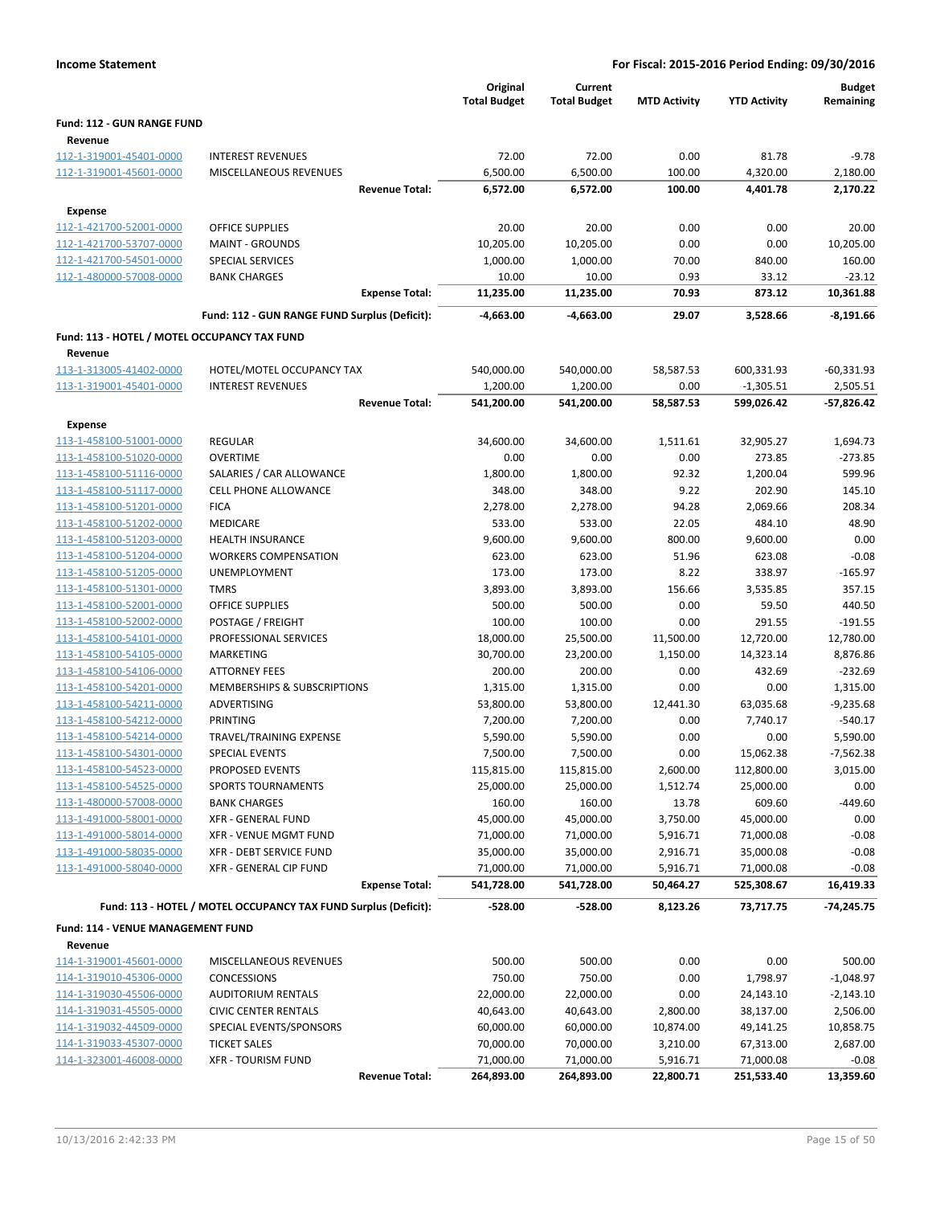**Income Statement** — **For Fiscal: 2015-2016 Period Ending: 09/30/2016**

| | | Original Total Budget | Current Total Budget | MTD Activity | YTD Activity | Budget Remaining |
|---|---|---|---|---|---|---|
| **Fund: 112 - GUN RANGE FUND** | | | | | | |
| **Revenue** | | | | | | |
| 112-1-319001-45401-0000 | INTEREST REVENUES | 72.00 | 72.00 | 0.00 | 81.78 | -9.78 |
| 112-1-319001-45601-0000 | MISCELLANEOUS REVENUES | 6,500.00 | 6,500.00 | 100.00 | 4,320.00 | 2,180.00 |
| | **Revenue Total:** | **6,572.00** | **6,572.00** | **100.00** | **4,401.78** | **2,170.22** |
| **Expense** | | | | | | |
| 112-1-421700-52001-0000 | OFFICE SUPPLIES | 20.00 | 20.00 | 0.00 | 0.00 | 20.00 |
| 112-1-421700-53707-0000 | MAINT - GROUNDS | 10,205.00 | 10,205.00 | 0.00 | 0.00 | 10,205.00 |
| 112-1-421700-54501-0000 | SPECIAL SERVICES | 1,000.00 | 1,000.00 | 70.00 | 840.00 | 160.00 |
| 112-1-480000-57008-0000 | BANK CHARGES | 10.00 | 10.00 | 0.93 | 33.12 | -23.12 |
| | **Expense Total:** | **11,235.00** | **11,235.00** | **70.93** | **873.12** | **10,361.88** |
| | **Fund: 112 - GUN RANGE FUND Surplus (Deficit):** | **-4,663.00** | **-4,663.00** | **29.07** | **3,528.66** | **-8,191.66** |
| **Fund: 113 - HOTEL / MOTEL OCCUPANCY TAX FUND** | | | | | | |
| **Revenue** | | | | | | |
| 113-1-313005-41402-0000 | HOTEL/MOTEL OCCUPANCY TAX | 540,000.00 | 540,000.00 | 58,587.53 | 600,331.93 | -60,331.93 |
| 113-1-319001-45401-0000 | INTEREST REVENUES | 1,200.00 | 1,200.00 | 0.00 | -1,305.51 | 2,505.51 |
| | **Revenue Total:** | **541,200.00** | **541,200.00** | **58,587.53** | **599,026.42** | **-57,826.42** |
| **Expense** | | | | | | |
| 113-1-458100-51001-0000 | REGULAR | 34,600.00 | 34,600.00 | 1,511.61 | 32,905.27 | 1,694.73 |
| 113-1-458100-51020-0000 | OVERTIME | 0.00 | 0.00 | 0.00 | 273.85 | -273.85 |
| 113-1-458100-51116-0000 | SALARIES / CAR ALLOWANCE | 1,800.00 | 1,800.00 | 92.32 | 1,200.04 | 599.96 |
| 113-1-458100-51117-0000 | CELL PHONE ALLOWANCE | 348.00 | 348.00 | 9.22 | 202.90 | 145.10 |
| 113-1-458100-51201-0000 | FICA | 2,278.00 | 2,278.00 | 94.28 | 2,069.66 | 208.34 |
| 113-1-458100-51202-0000 | MEDICARE | 533.00 | 533.00 | 22.05 | 484.10 | 48.90 |
| 113-1-458100-51203-0000 | HEALTH INSURANCE | 9,600.00 | 9,600.00 | 800.00 | 9,600.00 | 0.00 |
| 113-1-458100-51204-0000 | WORKERS COMPENSATION | 623.00 | 623.00 | 51.96 | 623.08 | -0.08 |
| 113-1-458100-51205-0000 | UNEMPLOYMENT | 173.00 | 173.00 | 8.22 | 338.97 | -165.97 |
| 113-1-458100-51301-0000 | TMRS | 3,893.00 | 3,893.00 | 156.66 | 3,535.85 | 357.15 |
| 113-1-458100-52001-0000 | OFFICE SUPPLIES | 500.00 | 500.00 | 0.00 | 59.50 | 440.50 |
| 113-1-458100-52002-0000 | POSTAGE / FREIGHT | 100.00 | 100.00 | 0.00 | 291.55 | -191.55 |
| 113-1-458100-54101-0000 | PROFESSIONAL SERVICES | 18,000.00 | 25,500.00 | 11,500.00 | 12,720.00 | 12,780.00 |
| 113-1-458100-54105-0000 | MARKETING | 30,700.00 | 23,200.00 | 1,150.00 | 14,323.14 | 8,876.86 |
| 113-1-458100-54106-0000 | ATTORNEY FEES | 200.00 | 200.00 | 0.00 | 432.69 | -232.69 |
| 113-1-458100-54201-0000 | MEMBERSHIPS & SUBSCRIPTIONS | 1,315.00 | 1,315.00 | 0.00 | 0.00 | 1,315.00 |
| 113-1-458100-54211-0000 | ADVERTISING | 53,800.00 | 53,800.00 | 12,441.30 | 63,035.68 | -9,235.68 |
| 113-1-458100-54212-0000 | PRINTING | 7,200.00 | 7,200.00 | 0.00 | 7,740.17 | -540.17 |
| 113-1-458100-54214-0000 | TRAVEL/TRAINING EXPENSE | 5,590.00 | 5,590.00 | 0.00 | 0.00 | 5,590.00 |
| 113-1-458100-54301-0000 | SPECIAL EVENTS | 7,500.00 | 7,500.00 | 0.00 | 15,062.38 | -7,562.38 |
| 113-1-458100-54523-0000 | PROPOSED EVENTS | 115,815.00 | 115,815.00 | 2,600.00 | 112,800.00 | 3,015.00 |
| 113-1-458100-54525-0000 | SPORTS TOURNAMENTS | 25,000.00 | 25,000.00 | 1,512.74 | 25,000.00 | 0.00 |
| 113-1-480000-57008-0000 | BANK CHARGES | 160.00 | 160.00 | 13.78 | 609.60 | -449.60 |
| 113-1-491000-58001-0000 | XFR - GENERAL FUND | 45,000.00 | 45,000.00 | 3,750.00 | 45,000.00 | 0.00 |
| 113-1-491000-58014-0000 | XFR - VENUE MGMT FUND | 71,000.00 | 71,000.00 | 5,916.71 | 71,000.08 | -0.08 |
| 113-1-491000-58035-0000 | XFR - DEBT SERVICE FUND | 35,000.00 | 35,000.00 | 2,916.71 | 35,000.08 | -0.08 |
| 113-1-491000-58040-0000 | XFR - GENERAL CIP FUND | 71,000.00 | 71,000.00 | 5,916.71 | 71,000.08 | -0.08 |
| | **Expense Total:** | **541,728.00** | **541,728.00** | **50,464.27** | **525,308.67** | **16,419.33** |
| | **Fund: 113 - HOTEL / MOTEL OCCUPANCY TAX FUND Surplus (Deficit):** | **-528.00** | **-528.00** | **8,123.26** | **73,717.75** | **-74,245.75** |
| **Fund: 114 - VENUE MANAGEMENT FUND** | | | | | | |
| **Revenue** | | | | | | |
| 114-1-319001-45601-0000 | MISCELLANEOUS REVENUES | 500.00 | 500.00 | 0.00 | 0.00 | 500.00 |
| 114-1-319010-45306-0000 | CONCESSIONS | 750.00 | 750.00 | 0.00 | 1,798.97 | -1,048.97 |
| 114-1-319030-45506-0000 | AUDITORIUM RENTALS | 22,000.00 | 22,000.00 | 0.00 | 24,143.10 | -2,143.10 |
| 114-1-319031-45505-0000 | CIVIC CENTER RENTALS | 40,643.00 | 40,643.00 | 2,800.00 | 38,137.00 | 2,506.00 |
| 114-1-319032-44509-0000 | SPECIAL EVENTS/SPONSORS | 60,000.00 | 60,000.00 | 10,874.00 | 49,141.25 | 10,858.75 |
| 114-1-319033-45307-0000 | TICKET SALES | 70,000.00 | 70,000.00 | 3,210.00 | 67,313.00 | 2,687.00 |
| 114-1-323001-46008-0000 | XFR - TOURISM FUND | 71,000.00 | 71,000.00 | 5,916.71 | 71,000.08 | -0.08 |
| | **Revenue Total:** | **264,893.00** | **264,893.00** | **22,800.71** | **251,533.40** | **13,359.60** |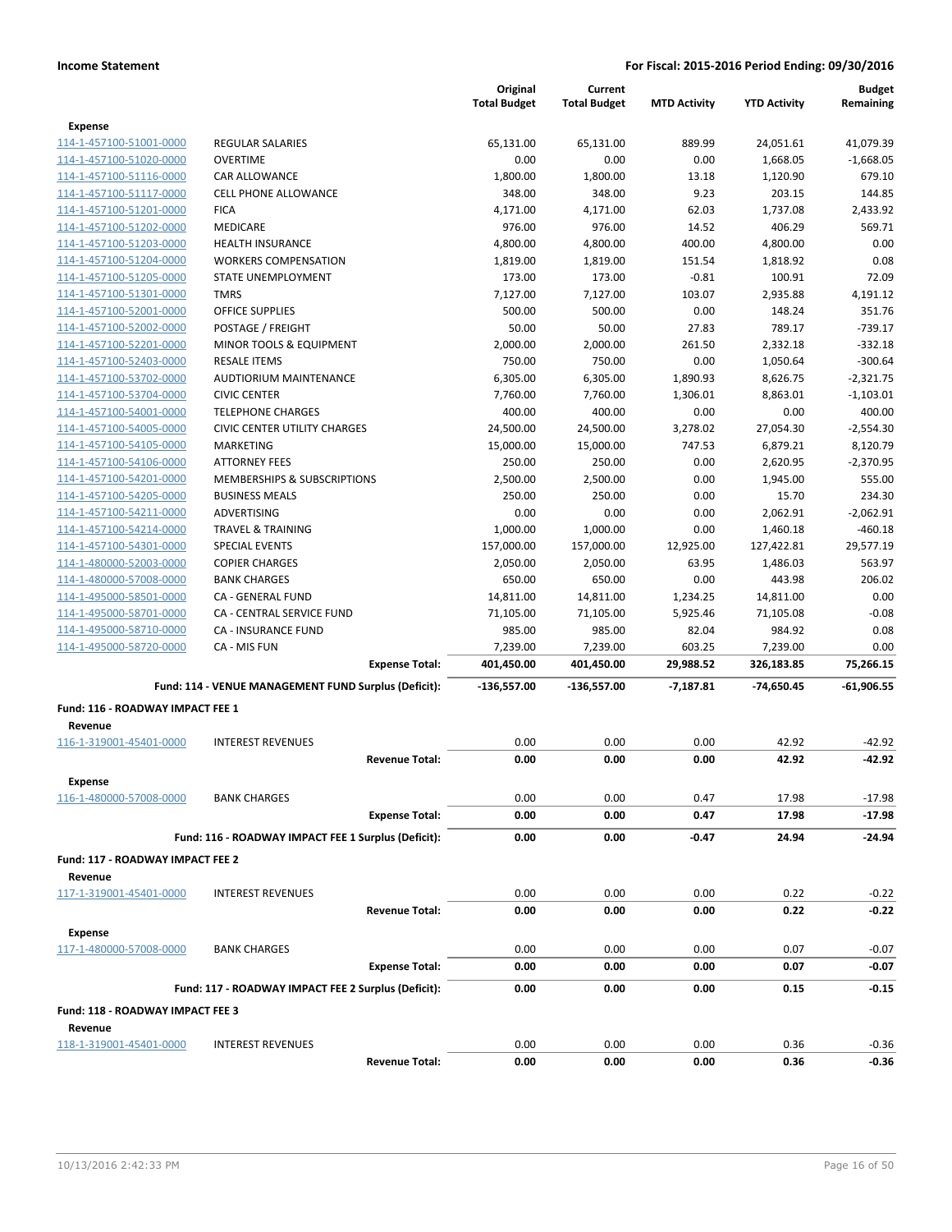**Income Statement** | **For Fiscal: 2015-2016 Period Ending: 09/30/2016**

| | | Original Total Budget | Current Total Budget | MTD Activity | YTD Activity | Budget Remaining |
|---|---|---|---|---|---|---|
| **Expense** | | | | | | |
| 114-1-457100-51001-0000 | REGULAR SALARIES | 65,131.00 | 65,131.00 | 889.99 | 24,051.61 | 41,079.39 |
| 114-1-457100-51020-0000 | OVERTIME | 0.00 | 0.00 | 0.00 | 1,668.05 | -1,668.05 |
| 114-1-457100-51116-0000 | CAR ALLOWANCE | 1,800.00 | 1,800.00 | 13.18 | 1,120.90 | 679.10 |
| 114-1-457100-51117-0000 | CELL PHONE ALLOWANCE | 348.00 | 348.00 | 9.23 | 203.15 | 144.85 |
| 114-1-457100-51201-0000 | FICA | 4,171.00 | 4,171.00 | 62.03 | 1,737.08 | 2,433.92 |
| 114-1-457100-51202-0000 | MEDICARE | 976.00 | 976.00 | 14.52 | 406.29 | 569.71 |
| 114-1-457100-51203-0000 | HEALTH INSURANCE | 4,800.00 | 4,800.00 | 400.00 | 4,800.00 | 0.00 |
| 114-1-457100-51204-0000 | WORKERS COMPENSATION | 1,819.00 | 1,819.00 | 151.54 | 1,818.92 | 0.08 |
| 114-1-457100-51205-0000 | STATE UNEMPLOYMENT | 173.00 | 173.00 | -0.81 | 100.91 | 72.09 |
| 114-1-457100-51301-0000 | TMRS | 7,127.00 | 7,127.00 | 103.07 | 2,935.88 | 4,191.12 |
| 114-1-457100-52001-0000 | OFFICE SUPPLIES | 500.00 | 500.00 | 0.00 | 148.24 | 351.76 |
| 114-1-457100-52002-0000 | POSTAGE / FREIGHT | 50.00 | 50.00 | 27.83 | 789.17 | -739.17 |
| 114-1-457100-52201-0000 | MINOR TOOLS & EQUIPMENT | 2,000.00 | 2,000.00 | 261.50 | 2,332.18 | -332.18 |
| 114-1-457100-52403-0000 | RESALE ITEMS | 750.00 | 750.00 | 0.00 | 1,050.64 | -300.64 |
| 114-1-457100-53702-0000 | AUDTIORIUM MAINTENANCE | 6,305.00 | 6,305.00 | 1,890.93 | 8,626.75 | -2,321.75 |
| 114-1-457100-53704-0000 | CIVIC CENTER | 7,760.00 | 7,760.00 | 1,306.01 | 8,863.01 | -1,103.01 |
| 114-1-457100-54001-0000 | TELEPHONE CHARGES | 400.00 | 400.00 | 0.00 | 0.00 | 400.00 |
| 114-1-457100-54005-0000 | CIVIC CENTER UTILITY CHARGES | 24,500.00 | 24,500.00 | 3,278.02 | 27,054.30 | -2,554.30 |
| 114-1-457100-54105-0000 | MARKETING | 15,000.00 | 15,000.00 | 747.53 | 6,879.21 | 8,120.79 |
| 114-1-457100-54106-0000 | ATTORNEY FEES | 250.00 | 250.00 | 0.00 | 2,620.95 | -2,370.95 |
| 114-1-457100-54201-0000 | MEMBERSHIPS & SUBSCRIPTIONS | 2,500.00 | 2,500.00 | 0.00 | 1,945.00 | 555.00 |
| 114-1-457100-54205-0000 | BUSINESS MEALS | 250.00 | 250.00 | 0.00 | 15.70 | 234.30 |
| 114-1-457100-54211-0000 | ADVERTISING | 0.00 | 0.00 | 0.00 | 2,062.91 | -2,062.91 |
| 114-1-457100-54214-0000 | TRAVEL & TRAINING | 1,000.00 | 1,000.00 | 0.00 | 1,460.18 | -460.18 |
| 114-1-457100-54301-0000 | SPECIAL EVENTS | 157,000.00 | 157,000.00 | 12,925.00 | 127,422.81 | 29,577.19 |
| 114-1-480000-52003-0000 | COPIER CHARGES | 2,050.00 | 2,050.00 | 63.95 | 1,486.03 | 563.97 |
| 114-1-480000-57008-0000 | BANK CHARGES | 650.00 | 650.00 | 0.00 | 443.98 | 206.02 |
| 114-1-495000-58501-0000 | CA - GENERAL FUND | 14,811.00 | 14,811.00 | 1,234.25 | 14,811.00 | 0.00 |
| 114-1-495000-58701-0000 | CA - CENTRAL SERVICE FUND | 71,105.00 | 71,105.00 | 5,925.46 | 71,105.08 | -0.08 |
| 114-1-495000-58710-0000 | CA - INSURANCE FUND | 985.00 | 985.00 | 82.04 | 984.92 | 0.08 |
| 114-1-495000-58720-0000 | CA - MIS FUN | 7,239.00 | 7,239.00 | 603.25 | 7,239.00 | 0.00 |
| | **Expense Total:** | **401,450.00** | **401,450.00** | **29,988.52** | **326,183.85** | **75,266.15** |
| | **Fund: 114 - VENUE MANAGEMENT FUND Surplus (Deficit):** | **-136,557.00** | **-136,557.00** | **-7,187.81** | **-74,650.45** | **-61,906.55** |
| **Fund: 116 - ROADWAY IMPACT FEE 1** | | | | | | |
| **Revenue** | | | | | | |
| 116-1-319001-45401-0000 | INTEREST REVENUES | 0.00 | 0.00 | 0.00 | 42.92 | -42.92 |
| | **Revenue Total:** | **0.00** | **0.00** | **0.00** | **42.92** | **-42.92** |
| **Expense** | | | | | | |
| 116-1-480000-57008-0000 | BANK CHARGES | 0.00 | 0.00 | 0.47 | 17.98 | -17.98 |
| | **Expense Total:** | **0.00** | **0.00** | **0.47** | **17.98** | **-17.98** |
| | **Fund: 116 - ROADWAY IMPACT FEE 1 Surplus (Deficit):** | **0.00** | **0.00** | **-0.47** | **24.94** | **-24.94** |
| **Fund: 117 - ROADWAY IMPACT FEE 2** | | | | | | |
| **Revenue** | | | | | | |
| 117-1-319001-45401-0000 | INTEREST REVENUES | 0.00 | 0.00 | 0.00 | 0.22 | -0.22 |
| | **Revenue Total:** | **0.00** | **0.00** | **0.00** | **0.22** | **-0.22** |
| **Expense** | | | | | | |
| 117-1-480000-57008-0000 | BANK CHARGES | 0.00 | 0.00 | 0.00 | 0.07 | -0.07 |
| | **Expense Total:** | **0.00** | **0.00** | **0.00** | **0.07** | **-0.07** |
| | **Fund: 117 - ROADWAY IMPACT FEE 2 Surplus (Deficit):** | **0.00** | **0.00** | **0.00** | **0.15** | **-0.15** |
| **Fund: 118 - ROADWAY IMPACT FEE 3** | | | | | | |
| **Revenue** | | | | | | |
| 118-1-319001-45401-0000 | INTEREST REVENUES | 0.00 | 0.00 | 0.00 | 0.36 | -0.36 |
| | **Revenue Total:** | **0.00** | **0.00** | **0.00** | **0.36** | **-0.36** |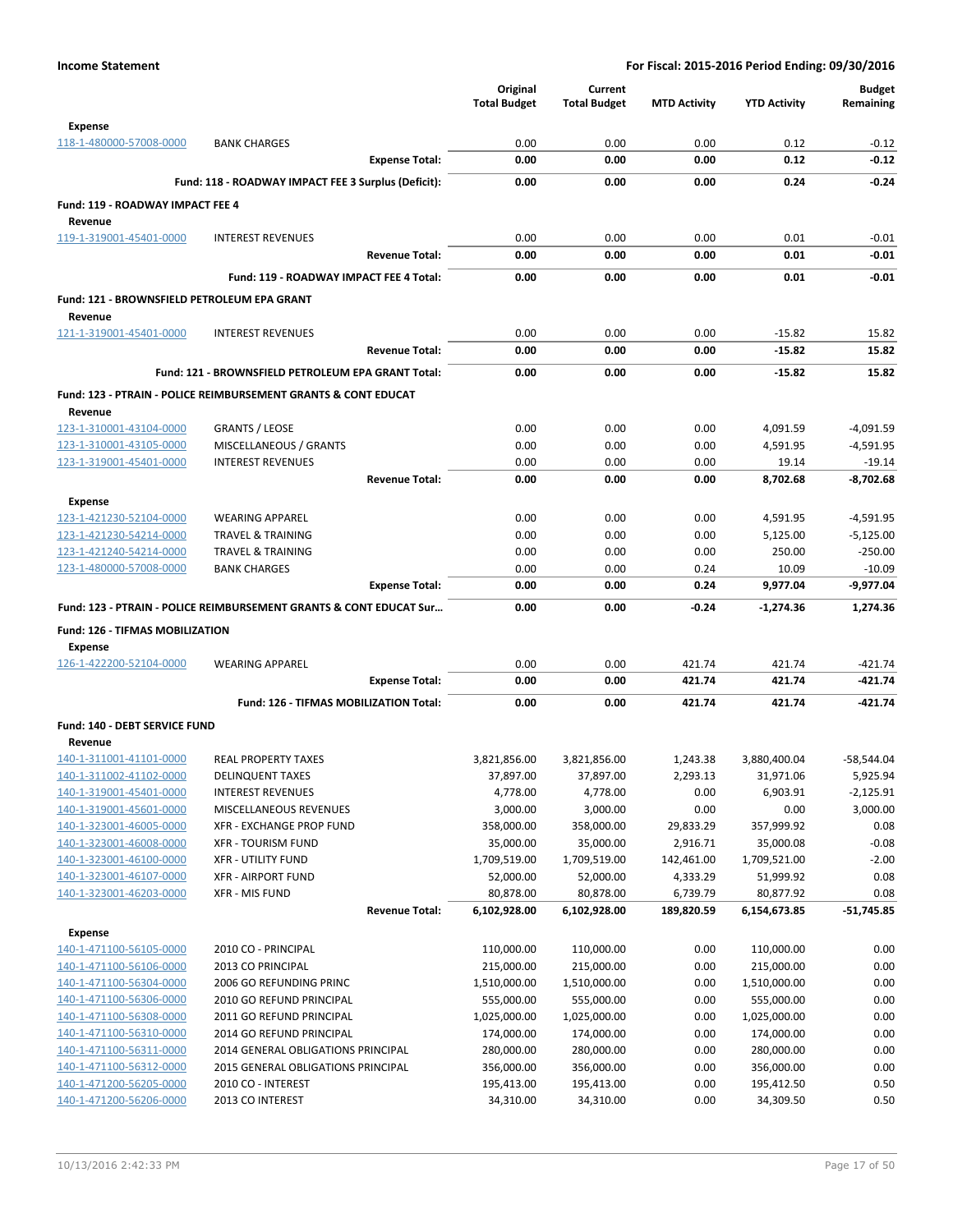**Income Statement** — For Fiscal: 2015-2016 Period Ending: 09/30/2016

| | | Original Total Budget | Current Total Budget | MTD Activity | YTD Activity | Budget Remaining |
|---|---|---|---|---|---|---|
| **Expense** | | | | | | |
| 118-1-480000-57008-0000 | BANK CHARGES | 0.00 | 0.00 | 0.00 | 0.12 | -0.12 |
| | **Expense Total:** | **0.00** | **0.00** | **0.00** | **0.12** | **-0.12** |
| | **Fund: 118 - ROADWAY IMPACT FEE 3 Surplus (Deficit):** | **0.00** | **0.00** | **0.00** | **0.24** | **-0.24** |
| **Fund: 119 - ROADWAY IMPACT FEE 4** | | | | | | |
| **Revenue** | | | | | | |
| 119-1-319001-45401-0000 | INTEREST REVENUES | 0.00 | 0.00 | 0.00 | 0.01 | -0.01 |
| | **Revenue Total:** | **0.00** | **0.00** | **0.00** | **0.01** | **-0.01** |
| | **Fund: 119 - ROADWAY IMPACT FEE 4 Total:** | **0.00** | **0.00** | **0.00** | **0.01** | **-0.01** |
| **Fund: 121 - BROWNSFIELD PETROLEUM EPA GRANT** | | | | | | |
| **Revenue** | | | | | | |
| 121-1-319001-45401-0000 | INTEREST REVENUES | 0.00 | 0.00 | 0.00 | -15.82 | 15.82 |
| | **Revenue Total:** | **0.00** | **0.00** | **0.00** | **-15.82** | **15.82** |
| | **Fund: 121 - BROWNSFIELD PETROLEUM EPA GRANT Total:** | **0.00** | **0.00** | **0.00** | **-15.82** | **15.82** |
| **Fund: 123 - PTRAIN - POLICE REIMBURSEMENT GRANTS & CONT EDUCAT** | | | | | | |
| **Revenue** | | | | | | |
| 123-1-310001-43104-0000 | GRANTS / LEOSE | 0.00 | 0.00 | 0.00 | 4,091.59 | -4,091.59 |
| 123-1-310001-43105-0000 | MISCELLANEOUS / GRANTS | 0.00 | 0.00 | 0.00 | 4,591.95 | -4,591.95 |
| 123-1-319001-45401-0000 | INTEREST REVENUES | 0.00 | 0.00 | 0.00 | 19.14 | -19.14 |
| | **Revenue Total:** | **0.00** | **0.00** | **0.00** | **8,702.68** | **-8,702.68** |
| **Expense** | | | | | | |
| 123-1-421230-52104-0000 | WEARING APPAREL | 0.00 | 0.00 | 0.00 | 4,591.95 | -4,591.95 |
| 123-1-421230-54214-0000 | TRAVEL & TRAINING | 0.00 | 0.00 | 0.00 | 5,125.00 | -5,125.00 |
| 123-1-421240-54214-0000 | TRAVEL & TRAINING | 0.00 | 0.00 | 0.00 | 250.00 | -250.00 |
| 123-1-480000-57008-0000 | BANK CHARGES | 0.00 | 0.00 | 0.24 | 10.09 | -10.09 |
| | **Expense Total:** | **0.00** | **0.00** | **0.24** | **9,977.04** | **-9,977.04** |
| **Fund: 123 - PTRAIN - POLICE REIMBURSEMENT GRANTS & CONT EDUCAT Sur...** | | **0.00** | **0.00** | **-0.24** | **-1,274.36** | **1,274.36** |
| **Fund: 126 - TIFMAS MOBILIZATION** | | | | | | |
| **Expense** | | | | | | |
| 126-1-422200-52104-0000 | WEARING APPAREL | 0.00 | 0.00 | 421.74 | 421.74 | -421.74 |
| | **Expense Total:** | **0.00** | **0.00** | **421.74** | **421.74** | **-421.74** |
| | **Fund: 126 - TIFMAS MOBILIZATION Total:** | **0.00** | **0.00** | **421.74** | **421.74** | **-421.74** |
| **Fund: 140 - DEBT SERVICE FUND** | | | | | | |
| **Revenue** | | | | | | |
| 140-1-311001-41101-0000 | REAL PROPERTY TAXES | 3,821,856.00 | 3,821,856.00 | 1,243.38 | 3,880,400.04 | -58,544.04 |
| 140-1-311002-41102-0000 | DELINQUENT TAXES | 37,897.00 | 37,897.00 | 2,293.13 | 31,971.06 | 5,925.94 |
| 140-1-319001-45401-0000 | INTEREST REVENUES | 4,778.00 | 4,778.00 | 0.00 | 6,903.91 | -2,125.91 |
| 140-1-319001-45601-0000 | MISCELLANEOUS REVENUES | 3,000.00 | 3,000.00 | 0.00 | 0.00 | 3,000.00 |
| 140-1-323001-46005-0000 | XFR - EXCHANGE PROP FUND | 358,000.00 | 358,000.00 | 29,833.29 | 357,999.92 | 0.08 |
| 140-1-323001-46008-0000 | XFR - TOURISM FUND | 35,000.00 | 35,000.00 | 2,916.71 | 35,000.08 | -0.08 |
| 140-1-323001-46100-0000 | XFR - UTILITY FUND | 1,709,519.00 | 1,709,519.00 | 142,461.00 | 1,709,521.00 | -2.00 |
| 140-1-323001-46107-0000 | XFR - AIRPORT FUND | 52,000.00 | 52,000.00 | 4,333.29 | 51,999.92 | 0.08 |
| 140-1-323001-46203-0000 | XFR - MIS FUND | 80,878.00 | 80,878.00 | 6,739.79 | 80,877.92 | 0.08 |
| | **Revenue Total:** | **6,102,928.00** | **6,102,928.00** | **189,820.59** | **6,154,673.85** | **-51,745.85** |
| **Expense** | | | | | | |
| 140-1-471100-56105-0000 | 2010 CO - PRINCIPAL | 110,000.00 | 110,000.00 | 0.00 | 110,000.00 | 0.00 |
| 140-1-471100-56106-0000 | 2013 CO PRINCIPAL | 215,000.00 | 215,000.00 | 0.00 | 215,000.00 | 0.00 |
| 140-1-471100-56304-0000 | 2006 GO REFUNDING PRINC | 1,510,000.00 | 1,510,000.00 | 0.00 | 1,510,000.00 | 0.00 |
| 140-1-471100-56306-0000 | 2010 GO REFUND PRINCIPAL | 555,000.00 | 555,000.00 | 0.00 | 555,000.00 | 0.00 |
| 140-1-471100-56308-0000 | 2011 GO REFUND PRINCIPAL | 1,025,000.00 | 1,025,000.00 | 0.00 | 1,025,000.00 | 0.00 |
| 140-1-471100-56310-0000 | 2014 GO REFUND PRINCIPAL | 174,000.00 | 174,000.00 | 0.00 | 174,000.00 | 0.00 |
| 140-1-471100-56311-0000 | 2014 GENERAL OBLIGATIONS PRINCIPAL | 280,000.00 | 280,000.00 | 0.00 | 280,000.00 | 0.00 |
| 140-1-471100-56312-0000 | 2015 GENERAL OBLIGATIONS PRINCIPAL | 356,000.00 | 356,000.00 | 0.00 | 356,000.00 | 0.00 |
| 140-1-471200-56205-0000 | 2010 CO - INTEREST | 195,413.00 | 195,413.00 | 0.00 | 195,412.50 | 0.50 |
| 140-1-471200-56206-0000 | 2013 CO INTEREST | 34,310.00 | 34,310.00 | 0.00 | 34,309.50 | 0.50 |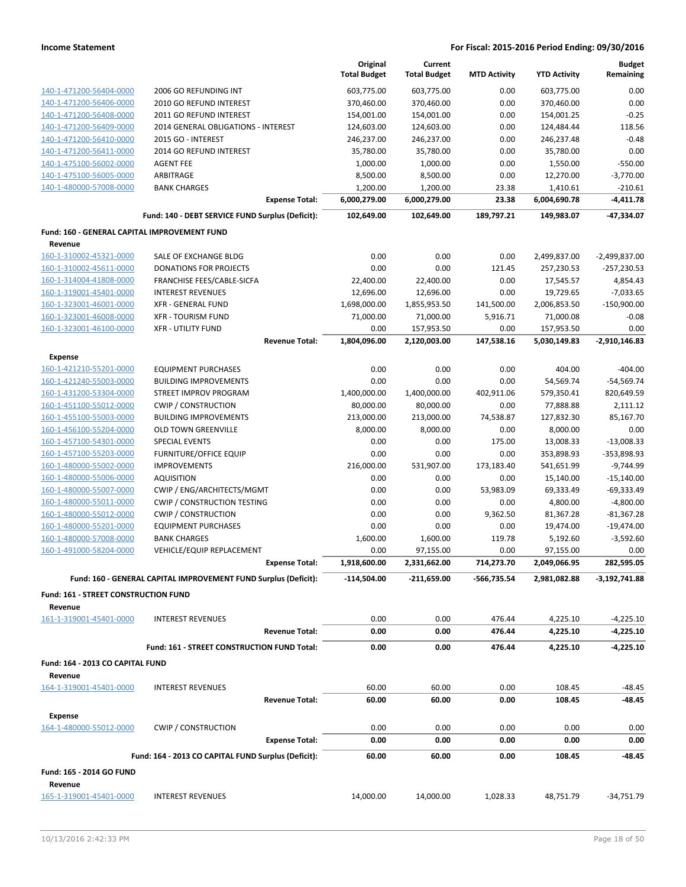**Income Statement** | **For Fiscal: 2015-2016 Period Ending: 09/30/2016**

| | | Original Total Budget | Current Total Budget | MTD Activity | YTD Activity | Budget Remaining |
|---|---|---|---|---|---|---|
| 140-1-471200-56404-0000 | 2006 GO REFUNDING INT | 603,775.00 | 603,775.00 | 0.00 | 603,775.00 | 0.00 |
| 140-1-471200-56406-0000 | 2010 GO REFUND INTEREST | 370,460.00 | 370,460.00 | 0.00 | 370,460.00 | 0.00 |
| 140-1-471200-56408-0000 | 2011 GO REFUND INTEREST | 154,001.00 | 154,001.00 | 0.00 | 154,001.25 | -0.25 |
| 140-1-471200-56409-0000 | 2014 GENERAL OBLIGATIONS - INTEREST | 124,603.00 | 124,603.00 | 0.00 | 124,484.44 | 118.56 |
| 140-1-471200-56410-0000 | 2015 GO - INTEREST | 246,237.00 | 246,237.00 | 0.00 | 246,237.48 | -0.48 |
| 140-1-471200-56411-0000 | 2014 GO REFUND INTEREST | 35,780.00 | 35,780.00 | 0.00 | 35,780.00 | 0.00 |
| 140-1-475100-56002-0000 | AGENT FEE | 1,000.00 | 1,000.00 | 0.00 | 1,550.00 | -550.00 |
| 140-1-475100-56005-0000 | ARBITRAGE | 8,500.00 | 8,500.00 | 0.00 | 12,270.00 | -3,770.00 |
| 140-1-480000-57008-0000 | BANK CHARGES | 1,200.00 | 1,200.00 | 23.38 | 1,410.61 | -210.61 |
| | **Expense Total:** | **6,000,279.00** | **6,000,279.00** | **23.38** | **6,004,690.78** | **-4,411.78** |
| | **Fund: 140 - DEBT SERVICE FUND Surplus (Deficit):** | **102,649.00** | **102,649.00** | **189,797.21** | **149,983.07** | **-47,334.07** |
| **Fund: 160 - GENERAL CAPITAL IMPROVEMENT FUND** | | | | | | |
| **Revenue** | | | | | | |
| 160-1-310002-45321-0000 | SALE OF EXCHANGE BLDG | 0.00 | 0.00 | 0.00 | 2,499,837.00 | -2,499,837.00 |
| 160-1-310002-45611-0000 | DONATIONS FOR PROJECTS | 0.00 | 0.00 | 121.45 | 257,230.53 | -257,230.53 |
| 160-1-314004-41808-0000 | FRANCHISE FEES/CABLE-SICFA | 22,400.00 | 22,400.00 | 0.00 | 17,545.57 | 4,854.43 |
| 160-1-319001-45401-0000 | INTEREST REVENUES | 12,696.00 | 12,696.00 | 0.00 | 19,729.65 | -7,033.65 |
| 160-1-323001-46001-0000 | XFR - GENERAL FUND | 1,698,000.00 | 1,855,953.50 | 141,500.00 | 2,006,853.50 | -150,900.00 |
| 160-1-323001-46008-0000 | XFR - TOURISM FUND | 71,000.00 | 71,000.00 | 5,916.71 | 71,000.08 | -0.08 |
| 160-1-323001-46100-0000 | XFR - UTILITY FUND | 0.00 | 157,953.50 | 0.00 | 157,953.50 | 0.00 |
| | **Revenue Total:** | **1,804,096.00** | **2,120,003.00** | **147,538.16** | **5,030,149.83** | **-2,910,146.83** |
| **Expense** | | | | | | |
| 160-1-421210-55201-0000 | EQUIPMENT PURCHASES | 0.00 | 0.00 | 0.00 | 404.00 | -404.00 |
| 160-1-421240-55003-0000 | BUILDING IMPROVEMENTS | 0.00 | 0.00 | 0.00 | 54,569.74 | -54,569.74 |
| 160-1-431200-53304-0000 | STREET IMPROV PROGRAM | 1,400,000.00 | 1,400,000.00 | 402,911.06 | 579,350.41 | 820,649.59 |
| 160-1-451100-55012-0000 | CWIP / CONSTRUCTION | 80,000.00 | 80,000.00 | 0.00 | 77,888.88 | 2,111.12 |
| 160-1-455100-55003-0000 | BUILDING IMPROVEMENTS | 213,000.00 | 213,000.00 | 74,538.87 | 127,832.30 | 85,167.70 |
| 160-1-456100-55204-0000 | OLD TOWN GREENVILLE | 8,000.00 | 8,000.00 | 0.00 | 8,000.00 | 0.00 |
| 160-1-457100-54301-0000 | SPECIAL EVENTS | 0.00 | 0.00 | 175.00 | 13,008.33 | -13,008.33 |
| 160-1-457100-55203-0000 | FURNITURE/OFFICE EQUIP | 0.00 | 0.00 | 0.00 | 353,898.93 | -353,898.93 |
| 160-1-480000-55002-0000 | IMPROVEMENTS | 216,000.00 | 531,907.00 | 173,183.40 | 541,651.99 | -9,744.99 |
| 160-1-480000-55006-0000 | AQUISITION | 0.00 | 0.00 | 0.00 | 15,140.00 | -15,140.00 |
| 160-1-480000-55007-0000 | CWIP / ENG/ARCHITECTS/MGMT | 0.00 | 0.00 | 53,983.09 | 69,333.49 | -69,333.49 |
| 160-1-480000-55011-0000 | CWIP / CONSTRUCTION TESTING | 0.00 | 0.00 | 0.00 | 4,800.00 | -4,800.00 |
| 160-1-480000-55012-0000 | CWIP / CONSTRUCTION | 0.00 | 0.00 | 9,362.50 | 81,367.28 | -81,367.28 |
| 160-1-480000-55201-0000 | EQUIPMENT PURCHASES | 0.00 | 0.00 | 0.00 | 19,474.00 | -19,474.00 |
| 160-1-480000-57008-0000 | BANK CHARGES | 1,600.00 | 1,600.00 | 119.78 | 5,192.60 | -3,592.60 |
| 160-1-491000-58204-0000 | VEHICLE/EQUIP REPLACEMENT | 0.00 | 97,155.00 | 0.00 | 97,155.00 | 0.00 |
| | **Expense Total:** | **1,918,600.00** | **2,331,662.00** | **714,273.70** | **2,049,066.95** | **282,595.05** |
| | **Fund: 160 - GENERAL CAPITAL IMPROVEMENT FUND Surplus (Deficit):** | **-114,504.00** | **-211,659.00** | **-566,735.54** | **2,981,082.88** | **-3,192,741.88** |
| **Fund: 161 - STREET CONSTRUCTION FUND** | | | | | | |
| **Revenue** | | | | | | |
| 161-1-319001-45401-0000 | INTEREST REVENUES | 0.00 | 0.00 | 476.44 | 4,225.10 | -4,225.10 |
| | **Revenue Total:** | **0.00** | **0.00** | **476.44** | **4,225.10** | **-4,225.10** |
| | **Fund: 161 - STREET CONSTRUCTION FUND Total:** | **0.00** | **0.00** | **476.44** | **4,225.10** | **-4,225.10** |
| **Fund: 164 - 2013 CO CAPITAL FUND** | | | | | | |
| **Revenue** | | | | | | |
| 164-1-319001-45401-0000 | INTEREST REVENUES | 60.00 | 60.00 | 0.00 | 108.45 | -48.45 |
| | **Revenue Total:** | **60.00** | **60.00** | **0.00** | **108.45** | **-48.45** |
| **Expense** | | | | | | |
| 164-1-480000-55012-0000 | CWIP / CONSTRUCTION | 0.00 | 0.00 | 0.00 | 0.00 | 0.00 |
| | **Expense Total:** | **0.00** | **0.00** | **0.00** | **0.00** | **0.00** |
| | **Fund: 164 - 2013 CO CAPITAL FUND Surplus (Deficit):** | **60.00** | **60.00** | **0.00** | **108.45** | **-48.45** |
| **Fund: 165 - 2014 GO FUND** | | | | | | |
| **Revenue** | | | | | | |
| 165-1-319001-45401-0000 | INTEREST REVENUES | 14,000.00 | 14,000.00 | 1,028.33 | 48,751.79 | -34,751.79 |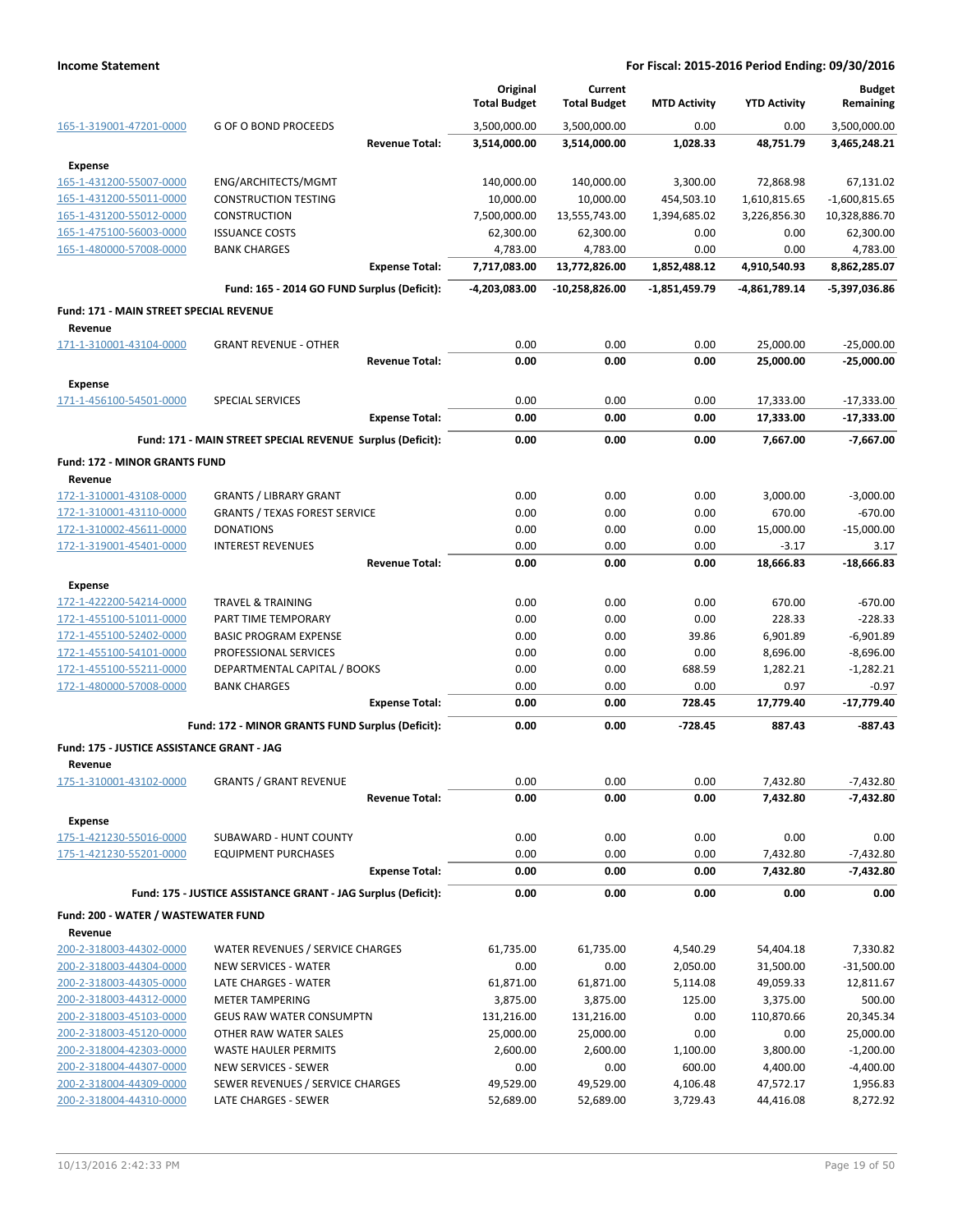| | | Original Total Budget | Current Total Budget | MTD Activity | YTD Activity | Budget Remaining |
|---|---|---|---|---|---|---|
| 165-1-319001-47201-0000 | G OF O BOND PROCEEDS | 3,500,000.00 | 3,500,000.00 | 0.00 | 0.00 | 3,500,000.00 |
| | **Revenue Total:** | **3,514,000.00** | **3,514,000.00** | **1,028.33** | **48,751.79** | **3,465,248.21** |
| **Expense** | | | | | | |
| 165-1-431200-55007-0000 | ENG/ARCHITECTS/MGMT | 140,000.00 | 140,000.00 | 3,300.00 | 72,868.98 | 67,131.02 |
| 165-1-431200-55011-0000 | CONSTRUCTION TESTING | 10,000.00 | 10,000.00 | 454,503.10 | 1,610,815.65 | -1,600,815.65 |
| 165-1-431200-55012-0000 | CONSTRUCTION | 7,500,000.00 | 13,555,743.00 | 1,394,685.02 | 3,226,856.30 | 10,328,886.70 |
| 165-1-475100-56003-0000 | ISSUANCE COSTS | 62,300.00 | 62,300.00 | 0.00 | 0.00 | 62,300.00 |
| 165-1-480000-57008-0000 | BANK CHARGES | 4,783.00 | 4,783.00 | 0.00 | 0.00 | 4,783.00 |
| | **Expense Total:** | **7,717,083.00** | **13,772,826.00** | **1,852,488.12** | **4,910,540.93** | **8,862,285.07** |
| | **Fund: 165 - 2014 GO FUND Surplus (Deficit):** | **-4,203,083.00** | **-10,258,826.00** | **-1,851,459.79** | **-4,861,789.14** | **-5,397,036.86** |
| **Fund: 171 - MAIN STREET SPECIAL REVENUE** | | | | | | |
| **Revenue** | | | | | | |
| 171-1-310001-43104-0000 | GRANT REVENUE - OTHER | 0.00 | 0.00 | 0.00 | 25,000.00 | -25,000.00 |
| | **Revenue Total:** | **0.00** | **0.00** | **0.00** | **25,000.00** | **-25,000.00** |
| **Expense** | | | | | | |
| 171-1-456100-54501-0000 | SPECIAL SERVICES | 0.00 | 0.00 | 0.00 | 17,333.00 | -17,333.00 |
| | **Expense Total:** | **0.00** | **0.00** | **0.00** | **17,333.00** | **-17,333.00** |
| | **Fund: 171 - MAIN STREET SPECIAL REVENUE Surplus (Deficit):** | **0.00** | **0.00** | **0.00** | **7,667.00** | **-7,667.00** |
| **Fund: 172 - MINOR GRANTS FUND** | | | | | | |
| **Revenue** | | | | | | |
| 172-1-310001-43108-0000 | GRANTS / LIBRARY GRANT | 0.00 | 0.00 | 0.00 | 3,000.00 | -3,000.00 |
| 172-1-310001-43110-0000 | GRANTS / TEXAS FOREST SERVICE | 0.00 | 0.00 | 0.00 | 670.00 | -670.00 |
| 172-1-310002-45611-0000 | DONATIONS | 0.00 | 0.00 | 0.00 | 15,000.00 | -15,000.00 |
| 172-1-319001-45401-0000 | INTEREST REVENUES | 0.00 | 0.00 | 0.00 | -3.17 | 3.17 |
| | **Revenue Total:** | **0.00** | **0.00** | **0.00** | **18,666.83** | **-18,666.83** |
| **Expense** | | | | | | |
| 172-1-422200-54214-0000 | TRAVEL & TRAINING | 0.00 | 0.00 | 0.00 | 670.00 | -670.00 |
| 172-1-455100-51011-0000 | PART TIME TEMPORARY | 0.00 | 0.00 | 0.00 | 228.33 | -228.33 |
| 172-1-455100-52402-0000 | BASIC PROGRAM EXPENSE | 0.00 | 0.00 | 39.86 | 6,901.89 | -6,901.89 |
| 172-1-455100-54101-0000 | PROFESSIONAL SERVICES | 0.00 | 0.00 | 0.00 | 8,696.00 | -8,696.00 |
| 172-1-455100-55211-0000 | DEPARTMENTAL CAPITAL / BOOKS | 0.00 | 0.00 | 688.59 | 1,282.21 | -1,282.21 |
| 172-1-480000-57008-0000 | BANK CHARGES | 0.00 | 0.00 | 0.00 | 0.97 | -0.97 |
| | **Expense Total:** | **0.00** | **0.00** | **728.45** | **17,779.40** | **-17,779.40** |
| | **Fund: 172 - MINOR GRANTS FUND Surplus (Deficit):** | **0.00** | **0.00** | **-728.45** | **887.43** | **-887.43** |
| **Fund: 175 - JUSTICE ASSISTANCE GRANT - JAG** | | | | | | |
| **Revenue** | | | | | | |
| 175-1-310001-43102-0000 | GRANTS / GRANT REVENUE | 0.00 | 0.00 | 0.00 | 7,432.80 | -7,432.80 |
| | **Revenue Total:** | **0.00** | **0.00** | **0.00** | **7,432.80** | **-7,432.80** |
| **Expense** | | | | | | |
| 175-1-421230-55016-0000 | SUBAWARD - HUNT COUNTY | 0.00 | 0.00 | 0.00 | 0.00 | 0.00 |
| 175-1-421230-55201-0000 | EQUIPMENT PURCHASES | 0.00 | 0.00 | 0.00 | 7,432.80 | -7,432.80 |
| | **Expense Total:** | **0.00** | **0.00** | **0.00** | **7,432.80** | **-7,432.80** |
| | **Fund: 175 - JUSTICE ASSISTANCE GRANT - JAG Surplus (Deficit):** | **0.00** | **0.00** | **0.00** | **0.00** | **0.00** |
| **Fund: 200 - WATER / WASTEWATER FUND** | | | | | | |
| **Revenue** | | | | | | |
| 200-2-318003-44302-0000 | WATER REVENUES / SERVICE CHARGES | 61,735.00 | 61,735.00 | 4,540.29 | 54,404.18 | 7,330.82 |
| 200-2-318003-44304-0000 | NEW SERVICES - WATER | 0.00 | 0.00 | 2,050.00 | 31,500.00 | -31,500.00 |
| 200-2-318003-44305-0000 | LATE CHARGES - WATER | 61,871.00 | 61,871.00 | 5,114.08 | 49,059.33 | 12,811.67 |
| 200-2-318003-44312-0000 | METER TAMPERING | 3,875.00 | 3,875.00 | 125.00 | 3,375.00 | 500.00 |
| 200-2-318003-45103-0000 | GEUS RAW WATER CONSUMPTN | 131,216.00 | 131,216.00 | 0.00 | 110,870.66 | 20,345.34 |
| 200-2-318003-45120-0000 | OTHER RAW WATER SALES | 25,000.00 | 25,000.00 | 0.00 | 0.00 | 25,000.00 |
| 200-2-318004-42303-0000 | WASTE HAULER PERMITS | 2,600.00 | 2,600.00 | 1,100.00 | 3,800.00 | -1,200.00 |
| 200-2-318004-44307-0000 | NEW SERVICES - SEWER | 0.00 | 0.00 | 600.00 | 4,400.00 | -4,400.00 |
| 200-2-318004-44309-0000 | SEWER REVENUES / SERVICE CHARGES | 49,529.00 | 49,529.00 | 4,106.48 | 47,572.17 | 1,956.83 |
| 200-2-318004-44310-0000 | LATE CHARGES - SEWER | 52,689.00 | 52,689.00 | 3,729.43 | 44,416.08 | 8,272.92 |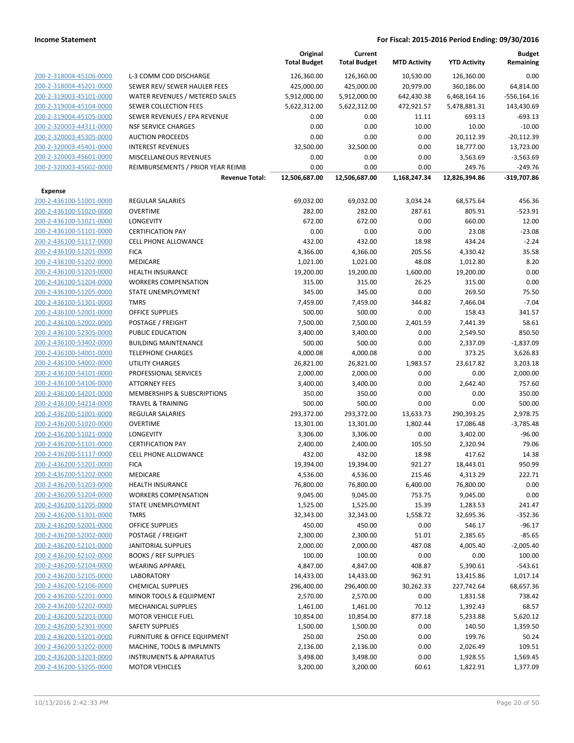| | | Original Total Budget | Current Total Budget | MTD Activity | YTD Activity | Budget Remaining |
|---|---|---|---|---|---|---|
| 200-2-318004-45106-0000 | L-3 COMM COD DISCHARGE | 126,360.00 | 126,360.00 | 10,530.00 | 126,360.00 | 0.00 |
| 200-2-318004-45201-0000 | SEWER REV/ SEWER HAULER FEES | 425,000.00 | 425,000.00 | 20,979.00 | 360,186.00 | 64,814.00 |
| 200-2-319003-45101-0000 | WATER REVENUES / METERED SALES | 5,912,000.00 | 5,912,000.00 | 642,430.38 | 6,468,164.16 | -556,164.16 |
| 200-2-319004-45104-0000 | SEWER COLLECTION FEES | 5,622,312.00 | 5,622,312.00 | 472,921.57 | 5,478,881.31 | 143,430.69 |
| 200-2-319004-45105-0000 | SEWER REVENUES / EPA REVENUE | 0.00 | 0.00 | 11.11 | 693.13 | -693.13 |
| 200-2-320003-44311-0000 | NSF SERVICE CHARGES | 0.00 | 0.00 | 10.00 | 10.00 | -10.00 |
| 200-2-320003-45305-0000 | AUCTION PROCEEDS | 0.00 | 0.00 | 0.00 | 20,112.39 | -20,112.39 |
| 200-2-320003-45401-0000 | INTEREST REVENUES | 32,500.00 | 32,500.00 | 0.00 | 18,777.00 | 13,723.00 |
| 200-2-320003-45601-0000 | MISCELLANEOUS REVENUES | 0.00 | 0.00 | 0.00 | 3,563.69 | -3,563.69 |
| 200-2-320003-45602-0000 | REIMBURSEMENTS / PRIOR YEAR REIMB | 0.00 | 0.00 | 0.00 | 249.76 | -249.76 |
| | **Revenue Total:** | **12,506,687.00** | **12,506,687.00** | **1,168,247.34** | **12,826,394.86** | **-319,707.86** |
| **Expense** | | | | | | |
| 200-2-436100-51001-0000 | REGULAR SALARIES | 69,032.00 | 69,032.00 | 3,034.24 | 68,575.64 | 456.36 |
| 200-2-436100-51020-0000 | OVERTIME | 282.00 | 282.00 | 287.61 | 805.91 | -523.91 |
| 200-2-436100-51021-0000 | LONGEVITY | 672.00 | 672.00 | 0.00 | 660.00 | 12.00 |
| 200-2-436100-51101-0000 | CERTIFICATION PAY | 0.00 | 0.00 | 0.00 | 23.08 | -23.08 |
| 200-2-436100-51117-0000 | CELL PHONE ALLOWANCE | 432.00 | 432.00 | 18.98 | 434.24 | -2.24 |
| 200-2-436100-51201-0000 | FICA | 4,366.00 | 4,366.00 | 205.56 | 4,330.42 | 35.58 |
| 200-2-436100-51202-0000 | MEDICARE | 1,021.00 | 1,021.00 | 48.08 | 1,012.80 | 8.20 |
| 200-2-436100-51203-0000 | HEALTH INSURANCE | 19,200.00 | 19,200.00 | 1,600.00 | 19,200.00 | 0.00 |
| 200-2-436100-51204-0000 | WORKERS COMPENSATION | 315.00 | 315.00 | 26.25 | 315.00 | 0.00 |
| 200-2-436100-51205-0000 | STATE UNEMPLOYMENT | 345.00 | 345.00 | 0.00 | 269.50 | 75.50 |
| 200-2-436100-51301-0000 | TMRS | 7,459.00 | 7,459.00 | 344.82 | 7,466.04 | -7.04 |
| 200-2-436100-52001-0000 | OFFICE SUPPLIES | 500.00 | 500.00 | 0.00 | 158.43 | 341.57 |
| 200-2-436100-52002-0000 | POSTAGE / FREIGHT | 7,500.00 | 7,500.00 | 2,401.59 | 7,441.39 | 58.61 |
| 200-2-436100-52305-0000 | PUBLIC EDUCATION | 3,400.00 | 3,400.00 | 0.00 | 2,549.50 | 850.50 |
| 200-2-436100-53402-0000 | BUILDING MAINTENANCE | 500.00 | 500.00 | 0.00 | 2,337.09 | -1,837.09 |
| 200-2-436100-54001-0000 | TELEPHONE CHARGES | 4,000.08 | 4,000.08 | 0.00 | 373.25 | 3,626.83 |
| 200-2-436100-54002-0000 | UTILITY CHARGES | 26,821.00 | 26,821.00 | 1,983.57 | 23,617.82 | 3,203.18 |
| 200-2-436100-54101-0000 | PROFESSIONAL SERVICES | 2,000.00 | 2,000.00 | 0.00 | 0.00 | 2,000.00 |
| 200-2-436100-54106-0000 | ATTORNEY FEES | 3,400.00 | 3,400.00 | 0.00 | 2,642.40 | 757.60 |
| 200-2-436100-54201-0000 | MEMBERSHIPS & SUBSCRIPTIONS | 350.00 | 350.00 | 0.00 | 0.00 | 350.00 |
| 200-2-436100-54214-0000 | TRAVEL & TRAINING | 500.00 | 500.00 | 0.00 | 0.00 | 500.00 |
| 200-2-436200-51001-0000 | REGULAR SALARIES | 293,372.00 | 293,372.00 | 13,633.73 | 290,393.25 | 2,978.75 |
| 200-2-436200-51020-0000 | OVERTIME | 13,301.00 | 13,301.00 | 1,802.44 | 17,086.48 | -3,785.48 |
| 200-2-436200-51021-0000 | LONGEVITY | 3,306.00 | 3,306.00 | 0.00 | 3,402.00 | -96.00 |
| 200-2-436200-51101-0000 | CERTIFICATION PAY | 2,400.00 | 2,400.00 | 105.50 | 2,320.94 | 79.06 |
| 200-2-436200-51117-0000 | CELL PHONE ALLOWANCE | 432.00 | 432.00 | 18.98 | 417.62 | 14.38 |
| 200-2-436200-51201-0000 | FICA | 19,394.00 | 19,394.00 | 921.27 | 18,443.01 | 950.99 |
| 200-2-436200-51202-0000 | MEDICARE | 4,536.00 | 4,536.00 | 215.46 | 4,313.29 | 222.71 |
| 200-2-436200-51203-0000 | HEALTH INSURANCE | 76,800.00 | 76,800.00 | 6,400.00 | 76,800.00 | 0.00 |
| 200-2-436200-51204-0000 | WORKERS COMPENSATION | 9,045.00 | 9,045.00 | 753.75 | 9,045.00 | 0.00 |
| 200-2-436200-51205-0000 | STATE UNEMPLOYMENT | 1,525.00 | 1,525.00 | 15.39 | 1,283.53 | 241.47 |
| 200-2-436200-51301-0000 | TMRS | 32,343.00 | 32,343.00 | 1,558.72 | 32,695.36 | -352.36 |
| 200-2-436200-52001-0000 | OFFICE SUPPLIES | 450.00 | 450.00 | 0.00 | 546.17 | -96.17 |
| 200-2-436200-52002-0000 | POSTAGE / FREIGHT | 2,300.00 | 2,300.00 | 51.01 | 2,385.65 | -85.65 |
| 200-2-436200-52101-0000 | JANITORIAL SUPPLIES | 2,000.00 | 2,000.00 | 487.08 | 4,005.40 | -2,005.40 |
| 200-2-436200-52102-0000 | BOOKS / REF SUPPLIES | 100.00 | 100.00 | 0.00 | 0.00 | 100.00 |
| 200-2-436200-52104-0000 | WEARING APPAREL | 4,847.00 | 4,847.00 | 408.87 | 5,390.61 | -543.61 |
| 200-2-436200-52105-0000 | LABORATORY | 14,433.00 | 14,433.00 | 962.91 | 13,415.86 | 1,017.14 |
| 200-2-436200-52106-0000 | CHEMICAL SUPPLIES | 296,400.00 | 296,400.00 | 30,262.33 | 227,742.64 | 68,657.36 |
| 200-2-436200-52201-0000 | MINOR TOOLS & EQUIPMENT | 2,570.00 | 2,570.00 | 0.00 | 1,831.58 | 738.42 |
| 200-2-436200-52202-0000 | MECHANICAL SUPPLIES | 1,461.00 | 1,461.00 | 70.12 | 1,392.43 | 68.57 |
| 200-2-436200-52203-0000 | MOTOR VEHICLE FUEL | 10,854.00 | 10,854.00 | 877.18 | 5,233.88 | 5,620.12 |
| 200-2-436200-52301-0000 | SAFETY SUPPLIES | 1,500.00 | 1,500.00 | 0.00 | 140.50 | 1,359.50 |
| 200-2-436200-53201-0000 | FURNITURE & OFFICE EQUIPMENT | 250.00 | 250.00 | 0.00 | 199.76 | 50.24 |
| 200-2-436200-53202-0000 | MACHINE, TOOLS & IMPLMNTS | 2,136.00 | 2,136.00 | 0.00 | 2,026.49 | 109.51 |
| 200-2-436200-53203-0000 | INSTRUMENTS & APPARATUS | 3,498.00 | 3,498.00 | 0.00 | 1,928.55 | 1,569.45 |
| 200-2-436200-53205-0000 | MOTOR VEHICLES | 3,200.00 | 3,200.00 | 60.61 | 1,822.91 | 1,377.09 |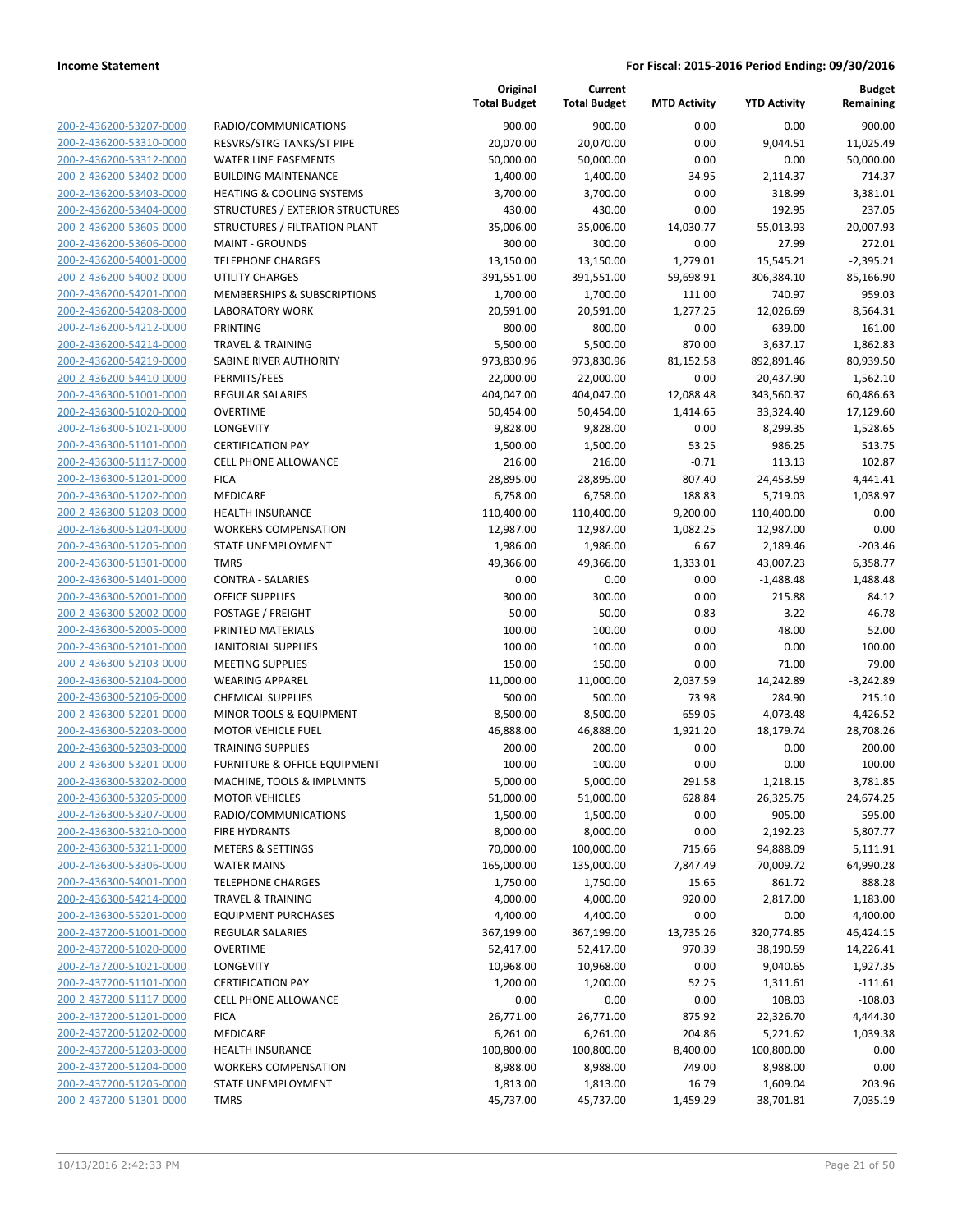**Income Statement** — For Fiscal: 2015-2016 Period Ending: 09/30/2016

| | | Original Total Budget | Current Total Budget | MTD Activity | YTD Activity | Budget Remaining |
|---|---|---|---|---|---|---|
| 200-2-436200-53207-0000 | RADIO/COMMUNICATIONS | 900.00 | 900.00 | 0.00 | 0.00 | 900.00 |
| 200-2-436200-53310-0000 | RESVRS/STRG TANKS/ST PIPE | 20,070.00 | 20,070.00 | 0.00 | 9,044.51 | 11,025.49 |
| 200-2-436200-53312-0000 | WATER LINE EASEMENTS | 50,000.00 | 50,000.00 | 0.00 | 0.00 | 50,000.00 |
| 200-2-436200-53402-0000 | BUILDING MAINTENANCE | 1,400.00 | 1,400.00 | 34.95 | 2,114.37 | -714.37 |
| 200-2-436200-53403-0000 | HEATING & COOLING SYSTEMS | 3,700.00 | 3,700.00 | 0.00 | 318.99 | 3,381.01 |
| 200-2-436200-53404-0000 | STRUCTURES / EXTERIOR STRUCTURES | 430.00 | 430.00 | 0.00 | 192.95 | 237.05 |
| 200-2-436200-53605-0000 | STRUCTURES / FILTRATION PLANT | 35,006.00 | 35,006.00 | 14,030.77 | 55,013.93 | -20,007.93 |
| 200-2-436200-53606-0000 | MAINT - GROUNDS | 300.00 | 300.00 | 0.00 | 27.99 | 272.01 |
| 200-2-436200-54001-0000 | TELEPHONE CHARGES | 13,150.00 | 13,150.00 | 1,279.01 | 15,545.21 | -2,395.21 |
| 200-2-436200-54002-0000 | UTILITY CHARGES | 391,551.00 | 391,551.00 | 59,698.91 | 306,384.10 | 85,166.90 |
| 200-2-436200-54201-0000 | MEMBERSHIPS & SUBSCRIPTIONS | 1,700.00 | 1,700.00 | 111.00 | 740.97 | 959.03 |
| 200-2-436200-54208-0000 | LABORATORY WORK | 20,591.00 | 20,591.00 | 1,277.25 | 12,026.69 | 8,564.31 |
| 200-2-436200-54212-0000 | PRINTING | 800.00 | 800.00 | 0.00 | 639.00 | 161.00 |
| 200-2-436200-54214-0000 | TRAVEL & TRAINING | 5,500.00 | 5,500.00 | 870.00 | 3,637.17 | 1,862.83 |
| 200-2-436200-54219-0000 | SABINE RIVER AUTHORITY | 973,830.96 | 973,830.96 | 81,152.58 | 892,891.46 | 80,939.50 |
| 200-2-436200-54410-0000 | PERMITS/FEES | 22,000.00 | 22,000.00 | 0.00 | 20,437.90 | 1,562.10 |
| 200-2-436300-51001-0000 | REGULAR SALARIES | 404,047.00 | 404,047.00 | 12,088.48 | 343,560.37 | 60,486.63 |
| 200-2-436300-51020-0000 | OVERTIME | 50,454.00 | 50,454.00 | 1,414.65 | 33,324.40 | 17,129.60 |
| 200-2-436300-51021-0000 | LONGEVITY | 9,828.00 | 9,828.00 | 0.00 | 8,299.35 | 1,528.65 |
| 200-2-436300-51101-0000 | CERTIFICATION PAY | 1,500.00 | 1,500.00 | 53.25 | 986.25 | 513.75 |
| 200-2-436300-51117-0000 | CELL PHONE ALLOWANCE | 216.00 | 216.00 | -0.71 | 113.13 | 102.87 |
| 200-2-436300-51201-0000 | FICA | 28,895.00 | 28,895.00 | 807.40 | 24,453.59 | 4,441.41 |
| 200-2-436300-51202-0000 | MEDICARE | 6,758.00 | 6,758.00 | 188.83 | 5,719.03 | 1,038.97 |
| 200-2-436300-51203-0000 | HEALTH INSURANCE | 110,400.00 | 110,400.00 | 9,200.00 | 110,400.00 | 0.00 |
| 200-2-436300-51204-0000 | WORKERS COMPENSATION | 12,987.00 | 12,987.00 | 1,082.25 | 12,987.00 | 0.00 |
| 200-2-436300-51205-0000 | STATE UNEMPLOYMENT | 1,986.00 | 1,986.00 | 6.67 | 2,189.46 | -203.46 |
| 200-2-436300-51301-0000 | TMRS | 49,366.00 | 49,366.00 | 1,333.01 | 43,007.23 | 6,358.77 |
| 200-2-436300-51401-0000 | CONTRA - SALARIES | 0.00 | 0.00 | 0.00 | -1,488.48 | 1,488.48 |
| 200-2-436300-52001-0000 | OFFICE SUPPLIES | 300.00 | 300.00 | 0.00 | 215.88 | 84.12 |
| 200-2-436300-52002-0000 | POSTAGE / FREIGHT | 50.00 | 50.00 | 0.83 | 3.22 | 46.78 |
| 200-2-436300-52005-0000 | PRINTED MATERIALS | 100.00 | 100.00 | 0.00 | 48.00 | 52.00 |
| 200-2-436300-52101-0000 | JANITORIAL SUPPLIES | 100.00 | 100.00 | 0.00 | 0.00 | 100.00 |
| 200-2-436300-52103-0000 | MEETING SUPPLIES | 150.00 | 150.00 | 0.00 | 71.00 | 79.00 |
| 200-2-436300-52104-0000 | WEARING APPAREL | 11,000.00 | 11,000.00 | 2,037.59 | 14,242.89 | -3,242.89 |
| 200-2-436300-52106-0000 | CHEMICAL SUPPLIES | 500.00 | 500.00 | 73.98 | 284.90 | 215.10 |
| 200-2-436300-52201-0000 | MINOR TOOLS & EQUIPMENT | 8,500.00 | 8,500.00 | 659.05 | 4,073.48 | 4,426.52 |
| 200-2-436300-52203-0000 | MOTOR VEHICLE FUEL | 46,888.00 | 46,888.00 | 1,921.20 | 18,179.74 | 28,708.26 |
| 200-2-436300-52303-0000 | TRAINING SUPPLIES | 200.00 | 200.00 | 0.00 | 0.00 | 200.00 |
| 200-2-436300-53201-0000 | FURNITURE & OFFICE EQUIPMENT | 100.00 | 100.00 | 0.00 | 0.00 | 100.00 |
| 200-2-436300-53202-0000 | MACHINE, TOOLS & IMPLMNTS | 5,000.00 | 5,000.00 | 291.58 | 1,218.15 | 3,781.85 |
| 200-2-436300-53205-0000 | MOTOR VEHICLES | 51,000.00 | 51,000.00 | 628.84 | 26,325.75 | 24,674.25 |
| 200-2-436300-53207-0000 | RADIO/COMMUNICATIONS | 1,500.00 | 1,500.00 | 0.00 | 905.00 | 595.00 |
| 200-2-436300-53210-0000 | FIRE HYDRANTS | 8,000.00 | 8,000.00 | 0.00 | 2,192.23 | 5,807.77 |
| 200-2-436300-53211-0000 | METERS & SETTINGS | 70,000.00 | 100,000.00 | 715.66 | 94,888.09 | 5,111.91 |
| 200-2-436300-53306-0000 | WATER MAINS | 165,000.00 | 135,000.00 | 7,847.49 | 70,009.72 | 64,990.28 |
| 200-2-436300-54001-0000 | TELEPHONE CHARGES | 1,750.00 | 1,750.00 | 15.65 | 861.72 | 888.28 |
| 200-2-436300-54214-0000 | TRAVEL & TRAINING | 4,000.00 | 4,000.00 | 920.00 | 2,817.00 | 1,183.00 |
| 200-2-436300-55201-0000 | EQUIPMENT PURCHASES | 4,400.00 | 4,400.00 | 0.00 | 0.00 | 4,400.00 |
| 200-2-437200-51001-0000 | REGULAR SALARIES | 367,199.00 | 367,199.00 | 13,735.26 | 320,774.85 | 46,424.15 |
| 200-2-437200-51020-0000 | OVERTIME | 52,417.00 | 52,417.00 | 970.39 | 38,190.59 | 14,226.41 |
| 200-2-437200-51021-0000 | LONGEVITY | 10,968.00 | 10,968.00 | 0.00 | 9,040.65 | 1,927.35 |
| 200-2-437200-51101-0000 | CERTIFICATION PAY | 1,200.00 | 1,200.00 | 52.25 | 1,311.61 | -111.61 |
| 200-2-437200-51117-0000 | CELL PHONE ALLOWANCE | 0.00 | 0.00 | 0.00 | 108.03 | -108.03 |
| 200-2-437200-51201-0000 | FICA | 26,771.00 | 26,771.00 | 875.92 | 22,326.70 | 4,444.30 |
| 200-2-437200-51202-0000 | MEDICARE | 6,261.00 | 6,261.00 | 204.86 | 5,221.62 | 1,039.38 |
| 200-2-437200-51203-0000 | HEALTH INSURANCE | 100,800.00 | 100,800.00 | 8,400.00 | 100,800.00 | 0.00 |
| 200-2-437200-51204-0000 | WORKERS COMPENSATION | 8,988.00 | 8,988.00 | 749.00 | 8,988.00 | 0.00 |
| 200-2-437200-51205-0000 | STATE UNEMPLOYMENT | 1,813.00 | 1,813.00 | 16.79 | 1,609.04 | 203.96 |
| 200-2-437200-51301-0000 | TMRS | 45,737.00 | 45,737.00 | 1,459.29 | 38,701.81 | 7,035.19 |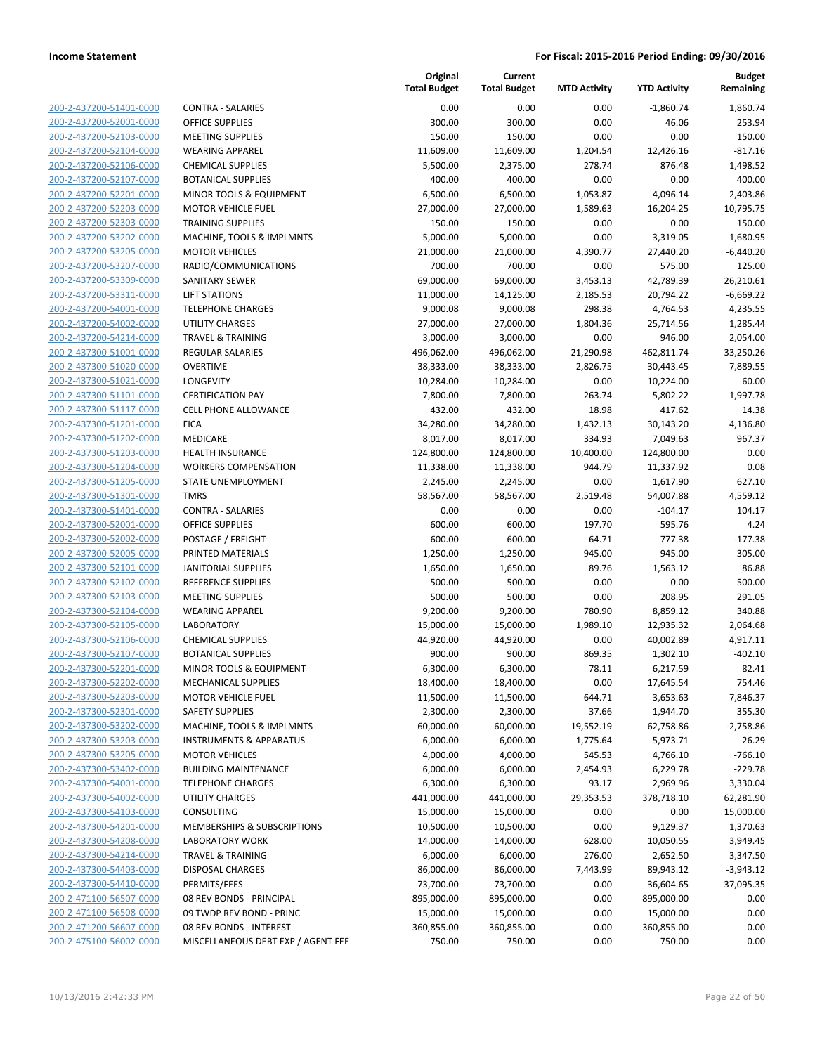**Income Statement** | **For Fiscal: 2015-2016 Period Ending: 09/30/2016**

| | | Original Total Budget | Current Total Budget | MTD Activity | YTD Activity | Budget Remaining |
|---|---|---|---|---|---|---|
| 200-2-437200-51401-0000 | CONTRA - SALARIES | 0.00 | 0.00 | 0.00 | -1,860.74 | 1,860.74 |
| 200-2-437200-52001-0000 | OFFICE SUPPLIES | 300.00 | 300.00 | 0.00 | 46.06 | 253.94 |
| 200-2-437200-52103-0000 | MEETING SUPPLIES | 150.00 | 150.00 | 0.00 | 0.00 | 150.00 |
| 200-2-437200-52104-0000 | WEARING APPAREL | 11,609.00 | 11,609.00 | 1,204.54 | 12,426.16 | -817.16 |
| 200-2-437200-52106-0000 | CHEMICAL SUPPLIES | 5,500.00 | 2,375.00 | 278.74 | 876.48 | 1,498.52 |
| 200-2-437200-52107-0000 | BOTANICAL SUPPLIES | 400.00 | 400.00 | 0.00 | 0.00 | 400.00 |
| 200-2-437200-52201-0000 | MINOR TOOLS & EQUIPMENT | 6,500.00 | 6,500.00 | 1,053.87 | 4,096.14 | 2,403.86 |
| 200-2-437200-52203-0000 | MOTOR VEHICLE FUEL | 27,000.00 | 27,000.00 | 1,589.63 | 16,204.25 | 10,795.75 |
| 200-2-437200-52303-0000 | TRAINING SUPPLIES | 150.00 | 150.00 | 0.00 | 0.00 | 150.00 |
| 200-2-437200-53202-0000 | MACHINE, TOOLS & IMPLMNTS | 5,000.00 | 5,000.00 | 0.00 | 3,319.05 | 1,680.95 |
| 200-2-437200-53205-0000 | MOTOR VEHICLES | 21,000.00 | 21,000.00 | 4,390.77 | 27,440.20 | -6,440.20 |
| 200-2-437200-53207-0000 | RADIO/COMMUNICATIONS | 700.00 | 700.00 | 0.00 | 575.00 | 125.00 |
| 200-2-437200-53309-0000 | SANITARY SEWER | 69,000.00 | 69,000.00 | 3,453.13 | 42,789.39 | 26,210.61 |
| 200-2-437200-53311-0000 | LIFT STATIONS | 11,000.00 | 14,125.00 | 2,185.53 | 20,794.22 | -6,669.22 |
| 200-2-437200-54001-0000 | TELEPHONE CHARGES | 9,000.08 | 9,000.08 | 298.38 | 4,764.53 | 4,235.55 |
| 200-2-437200-54002-0000 | UTILITY CHARGES | 27,000.00 | 27,000.00 | 1,804.36 | 25,714.56 | 1,285.44 |
| 200-2-437200-54214-0000 | TRAVEL & TRAINING | 3,000.00 | 3,000.00 | 0.00 | 946.00 | 2,054.00 |
| 200-2-437300-51001-0000 | REGULAR SALARIES | 496,062.00 | 496,062.00 | 21,290.98 | 462,811.74 | 33,250.26 |
| 200-2-437300-51020-0000 | OVERTIME | 38,333.00 | 38,333.00 | 2,826.75 | 30,443.45 | 7,889.55 |
| 200-2-437300-51021-0000 | LONGEVITY | 10,284.00 | 10,284.00 | 0.00 | 10,224.00 | 60.00 |
| 200-2-437300-51101-0000 | CERTIFICATION PAY | 7,800.00 | 7,800.00 | 263.74 | 5,802.22 | 1,997.78 |
| 200-2-437300-51117-0000 | CELL PHONE ALLOWANCE | 432.00 | 432.00 | 18.98 | 417.62 | 14.38 |
| 200-2-437300-51201-0000 | FICA | 34,280.00 | 34,280.00 | 1,432.13 | 30,143.20 | 4,136.80 |
| 200-2-437300-51202-0000 | MEDICARE | 8,017.00 | 8,017.00 | 334.93 | 7,049.63 | 967.37 |
| 200-2-437300-51203-0000 | HEALTH INSURANCE | 124,800.00 | 124,800.00 | 10,400.00 | 124,800.00 | 0.00 |
| 200-2-437300-51204-0000 | WORKERS COMPENSATION | 11,338.00 | 11,338.00 | 944.79 | 11,337.92 | 0.08 |
| 200-2-437300-51205-0000 | STATE UNEMPLOYMENT | 2,245.00 | 2,245.00 | 0.00 | 1,617.90 | 627.10 |
| 200-2-437300-51301-0000 | TMRS | 58,567.00 | 58,567.00 | 2,519.48 | 54,007.88 | 4,559.12 |
| 200-2-437300-51401-0000 | CONTRA - SALARIES | 0.00 | 0.00 | 0.00 | -104.17 | 104.17 |
| 200-2-437300-52001-0000 | OFFICE SUPPLIES | 600.00 | 600.00 | 197.70 | 595.76 | 4.24 |
| 200-2-437300-52002-0000 | POSTAGE / FREIGHT | 600.00 | 600.00 | 64.71 | 777.38 | -177.38 |
| 200-2-437300-52005-0000 | PRINTED MATERIALS | 1,250.00 | 1,250.00 | 945.00 | 945.00 | 305.00 |
| 200-2-437300-52101-0000 | JANITORIAL SUPPLIES | 1,650.00 | 1,650.00 | 89.76 | 1,563.12 | 86.88 |
| 200-2-437300-52102-0000 | REFERENCE SUPPLIES | 500.00 | 500.00 | 0.00 | 0.00 | 500.00 |
| 200-2-437300-52103-0000 | MEETING SUPPLIES | 500.00 | 500.00 | 0.00 | 208.95 | 291.05 |
| 200-2-437300-52104-0000 | WEARING APPAREL | 9,200.00 | 9,200.00 | 780.90 | 8,859.12 | 340.88 |
| 200-2-437300-52105-0000 | LABORATORY | 15,000.00 | 15,000.00 | 1,989.10 | 12,935.32 | 2,064.68 |
| 200-2-437300-52106-0000 | CHEMICAL SUPPLIES | 44,920.00 | 44,920.00 | 0.00 | 40,002.89 | 4,917.11 |
| 200-2-437300-52107-0000 | BOTANICAL SUPPLIES | 900.00 | 900.00 | 869.35 | 1,302.10 | -402.10 |
| 200-2-437300-52201-0000 | MINOR TOOLS & EQUIPMENT | 6,300.00 | 6,300.00 | 78.11 | 6,217.59 | 82.41 |
| 200-2-437300-52202-0000 | MECHANICAL SUPPLIES | 18,400.00 | 18,400.00 | 0.00 | 17,645.54 | 754.46 |
| 200-2-437300-52203-0000 | MOTOR VEHICLE FUEL | 11,500.00 | 11,500.00 | 644.71 | 3,653.63 | 7,846.37 |
| 200-2-437300-52301-0000 | SAFETY SUPPLIES | 2,300.00 | 2,300.00 | 37.66 | 1,944.70 | 355.30 |
| 200-2-437300-53202-0000 | MACHINE, TOOLS & IMPLMNTS | 60,000.00 | 60,000.00 | 19,552.19 | 62,758.86 | -2,758.86 |
| 200-2-437300-53203-0000 | INSTRUMENTS & APPARATUS | 6,000.00 | 6,000.00 | 1,775.64 | 5,973.71 | 26.29 |
| 200-2-437300-53205-0000 | MOTOR VEHICLES | 4,000.00 | 4,000.00 | 545.53 | 4,766.10 | -766.10 |
| 200-2-437300-53402-0000 | BUILDING MAINTENANCE | 6,000.00 | 6,000.00 | 2,454.93 | 6,229.78 | -229.78 |
| 200-2-437300-54001-0000 | TELEPHONE CHARGES | 6,300.00 | 6,300.00 | 93.17 | 2,969.96 | 3,330.04 |
| 200-2-437300-54002-0000 | UTILITY CHARGES | 441,000.00 | 441,000.00 | 29,353.53 | 378,718.10 | 62,281.90 |
| 200-2-437300-54103-0000 | CONSULTING | 15,000.00 | 15,000.00 | 0.00 | 0.00 | 15,000.00 |
| 200-2-437300-54201-0000 | MEMBERSHIPS & SUBSCRIPTIONS | 10,500.00 | 10,500.00 | 0.00 | 9,129.37 | 1,370.63 |
| 200-2-437300-54208-0000 | LABORATORY WORK | 14,000.00 | 14,000.00 | 628.00 | 10,050.55 | 3,949.45 |
| 200-2-437300-54214-0000 | TRAVEL & TRAINING | 6,000.00 | 6,000.00 | 276.00 | 2,652.50 | 3,347.50 |
| 200-2-437300-54403-0000 | DISPOSAL CHARGES | 86,000.00 | 86,000.00 | 7,443.99 | 89,943.12 | -3,943.12 |
| 200-2-437300-54410-0000 | PERMITS/FEES | 73,700.00 | 73,700.00 | 0.00 | 36,604.65 | 37,095.35 |
| 200-2-471100-56507-0000 | 08 REV BONDS - PRINCIPAL | 895,000.00 | 895,000.00 | 0.00 | 895,000.00 | 0.00 |
| 200-2-471100-56508-0000 | 09 TWDP REV BOND - PRINC | 15,000.00 | 15,000.00 | 0.00 | 15,000.00 | 0.00 |
| 200-2-471200-56607-0000 | 08 REV BONDS - INTEREST | 360,855.00 | 360,855.00 | 0.00 | 360,855.00 | 0.00 |
| 200-2-475100-56002-0000 | MISCELLANEOUS DEBT EXP / AGENT FEE | 750.00 | 750.00 | 0.00 | 750.00 | 0.00 |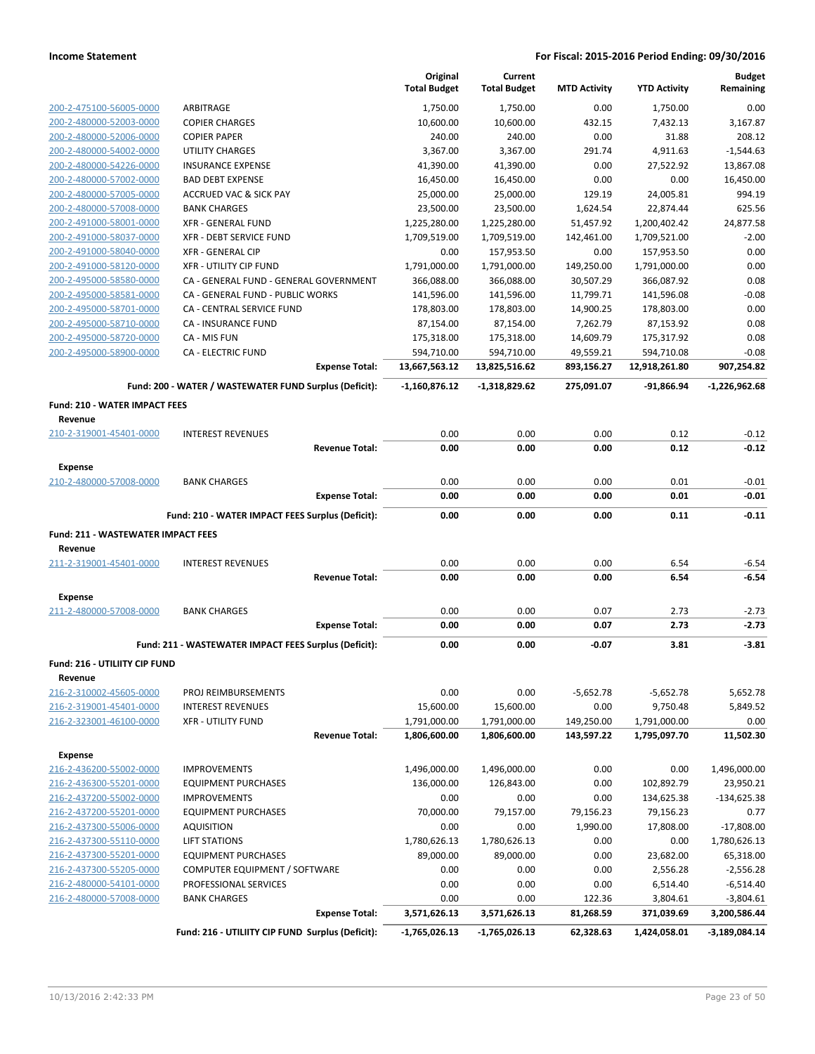**Income Statement** **For Fiscal: 2015-2016 Period Ending: 09/30/2016**

| | | Original Total Budget | Current Total Budget | MTD Activity | YTD Activity | Budget Remaining |
|---|---|---|---|---|---|---|
| 200-2-475100-56005-0000 | ARBITRAGE | 1,750.00 | 1,750.00 | 0.00 | 1,750.00 | 0.00 |
| 200-2-480000-52003-0000 | COPIER CHARGES | 10,600.00 | 10,600.00 | 432.15 | 7,432.13 | 3,167.87 |
| 200-2-480000-52006-0000 | COPIER PAPER | 240.00 | 240.00 | 0.00 | 31.88 | 208.12 |
| 200-2-480000-54002-0000 | UTILITY CHARGES | 3,367.00 | 3,367.00 | 291.74 | 4,911.63 | -1,544.63 |
| 200-2-480000-54226-0000 | INSURANCE EXPENSE | 41,390.00 | 41,390.00 | 0.00 | 27,522.92 | 13,867.08 |
| 200-2-480000-57002-0000 | BAD DEBT EXPENSE | 16,450.00 | 16,450.00 | 0.00 | 0.00 | 16,450.00 |
| 200-2-480000-57005-0000 | ACCRUED VAC & SICK PAY | 25,000.00 | 25,000.00 | 129.19 | 24,005.81 | 994.19 |
| 200-2-480000-57008-0000 | BANK CHARGES | 23,500.00 | 23,500.00 | 1,624.54 | 22,874.44 | 625.56 |
| 200-2-491000-58001-0000 | XFR - GENERAL FUND | 1,225,280.00 | 1,225,280.00 | 51,457.92 | 1,200,402.42 | 24,877.58 |
| 200-2-491000-58037-0000 | XFR - DEBT SERVICE FUND | 1,709,519.00 | 1,709,519.00 | 142,461.00 | 1,709,521.00 | -2.00 |
| 200-2-491000-58040-0000 | XFR - GENERAL CIP | 0.00 | 157,953.50 | 0.00 | 157,953.50 | 0.00 |
| 200-2-491000-58120-0000 | XFR - UTILITY CIP FUND | 1,791,000.00 | 1,791,000.00 | 149,250.00 | 1,791,000.00 | 0.00 |
| 200-2-495000-58580-0000 | CA - GENERAL FUND - GENERAL GOVERNMENT | 366,088.00 | 366,088.00 | 30,507.29 | 366,087.92 | 0.08 |
| 200-2-495000-58581-0000 | CA - GENERAL FUND - PUBLIC WORKS | 141,596.00 | 141,596.00 | 11,799.71 | 141,596.08 | -0.08 |
| 200-2-495000-58701-0000 | CA - CENTRAL SERVICE FUND | 178,803.00 | 178,803.00 | 14,900.25 | 178,803.00 | 0.00 |
| 200-2-495000-58710-0000 | CA - INSURANCE FUND | 87,154.00 | 87,154.00 | 7,262.79 | 87,153.92 | 0.08 |
| 200-2-495000-58720-0000 | CA - MIS FUN | 175,318.00 | 175,318.00 | 14,609.79 | 175,317.92 | 0.08 |
| 200-2-495000-58900-0000 | CA - ELECTRIC FUND | 594,710.00 | 594,710.00 | 49,559.21 | 594,710.08 | -0.08 |
| | **Expense Total:** | **13,667,563.12** | **13,825,516.62** | **893,156.27** | **12,918,261.80** | **907,254.82** |
| | **Fund: 200 - WATER / WASTEWATER FUND Surplus (Deficit):** | **-1,160,876.12** | **-1,318,829.62** | **275,091.07** | **-91,866.94** | **-1,226,962.68** |

**Fund: 210 - WATER IMPACT FEES**

| | | Original Total Budget | Current Total Budget | MTD Activity | YTD Activity | Budget Remaining |
|---|---|---|---|---|---|---|
| **Revenue** | | | | | | |
| 210-2-319001-45401-0000 | INTEREST REVENUES | 0.00 | 0.00 | 0.00 | 0.12 | -0.12 |
| | **Revenue Total:** | **0.00** | **0.00** | **0.00** | **0.12** | **-0.12** |
| **Expense** | | | | | | |
| 210-2-480000-57008-0000 | BANK CHARGES | 0.00 | 0.00 | 0.00 | 0.01 | -0.01 |
| | **Expense Total:** | **0.00** | **0.00** | **0.00** | **0.01** | **-0.01** |
| | **Fund: 210 - WATER IMPACT FEES Surplus (Deficit):** | **0.00** | **0.00** | **0.00** | **0.11** | **-0.11** |

**Fund: 211 - WASTEWATER IMPACT FEES**

| | | Original Total Budget | Current Total Budget | MTD Activity | YTD Activity | Budget Remaining |
|---|---|---|---|---|---|---|
| **Revenue** | | | | | | |
| 211-2-319001-45401-0000 | INTEREST REVENUES | 0.00 | 0.00 | 0.00 | 6.54 | -6.54 |
| | **Revenue Total:** | **0.00** | **0.00** | **0.00** | **6.54** | **-6.54** |
| **Expense** | | | | | | |
| 211-2-480000-57008-0000 | BANK CHARGES | 0.00 | 0.00 | 0.07 | 2.73 | -2.73 |
| | **Expense Total:** | **0.00** | **0.00** | **0.07** | **2.73** | **-2.73** |
| | **Fund: 211 - WASTEWATER IMPACT FEES Surplus (Deficit):** | **0.00** | **0.00** | **-0.07** | **3.81** | **-3.81** |

**Fund: 216 - UTILIITY CIP FUND**

| | | Original Total Budget | Current Total Budget | MTD Activity | YTD Activity | Budget Remaining |
|---|---|---|---|---|---|---|
| **Revenue** | | | | | | |
| 216-2-310002-45605-0000 | PROJ REIMBURSEMENTS | 0.00 | 0.00 | -5,652.78 | -5,652.78 | 5,652.78 |
| 216-2-319001-45401-0000 | INTEREST REVENUES | 15,600.00 | 15,600.00 | 0.00 | 9,750.48 | 5,849.52 |
| 216-2-323001-46100-0000 | XFR - UTILITY FUND | 1,791,000.00 | 1,791,000.00 | 149,250.00 | 1,791,000.00 | 0.00 |
| | **Revenue Total:** | **1,806,600.00** | **1,806,600.00** | **143,597.22** | **1,795,097.70** | **11,502.30** |
| **Expense** | | | | | | |
| 216-2-436200-55002-0000 | IMPROVEMENTS | 1,496,000.00 | 1,496,000.00 | 0.00 | 0.00 | 1,496,000.00 |
| 216-2-436300-55201-0000 | EQUIPMENT PURCHASES | 136,000.00 | 126,843.00 | 0.00 | 102,892.79 | 23,950.21 |
| 216-2-437200-55002-0000 | IMPROVEMENTS | 0.00 | 0.00 | 0.00 | 134,625.38 | -134,625.38 |
| 216-2-437200-55201-0000 | EQUIPMENT PURCHASES | 70,000.00 | 79,157.00 | 79,156.23 | 79,156.23 | 0.77 |
| 216-2-437300-55006-0000 | AQUISITION | 0.00 | 0.00 | 1,990.00 | 17,808.00 | -17,808.00 |
| 216-2-437300-55110-0000 | LIFT STATIONS | 1,780,626.13 | 1,780,626.13 | 0.00 | 0.00 | 1,780,626.13 |
| 216-2-437300-55201-0000 | EQUIPMENT PURCHASES | 89,000.00 | 89,000.00 | 0.00 | 23,682.00 | 65,318.00 |
| 216-2-437300-55205-0000 | COMPUTER EQUIPMENT / SOFTWARE | 0.00 | 0.00 | 0.00 | 2,556.28 | -2,556.28 |
| 216-2-480000-54101-0000 | PROFESSIONAL SERVICES | 0.00 | 0.00 | 0.00 | 6,514.40 | -6,514.40 |
| 216-2-480000-57008-0000 | BANK CHARGES | 0.00 | 0.00 | 122.36 | 3,804.61 | -3,804.61 |
| | **Expense Total:** | **3,571,626.13** | **3,571,626.13** | **81,268.59** | **371,039.69** | **3,200,586.44** |
| | **Fund: 216 - UTILIITY CIP FUND Surplus (Deficit):** | **-1,765,026.13** | **-1,765,026.13** | **62,328.63** | **1,424,058.01** | **-3,189,084.14** |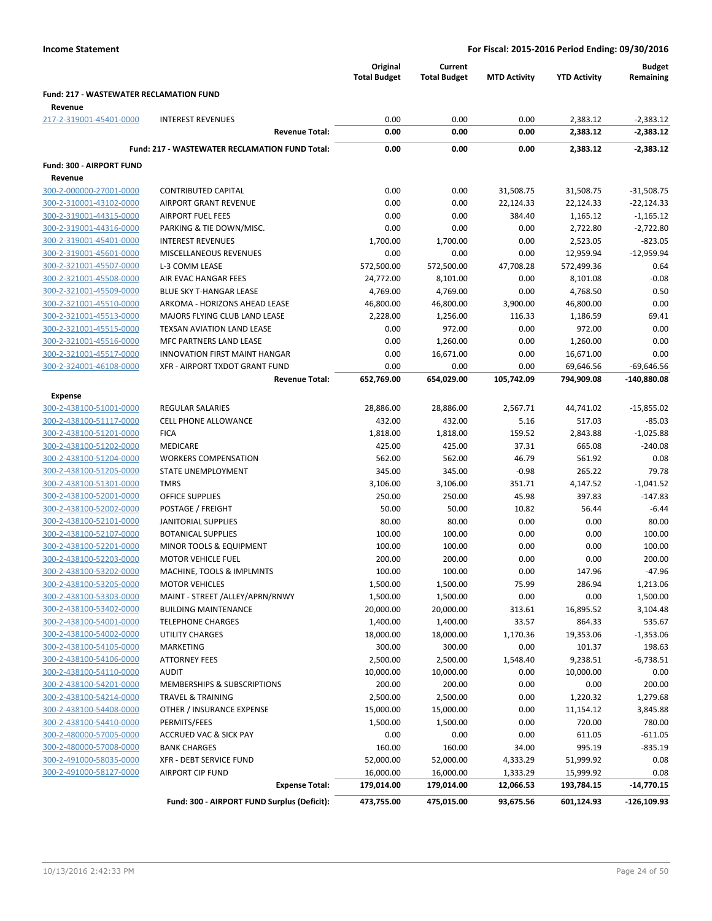**Income Statement** — For Fiscal: 2015-2016 Period Ending: 09/30/2016

| | | Original Total Budget | Current Total Budget | MTD Activity | YTD Activity | Budget Remaining |
|---|---|---|---|---|---|---|
| **Fund: 217 - WASTEWATER RECLAMATION FUND** | | | | | | |
| **Revenue** | | | | | | |
| 217-2-319001-45401-0000 | INTEREST REVENUES | 0.00 | 0.00 | 0.00 | 2,383.12 | -2,383.12 |
| | **Revenue Total:** | **0.00** | **0.00** | **0.00** | **2,383.12** | **-2,383.12** |
| | **Fund: 217 - WASTEWATER RECLAMATION FUND Total:** | **0.00** | **0.00** | **0.00** | **2,383.12** | **-2,383.12** |
| **Fund: 300 - AIRPORT FUND** | | | | | | |
| **Revenue** | | | | | | |
| 300-2-000000-27001-0000 | CONTRIBUTED CAPITAL | 0.00 | 0.00 | 31,508.75 | 31,508.75 | -31,508.75 |
| 300-2-310001-43102-0000 | AIRPORT GRANT REVENUE | 0.00 | 0.00 | 22,124.33 | 22,124.33 | -22,124.33 |
| 300-2-319001-44315-0000 | AIRPORT FUEL FEES | 0.00 | 0.00 | 384.40 | 1,165.12 | -1,165.12 |
| 300-2-319001-44316-0000 | PARKING & TIE DOWN/MISC. | 0.00 | 0.00 | 0.00 | 2,722.80 | -2,722.80 |
| 300-2-319001-45401-0000 | INTEREST REVENUES | 1,700.00 | 1,700.00 | 0.00 | 2,523.05 | -823.05 |
| 300-2-319001-45601-0000 | MISCELLANEOUS REVENUES | 0.00 | 0.00 | 0.00 | 12,959.94 | -12,959.94 |
| 300-2-321001-45507-0000 | L-3 COMM LEASE | 572,500.00 | 572,500.00 | 47,708.28 | 572,499.36 | 0.64 |
| 300-2-321001-45508-0000 | AIR EVAC HANGAR FEES | 24,772.00 | 8,101.00 | 0.00 | 8,101.08 | -0.08 |
| 300-2-321001-45509-0000 | BLUE SKY T-HANGAR LEASE | 4,769.00 | 4,769.00 | 0.00 | 4,768.50 | 0.50 |
| 300-2-321001-45510-0000 | ARKOMA - HORIZONS AHEAD LEASE | 46,800.00 | 46,800.00 | 3,900.00 | 46,800.00 | 0.00 |
| 300-2-321001-45513-0000 | MAJORS FLYING CLUB LAND LEASE | 2,228.00 | 1,256.00 | 116.33 | 1,186.59 | 69.41 |
| 300-2-321001-45515-0000 | TEXSAN AVIATION LAND LEASE | 0.00 | 972.00 | 0.00 | 972.00 | 0.00 |
| 300-2-321001-45516-0000 | MFC PARTNERS LAND LEASE | 0.00 | 1,260.00 | 0.00 | 1,260.00 | 0.00 |
| 300-2-321001-45517-0000 | INNOVATION FIRST MAINT HANGAR | 0.00 | 16,671.00 | 0.00 | 16,671.00 | 0.00 |
| 300-2-324001-46108-0000 | XFR - AIRPORT TXDOT GRANT FUND | 0.00 | 0.00 | 0.00 | 69,646.56 | -69,646.56 |
| | **Revenue Total:** | **652,769.00** | **654,029.00** | **105,742.09** | **794,909.08** | **-140,880.08** |
| **Expense** | | | | | | |
| 300-2-438100-51001-0000 | REGULAR SALARIES | 28,886.00 | 28,886.00 | 2,567.71 | 44,741.02 | -15,855.02 |
| 300-2-438100-51117-0000 | CELL PHONE ALLOWANCE | 432.00 | 432.00 | 5.16 | 517.03 | -85.03 |
| 300-2-438100-51201-0000 | FICA | 1,818.00 | 1,818.00 | 159.52 | 2,843.88 | -1,025.88 |
| 300-2-438100-51202-0000 | MEDICARE | 425.00 | 425.00 | 37.31 | 665.08 | -240.08 |
| 300-2-438100-51204-0000 | WORKERS COMPENSATION | 562.00 | 562.00 | 46.79 | 561.92 | 0.08 |
| 300-2-438100-51205-0000 | STATE UNEMPLOYMENT | 345.00 | 345.00 | -0.98 | 265.22 | 79.78 |
| 300-2-438100-51301-0000 | TMRS | 3,106.00 | 3,106.00 | 351.71 | 4,147.52 | -1,041.52 |
| 300-2-438100-52001-0000 | OFFICE SUPPLIES | 250.00 | 250.00 | 45.98 | 397.83 | -147.83 |
| 300-2-438100-52002-0000 | POSTAGE / FREIGHT | 50.00 | 50.00 | 10.82 | 56.44 | -6.44 |
| 300-2-438100-52101-0000 | JANITORIAL SUPPLIES | 80.00 | 80.00 | 0.00 | 0.00 | 80.00 |
| 300-2-438100-52107-0000 | BOTANICAL SUPPLIES | 100.00 | 100.00 | 0.00 | 0.00 | 100.00 |
| 300-2-438100-52201-0000 | MINOR TOOLS & EQUIPMENT | 100.00 | 100.00 | 0.00 | 0.00 | 100.00 |
| 300-2-438100-52203-0000 | MOTOR VEHICLE FUEL | 200.00 | 200.00 | 0.00 | 0.00 | 200.00 |
| 300-2-438100-53202-0000 | MACHINE, TOOLS & IMPLMNTS | 100.00 | 100.00 | 0.00 | 147.96 | -47.96 |
| 300-2-438100-53205-0000 | MOTOR VEHICLES | 1,500.00 | 1,500.00 | 75.99 | 286.94 | 1,213.06 |
| 300-2-438100-53303-0000 | MAINT - STREET /ALLEY/APRN/RNWY | 1,500.00 | 1,500.00 | 0.00 | 0.00 | 1,500.00 |
| 300-2-438100-53402-0000 | BUILDING MAINTENANCE | 20,000.00 | 20,000.00 | 313.61 | 16,895.52 | 3,104.48 |
| 300-2-438100-54001-0000 | TELEPHONE CHARGES | 1,400.00 | 1,400.00 | 33.57 | 864.33 | 535.67 |
| 300-2-438100-54002-0000 | UTILITY CHARGES | 18,000.00 | 18,000.00 | 1,170.36 | 19,353.06 | -1,353.06 |
| 300-2-438100-54105-0000 | MARKETING | 300.00 | 300.00 | 0.00 | 101.37 | 198.63 |
| 300-2-438100-54106-0000 | ATTORNEY FEES | 2,500.00 | 2,500.00 | 1,548.40 | 9,238.51 | -6,738.51 |
| 300-2-438100-54110-0000 | AUDIT | 10,000.00 | 10,000.00 | 0.00 | 10,000.00 | 0.00 |
| 300-2-438100-54201-0000 | MEMBERSHIPS & SUBSCRIPTIONS | 200.00 | 200.00 | 0.00 | 0.00 | 200.00 |
| 300-2-438100-54214-0000 | TRAVEL & TRAINING | 2,500.00 | 2,500.00 | 0.00 | 1,220.32 | 1,279.68 |
| 300-2-438100-54408-0000 | OTHER / INSURANCE EXPENSE | 15,000.00 | 15,000.00 | 0.00 | 11,154.12 | 3,845.88 |
| 300-2-438100-54410-0000 | PERMITS/FEES | 1,500.00 | 1,500.00 | 0.00 | 720.00 | 780.00 |
| 300-2-480000-57005-0000 | ACCRUED VAC & SICK PAY | 0.00 | 0.00 | 0.00 | 611.05 | -611.05 |
| 300-2-480000-57008-0000 | BANK CHARGES | 160.00 | 160.00 | 34.00 | 995.19 | -835.19 |
| 300-2-491000-58035-0000 | XFR - DEBT SERVICE FUND | 52,000.00 | 52,000.00 | 4,333.29 | 51,999.92 | 0.08 |
| 300-2-491000-58127-0000 | AIRPORT CIP FUND | 16,000.00 | 16,000.00 | 1,333.29 | 15,999.92 | 0.08 |
| | **Expense Total:** | **179,014.00** | **179,014.00** | **12,066.53** | **193,784.15** | **-14,770.15** |
| | **Fund: 300 - AIRPORT FUND Surplus (Deficit):** | **473,755.00** | **475,015.00** | **93,675.56** | **601,124.93** | **-126,109.93** |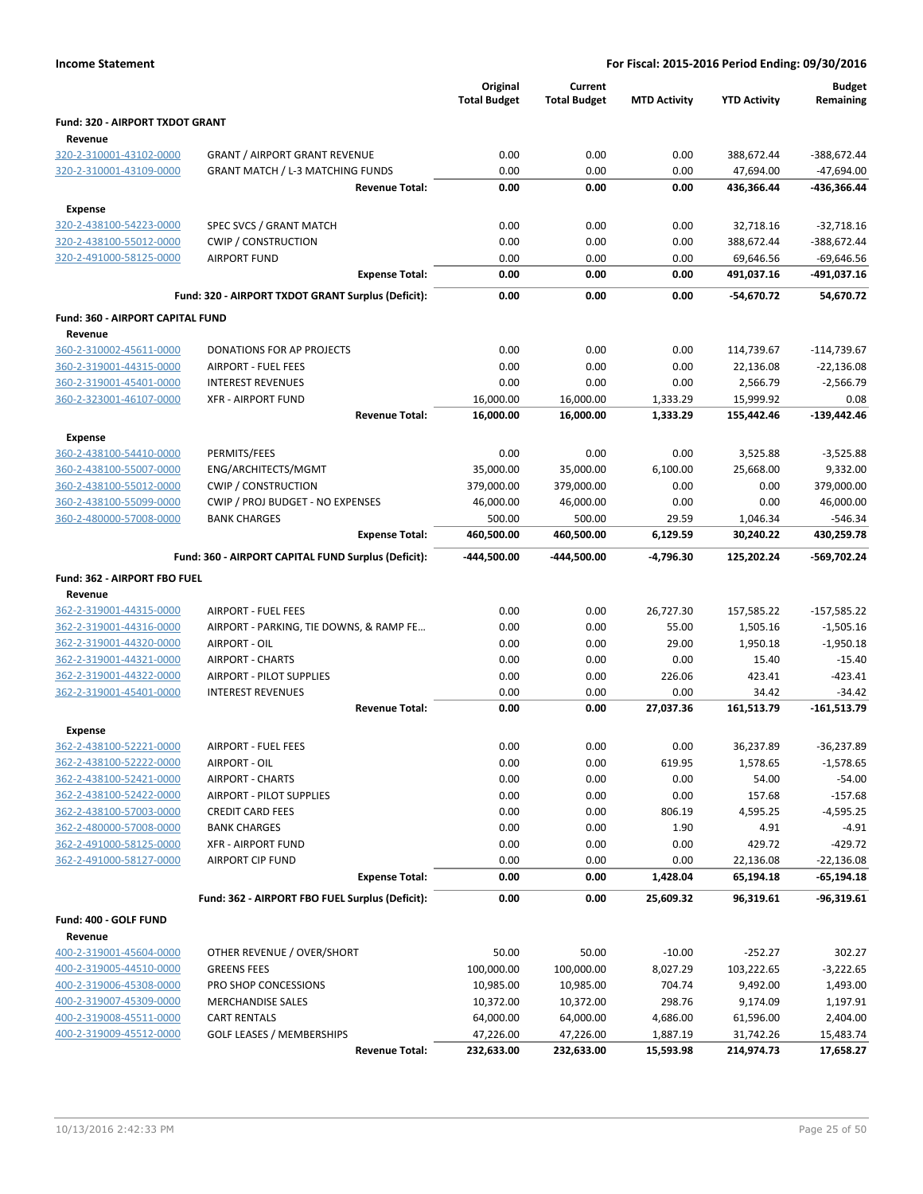**Income Statement** — **For Fiscal: 2015-2016 Period Ending: 09/30/2016**

| | | Original Total Budget | Current Total Budget | MTD Activity | YTD Activity | Budget Remaining |
|---|---|---|---|---|---|---|
| **Fund: 320 - AIRPORT TXDOT GRANT** | | | | | | |
| **Revenue** | | | | | | |
| 320-2-310001-43102-0000 | GRANT / AIRPORT GRANT REVENUE | 0.00 | 0.00 | 0.00 | 388,672.44 | -388,672.44 |
| 320-2-310001-43109-0000 | GRANT MATCH / L-3 MATCHING FUNDS | 0.00 | 0.00 | 0.00 | 47,694.00 | -47,694.00 |
| | **Revenue Total:** | **0.00** | **0.00** | **0.00** | **436,366.44** | **-436,366.44** |
| **Expense** | | | | | | |
| 320-2-438100-54223-0000 | SPEC SVCS / GRANT MATCH | 0.00 | 0.00 | 0.00 | 32,718.16 | -32,718.16 |
| 320-2-438100-55012-0000 | CWIP / CONSTRUCTION | 0.00 | 0.00 | 0.00 | 388,672.44 | -388,672.44 |
| 320-2-491000-58125-0000 | AIRPORT FUND | 0.00 | 0.00 | 0.00 | 69,646.56 | -69,646.56 |
| | **Expense Total:** | **0.00** | **0.00** | **0.00** | **491,037.16** | **-491,037.16** |
| | **Fund: 320 - AIRPORT TXDOT GRANT Surplus (Deficit):** | **0.00** | **0.00** | **0.00** | **-54,670.72** | **54,670.72** |
| **Fund: 360 - AIRPORT CAPITAL FUND** | | | | | | |
| **Revenue** | | | | | | |
| 360-2-310002-45611-0000 | DONATIONS FOR AP PROJECTS | 0.00 | 0.00 | 0.00 | 114,739.67 | -114,739.67 |
| 360-2-319001-44315-0000 | AIRPORT - FUEL FEES | 0.00 | 0.00 | 0.00 | 22,136.08 | -22,136.08 |
| 360-2-319001-45401-0000 | INTEREST REVENUES | 0.00 | 0.00 | 0.00 | 2,566.79 | -2,566.79 |
| 360-2-323001-46107-0000 | XFR - AIRPORT FUND | 16,000.00 | 16,000.00 | 1,333.29 | 15,999.92 | 0.08 |
| | **Revenue Total:** | **16,000.00** | **16,000.00** | **1,333.29** | **155,442.46** | **-139,442.46** |
| **Expense** | | | | | | |
| 360-2-438100-54410-0000 | PERMITS/FEES | 0.00 | 0.00 | 0.00 | 3,525.88 | -3,525.88 |
| 360-2-438100-55007-0000 | ENG/ARCHITECTS/MGMT | 35,000.00 | 35,000.00 | 6,100.00 | 25,668.00 | 9,332.00 |
| 360-2-438100-55012-0000 | CWIP / CONSTRUCTION | 379,000.00 | 379,000.00 | 0.00 | 0.00 | 379,000.00 |
| 360-2-438100-55099-0000 | CWIP / PROJ BUDGET - NO EXPENSES | 46,000.00 | 46,000.00 | 0.00 | 0.00 | 46,000.00 |
| 360-2-480000-57008-0000 | BANK CHARGES | 500.00 | 500.00 | 29.59 | 1,046.34 | -546.34 |
| | **Expense Total:** | **460,500.00** | **460,500.00** | **6,129.59** | **30,240.22** | **430,259.78** |
| | **Fund: 360 - AIRPORT CAPITAL FUND Surplus (Deficit):** | **-444,500.00** | **-444,500.00** | **-4,796.30** | **125,202.24** | **-569,702.24** |
| **Fund: 362 - AIRPORT FBO FUEL** | | | | | | |
| **Revenue** | | | | | | |
| 362-2-319001-44315-0000 | AIRPORT - FUEL FEES | 0.00 | 0.00 | 26,727.30 | 157,585.22 | -157,585.22 |
| 362-2-319001-44316-0000 | AIRPORT - PARKING, TIE DOWNS, & RAMP FE… | 0.00 | 0.00 | 55.00 | 1,505.16 | -1,505.16 |
| 362-2-319001-44320-0000 | AIRPORT - OIL | 0.00 | 0.00 | 29.00 | 1,950.18 | -1,950.18 |
| 362-2-319001-44321-0000 | AIRPORT - CHARTS | 0.00 | 0.00 | 0.00 | 15.40 | -15.40 |
| 362-2-319001-44322-0000 | AIRPORT - PILOT SUPPLIES | 0.00 | 0.00 | 226.06 | 423.41 | -423.41 |
| 362-2-319001-45401-0000 | INTEREST REVENUES | 0.00 | 0.00 | 0.00 | 34.42 | -34.42 |
| | **Revenue Total:** | **0.00** | **0.00** | **27,037.36** | **161,513.79** | **-161,513.79** |
| **Expense** | | | | | | |
| 362-2-438100-52221-0000 | AIRPORT - FUEL FEES | 0.00 | 0.00 | 0.00 | 36,237.89 | -36,237.89 |
| 362-2-438100-52222-0000 | AIRPORT - OIL | 0.00 | 0.00 | 619.95 | 1,578.65 | -1,578.65 |
| 362-2-438100-52421-0000 | AIRPORT - CHARTS | 0.00 | 0.00 | 0.00 | 54.00 | -54.00 |
| 362-2-438100-52422-0000 | AIRPORT - PILOT SUPPLIES | 0.00 | 0.00 | 0.00 | 157.68 | -157.68 |
| 362-2-438100-57003-0000 | CREDIT CARD FEES | 0.00 | 0.00 | 806.19 | 4,595.25 | -4,595.25 |
| 362-2-480000-57008-0000 | BANK CHARGES | 0.00 | 0.00 | 1.90 | 4.91 | -4.91 |
| 362-2-491000-58125-0000 | XFR - AIRPORT FUND | 0.00 | 0.00 | 0.00 | 429.72 | -429.72 |
| 362-2-491000-58127-0000 | AIRPORT CIP FUND | 0.00 | 0.00 | 0.00 | 22,136.08 | -22,136.08 |
| | **Expense Total:** | **0.00** | **0.00** | **1,428.04** | **65,194.18** | **-65,194.18** |
| | **Fund: 362 - AIRPORT FBO FUEL Surplus (Deficit):** | **0.00** | **0.00** | **25,609.32** | **96,319.61** | **-96,319.61** |
| **Fund: 400 - GOLF FUND** | | | | | | |
| **Revenue** | | | | | | |
| 400-2-319001-45604-0000 | OTHER REVENUE / OVER/SHORT | 50.00 | 50.00 | -10.00 | -252.27 | 302.27 |
| 400-2-319005-44510-0000 | GREENS FEES | 100,000.00 | 100,000.00 | 8,027.29 | 103,222.65 | -3,222.65 |
| 400-2-319006-45308-0000 | PRO SHOP CONCESSIONS | 10,985.00 | 10,985.00 | 704.74 | 9,492.00 | 1,493.00 |
| 400-2-319007-45309-0000 | MERCHANDISE SALES | 10,372.00 | 10,372.00 | 298.76 | 9,174.09 | 1,197.91 |
| 400-2-319008-45511-0000 | CART RENTALS | 64,000.00 | 64,000.00 | 4,686.00 | 61,596.00 | 2,404.00 |
| 400-2-319009-45512-0000 | GOLF LEASES / MEMBERSHIPS | 47,226.00 | 47,226.00 | 1,887.19 | 31,742.26 | 15,483.74 |
| | **Revenue Total:** | **232,633.00** | **232,633.00** | **15,593.98** | **214,974.73** | **17,658.27** |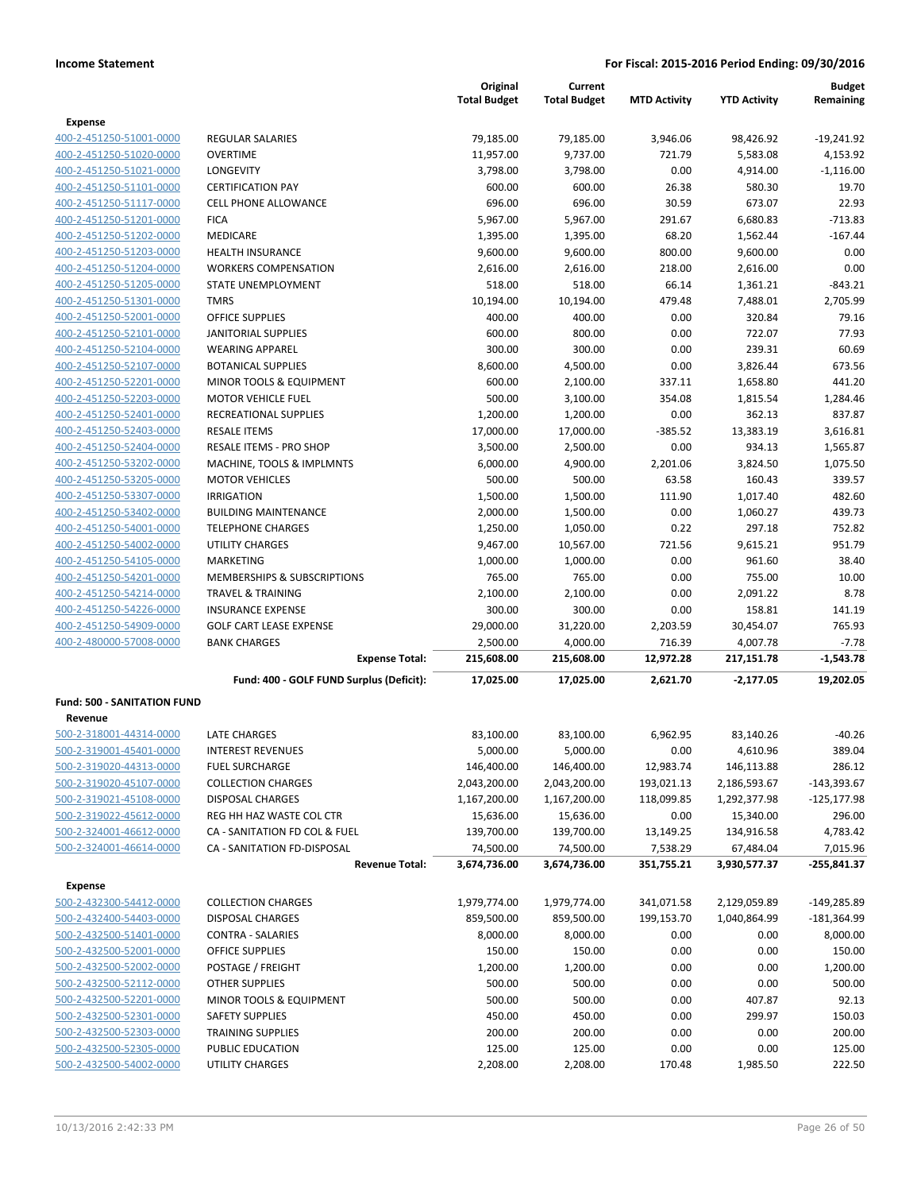| | | Original Total Budget | Current Total Budget | MTD Activity | YTD Activity | Budget Remaining |
|---|---|---|---|---|---|---|
| **Expense** | | | | | | |
| 400-2-451250-51001-0000 | REGULAR SALARIES | 79,185.00 | 79,185.00 | 3,946.06 | 98,426.92 | -19,241.92 |
| 400-2-451250-51020-0000 | OVERTIME | 11,957.00 | 9,737.00 | 721.79 | 5,583.08 | 4,153.92 |
| 400-2-451250-51021-0000 | LONGEVITY | 3,798.00 | 3,798.00 | 0.00 | 4,914.00 | -1,116.00 |
| 400-2-451250-51101-0000 | CERTIFICATION PAY | 600.00 | 600.00 | 26.38 | 580.30 | 19.70 |
| 400-2-451250-51117-0000 | CELL PHONE ALLOWANCE | 696.00 | 696.00 | 30.59 | 673.07 | 22.93 |
| 400-2-451250-51201-0000 | FICA | 5,967.00 | 5,967.00 | 291.67 | 6,680.83 | -713.83 |
| 400-2-451250-51202-0000 | MEDICARE | 1,395.00 | 1,395.00 | 68.20 | 1,562.44 | -167.44 |
| 400-2-451250-51203-0000 | HEALTH INSURANCE | 9,600.00 | 9,600.00 | 800.00 | 9,600.00 | 0.00 |
| 400-2-451250-51204-0000 | WORKERS COMPENSATION | 2,616.00 | 2,616.00 | 218.00 | 2,616.00 | 0.00 |
| 400-2-451250-51205-0000 | STATE UNEMPLOYMENT | 518.00 | 518.00 | 66.14 | 1,361.21 | -843.21 |
| 400-2-451250-51301-0000 | TMRS | 10,194.00 | 10,194.00 | 479.48 | 7,488.01 | 2,705.99 |
| 400-2-451250-52001-0000 | OFFICE SUPPLIES | 400.00 | 400.00 | 0.00 | 320.84 | 79.16 |
| 400-2-451250-52101-0000 | JANITORIAL SUPPLIES | 600.00 | 800.00 | 0.00 | 722.07 | 77.93 |
| 400-2-451250-52104-0000 | WEARING APPAREL | 300.00 | 300.00 | 0.00 | 239.31 | 60.69 |
| 400-2-451250-52107-0000 | BOTANICAL SUPPLIES | 8,600.00 | 4,500.00 | 0.00 | 3,826.44 | 673.56 |
| 400-2-451250-52201-0000 | MINOR TOOLS & EQUIPMENT | 600.00 | 2,100.00 | 337.11 | 1,658.80 | 441.20 |
| 400-2-451250-52203-0000 | MOTOR VEHICLE FUEL | 500.00 | 3,100.00 | 354.08 | 1,815.54 | 1,284.46 |
| 400-2-451250-52401-0000 | RECREATIONAL SUPPLIES | 1,200.00 | 1,200.00 | 0.00 | 362.13 | 837.87 |
| 400-2-451250-52403-0000 | RESALE ITEMS | 17,000.00 | 17,000.00 | -385.52 | 13,383.19 | 3,616.81 |
| 400-2-451250-52404-0000 | RESALE ITEMS - PRO SHOP | 3,500.00 | 2,500.00 | 0.00 | 934.13 | 1,565.87 |
| 400-2-451250-53202-0000 | MACHINE, TOOLS & IMPLMNTS | 6,000.00 | 4,900.00 | 2,201.06 | 3,824.50 | 1,075.50 |
| 400-2-451250-53205-0000 | MOTOR VEHICLES | 500.00 | 500.00 | 63.58 | 160.43 | 339.57 |
| 400-2-451250-53307-0000 | IRRIGATION | 1,500.00 | 1,500.00 | 111.90 | 1,017.40 | 482.60 |
| 400-2-451250-53402-0000 | BUILDING MAINTENANCE | 2,000.00 | 1,500.00 | 0.00 | 1,060.27 | 439.73 |
| 400-2-451250-54001-0000 | TELEPHONE CHARGES | 1,250.00 | 1,050.00 | 0.22 | 297.18 | 752.82 |
| 400-2-451250-54002-0000 | UTILITY CHARGES | 9,467.00 | 10,567.00 | 721.56 | 9,615.21 | 951.79 |
| 400-2-451250-54105-0000 | MARKETING | 1,000.00 | 1,000.00 | 0.00 | 961.60 | 38.40 |
| 400-2-451250-54201-0000 | MEMBERSHIPS & SUBSCRIPTIONS | 765.00 | 765.00 | 0.00 | 755.00 | 10.00 |
| 400-2-451250-54214-0000 | TRAVEL & TRAINING | 2,100.00 | 2,100.00 | 0.00 | 2,091.22 | 8.78 |
| 400-2-451250-54226-0000 | INSURANCE EXPENSE | 300.00 | 300.00 | 0.00 | 158.81 | 141.19 |
| 400-2-451250-54909-0000 | GOLF CART LEASE EXPENSE | 29,000.00 | 31,220.00 | 2,203.59 | 30,454.07 | 765.93 |
| 400-2-480000-57008-0000 | BANK CHARGES | 2,500.00 | 4,000.00 | 716.39 | 4,007.78 | -7.78 |
| | **Expense Total:** | **215,608.00** | **215,608.00** | **12,972.28** | **217,151.78** | **-1,543.78** |
| | **Fund: 400 - GOLF FUND Surplus (Deficit):** | **17,025.00** | **17,025.00** | **2,621.70** | **-2,177.05** | **19,202.05** |
| **Fund: 500 - SANITATION FUND** | | | | | | |
| **Revenue** | | | | | | |
| 500-2-318001-44314-0000 | LATE CHARGES | 83,100.00 | 83,100.00 | 6,962.95 | 83,140.26 | -40.26 |
| 500-2-319001-45401-0000 | INTEREST REVENUES | 5,000.00 | 5,000.00 | 0.00 | 4,610.96 | 389.04 |
| 500-2-319020-44313-0000 | FUEL SURCHARGE | 146,400.00 | 146,400.00 | 12,983.74 | 146,113.88 | 286.12 |
| 500-2-319020-45107-0000 | COLLECTION CHARGES | 2,043,200.00 | 2,043,200.00 | 193,021.13 | 2,186,593.67 | -143,393.67 |
| 500-2-319021-45108-0000 | DISPOSAL CHARGES | 1,167,200.00 | 1,167,200.00 | 118,099.85 | 1,292,377.98 | -125,177.98 |
| 500-2-319022-45612-0000 | REG HH HAZ WASTE COL CTR | 15,636.00 | 15,636.00 | 0.00 | 15,340.00 | 296.00 |
| 500-2-324001-46612-0000 | CA - SANITATION FD COL & FUEL | 139,700.00 | 139,700.00 | 13,149.25 | 134,916.58 | 4,783.42 |
| 500-2-324001-46614-0000 | CA - SANITATION FD-DISPOSAL | 74,500.00 | 74,500.00 | 7,538.29 | 67,484.04 | 7,015.96 |
| | **Revenue Total:** | **3,674,736.00** | **3,674,736.00** | **351,755.21** | **3,930,577.37** | **-255,841.37** |
| **Expense** | | | | | | |
| 500-2-432300-54412-0000 | COLLECTION CHARGES | 1,979,774.00 | 1,979,774.00 | 341,071.58 | 2,129,059.89 | -149,285.89 |
| 500-2-432400-54403-0000 | DISPOSAL CHARGES | 859,500.00 | 859,500.00 | 199,153.70 | 1,040,864.99 | -181,364.99 |
| 500-2-432500-51401-0000 | CONTRA - SALARIES | 8,000.00 | 8,000.00 | 0.00 | 0.00 | 8,000.00 |
| 500-2-432500-52001-0000 | OFFICE SUPPLIES | 150.00 | 150.00 | 0.00 | 0.00 | 150.00 |
| 500-2-432500-52002-0000 | POSTAGE / FREIGHT | 1,200.00 | 1,200.00 | 0.00 | 0.00 | 1,200.00 |
| 500-2-432500-52112-0000 | OTHER SUPPLIES | 500.00 | 500.00 | 0.00 | 0.00 | 500.00 |
| 500-2-432500-52201-0000 | MINOR TOOLS & EQUIPMENT | 500.00 | 500.00 | 0.00 | 407.87 | 92.13 |
| 500-2-432500-52301-0000 | SAFETY SUPPLIES | 450.00 | 450.00 | 0.00 | 299.97 | 150.03 |
| 500-2-432500-52303-0000 | TRAINING SUPPLIES | 200.00 | 200.00 | 0.00 | 0.00 | 200.00 |
| 500-2-432500-52305-0000 | PUBLIC EDUCATION | 125.00 | 125.00 | 0.00 | 0.00 | 125.00 |
| 500-2-432500-54002-0000 | UTILITY CHARGES | 2,208.00 | 2,208.00 | 170.48 | 1,985.50 | 222.50 |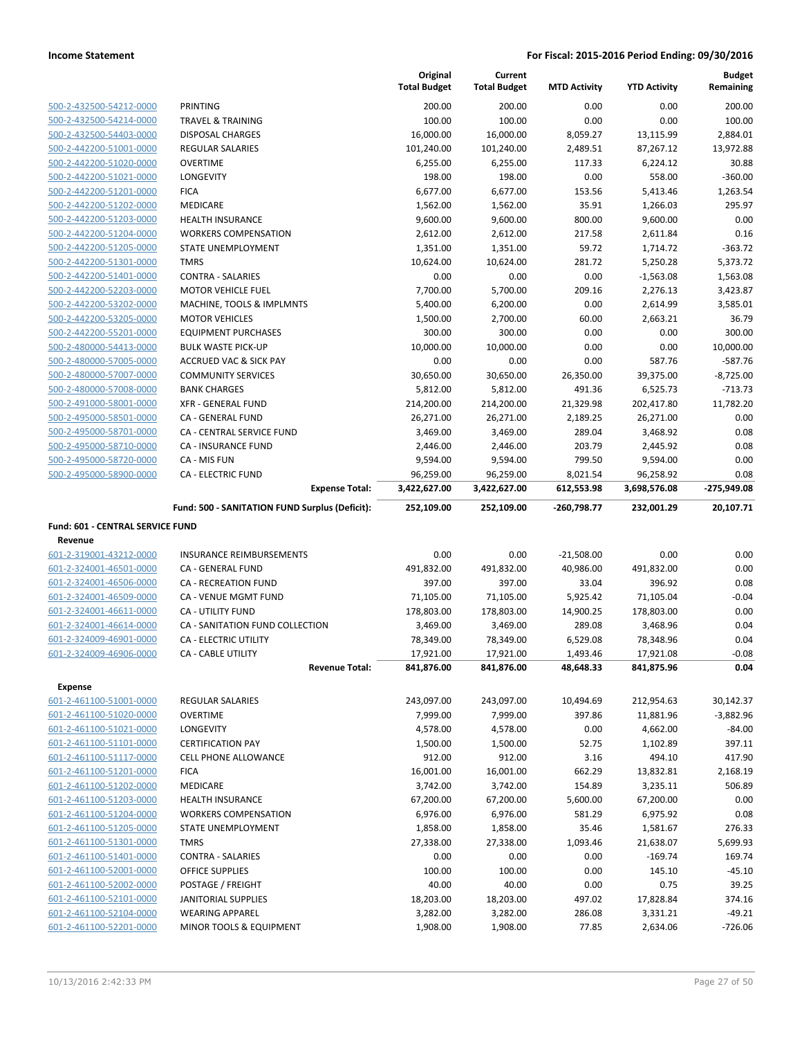| | | Original Total Budget | Current Total Budget | MTD Activity | YTD Activity | Budget Remaining |
|---|---|---|---|---|---|---|
| 500-2-432500-54212-0000 | PRINTING | 200.00 | 200.00 | 0.00 | 0.00 | 200.00 |
| 500-2-432500-54214-0000 | TRAVEL & TRAINING | 100.00 | 100.00 | 0.00 | 0.00 | 100.00 |
| 500-2-432500-54403-0000 | DISPOSAL CHARGES | 16,000.00 | 16,000.00 | 8,059.27 | 13,115.99 | 2,884.01 |
| 500-2-442200-51001-0000 | REGULAR SALARIES | 101,240.00 | 101,240.00 | 2,489.51 | 87,267.12 | 13,972.88 |
| 500-2-442200-51020-0000 | OVERTIME | 6,255.00 | 6,255.00 | 117.33 | 6,224.12 | 30.88 |
| 500-2-442200-51021-0000 | LONGEVITY | 198.00 | 198.00 | 0.00 | 558.00 | -360.00 |
| 500-2-442200-51201-0000 | FICA | 6,677.00 | 6,677.00 | 153.56 | 5,413.46 | 1,263.54 |
| 500-2-442200-51202-0000 | MEDICARE | 1,562.00 | 1,562.00 | 35.91 | 1,266.03 | 295.97 |
| 500-2-442200-51203-0000 | HEALTH INSURANCE | 9,600.00 | 9,600.00 | 800.00 | 9,600.00 | 0.00 |
| 500-2-442200-51204-0000 | WORKERS COMPENSATION | 2,612.00 | 2,612.00 | 217.58 | 2,611.84 | 0.16 |
| 500-2-442200-51205-0000 | STATE UNEMPLOYMENT | 1,351.00 | 1,351.00 | 59.72 | 1,714.72 | -363.72 |
| 500-2-442200-51301-0000 | TMRS | 10,624.00 | 10,624.00 | 281.72 | 5,250.28 | 5,373.72 |
| 500-2-442200-51401-0000 | CONTRA - SALARIES | 0.00 | 0.00 | 0.00 | -1,563.08 | 1,563.08 |
| 500-2-442200-52203-0000 | MOTOR VEHICLE FUEL | 7,700.00 | 5,700.00 | 209.16 | 2,276.13 | 3,423.87 |
| 500-2-442200-53202-0000 | MACHINE, TOOLS & IMPLMNTS | 5,400.00 | 6,200.00 | 0.00 | 2,614.99 | 3,585.01 |
| 500-2-442200-53205-0000 | MOTOR VEHICLES | 1,500.00 | 2,700.00 | 60.00 | 2,663.21 | 36.79 |
| 500-2-442200-55201-0000 | EQUIPMENT PURCHASES | 300.00 | 300.00 | 0.00 | 0.00 | 300.00 |
| 500-2-480000-54413-0000 | BULK WASTE PICK-UP | 10,000.00 | 10,000.00 | 0.00 | 0.00 | 10,000.00 |
| 500-2-480000-57005-0000 | ACCRUED VAC & SICK PAY | 0.00 | 0.00 | 0.00 | 587.76 | -587.76 |
| 500-2-480000-57007-0000 | COMMUNITY SERVICES | 30,650.00 | 30,650.00 | 26,350.00 | 39,375.00 | -8,725.00 |
| 500-2-480000-57008-0000 | BANK CHARGES | 5,812.00 | 5,812.00 | 491.36 | 6,525.73 | -713.73 |
| 500-2-491000-58001-0000 | XFR - GENERAL FUND | 214,200.00 | 214,200.00 | 21,329.98 | 202,417.80 | 11,782.20 |
| 500-2-495000-58501-0000 | CA - GENERAL FUND | 26,271.00 | 26,271.00 | 2,189.25 | 26,271.00 | 0.00 |
| 500-2-495000-58701-0000 | CA - CENTRAL SERVICE FUND | 3,469.00 | 3,469.00 | 289.04 | 3,468.92 | 0.08 |
| 500-2-495000-58710-0000 | CA - INSURANCE FUND | 2,446.00 | 2,446.00 | 203.79 | 2,445.92 | 0.08 |
| 500-2-495000-58720-0000 | CA - MIS FUN | 9,594.00 | 9,594.00 | 799.50 | 9,594.00 | 0.00 |
| 500-2-495000-58900-0000 | CA - ELECTRIC FUND | 96,259.00 | 96,259.00 | 8,021.54 | 96,258.92 | 0.08 |
| | **Expense Total:** | **3,422,627.00** | **3,422,627.00** | **612,553.98** | **3,698,576.08** | **-275,949.08** |
| | **Fund: 500 - SANITATION FUND Surplus (Deficit):** | **252,109.00** | **252,109.00** | **-260,798.77** | **232,001.29** | **20,107.71** |

**Fund: 601 - CENTRAL SERVICE FUND**

**Revenue**

| | | Original Total Budget | Current Total Budget | MTD Activity | YTD Activity | Budget Remaining |
|---|---|---|---|---|---|---|
| 601-2-319001-43212-0000 | INSURANCE REIMBURSEMENTS | 0.00 | 0.00 | -21,508.00 | 0.00 | 0.00 |
| 601-2-324001-46501-0000 | CA - GENERAL FUND | 491,832.00 | 491,832.00 | 40,986.00 | 491,832.00 | 0.00 |
| 601-2-324001-46506-0000 | CA - RECREATION FUND | 397.00 | 397.00 | 33.04 | 396.92 | 0.08 |
| 601-2-324001-46509-0000 | CA - VENUE MGMT FUND | 71,105.00 | 71,105.00 | 5,925.42 | 71,105.04 | -0.04 |
| 601-2-324001-46611-0000 | CA - UTILITY FUND | 178,803.00 | 178,803.00 | 14,900.25 | 178,803.00 | 0.00 |
| 601-2-324001-46614-0000 | CA - SANITATION FUND COLLECTION | 3,469.00 | 3,469.00 | 289.08 | 3,468.96 | 0.04 |
| 601-2-324009-46901-0000 | CA - ELECTRIC UTILITY | 78,349.00 | 78,349.00 | 6,529.08 | 78,348.96 | 0.04 |
| 601-2-324009-46906-0000 | CA - CABLE UTILITY | 17,921.00 | 17,921.00 | 1,493.46 | 17,921.08 | -0.08 |
| | **Revenue Total:** | **841,876.00** | **841,876.00** | **48,648.33** | **841,875.96** | **0.04** |

**Expense**

| | | Original Total Budget | Current Total Budget | MTD Activity | YTD Activity | Budget Remaining |
|---|---|---|---|---|---|---|
| 601-2-461100-51001-0000 | REGULAR SALARIES | 243,097.00 | 243,097.00 | 10,494.69 | 212,954.63 | 30,142.37 |
| 601-2-461100-51020-0000 | OVERTIME | 7,999.00 | 7,999.00 | 397.86 | 11,881.96 | -3,882.96 |
| 601-2-461100-51021-0000 | LONGEVITY | 4,578.00 | 4,578.00 | 0.00 | 4,662.00 | -84.00 |
| 601-2-461100-51101-0000 | CERTIFICATION PAY | 1,500.00 | 1,500.00 | 52.75 | 1,102.89 | 397.11 |
| 601-2-461100-51117-0000 | CELL PHONE ALLOWANCE | 912.00 | 912.00 | 3.16 | 494.10 | 417.90 |
| 601-2-461100-51201-0000 | FICA | 16,001.00 | 16,001.00 | 662.29 | 13,832.81 | 2,168.19 |
| 601-2-461100-51202-0000 | MEDICARE | 3,742.00 | 3,742.00 | 154.89 | 3,235.11 | 506.89 |
| 601-2-461100-51203-0000 | HEALTH INSURANCE | 67,200.00 | 67,200.00 | 5,600.00 | 67,200.00 | 0.00 |
| 601-2-461100-51204-0000 | WORKERS COMPENSATION | 6,976.00 | 6,976.00 | 581.29 | 6,975.92 | 0.08 |
| 601-2-461100-51205-0000 | STATE UNEMPLOYMENT | 1,858.00 | 1,858.00 | 35.46 | 1,581.67 | 276.33 |
| 601-2-461100-51301-0000 | TMRS | 27,338.00 | 27,338.00 | 1,093.46 | 21,638.07 | 5,699.93 |
| 601-2-461100-51401-0000 | CONTRA - SALARIES | 0.00 | 0.00 | 0.00 | -169.74 | 169.74 |
| 601-2-461100-52001-0000 | OFFICE SUPPLIES | 100.00 | 100.00 | 0.00 | 145.10 | -45.10 |
| 601-2-461100-52002-0000 | POSTAGE / FREIGHT | 40.00 | 40.00 | 0.00 | 0.75 | 39.25 |
| 601-2-461100-52101-0000 | JANITORIAL SUPPLIES | 18,203.00 | 18,203.00 | 497.02 | 17,828.84 | 374.16 |
| 601-2-461100-52104-0000 | WEARING APPAREL | 3,282.00 | 3,282.00 | 286.08 | 3,331.21 | -49.21 |
| 601-2-461100-52201-0000 | MINOR TOOLS & EQUIPMENT | 1,908.00 | 1,908.00 | 77.85 | 2,634.06 | -726.06 |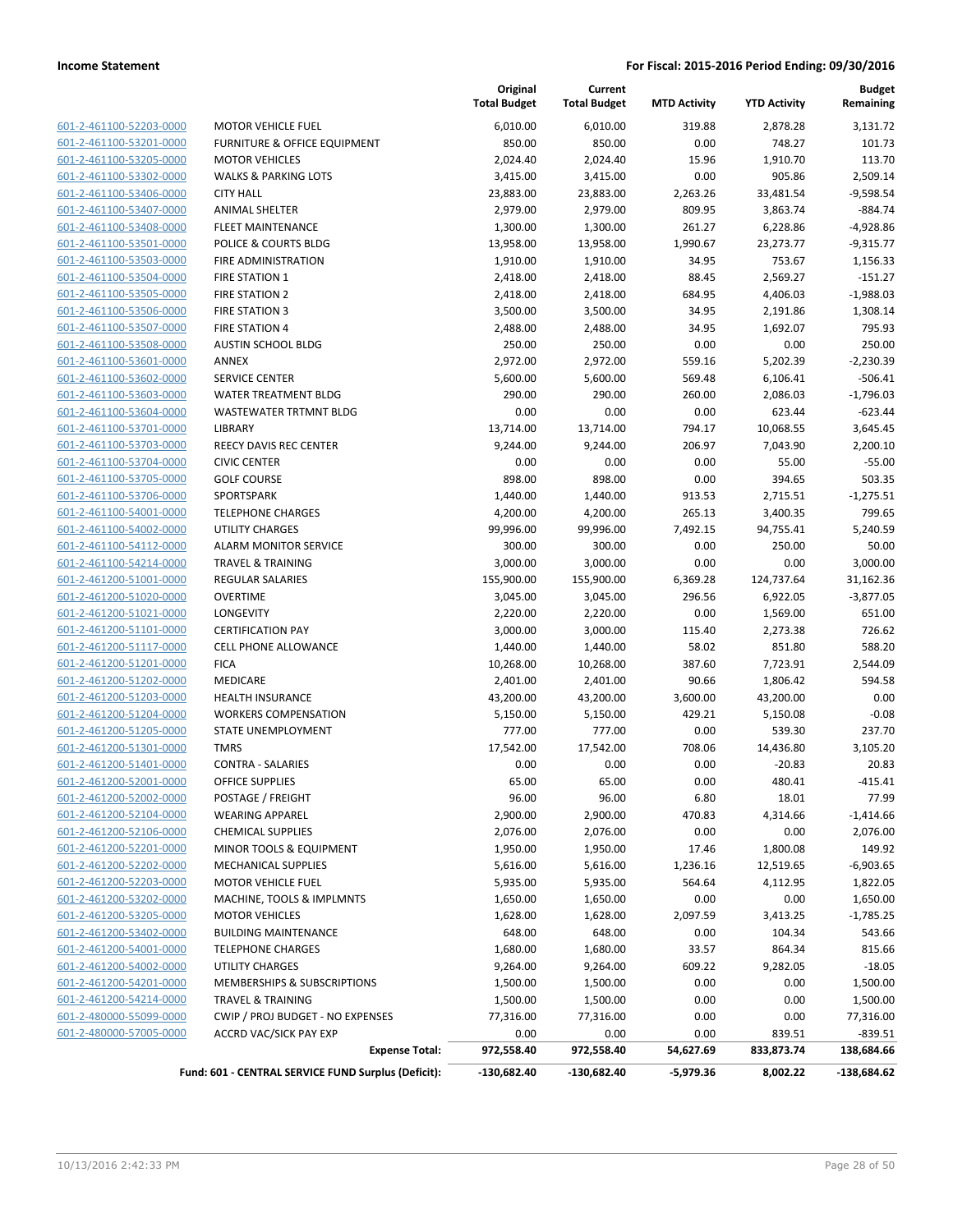**Income Statement** — **For Fiscal: 2015-2016 Period Ending: 09/30/2016**

| | | Original Total Budget | Current Total Budget | MTD Activity | YTD Activity | Budget Remaining |
|---|---|---|---|---|---|---|
| 601-2-461100-52203-0000 | MOTOR VEHICLE FUEL | 6,010.00 | 6,010.00 | 319.88 | 2,878.28 | 3,131.72 |
| 601-2-461100-53201-0000 | FURNITURE & OFFICE EQUIPMENT | 850.00 | 850.00 | 0.00 | 748.27 | 101.73 |
| 601-2-461100-53205-0000 | MOTOR VEHICLES | 2,024.40 | 2,024.40 | 15.96 | 1,910.70 | 113.70 |
| 601-2-461100-53302-0000 | WALKS & PARKING LOTS | 3,415.00 | 3,415.00 | 0.00 | 905.86 | 2,509.14 |
| 601-2-461100-53406-0000 | CITY HALL | 23,883.00 | 23,883.00 | 2,263.26 | 33,481.54 | -9,598.54 |
| 601-2-461100-53407-0000 | ANIMAL SHELTER | 2,979.00 | 2,979.00 | 809.95 | 3,863.74 | -884.74 |
| 601-2-461100-53408-0000 | FLEET MAINTENANCE | 1,300.00 | 1,300.00 | 261.27 | 6,228.86 | -4,928.86 |
| 601-2-461100-53501-0000 | POLICE & COURTS BLDG | 13,958.00 | 13,958.00 | 1,990.67 | 23,273.77 | -9,315.77 |
| 601-2-461100-53503-0000 | FIRE ADMINISTRATION | 1,910.00 | 1,910.00 | 34.95 | 753.67 | 1,156.33 |
| 601-2-461100-53504-0000 | FIRE STATION 1 | 2,418.00 | 2,418.00 | 88.45 | 2,569.27 | -151.27 |
| 601-2-461100-53505-0000 | FIRE STATION 2 | 2,418.00 | 2,418.00 | 684.95 | 4,406.03 | -1,988.03 |
| 601-2-461100-53506-0000 | FIRE STATION 3 | 3,500.00 | 3,500.00 | 34.95 | 2,191.86 | 1,308.14 |
| 601-2-461100-53507-0000 | FIRE STATION 4 | 2,488.00 | 2,488.00 | 34.95 | 1,692.07 | 795.93 |
| 601-2-461100-53508-0000 | AUSTIN SCHOOL BLDG | 250.00 | 250.00 | 0.00 | 0.00 | 250.00 |
| 601-2-461100-53601-0000 | ANNEX | 2,972.00 | 2,972.00 | 559.16 | 5,202.39 | -2,230.39 |
| 601-2-461100-53602-0000 | SERVICE CENTER | 5,600.00 | 5,600.00 | 569.48 | 6,106.41 | -506.41 |
| 601-2-461100-53603-0000 | WATER TREATMENT BLDG | 290.00 | 290.00 | 260.00 | 2,086.03 | -1,796.03 |
| 601-2-461100-53604-0000 | WASTEWATER TRTMNT BLDG | 0.00 | 0.00 | 0.00 | 623.44 | -623.44 |
| 601-2-461100-53701-0000 | LIBRARY | 13,714.00 | 13,714.00 | 794.17 | 10,068.55 | 3,645.45 |
| 601-2-461100-53703-0000 | REECY DAVIS REC CENTER | 9,244.00 | 9,244.00 | 206.97 | 7,043.90 | 2,200.10 |
| 601-2-461100-53704-0000 | CIVIC CENTER | 0.00 | 0.00 | 0.00 | 55.00 | -55.00 |
| 601-2-461100-53705-0000 | GOLF COURSE | 898.00 | 898.00 | 0.00 | 394.65 | 503.35 |
| 601-2-461100-53706-0000 | SPORTSPARK | 1,440.00 | 1,440.00 | 913.53 | 2,715.51 | -1,275.51 |
| 601-2-461100-54001-0000 | TELEPHONE CHARGES | 4,200.00 | 4,200.00 | 265.13 | 3,400.35 | 799.65 |
| 601-2-461100-54002-0000 | UTILITY CHARGES | 99,996.00 | 99,996.00 | 7,492.15 | 94,755.41 | 5,240.59 |
| 601-2-461100-54112-0000 | ALARM MONITOR SERVICE | 300.00 | 300.00 | 0.00 | 250.00 | 50.00 |
| 601-2-461100-54214-0000 | TRAVEL & TRAINING | 3,000.00 | 3,000.00 | 0.00 | 0.00 | 3,000.00 |
| 601-2-461200-51001-0000 | REGULAR SALARIES | 155,900.00 | 155,900.00 | 6,369.28 | 124,737.64 | 31,162.36 |
| 601-2-461200-51020-0000 | OVERTIME | 3,045.00 | 3,045.00 | 296.56 | 6,922.05 | -3,877.05 |
| 601-2-461200-51021-0000 | LONGEVITY | 2,220.00 | 2,220.00 | 0.00 | 1,569.00 | 651.00 |
| 601-2-461200-51101-0000 | CERTIFICATION PAY | 3,000.00 | 3,000.00 | 115.40 | 2,273.38 | 726.62 |
| 601-2-461200-51117-0000 | CELL PHONE ALLOWANCE | 1,440.00 | 1,440.00 | 58.02 | 851.80 | 588.20 |
| 601-2-461200-51201-0000 | FICA | 10,268.00 | 10,268.00 | 387.60 | 7,723.91 | 2,544.09 |
| 601-2-461200-51202-0000 | MEDICARE | 2,401.00 | 2,401.00 | 90.66 | 1,806.42 | 594.58 |
| 601-2-461200-51203-0000 | HEALTH INSURANCE | 43,200.00 | 43,200.00 | 3,600.00 | 43,200.00 | 0.00 |
| 601-2-461200-51204-0000 | WORKERS COMPENSATION | 5,150.00 | 5,150.00 | 429.21 | 5,150.08 | -0.08 |
| 601-2-461200-51205-0000 | STATE UNEMPLOYMENT | 777.00 | 777.00 | 0.00 | 539.30 | 237.70 |
| 601-2-461200-51301-0000 | TMRS | 17,542.00 | 17,542.00 | 708.06 | 14,436.80 | 3,105.20 |
| 601-2-461200-51401-0000 | CONTRA - SALARIES | 0.00 | 0.00 | 0.00 | -20.83 | 20.83 |
| 601-2-461200-52001-0000 | OFFICE SUPPLIES | 65.00 | 65.00 | 0.00 | 480.41 | -415.41 |
| 601-2-461200-52002-0000 | POSTAGE / FREIGHT | 96.00 | 96.00 | 6.80 | 18.01 | 77.99 |
| 601-2-461200-52104-0000 | WEARING APPAREL | 2,900.00 | 2,900.00 | 470.83 | 4,314.66 | -1,414.66 |
| 601-2-461200-52106-0000 | CHEMICAL SUPPLIES | 2,076.00 | 2,076.00 | 0.00 | 0.00 | 2,076.00 |
| 601-2-461200-52201-0000 | MINOR TOOLS & EQUIPMENT | 1,950.00 | 1,950.00 | 17.46 | 1,800.08 | 149.92 |
| 601-2-461200-52202-0000 | MECHANICAL SUPPLIES | 5,616.00 | 5,616.00 | 1,236.16 | 12,519.65 | -6,903.65 |
| 601-2-461200-52203-0000 | MOTOR VEHICLE FUEL | 5,935.00 | 5,935.00 | 564.64 | 4,112.95 | 1,822.05 |
| 601-2-461200-53202-0000 | MACHINE, TOOLS & IMPLMNTS | 1,650.00 | 1,650.00 | 0.00 | 0.00 | 1,650.00 |
| 601-2-461200-53205-0000 | MOTOR VEHICLES | 1,628.00 | 1,628.00 | 2,097.59 | 3,413.25 | -1,785.25 |
| 601-2-461200-53402-0000 | BUILDING MAINTENANCE | 648.00 | 648.00 | 0.00 | 104.34 | 543.66 |
| 601-2-461200-54001-0000 | TELEPHONE CHARGES | 1,680.00 | 1,680.00 | 33.57 | 864.34 | 815.66 |
| 601-2-461200-54002-0000 | UTILITY CHARGES | 9,264.00 | 9,264.00 | 609.22 | 9,282.05 | -18.05 |
| 601-2-461200-54201-0000 | MEMBERSHIPS & SUBSCRIPTIONS | 1,500.00 | 1,500.00 | 0.00 | 0.00 | 1,500.00 |
| 601-2-461200-54214-0000 | TRAVEL & TRAINING | 1,500.00 | 1,500.00 | 0.00 | 0.00 | 1,500.00 |
| 601-2-480000-55099-0000 | CWIP / PROJ BUDGET - NO EXPENSES | 77,316.00 | 77,316.00 | 0.00 | 0.00 | 77,316.00 |
| 601-2-480000-57005-0000 | ACCRD VAC/SICK PAY EXP | 0.00 | 0.00 | 0.00 | 839.51 | -839.51 |
| | **Expense Total:** | **972,558.40** | **972,558.40** | **54,627.69** | **833,873.74** | **138,684.66** |
| | **Fund: 601 - CENTRAL SERVICE FUND Surplus (Deficit):** | **-130,682.40** | **-130,682.40** | **-5,979.36** | **8,002.22** | **-138,684.62** |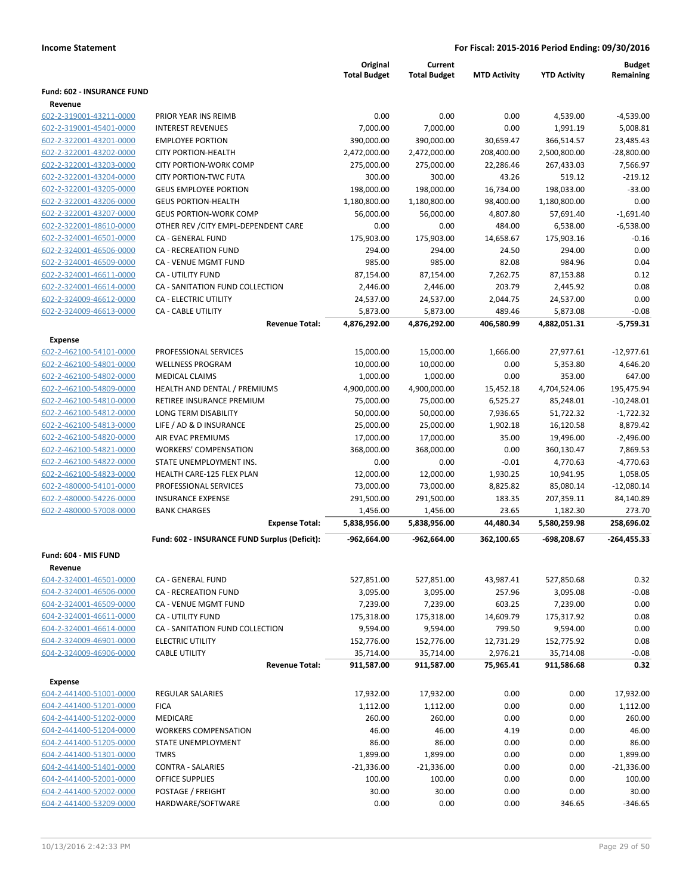**Income Statement** — **For Fiscal: 2015-2016 Period Ending: 09/30/2016**

| | | Original Total Budget | Current Total Budget | MTD Activity | YTD Activity | Budget Remaining |
|---|---|---|---|---|---|---|
| **Fund: 602 - INSURANCE FUND** | | | | | | |
| **Revenue** | | | | | | |
| 602-2-319001-43211-0000 | PRIOR YEAR INS REIMB | 0.00 | 0.00 | 0.00 | 4,539.00 | -4,539.00 |
| 602-2-319001-45401-0000 | INTEREST REVENUES | 7,000.00 | 7,000.00 | 0.00 | 1,991.19 | 5,008.81 |
| 602-2-322001-43201-0000 | EMPLOYEE PORTION | 390,000.00 | 390,000.00 | 30,659.47 | 366,514.57 | 23,485.43 |
| 602-2-322001-43202-0000 | CITY PORTION-HEALTH | 2,472,000.00 | 2,472,000.00 | 208,400.00 | 2,500,800.00 | -28,800.00 |
| 602-2-322001-43203-0000 | CITY PORTION-WORK COMP | 275,000.00 | 275,000.00 | 22,286.46 | 267,433.03 | 7,566.97 |
| 602-2-322001-43204-0000 | CITY PORTION-TWC FUTA | 300.00 | 300.00 | 43.26 | 519.12 | -219.12 |
| 602-2-322001-43205-0000 | GEUS EMPLOYEE PORTION | 198,000.00 | 198,000.00 | 16,734.00 | 198,033.00 | -33.00 |
| 602-2-322001-43206-0000 | GEUS PORTION-HEALTH | 1,180,800.00 | 1,180,800.00 | 98,400.00 | 1,180,800.00 | 0.00 |
| 602-2-322001-43207-0000 | GEUS PORTION-WORK COMP | 56,000.00 | 56,000.00 | 4,807.80 | 57,691.40 | -1,691.40 |
| 602-2-322001-48610-0000 | OTHER REV /CITY EMPL-DEPENDENT CARE | 0.00 | 0.00 | 484.00 | 6,538.00 | -6,538.00 |
| 602-2-324001-46501-0000 | CA - GENERAL FUND | 175,903.00 | 175,903.00 | 14,658.67 | 175,903.16 | -0.16 |
| 602-2-324001-46506-0000 | CA - RECREATION FUND | 294.00 | 294.00 | 24.50 | 294.00 | 0.00 |
| 602-2-324001-46509-0000 | CA - VENUE MGMT FUND | 985.00 | 985.00 | 82.08 | 984.96 | 0.04 |
| 602-2-324001-46611-0000 | CA - UTILITY FUND | 87,154.00 | 87,154.00 | 7,262.75 | 87,153.88 | 0.12 |
| 602-2-324001-46614-0000 | CA - SANITATION FUND COLLECTION | 2,446.00 | 2,446.00 | 203.79 | 2,445.92 | 0.08 |
| 602-2-324009-46612-0000 | CA - ELECTRIC UTILITY | 24,537.00 | 24,537.00 | 2,044.75 | 24,537.00 | 0.00 |
| 602-2-324009-46613-0000 | CA - CABLE UTILITY | 5,873.00 | 5,873.00 | 489.46 | 5,873.08 | -0.08 |
| | **Revenue Total:** | **4,876,292.00** | **4,876,292.00** | **406,580.99** | **4,882,051.31** | **-5,759.31** |
| **Expense** | | | | | | |
| 602-2-462100-54101-0000 | PROFESSIONAL SERVICES | 15,000.00 | 15,000.00 | 1,666.00 | 27,977.61 | -12,977.61 |
| 602-2-462100-54801-0000 | WELLNESS PROGRAM | 10,000.00 | 10,000.00 | 0.00 | 5,353.80 | 4,646.20 |
| 602-2-462100-54802-0000 | MEDICAL CLAIMS | 1,000.00 | 1,000.00 | 0.00 | 353.00 | 647.00 |
| 602-2-462100-54809-0000 | HEALTH AND DENTAL / PREMIUMS | 4,900,000.00 | 4,900,000.00 | 15,452.18 | 4,704,524.06 | 195,475.94 |
| 602-2-462100-54810-0000 | RETIREE INSURANCE PREMIUM | 75,000.00 | 75,000.00 | 6,525.27 | 85,248.01 | -10,248.01 |
| 602-2-462100-54812-0000 | LONG TERM DISABILITY | 50,000.00 | 50,000.00 | 7,936.65 | 51,722.32 | -1,722.32 |
| 602-2-462100-54813-0000 | LIFE / AD & D INSURANCE | 25,000.00 | 25,000.00 | 1,902.18 | 16,120.58 | 8,879.42 |
| 602-2-462100-54820-0000 | AIR EVAC PREMIUMS | 17,000.00 | 17,000.00 | 35.00 | 19,496.00 | -2,496.00 |
| 602-2-462100-54821-0000 | WORKERS' COMPENSATION | 368,000.00 | 368,000.00 | 0.00 | 360,130.47 | 7,869.53 |
| 602-2-462100-54822-0000 | STATE UNEMPLOYMENT INS. | 0.00 | 0.00 | -0.01 | 4,770.63 | -4,770.63 |
| 602-2-462100-54823-0000 | HEALTH CARE-125 FLEX PLAN | 12,000.00 | 12,000.00 | 1,930.25 | 10,941.95 | 1,058.05 |
| 602-2-480000-54101-0000 | PROFESSIONAL SERVICES | 73,000.00 | 73,000.00 | 8,825.82 | 85,080.14 | -12,080.14 |
| 602-2-480000-54226-0000 | INSURANCE EXPENSE | 291,500.00 | 291,500.00 | 183.35 | 207,359.11 | 84,140.89 |
| 602-2-480000-57008-0000 | BANK CHARGES | 1,456.00 | 1,456.00 | 23.65 | 1,182.30 | 273.70 |
| | **Expense Total:** | **5,838,956.00** | **5,838,956.00** | **44,480.34** | **5,580,259.98** | **258,696.02** |
| | **Fund: 602 - INSURANCE FUND Surplus (Deficit):** | **-962,664.00** | **-962,664.00** | **362,100.65** | **-698,208.67** | **-264,455.33** |
| **Fund: 604 - MIS FUND** | | | | | | |
| **Revenue** | | | | | | |
| 604-2-324001-46501-0000 | CA - GENERAL FUND | 527,851.00 | 527,851.00 | 43,987.41 | 527,850.68 | 0.32 |
| 604-2-324001-46506-0000 | CA - RECREATION FUND | 3,095.00 | 3,095.00 | 257.96 | 3,095.08 | -0.08 |
| 604-2-324001-46509-0000 | CA - VENUE MGMT FUND | 7,239.00 | 7,239.00 | 603.25 | 7,239.00 | 0.00 |
| 604-2-324001-46611-0000 | CA - UTILITY FUND | 175,318.00 | 175,318.00 | 14,609.79 | 175,317.92 | 0.08 |
| 604-2-324001-46614-0000 | CA - SANITATION FUND COLLECTION | 9,594.00 | 9,594.00 | 799.50 | 9,594.00 | 0.00 |
| 604-2-324009-46901-0000 | ELECTRIC UTILITY | 152,776.00 | 152,776.00 | 12,731.29 | 152,775.92 | 0.08 |
| 604-2-324009-46906-0000 | CABLE UTILITY | 35,714.00 | 35,714.00 | 2,976.21 | 35,714.08 | -0.08 |
| | **Revenue Total:** | **911,587.00** | **911,587.00** | **75,965.41** | **911,586.68** | **0.32** |
| **Expense** | | | | | | |
| 604-2-441400-51001-0000 | REGULAR SALARIES | 17,932.00 | 17,932.00 | 0.00 | 0.00 | 17,932.00 |
| 604-2-441400-51201-0000 | FICA | 1,112.00 | 1,112.00 | 0.00 | 0.00 | 1,112.00 |
| 604-2-441400-51202-0000 | MEDICARE | 260.00 | 260.00 | 0.00 | 0.00 | 260.00 |
| 604-2-441400-51204-0000 | WORKERS COMPENSATION | 46.00 | 46.00 | 4.19 | 0.00 | 46.00 |
| 604-2-441400-51205-0000 | STATE UNEMPLOYMENT | 86.00 | 86.00 | 0.00 | 0.00 | 86.00 |
| 604-2-441400-51301-0000 | TMRS | 1,899.00 | 1,899.00 | 0.00 | 0.00 | 1,899.00 |
| 604-2-441400-51401-0000 | CONTRA - SALARIES | -21,336.00 | -21,336.00 | 0.00 | 0.00 | -21,336.00 |
| 604-2-441400-52001-0000 | OFFICE SUPPLIES | 100.00 | 100.00 | 0.00 | 0.00 | 100.00 |
| 604-2-441400-52002-0000 | POSTAGE / FREIGHT | 30.00 | 30.00 | 0.00 | 0.00 | 30.00 |
| 604-2-441400-53209-0000 | HARDWARE/SOFTWARE | 0.00 | 0.00 | 0.00 | 346.65 | -346.65 |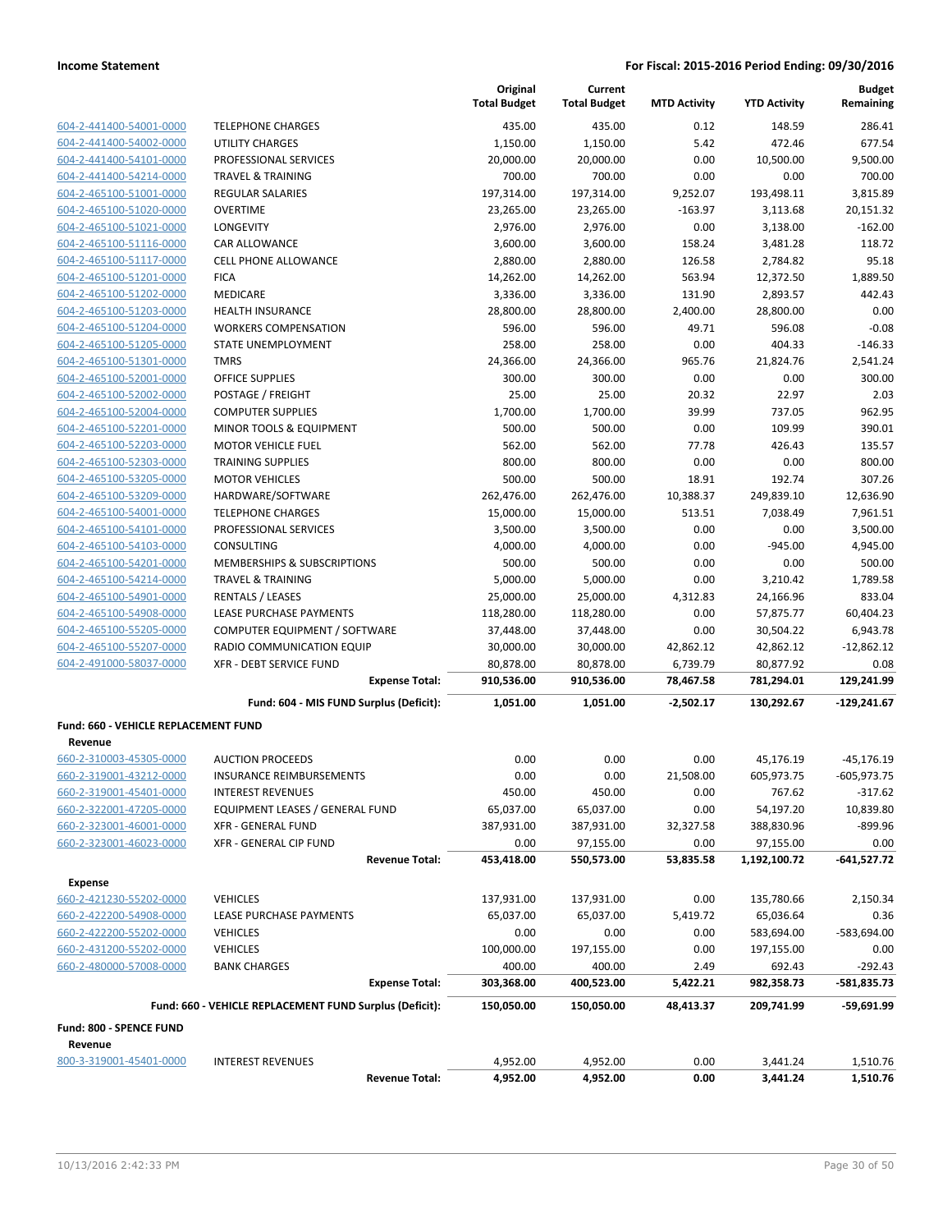**Income Statement** | **For Fiscal: 2015-2016 Period Ending: 09/30/2016**

| | | Original Total Budget | Current Total Budget | MTD Activity | YTD Activity | Budget Remaining |
|---|---|---|---|---|---|---|
| 604-2-441400-54001-0000 | TELEPHONE CHARGES | 435.00 | 435.00 | 0.12 | 148.59 | 286.41 |
| 604-2-441400-54002-0000 | UTILITY CHARGES | 1,150.00 | 1,150.00 | 5.42 | 472.46 | 677.54 |
| 604-2-441400-54101-0000 | PROFESSIONAL SERVICES | 20,000.00 | 20,000.00 | 0.00 | 10,500.00 | 9,500.00 |
| 604-2-441400-54214-0000 | TRAVEL & TRAINING | 700.00 | 700.00 | 0.00 | 0.00 | 700.00 |
| 604-2-465100-51001-0000 | REGULAR SALARIES | 197,314.00 | 197,314.00 | 9,252.07 | 193,498.11 | 3,815.89 |
| 604-2-465100-51020-0000 | OVERTIME | 23,265.00 | 23,265.00 | -163.97 | 3,113.68 | 20,151.32 |
| 604-2-465100-51021-0000 | LONGEVITY | 2,976.00 | 2,976.00 | 0.00 | 3,138.00 | -162.00 |
| 604-2-465100-51116-0000 | CAR ALLOWANCE | 3,600.00 | 3,600.00 | 158.24 | 3,481.28 | 118.72 |
| 604-2-465100-51117-0000 | CELL PHONE ALLOWANCE | 2,880.00 | 2,880.00 | 126.58 | 2,784.82 | 95.18 |
| 604-2-465100-51201-0000 | FICA | 14,262.00 | 14,262.00 | 563.94 | 12,372.50 | 1,889.50 |
| 604-2-465100-51202-0000 | MEDICARE | 3,336.00 | 3,336.00 | 131.90 | 2,893.57 | 442.43 |
| 604-2-465100-51203-0000 | HEALTH INSURANCE | 28,800.00 | 28,800.00 | 2,400.00 | 28,800.00 | 0.00 |
| 604-2-465100-51204-0000 | WORKERS COMPENSATION | 596.00 | 596.00 | 49.71 | 596.08 | -0.08 |
| 604-2-465100-51205-0000 | STATE UNEMPLOYMENT | 258.00 | 258.00 | 0.00 | 404.33 | -146.33 |
| 604-2-465100-51301-0000 | TMRS | 24,366.00 | 24,366.00 | 965.76 | 21,824.76 | 2,541.24 |
| 604-2-465100-52001-0000 | OFFICE SUPPLIES | 300.00 | 300.00 | 0.00 | 0.00 | 300.00 |
| 604-2-465100-52002-0000 | POSTAGE / FREIGHT | 25.00 | 25.00 | 20.32 | 22.97 | 2.03 |
| 604-2-465100-52004-0000 | COMPUTER SUPPLIES | 1,700.00 | 1,700.00 | 39.99 | 737.05 | 962.95 |
| 604-2-465100-52201-0000 | MINOR TOOLS & EQUIPMENT | 500.00 | 500.00 | 0.00 | 109.99 | 390.01 |
| 604-2-465100-52203-0000 | MOTOR VEHICLE FUEL | 562.00 | 562.00 | 77.78 | 426.43 | 135.57 |
| 604-2-465100-52303-0000 | TRAINING SUPPLIES | 800.00 | 800.00 | 0.00 | 0.00 | 800.00 |
| 604-2-465100-53205-0000 | MOTOR VEHICLES | 500.00 | 500.00 | 18.91 | 192.74 | 307.26 |
| 604-2-465100-53209-0000 | HARDWARE/SOFTWARE | 262,476.00 | 262,476.00 | 10,388.37 | 249,839.10 | 12,636.90 |
| 604-2-465100-54001-0000 | TELEPHONE CHARGES | 15,000.00 | 15,000.00 | 513.51 | 7,038.49 | 7,961.51 |
| 604-2-465100-54101-0000 | PROFESSIONAL SERVICES | 3,500.00 | 3,500.00 | 0.00 | 0.00 | 3,500.00 |
| 604-2-465100-54103-0000 | CONSULTING | 4,000.00 | 4,000.00 | 0.00 | -945.00 | 4,945.00 |
| 604-2-465100-54201-0000 | MEMBERSHIPS & SUBSCRIPTIONS | 500.00 | 500.00 | 0.00 | 0.00 | 500.00 |
| 604-2-465100-54214-0000 | TRAVEL & TRAINING | 5,000.00 | 5,000.00 | 0.00 | 3,210.42 | 1,789.58 |
| 604-2-465100-54901-0000 | RENTALS / LEASES | 25,000.00 | 25,000.00 | 4,312.83 | 24,166.96 | 833.04 |
| 604-2-465100-54908-0000 | LEASE PURCHASE PAYMENTS | 118,280.00 | 118,280.00 | 0.00 | 57,875.77 | 60,404.23 |
| 604-2-465100-55205-0000 | COMPUTER EQUIPMENT / SOFTWARE | 37,448.00 | 37,448.00 | 0.00 | 30,504.22 | 6,943.78 |
| 604-2-465100-55207-0000 | RADIO COMMUNICATION EQUIP | 30,000.00 | 30,000.00 | 42,862.12 | 42,862.12 | -12,862.12 |
| 604-2-491000-58037-0000 | XFR - DEBT SERVICE FUND | 80,878.00 | 80,878.00 | 6,739.79 | 80,877.92 | 0.08 |
| | **Expense Total:** | **910,536.00** | **910,536.00** | **78,467.58** | **781,294.01** | **129,241.99** |
| | **Fund: 604 - MIS FUND Surplus (Deficit):** | **1,051.00** | **1,051.00** | **-2,502.17** | **130,292.67** | **-129,241.67** |
| **Fund: 660 - VEHICLE REPLACEMENT FUND** | | | | | | |
| **Revenue** | | | | | | |
| 660-2-310003-45305-0000 | AUCTION PROCEEDS | 0.00 | 0.00 | 0.00 | 45,176.19 | -45,176.19 |
| 660-2-319001-43212-0000 | INSURANCE REIMBURSEMENTS | 0.00 | 0.00 | 21,508.00 | 605,973.75 | -605,973.75 |
| 660-2-319001-45401-0000 | INTEREST REVENUES | 450.00 | 450.00 | 0.00 | 767.62 | -317.62 |
| 660-2-322001-47205-0000 | EQUIPMENT LEASES / GENERAL FUND | 65,037.00 | 65,037.00 | 0.00 | 54,197.20 | 10,839.80 |
| 660-2-323001-46001-0000 | XFR - GENERAL FUND | 387,931.00 | 387,931.00 | 32,327.58 | 388,830.96 | -899.96 |
| 660-2-323001-46023-0000 | XFR - GENERAL CIP FUND | 0.00 | 97,155.00 | 0.00 | 97,155.00 | 0.00 |
| | **Revenue Total:** | **453,418.00** | **550,573.00** | **53,835.58** | **1,192,100.72** | **-641,527.72** |
| **Expense** | | | | | | |
| 660-2-421230-55202-0000 | VEHICLES | 137,931.00 | 137,931.00 | 0.00 | 135,780.66 | 2,150.34 |
| 660-2-422200-54908-0000 | LEASE PURCHASE PAYMENTS | 65,037.00 | 65,037.00 | 5,419.72 | 65,036.64 | 0.36 |
| 660-2-422200-55202-0000 | VEHICLES | 0.00 | 0.00 | 0.00 | 583,694.00 | -583,694.00 |
| 660-2-431200-55202-0000 | VEHICLES | 100,000.00 | 197,155.00 | 0.00 | 197,155.00 | 0.00 |
| 660-2-480000-57008-0000 | BANK CHARGES | 400.00 | 400.00 | 2.49 | 692.43 | -292.43 |
| | **Expense Total:** | **303,368.00** | **400,523.00** | **5,422.21** | **982,358.73** | **-581,835.73** |
| | **Fund: 660 - VEHICLE REPLACEMENT FUND Surplus (Deficit):** | **150,050.00** | **150,050.00** | **48,413.37** | **209,741.99** | **-59,691.99** |
| **Fund: 800 - SPENCE FUND** | | | | | | |
| **Revenue** | | | | | | |
| 800-3-319001-45401-0000 | INTEREST REVENUES | 4,952.00 | 4,952.00 | 0.00 | 3,441.24 | 1,510.76 |
| | **Revenue Total:** | **4,952.00** | **4,952.00** | **0.00** | **3,441.24** | **1,510.76** |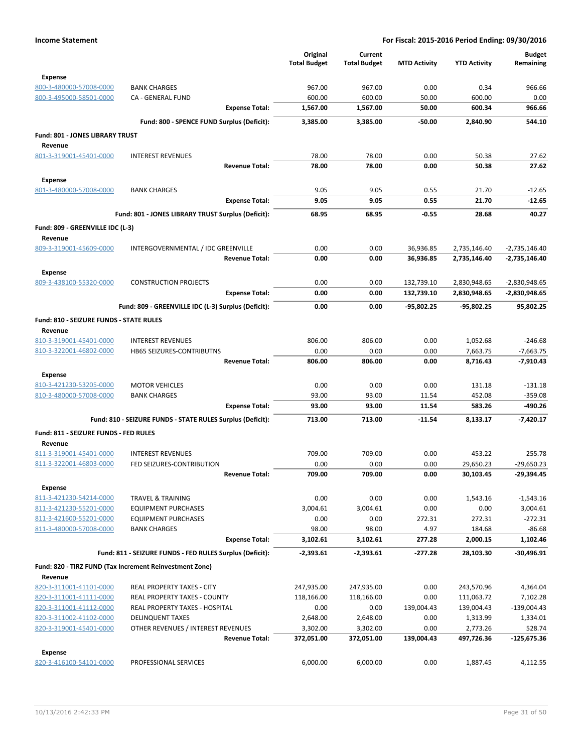**Income Statement** — For Fiscal: 2015-2016 Period Ending: 09/30/2016

| | | Original Total Budget | Current Total Budget | MTD Activity | YTD Activity | Budget Remaining |
|---|---|---|---|---|---|---|
| **Expense** | | | | | | |
| 800-3-480000-57008-0000 | BANK CHARGES | 967.00 | 967.00 | 0.00 | 0.34 | 966.66 |
| 800-3-495000-58501-0000 | CA - GENERAL FUND | 600.00 | 600.00 | 50.00 | 600.00 | 0.00 |
| | **Expense Total:** | **1,567.00** | **1,567.00** | **50.00** | **600.34** | **966.66** |
| | **Fund: 800 - SPENCE FUND Surplus (Deficit):** | **3,385.00** | **3,385.00** | **-50.00** | **2,840.90** | **544.10** |
| **Fund: 801 - JONES LIBRARY TRUST** | | | | | | |
| **Revenue** | | | | | | |
| 801-3-319001-45401-0000 | INTEREST REVENUES | 78.00 | 78.00 | 0.00 | 50.38 | 27.62 |
| | **Revenue Total:** | **78.00** | **78.00** | **0.00** | **50.38** | **27.62** |
| **Expense** | | | | | | |
| 801-3-480000-57008-0000 | BANK CHARGES | 9.05 | 9.05 | 0.55 | 21.70 | -12.65 |
| | **Expense Total:** | **9.05** | **9.05** | **0.55** | **21.70** | **-12.65** |
| | **Fund: 801 - JONES LIBRARY TRUST Surplus (Deficit):** | **68.95** | **68.95** | **-0.55** | **28.68** | **40.27** |
| **Fund: 809 - GREENVILLE IDC (L-3)** | | | | | | |
| **Revenue** | | | | | | |
| 809-3-319001-45609-0000 | INTERGOVERNMENTAL / IDC GREENVILLE | 0.00 | 0.00 | 36,936.85 | 2,735,146.40 | -2,735,146.40 |
| | **Revenue Total:** | **0.00** | **0.00** | **36,936.85** | **2,735,146.40** | **-2,735,146.40** |
| **Expense** | | | | | | |
| 809-3-438100-55320-0000 | CONSTRUCTION PROJECTS | 0.00 | 0.00 | 132,739.10 | 2,830,948.65 | -2,830,948.65 |
| | **Expense Total:** | **0.00** | **0.00** | **132,739.10** | **2,830,948.65** | **-2,830,948.65** |
| | **Fund: 809 - GREENVILLE IDC (L-3) Surplus (Deficit):** | **0.00** | **0.00** | **-95,802.25** | **-95,802.25** | **95,802.25** |
| **Fund: 810 - SEIZURE FUNDS - STATE RULES** | | | | | | |
| **Revenue** | | | | | | |
| 810-3-319001-45401-0000 | INTEREST REVENUES | 806.00 | 806.00 | 0.00 | 1,052.68 | -246.68 |
| 810-3-322001-46802-0000 | HB65 SEIZURES-CONTRIBUTNS | 0.00 | 0.00 | 0.00 | 7,663.75 | -7,663.75 |
| | **Revenue Total:** | **806.00** | **806.00** | **0.00** | **8,716.43** | **-7,910.43** |
| **Expense** | | | | | | |
| 810-3-421230-53205-0000 | MOTOR VEHICLES | 0.00 | 0.00 | 0.00 | 131.18 | -131.18 |
| 810-3-480000-57008-0000 | BANK CHARGES | 93.00 | 93.00 | 11.54 | 452.08 | -359.08 |
| | **Expense Total:** | **93.00** | **93.00** | **11.54** | **583.26** | **-490.26** |
| | **Fund: 810 - SEIZURE FUNDS - STATE RULES Surplus (Deficit):** | **713.00** | **713.00** | **-11.54** | **8,133.17** | **-7,420.17** |
| **Fund: 811 - SEIZURE FUNDS - FED RULES** | | | | | | |
| **Revenue** | | | | | | |
| 811-3-319001-45401-0000 | INTEREST REVENUES | 709.00 | 709.00 | 0.00 | 453.22 | 255.78 |
| 811-3-322001-46803-0000 | FED SEIZURES-CONTRIBUTION | 0.00 | 0.00 | 0.00 | 29,650.23 | -29,650.23 |
| | **Revenue Total:** | **709.00** | **709.00** | **0.00** | **30,103.45** | **-29,394.45** |
| **Expense** | | | | | | |
| 811-3-421230-54214-0000 | TRAVEL & TRAINING | 0.00 | 0.00 | 0.00 | 1,543.16 | -1,543.16 |
| 811-3-421230-55201-0000 | EQUIPMENT PURCHASES | 3,004.61 | 3,004.61 | 0.00 | 0.00 | 3,004.61 |
| 811-3-421600-55201-0000 | EQUIPMENT PURCHASES | 0.00 | 0.00 | 272.31 | 272.31 | -272.31 |
| 811-3-480000-57008-0000 | BANK CHARGES | 98.00 | 98.00 | 4.97 | 184.68 | -86.68 |
| | **Expense Total:** | **3,102.61** | **3,102.61** | **277.28** | **2,000.15** | **1,102.46** |
| | **Fund: 811 - SEIZURE FUNDS - FED RULES Surplus (Deficit):** | **-2,393.61** | **-2,393.61** | **-277.28** | **28,103.30** | **-30,496.91** |
| **Fund: 820 - TIRZ FUND (Tax Increment Reinvestment Zone)** | | | | | | |
| **Revenue** | | | | | | |
| 820-3-311001-41101-0000 | REAL PROPERTY TAXES - CITY | 247,935.00 | 247,935.00 | 0.00 | 243,570.96 | 4,364.04 |
| 820-3-311001-41111-0000 | REAL PROPERTY TAXES - COUNTY | 118,166.00 | 118,166.00 | 0.00 | 111,063.72 | 7,102.28 |
| 820-3-311001-41112-0000 | REAL PROPERTY TAXES - HOSPITAL | 0.00 | 0.00 | 139,004.43 | 139,004.43 | -139,004.43 |
| 820-3-311002-41102-0000 | DELINQUENT TAXES | 2,648.00 | 2,648.00 | 0.00 | 1,313.99 | 1,334.01 |
| 820-3-319001-45401-0000 | OTHER REVENUES / INTEREST REVENUES | 3,302.00 | 3,302.00 | 0.00 | 2,773.26 | 528.74 |
| | **Revenue Total:** | **372,051.00** | **372,051.00** | **139,004.43** | **497,726.36** | **-125,675.36** |
| **Expense** | | | | | | |
| 820-3-416100-54101-0000 | PROFESSIONAL SERVICES | 6,000.00 | 6,000.00 | 0.00 | 1,887.45 | 4,112.55 |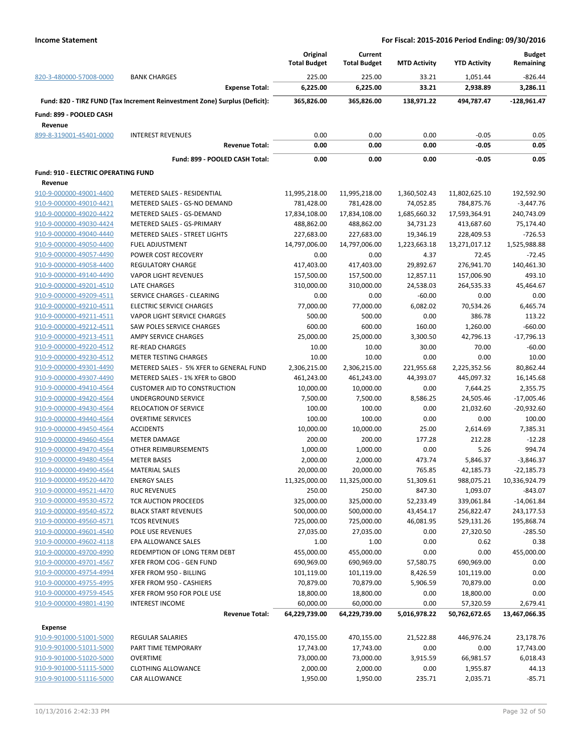**Income Statement** — **For Fiscal: 2015-2016 Period Ending: 09/30/2016**

| | | Original Total Budget | Current Total Budget | MTD Activity | YTD Activity | Budget Remaining |
|---|---|---|---|---|---|---|
| 820-3-480000-57008-0000 | BANK CHARGES | 225.00 | 225.00 | 33.21 | 1,051.44 | -826.44 |
| | **Expense Total:** | **6,225.00** | **6,225.00** | **33.21** | **2,938.89** | **3,286.11** |
| **Fund: 820 - TIRZ FUND (Tax Increment Reinvestment Zone) Surplus (Deficit):** | | **365,826.00** | **365,826.00** | **138,971.22** | **494,787.47** | **-128,961.47** |
| **Fund: 899 - POOLED CASH** | | | | | | |
| **Revenue** | | | | | | |
| 899-8-319001-45401-0000 | INTEREST REVENUES | 0.00 | 0.00 | 0.00 | -0.05 | 0.05 |
| | **Revenue Total:** | **0.00** | **0.00** | **0.00** | **-0.05** | **0.05** |
| | **Fund: 899 - POOLED CASH Total:** | **0.00** | **0.00** | **0.00** | **-0.05** | **0.05** |
| **Fund: 910 - ELECTRIC OPERATING FUND** | | | | | | |
| **Revenue** | | | | | | |
| 910-9-000000-49001-4400 | METERED SALES - RESIDENTIAL | 11,995,218.00 | 11,995,218.00 | 1,360,502.43 | 11,802,625.10 | 192,592.90 |
| 910-9-000000-49010-4421 | METERED SALES - GS-NO DEMAND | 781,428.00 | 781,428.00 | 74,052.85 | 784,875.76 | -3,447.76 |
| 910-9-000000-49020-4422 | METERED SALES - GS-DEMAND | 17,834,108.00 | 17,834,108.00 | 1,685,660.32 | 17,593,364.91 | 240,743.09 |
| 910-9-000000-49030-4424 | METERED SALES - GS-PRIMARY | 488,862.00 | 488,862.00 | 34,731.23 | 413,687.60 | 75,174.40 |
| 910-9-000000-49040-4440 | METERED SALES - STREET LIGHTS | 227,683.00 | 227,683.00 | 19,346.19 | 228,409.53 | -726.53 |
| 910-9-000000-49050-4400 | FUEL ADJUSTMENT | 14,797,006.00 | 14,797,006.00 | 1,223,663.18 | 13,271,017.12 | 1,525,988.88 |
| 910-9-000000-49057-4490 | POWER COST RECOVERY | 0.00 | 0.00 | 4.37 | 72.45 | -72.45 |
| 910-9-000000-49058-4400 | REGULATORY CHARGE | 417,403.00 | 417,403.00 | 29,892.67 | 276,941.70 | 140,461.30 |
| 910-9-000000-49140-4490 | VAPOR LIGHT REVENUES | 157,500.00 | 157,500.00 | 12,857.11 | 157,006.90 | 493.10 |
| 910-9-000000-49201-4510 | LATE CHARGES | 310,000.00 | 310,000.00 | 24,538.03 | 264,535.33 | 45,464.67 |
| 910-9-000000-49209-4511 | SERVICE CHARGES - CLEARING | 0.00 | 0.00 | -60.00 | 0.00 | 0.00 |
| 910-9-000000-49210-4511 | ELECTRIC SERVICE CHARGES | 77,000.00 | 77,000.00 | 6,082.02 | 70,534.26 | 6,465.74 |
| 910-9-000000-49211-4511 | VAPOR LIGHT SERVICE CHARGES | 500.00 | 500.00 | 0.00 | 386.78 | 113.22 |
| 910-9-000000-49212-4511 | SAW POLES SERVICE CHARGES | 600.00 | 600.00 | 160.00 | 1,260.00 | -660.00 |
| 910-9-000000-49213-4511 | AMPY SERVICE CHARGES | 25,000.00 | 25,000.00 | 3,300.50 | 42,796.13 | -17,796.13 |
| 910-9-000000-49220-4512 | RE-READ CHARGES | 10.00 | 10.00 | 30.00 | 70.00 | -60.00 |
| 910-9-000000-49230-4512 | METER TESTING CHARGES | 10.00 | 10.00 | 0.00 | 0.00 | 10.00 |
| 910-9-000000-49301-4490 | METERED SALES - 5% XFER to GENERAL FUND | 2,306,215.00 | 2,306,215.00 | 221,955.68 | 2,225,352.56 | 80,862.44 |
| 910-9-000000-49307-4490 | METERED SALES - 1% XFER to GBOD | 461,243.00 | 461,243.00 | 44,393.07 | 445,097.32 | 16,145.68 |
| 910-9-000000-49410-4564 | CUSTOMER AID TO CONSTRUCTION | 10,000.00 | 10,000.00 | 0.00 | 7,644.25 | 2,355.75 |
| 910-9-000000-49420-4564 | UNDERGROUND SERVICE | 7,500.00 | 7,500.00 | 8,586.25 | 24,505.46 | -17,005.46 |
| 910-9-000000-49430-4564 | RELOCATION OF SERVICE | 100.00 | 100.00 | 0.00 | 21,032.60 | -20,932.60 |
| 910-9-000000-49440-4564 | OVERTIME SERVICES | 100.00 | 100.00 | 0.00 | 0.00 | 100.00 |
| 910-9-000000-49450-4564 | ACCIDENTS | 10,000.00 | 10,000.00 | 25.00 | 2,614.69 | 7,385.31 |
| 910-9-000000-49460-4564 | METER DAMAGE | 200.00 | 200.00 | 177.28 | 212.28 | -12.28 |
| 910-9-000000-49470-4564 | OTHER REIMBURSEMENTS | 1,000.00 | 1,000.00 | 0.00 | 5.26 | 994.74 |
| 910-9-000000-49480-4564 | METER BASES | 2,000.00 | 2,000.00 | 473.74 | 5,846.37 | -3,846.37 |
| 910-9-000000-49490-4564 | MATERIAL SALES | 20,000.00 | 20,000.00 | 765.85 | 42,185.73 | -22,185.73 |
| 910-9-000000-49520-4470 | ENERGY SALES | 11,325,000.00 | 11,325,000.00 | 51,309.61 | 988,075.21 | 10,336,924.79 |
| 910-9-000000-49521-4470 | RUC REVENUES | 250.00 | 250.00 | 847.30 | 1,093.07 | -843.07 |
| 910-9-000000-49530-4572 | TCR AUCTION PROCEEDS | 325,000.00 | 325,000.00 | 52,233.49 | 339,061.84 | -14,061.84 |
| 910-9-000000-49540-4572 | BLACK START REVENUES | 500,000.00 | 500,000.00 | 43,454.17 | 256,822.47 | 243,177.53 |
| 910-9-000000-49560-4571 | TCOS REVENUES | 725,000.00 | 725,000.00 | 46,081.95 | 529,131.26 | 195,868.74 |
| 910-9-000000-49601-4540 | POLE USE REVENUES | 27,035.00 | 27,035.00 | 0.00 | 27,320.50 | -285.50 |
| 910-9-000000-49602-4118 | EPA ALLOWANCE SALES | 1.00 | 1.00 | 0.00 | 0.62 | 0.38 |
| 910-9-000000-49700-4990 | REDEMPTION OF LONG TERM DEBT | 455,000.00 | 455,000.00 | 0.00 | 0.00 | 455,000.00 |
| 910-9-000000-49701-4567 | XFER FROM COG - GEN FUND | 690,969.00 | 690,969.00 | 57,580.75 | 690,969.00 | 0.00 |
| 910-9-000000-49754-4994 | XFER FROM 950 - BILLING | 101,119.00 | 101,119.00 | 8,426.59 | 101,119.00 | 0.00 |
| 910-9-000000-49755-4995 | XFER FROM 950 - CASHIERS | 70,879.00 | 70,879.00 | 5,906.59 | 70,879.00 | 0.00 |
| 910-9-000000-49759-4545 | XFER FROM 950 FOR POLE USE | 18,800.00 | 18,800.00 | 0.00 | 18,800.00 | 0.00 |
| 910-9-000000-49801-4190 | INTEREST INCOME | 60,000.00 | 60,000.00 | 0.00 | 57,320.59 | 2,679.41 |
| | **Revenue Total:** | **64,229,739.00** | **64,229,739.00** | **5,016,978.22** | **50,762,672.65** | **13,467,066.35** |
| **Expense** | | | | | | |
| 910-9-901000-51001-5000 | REGULAR SALARIES | 470,155.00 | 470,155.00 | 21,522.88 | 446,976.24 | 23,178.76 |
| 910-9-901000-51011-5000 | PART TIME TEMPORARY | 17,743.00 | 17,743.00 | 0.00 | 0.00 | 17,743.00 |
| 910-9-901000-51020-5000 | OVERTIME | 73,000.00 | 73,000.00 | 3,915.59 | 66,981.57 | 6,018.43 |
| 910-9-901000-51115-5000 | CLOTHING ALLOWANCE | 2,000.00 | 2,000.00 | 0.00 | 1,955.87 | 44.13 |
| 910-9-901000-51116-5000 | CAR ALLOWANCE | 1,950.00 | 1,950.00 | 235.71 | 2,035.71 | -85.71 |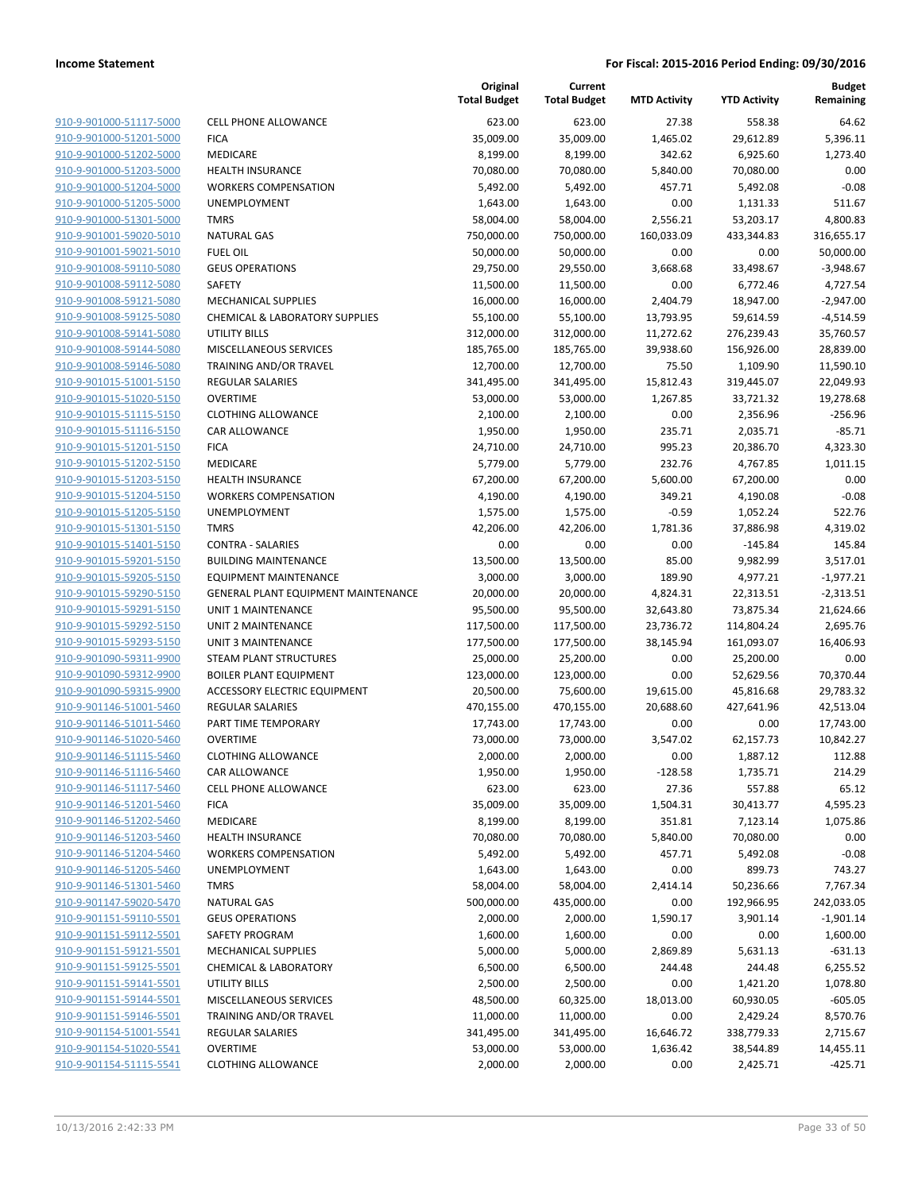**Income Statement** **For Fiscal: 2015-2016 Period Ending: 09/30/2016**

| | | Original Total Budget | Current Total Budget | MTD Activity | YTD Activity | Budget Remaining |
|---|---|---|---|---|---|---|
| 910-9-901000-51117-5000 | CELL PHONE ALLOWANCE | 623.00 | 623.00 | 27.38 | 558.38 | 64.62 |
| 910-9-901000-51201-5000 | FICA | 35,009.00 | 35,009.00 | 1,465.02 | 29,612.89 | 5,396.11 |
| 910-9-901000-51202-5000 | MEDICARE | 8,199.00 | 8,199.00 | 342.62 | 6,925.60 | 1,273.40 |
| 910-9-901000-51203-5000 | HEALTH INSURANCE | 70,080.00 | 70,080.00 | 5,840.00 | 70,080.00 | 0.00 |
| 910-9-901000-51204-5000 | WORKERS COMPENSATION | 5,492.00 | 5,492.00 | 457.71 | 5,492.08 | -0.08 |
| 910-9-901000-51205-5000 | UNEMPLOYMENT | 1,643.00 | 1,643.00 | 0.00 | 1,131.33 | 511.67 |
| 910-9-901000-51301-5000 | TMRS | 58,004.00 | 58,004.00 | 2,556.21 | 53,203.17 | 4,800.83 |
| 910-9-901001-59020-5010 | NATURAL GAS | 750,000.00 | 750,000.00 | 160,033.09 | 433,344.83 | 316,655.17 |
| 910-9-901001-59021-5010 | FUEL OIL | 50,000.00 | 50,000.00 | 0.00 | 0.00 | 50,000.00 |
| 910-9-901008-59110-5080 | GEUS OPERATIONS | 29,750.00 | 29,550.00 | 3,668.68 | 33,498.67 | -3,948.67 |
| 910-9-901008-59112-5080 | SAFETY | 11,500.00 | 11,500.00 | 0.00 | 6,772.46 | 4,727.54 |
| 910-9-901008-59121-5080 | MECHANICAL SUPPLIES | 16,000.00 | 16,000.00 | 2,404.79 | 18,947.00 | -2,947.00 |
| 910-9-901008-59125-5080 | CHEMICAL & LABORATORY SUPPLIES | 55,100.00 | 55,100.00 | 13,793.95 | 59,614.59 | -4,514.59 |
| 910-9-901008-59141-5080 | UTILITY BILLS | 312,000.00 | 312,000.00 | 11,272.62 | 276,239.43 | 35,760.57 |
| 910-9-901008-59144-5080 | MISCELLANEOUS SERVICES | 185,765.00 | 185,765.00 | 39,938.60 | 156,926.00 | 28,839.00 |
| 910-9-901008-59146-5080 | TRAINING AND/OR TRAVEL | 12,700.00 | 12,700.00 | 75.50 | 1,109.90 | 11,590.10 |
| 910-9-901015-51001-5150 | REGULAR SALARIES | 341,495.00 | 341,495.00 | 15,812.43 | 319,445.07 | 22,049.93 |
| 910-9-901015-51020-5150 | OVERTIME | 53,000.00 | 53,000.00 | 1,267.85 | 33,721.32 | 19,278.68 |
| 910-9-901015-51115-5150 | CLOTHING ALLOWANCE | 2,100.00 | 2,100.00 | 0.00 | 2,356.96 | -256.96 |
| 910-9-901015-51116-5150 | CAR ALLOWANCE | 1,950.00 | 1,950.00 | 235.71 | 2,035.71 | -85.71 |
| 910-9-901015-51201-5150 | FICA | 24,710.00 | 24,710.00 | 995.23 | 20,386.70 | 4,323.30 |
| 910-9-901015-51202-5150 | MEDICARE | 5,779.00 | 5,779.00 | 232.76 | 4,767.85 | 1,011.15 |
| 910-9-901015-51203-5150 | HEALTH INSURANCE | 67,200.00 | 67,200.00 | 5,600.00 | 67,200.00 | 0.00 |
| 910-9-901015-51204-5150 | WORKERS COMPENSATION | 4,190.00 | 4,190.00 | 349.21 | 4,190.08 | -0.08 |
| 910-9-901015-51205-5150 | UNEMPLOYMENT | 1,575.00 | 1,575.00 | -0.59 | 1,052.24 | 522.76 |
| 910-9-901015-51301-5150 | TMRS | 42,206.00 | 42,206.00 | 1,781.36 | 37,886.98 | 4,319.02 |
| 910-9-901015-51401-5150 | CONTRA - SALARIES | 0.00 | 0.00 | 0.00 | -145.84 | 145.84 |
| 910-9-901015-59201-5150 | BUILDING MAINTENANCE | 13,500.00 | 13,500.00 | 85.00 | 9,982.99 | 3,517.01 |
| 910-9-901015-59205-5150 | EQUIPMENT MAINTENANCE | 3,000.00 | 3,000.00 | 189.90 | 4,977.21 | -1,977.21 |
| 910-9-901015-59290-5150 | GENERAL PLANT EQUIPMENT MAINTENANCE | 20,000.00 | 20,000.00 | 4,824.31 | 22,313.51 | -2,313.51 |
| 910-9-901015-59291-5150 | UNIT 1 MAINTENANCE | 95,500.00 | 95,500.00 | 32,643.80 | 73,875.34 | 21,624.66 |
| 910-9-901015-59292-5150 | UNIT 2 MAINTENANCE | 117,500.00 | 117,500.00 | 23,736.72 | 114,804.24 | 2,695.76 |
| 910-9-901015-59293-5150 | UNIT 3 MAINTENANCE | 177,500.00 | 177,500.00 | 38,145.94 | 161,093.07 | 16,406.93 |
| 910-9-901090-59311-9900 | STEAM PLANT STRUCTURES | 25,000.00 | 25,200.00 | 0.00 | 25,200.00 | 0.00 |
| 910-9-901090-59312-9900 | BOILER PLANT EQUIPMENT | 123,000.00 | 123,000.00 | 0.00 | 52,629.56 | 70,370.44 |
| 910-9-901090-59315-9900 | ACCESSORY ELECTRIC EQUIPMENT | 20,500.00 | 75,600.00 | 19,615.00 | 45,816.68 | 29,783.32 |
| 910-9-901146-51001-5460 | REGULAR SALARIES | 470,155.00 | 470,155.00 | 20,688.60 | 427,641.96 | 42,513.04 |
| 910-9-901146-51011-5460 | PART TIME TEMPORARY | 17,743.00 | 17,743.00 | 0.00 | 0.00 | 17,743.00 |
| 910-9-901146-51020-5460 | OVERTIME | 73,000.00 | 73,000.00 | 3,547.02 | 62,157.73 | 10,842.27 |
| 910-9-901146-51115-5460 | CLOTHING ALLOWANCE | 2,000.00 | 2,000.00 | 0.00 | 1,887.12 | 112.88 |
| 910-9-901146-51116-5460 | CAR ALLOWANCE | 1,950.00 | 1,950.00 | -128.58 | 1,735.71 | 214.29 |
| 910-9-901146-51117-5460 | CELL PHONE ALLOWANCE | 623.00 | 623.00 | 27.36 | 557.88 | 65.12 |
| 910-9-901146-51201-5460 | FICA | 35,009.00 | 35,009.00 | 1,504.31 | 30,413.77 | 4,595.23 |
| 910-9-901146-51202-5460 | MEDICARE | 8,199.00 | 8,199.00 | 351.81 | 7,123.14 | 1,075.86 |
| 910-9-901146-51203-5460 | HEALTH INSURANCE | 70,080.00 | 70,080.00 | 5,840.00 | 70,080.00 | 0.00 |
| 910-9-901146-51204-5460 | WORKERS COMPENSATION | 5,492.00 | 5,492.00 | 457.71 | 5,492.08 | -0.08 |
| 910-9-901146-51205-5460 | UNEMPLOYMENT | 1,643.00 | 1,643.00 | 0.00 | 899.73 | 743.27 |
| 910-9-901146-51301-5460 | TMRS | 58,004.00 | 58,004.00 | 2,414.14 | 50,236.66 | 7,767.34 |
| 910-9-901147-59020-5470 | NATURAL GAS | 500,000.00 | 435,000.00 | 0.00 | 192,966.95 | 242,033.05 |
| 910-9-901151-59110-5501 | GEUS OPERATIONS | 2,000.00 | 2,000.00 | 1,590.17 | 3,901.14 | -1,901.14 |
| 910-9-901151-59112-5501 | SAFETY PROGRAM | 1,600.00 | 1,600.00 | 0.00 | 0.00 | 1,600.00 |
| 910-9-901151-59121-5501 | MECHANICAL SUPPLIES | 5,000.00 | 5,000.00 | 2,869.89 | 5,631.13 | -631.13 |
| 910-9-901151-59125-5501 | CHEMICAL & LABORATORY | 6,500.00 | 6,500.00 | 244.48 | 244.48 | 6,255.52 |
| 910-9-901151-59141-5501 | UTILITY BILLS | 2,500.00 | 2,500.00 | 0.00 | 1,421.20 | 1,078.80 |
| 910-9-901151-59144-5501 | MISCELLANEOUS SERVICES | 48,500.00 | 60,325.00 | 18,013.00 | 60,930.05 | -605.05 |
| 910-9-901151-59146-5501 | TRAINING AND/OR TRAVEL | 11,000.00 | 11,000.00 | 0.00 | 2,429.24 | 8,570.76 |
| 910-9-901154-51001-5541 | REGULAR SALARIES | 341,495.00 | 341,495.00 | 16,646.72 | 338,779.33 | 2,715.67 |
| 910-9-901154-51020-5541 | OVERTIME | 53,000.00 | 53,000.00 | 1,636.42 | 38,544.89 | 14,455.11 |
| 910-9-901154-51115-5541 | CLOTHING ALLOWANCE | 2,000.00 | 2,000.00 | 0.00 | 2,425.71 | -425.71 |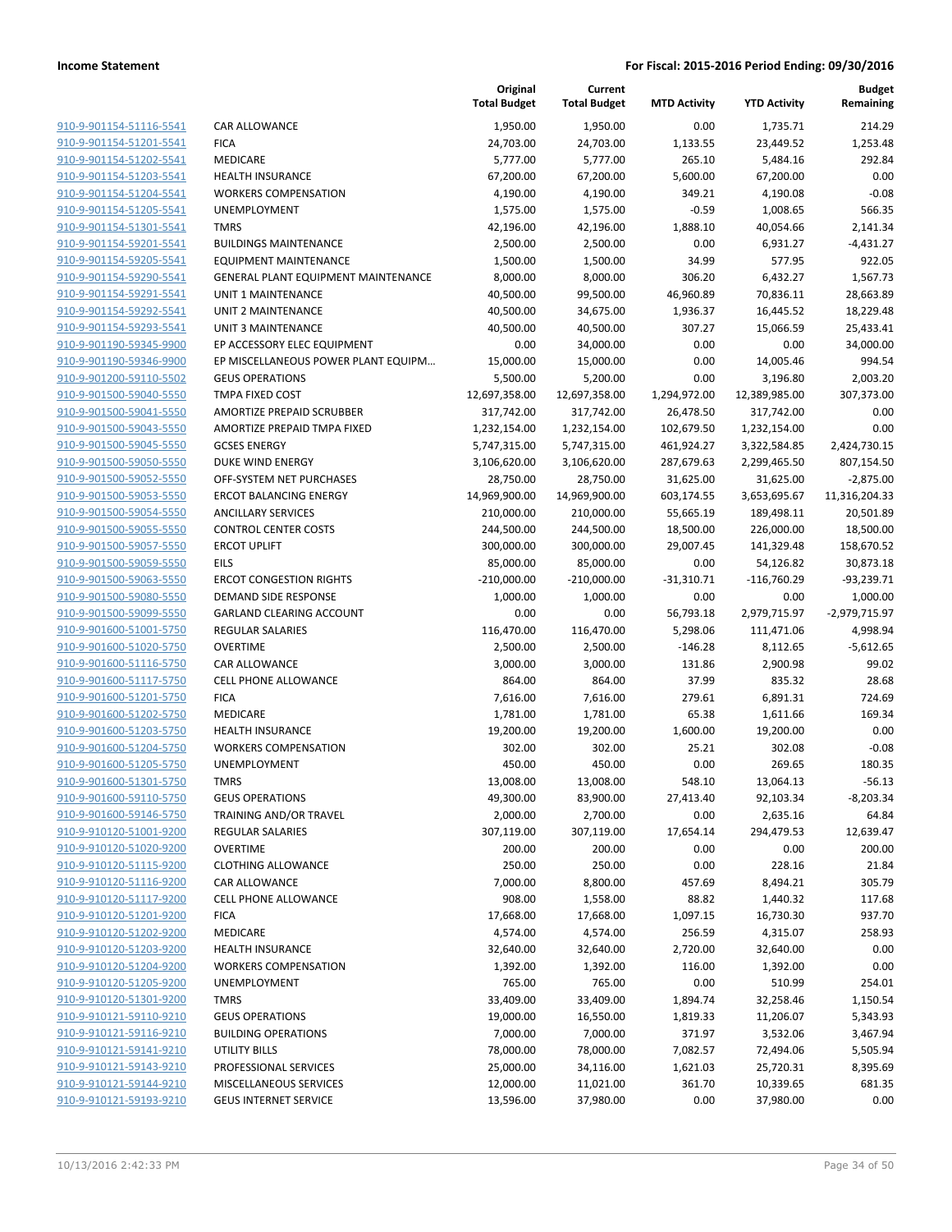**Income Statement** — For Fiscal: 2015-2016 Period Ending: 09/30/2016

| | | Original Total Budget | Current Total Budget | MTD Activity | YTD Activity | Budget Remaining |
|---|---|---|---|---|---|---|
| 910-9-901154-51116-5541 | CAR ALLOWANCE | 1,950.00 | 1,950.00 | 0.00 | 1,735.71 | 214.29 |
| 910-9-901154-51201-5541 | FICA | 24,703.00 | 24,703.00 | 1,133.55 | 23,449.52 | 1,253.48 |
| 910-9-901154-51202-5541 | MEDICARE | 5,777.00 | 5,777.00 | 265.10 | 5,484.16 | 292.84 |
| 910-9-901154-51203-5541 | HEALTH INSURANCE | 67,200.00 | 67,200.00 | 5,600.00 | 67,200.00 | 0.00 |
| 910-9-901154-51204-5541 | WORKERS COMPENSATION | 4,190.00 | 4,190.00 | 349.21 | 4,190.08 | -0.08 |
| 910-9-901154-51205-5541 | UNEMPLOYMENT | 1,575.00 | 1,575.00 | -0.59 | 1,008.65 | 566.35 |
| 910-9-901154-51301-5541 | TMRS | 42,196.00 | 42,196.00 | 1,888.10 | 40,054.66 | 2,141.34 |
| 910-9-901154-59201-5541 | BUILDINGS MAINTENANCE | 2,500.00 | 2,500.00 | 0.00 | 6,931.27 | -4,431.27 |
| 910-9-901154-59205-5541 | EQUIPMENT MAINTENANCE | 1,500.00 | 1,500.00 | 34.99 | 577.95 | 922.05 |
| 910-9-901154-59290-5541 | GENERAL PLANT EQUIPMENT MAINTENANCE | 8,000.00 | 8,000.00 | 306.20 | 6,432.27 | 1,567.73 |
| 910-9-901154-59291-5541 | UNIT 1 MAINTENANCE | 40,500.00 | 99,500.00 | 46,960.89 | 70,836.11 | 28,663.89 |
| 910-9-901154-59292-5541 | UNIT 2 MAINTENANCE | 40,500.00 | 34,675.00 | 1,936.37 | 16,445.52 | 18,229.48 |
| 910-9-901154-59293-5541 | UNIT 3 MAINTENANCE | 40,500.00 | 40,500.00 | 307.27 | 15,066.59 | 25,433.41 |
| 910-9-901190-59345-9900 | EP ACCESSORY ELEC EQUIPMENT | 0.00 | 34,000.00 | 0.00 | 0.00 | 34,000.00 |
| 910-9-901190-59346-9900 | EP MISCELLANEOUS POWER PLANT EQUIPM… | 15,000.00 | 15,000.00 | 0.00 | 14,005.46 | 994.54 |
| 910-9-901200-59110-5502 | GEUS OPERATIONS | 5,500.00 | 5,200.00 | 0.00 | 3,196.80 | 2,003.20 |
| 910-9-901500-59040-5550 | TMPA FIXED COST | 12,697,358.00 | 12,697,358.00 | 1,294,972.00 | 12,389,985.00 | 307,373.00 |
| 910-9-901500-59041-5550 | AMORTIZE PREPAID SCRUBBER | 317,742.00 | 317,742.00 | 26,478.50 | 317,742.00 | 0.00 |
| 910-9-901500-59043-5550 | AMORTIZE PREPAID TMPA FIXED | 1,232,154.00 | 1,232,154.00 | 102,679.50 | 1,232,154.00 | 0.00 |
| 910-9-901500-59045-5550 | GCSES ENERGY | 5,747,315.00 | 5,747,315.00 | 461,924.27 | 3,322,584.85 | 2,424,730.15 |
| 910-9-901500-59050-5550 | DUKE WIND ENERGY | 3,106,620.00 | 3,106,620.00 | 287,679.63 | 2,299,465.50 | 807,154.50 |
| 910-9-901500-59052-5550 | OFF-SYSTEM NET PURCHASES | 28,750.00 | 28,750.00 | 31,625.00 | 31,625.00 | -2,875.00 |
| 910-9-901500-59053-5550 | ERCOT BALANCING ENERGY | 14,969,900.00 | 14,969,900.00 | 603,174.55 | 3,653,695.67 | 11,316,204.33 |
| 910-9-901500-59054-5550 | ANCILLARY SERVICES | 210,000.00 | 210,000.00 | 55,665.19 | 189,498.11 | 20,501.89 |
| 910-9-901500-59055-5550 | CONTROL CENTER COSTS | 244,500.00 | 244,500.00 | 18,500.00 | 226,000.00 | 18,500.00 |
| 910-9-901500-59057-5550 | ERCOT UPLIFT | 300,000.00 | 300,000.00 | 29,007.45 | 141,329.48 | 158,670.52 |
| 910-9-901500-59059-5550 | EILS | 85,000.00 | 85,000.00 | 0.00 | 54,126.82 | 30,873.18 |
| 910-9-901500-59063-5550 | ERCOT CONGESTION RIGHTS | -210,000.00 | -210,000.00 | -31,310.71 | -116,760.29 | -93,239.71 |
| 910-9-901500-59080-5550 | DEMAND SIDE RESPONSE | 1,000.00 | 1,000.00 | 0.00 | 0.00 | 1,000.00 |
| 910-9-901500-59099-5550 | GARLAND CLEARING ACCOUNT | 0.00 | 0.00 | 56,793.18 | 2,979,715.97 | -2,979,715.97 |
| 910-9-901600-51001-5750 | REGULAR SALARIES | 116,470.00 | 116,470.00 | 5,298.06 | 111,471.06 | 4,998.94 |
| 910-9-901600-51020-5750 | OVERTIME | 2,500.00 | 2,500.00 | -146.28 | 8,112.65 | -5,612.65 |
| 910-9-901600-51116-5750 | CAR ALLOWANCE | 3,000.00 | 3,000.00 | 131.86 | 2,900.98 | 99.02 |
| 910-9-901600-51117-5750 | CELL PHONE ALLOWANCE | 864.00 | 864.00 | 37.99 | 835.32 | 28.68 |
| 910-9-901600-51201-5750 | FICA | 7,616.00 | 7,616.00 | 279.61 | 6,891.31 | 724.69 |
| 910-9-901600-51202-5750 | MEDICARE | 1,781.00 | 1,781.00 | 65.38 | 1,611.66 | 169.34 |
| 910-9-901600-51203-5750 | HEALTH INSURANCE | 19,200.00 | 19,200.00 | 1,600.00 | 19,200.00 | 0.00 |
| 910-9-901600-51204-5750 | WORKERS COMPENSATION | 302.00 | 302.00 | 25.21 | 302.08 | -0.08 |
| 910-9-901600-51205-5750 | UNEMPLOYMENT | 450.00 | 450.00 | 0.00 | 269.65 | 180.35 |
| 910-9-901600-51301-5750 | TMRS | 13,008.00 | 13,008.00 | 548.10 | 13,064.13 | -56.13 |
| 910-9-901600-59110-5750 | GEUS OPERATIONS | 49,300.00 | 83,900.00 | 27,413.40 | 92,103.34 | -8,203.34 |
| 910-9-901600-59146-5750 | TRAINING AND/OR TRAVEL | 2,000.00 | 2,700.00 | 0.00 | 2,635.16 | 64.84 |
| 910-9-910120-51001-9200 | REGULAR SALARIES | 307,119.00 | 307,119.00 | 17,654.14 | 294,479.53 | 12,639.47 |
| 910-9-910120-51020-9200 | OVERTIME | 200.00 | 200.00 | 0.00 | 0.00 | 200.00 |
| 910-9-910120-51115-9200 | CLOTHING ALLOWANCE | 250.00 | 250.00 | 0.00 | 228.16 | 21.84 |
| 910-9-910120-51116-9200 | CAR ALLOWANCE | 7,000.00 | 8,800.00 | 457.69 | 8,494.21 | 305.79 |
| 910-9-910120-51117-9200 | CELL PHONE ALLOWANCE | 908.00 | 1,558.00 | 88.82 | 1,440.32 | 117.68 |
| 910-9-910120-51201-9200 | FICA | 17,668.00 | 17,668.00 | 1,097.15 | 16,730.30 | 937.70 |
| 910-9-910120-51202-9200 | MEDICARE | 4,574.00 | 4,574.00 | 256.59 | 4,315.07 | 258.93 |
| 910-9-910120-51203-9200 | HEALTH INSURANCE | 32,640.00 | 32,640.00 | 2,720.00 | 32,640.00 | 0.00 |
| 910-9-910120-51204-9200 | WORKERS COMPENSATION | 1,392.00 | 1,392.00 | 116.00 | 1,392.00 | 0.00 |
| 910-9-910120-51205-9200 | UNEMPLOYMENT | 765.00 | 765.00 | 0.00 | 510.99 | 254.01 |
| 910-9-910120-51301-9200 | TMRS | 33,409.00 | 33,409.00 | 1,894.74 | 32,258.46 | 1,150.54 |
| 910-9-910121-59110-9210 | GEUS OPERATIONS | 19,000.00 | 16,550.00 | 1,819.33 | 11,206.07 | 5,343.93 |
| 910-9-910121-59116-9210 | BUILDING OPERATIONS | 7,000.00 | 7,000.00 | 371.97 | 3,532.06 | 3,467.94 |
| 910-9-910121-59141-9210 | UTILITY BILLS | 78,000.00 | 78,000.00 | 7,082.57 | 72,494.06 | 5,505.94 |
| 910-9-910121-59143-9210 | PROFESSIONAL SERVICES | 25,000.00 | 34,116.00 | 1,621.03 | 25,720.31 | 8,395.69 |
| 910-9-910121-59144-9210 | MISCELLANEOUS SERVICES | 12,000.00 | 11,021.00 | 361.70 | 10,339.65 | 681.35 |
| 910-9-910121-59193-9210 | GEUS INTERNET SERVICE | 13,596.00 | 37,980.00 | 0.00 | 37,980.00 | 0.00 |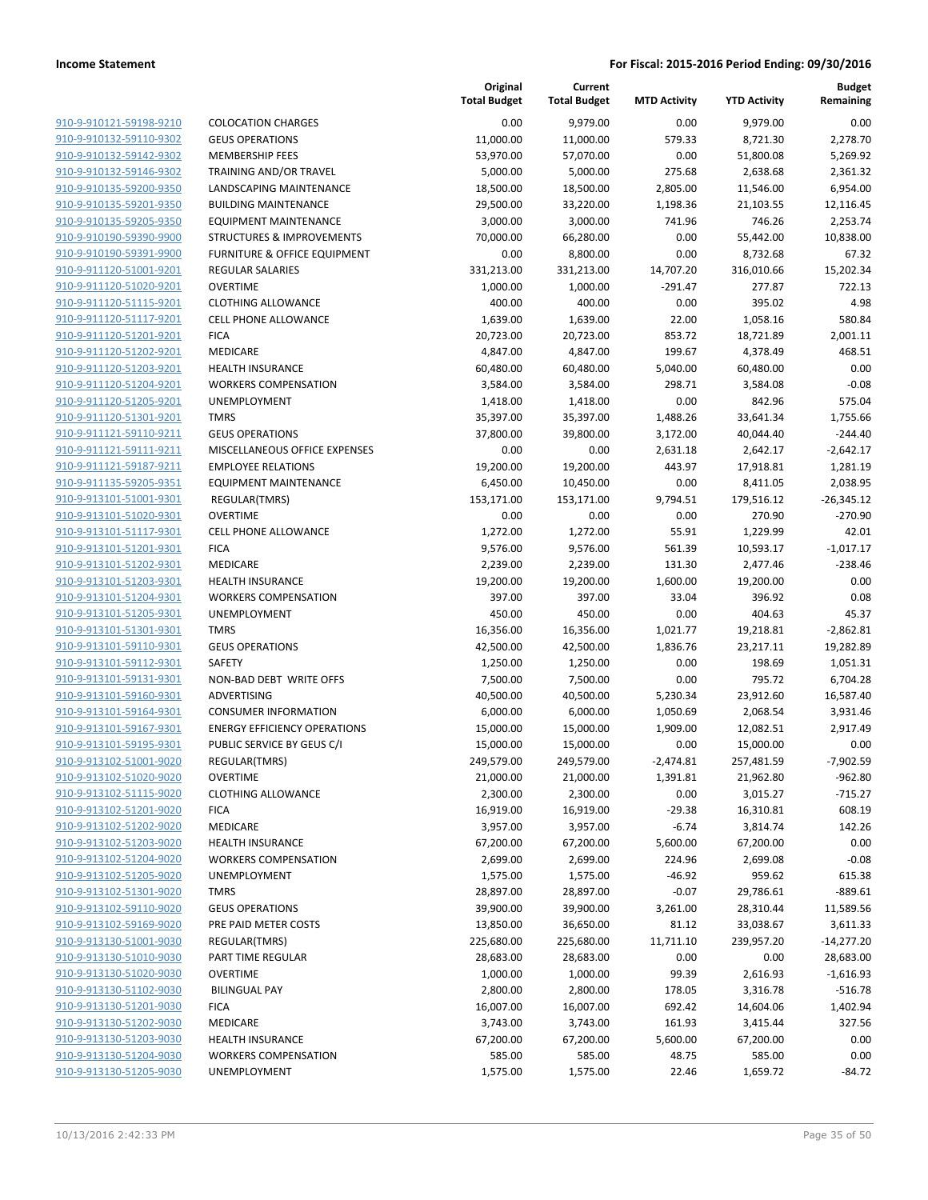**Income Statement** | **For Fiscal: 2015-2016 Period Ending: 09/30/2016**

| | | Original Total Budget | Current Total Budget | MTD Activity | YTD Activity | Budget Remaining |
|---|---|---|---|---|---|---|
| 910-9-910121-59198-9210 | COLOCATION CHARGES | 0.00 | 9,979.00 | 0.00 | 9,979.00 | 0.00 |
| 910-9-910132-59110-9302 | GEUS OPERATIONS | 11,000.00 | 11,000.00 | 579.33 | 8,721.30 | 2,278.70 |
| 910-9-910132-59142-9302 | MEMBERSHIP FEES | 53,970.00 | 57,070.00 | 0.00 | 51,800.08 | 5,269.92 |
| 910-9-910132-59146-9302 | TRAINING AND/OR TRAVEL | 5,000.00 | 5,000.00 | 275.68 | 2,638.68 | 2,361.32 |
| 910-9-910135-59200-9350 | LANDSCAPING MAINTENANCE | 18,500.00 | 18,500.00 | 2,805.00 | 11,546.00 | 6,954.00 |
| 910-9-910135-59201-9350 | BUILDING MAINTENANCE | 29,500.00 | 33,220.00 | 1,198.36 | 21,103.55 | 12,116.45 |
| 910-9-910135-59205-9350 | EQUIPMENT MAINTENANCE | 3,000.00 | 3,000.00 | 741.96 | 746.26 | 2,253.74 |
| 910-9-910190-59390-9900 | STRUCTURES & IMPROVEMENTS | 70,000.00 | 66,280.00 | 0.00 | 55,442.00 | 10,838.00 |
| 910-9-910190-59391-9900 | FURNITURE & OFFICE EQUIPMENT | 0.00 | 8,800.00 | 0.00 | 8,732.68 | 67.32 |
| 910-9-911120-51001-9201 | REGULAR SALARIES | 331,213.00 | 331,213.00 | 14,707.20 | 316,010.66 | 15,202.34 |
| 910-9-911120-51020-9201 | OVERTIME | 1,000.00 | 1,000.00 | -291.47 | 277.87 | 722.13 |
| 910-9-911120-51115-9201 | CLOTHING ALLOWANCE | 400.00 | 400.00 | 0.00 | 395.02 | 4.98 |
| 910-9-911120-51117-9201 | CELL PHONE ALLOWANCE | 1,639.00 | 1,639.00 | 22.00 | 1,058.16 | 580.84 |
| 910-9-911120-51201-9201 | FICA | 20,723.00 | 20,723.00 | 853.72 | 18,721.89 | 2,001.11 |
| 910-9-911120-51202-9201 | MEDICARE | 4,847.00 | 4,847.00 | 199.67 | 4,378.49 | 468.51 |
| 910-9-911120-51203-9201 | HEALTH INSURANCE | 60,480.00 | 60,480.00 | 5,040.00 | 60,480.00 | 0.00 |
| 910-9-911120-51204-9201 | WORKERS COMPENSATION | 3,584.00 | 3,584.00 | 298.71 | 3,584.08 | -0.08 |
| 910-9-911120-51205-9201 | UNEMPLOYMENT | 1,418.00 | 1,418.00 | 0.00 | 842.96 | 575.04 |
| 910-9-911120-51301-9201 | TMRS | 35,397.00 | 35,397.00 | 1,488.26 | 33,641.34 | 1,755.66 |
| 910-9-911121-59110-9211 | GEUS OPERATIONS | 37,800.00 | 39,800.00 | 3,172.00 | 40,044.40 | -244.40 |
| 910-9-911121-59111-9211 | MISCELLANEOUS OFFICE EXPENSES | 0.00 | 0.00 | 2,631.18 | 2,642.17 | -2,642.17 |
| 910-9-911121-59187-9211 | EMPLOYEE RELATIONS | 19,200.00 | 19,200.00 | 443.97 | 17,918.81 | 1,281.19 |
| 910-9-911135-59205-9351 | EQUIPMENT MAINTENANCE | 6,450.00 | 10,450.00 | 0.00 | 8,411.05 | 2,038.95 |
| 910-9-913101-51001-9301 | REGULAR(TMRS) | 153,171.00 | 153,171.00 | 9,794.51 | 179,516.12 | -26,345.12 |
| 910-9-913101-51020-9301 | OVERTIME | 0.00 | 0.00 | 0.00 | 270.90 | -270.90 |
| 910-9-913101-51117-9301 | CELL PHONE ALLOWANCE | 1,272.00 | 1,272.00 | 55.91 | 1,229.99 | 42.01 |
| 910-9-913101-51201-9301 | FICA | 9,576.00 | 9,576.00 | 561.39 | 10,593.17 | -1,017.17 |
| 910-9-913101-51202-9301 | MEDICARE | 2,239.00 | 2,239.00 | 131.30 | 2,477.46 | -238.46 |
| 910-9-913101-51203-9301 | HEALTH INSURANCE | 19,200.00 | 19,200.00 | 1,600.00 | 19,200.00 | 0.00 |
| 910-9-913101-51204-9301 | WORKERS COMPENSATION | 397.00 | 397.00 | 33.04 | 396.92 | 0.08 |
| 910-9-913101-51205-9301 | UNEMPLOYMENT | 450.00 | 450.00 | 0.00 | 404.63 | 45.37 |
| 910-9-913101-51301-9301 | TMRS | 16,356.00 | 16,356.00 | 1,021.77 | 19,218.81 | -2,862.81 |
| 910-9-913101-59110-9301 | GEUS OPERATIONS | 42,500.00 | 42,500.00 | 1,836.76 | 23,217.11 | 19,282.89 |
| 910-9-913101-59112-9301 | SAFETY | 1,250.00 | 1,250.00 | 0.00 | 198.69 | 1,051.31 |
| 910-9-913101-59131-9301 | NON-BAD DEBT WRITE OFFS | 7,500.00 | 7,500.00 | 0.00 | 795.72 | 6,704.28 |
| 910-9-913101-59160-9301 | ADVERTISING | 40,500.00 | 40,500.00 | 5,230.34 | 23,912.60 | 16,587.40 |
| 910-9-913101-59164-9301 | CONSUMER INFORMATION | 6,000.00 | 6,000.00 | 1,050.69 | 2,068.54 | 3,931.46 |
| 910-9-913101-59167-9301 | ENERGY EFFICIENCY OPERATIONS | 15,000.00 | 15,000.00 | 1,909.00 | 12,082.51 | 2,917.49 |
| 910-9-913101-59195-9301 | PUBLIC SERVICE BY GEUS C/I | 15,000.00 | 15,000.00 | 0.00 | 15,000.00 | 0.00 |
| 910-9-913102-51001-9020 | REGULAR(TMRS) | 249,579.00 | 249,579.00 | -2,474.81 | 257,481.59 | -7,902.59 |
| 910-9-913102-51020-9020 | OVERTIME | 21,000.00 | 21,000.00 | 1,391.81 | 21,962.80 | -962.80 |
| 910-9-913102-51115-9020 | CLOTHING ALLOWANCE | 2,300.00 | 2,300.00 | 0.00 | 3,015.27 | -715.27 |
| 910-9-913102-51201-9020 | FICA | 16,919.00 | 16,919.00 | -29.38 | 16,310.81 | 608.19 |
| 910-9-913102-51202-9020 | MEDICARE | 3,957.00 | 3,957.00 | -6.74 | 3,814.74 | 142.26 |
| 910-9-913102-51203-9020 | HEALTH INSURANCE | 67,200.00 | 67,200.00 | 5,600.00 | 67,200.00 | 0.00 |
| 910-9-913102-51204-9020 | WORKERS COMPENSATION | 2,699.00 | 2,699.00 | 224.96 | 2,699.08 | -0.08 |
| 910-9-913102-51205-9020 | UNEMPLOYMENT | 1,575.00 | 1,575.00 | -46.92 | 959.62 | 615.38 |
| 910-9-913102-51301-9020 | TMRS | 28,897.00 | 28,897.00 | -0.07 | 29,786.61 | -889.61 |
| 910-9-913102-59110-9020 | GEUS OPERATIONS | 39,900.00 | 39,900.00 | 3,261.00 | 28,310.44 | 11,589.56 |
| 910-9-913102-59169-9020 | PRE PAID METER COSTS | 13,850.00 | 36,650.00 | 81.12 | 33,038.67 | 3,611.33 |
| 910-9-913130-51001-9030 | REGULAR(TMRS) | 225,680.00 | 225,680.00 | 11,711.10 | 239,957.20 | -14,277.20 |
| 910-9-913130-51010-9030 | PART TIME REGULAR | 28,683.00 | 28,683.00 | 0.00 | 0.00 | 28,683.00 |
| 910-9-913130-51020-9030 | OVERTIME | 1,000.00 | 1,000.00 | 99.39 | 2,616.93 | -1,616.93 |
| 910-9-913130-51102-9030 | BILINGUAL PAY | 2,800.00 | 2,800.00 | 178.05 | 3,316.78 | -516.78 |
| 910-9-913130-51201-9030 | FICA | 16,007.00 | 16,007.00 | 692.42 | 14,604.06 | 1,402.94 |
| 910-9-913130-51202-9030 | MEDICARE | 3,743.00 | 3,743.00 | 161.93 | 3,415.44 | 327.56 |
| 910-9-913130-51203-9030 | HEALTH INSURANCE | 67,200.00 | 67,200.00 | 5,600.00 | 67,200.00 | 0.00 |
| 910-9-913130-51204-9030 | WORKERS COMPENSATION | 585.00 | 585.00 | 48.75 | 585.00 | 0.00 |
| 910-9-913130-51205-9030 | UNEMPLOYMENT | 1,575.00 | 1,575.00 | 22.46 | 1,659.72 | -84.72 |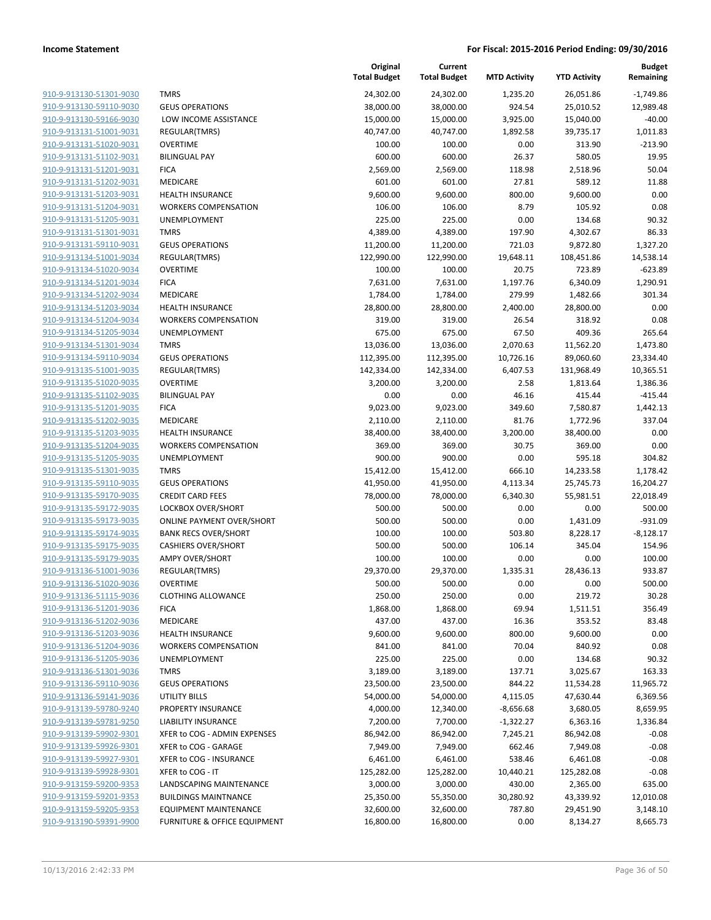| | | Original Total Budget | Current Total Budget | MTD Activity | YTD Activity | Budget Remaining |
|---|---|---|---|---|---|---|
| 910-9-913130-51301-9030 | TMRS | 24,302.00 | 24,302.00 | 1,235.20 | 26,051.86 | -1,749.86 |
| 910-9-913130-59110-9030 | GEUS OPERATIONS | 38,000.00 | 38,000.00 | 924.54 | 25,010.52 | 12,989.48 |
| 910-9-913130-59166-9030 | LOW INCOME ASSISTANCE | 15,000.00 | 15,000.00 | 3,925.00 | 15,040.00 | -40.00 |
| 910-9-913131-51001-9031 | REGULAR(TMRS) | 40,747.00 | 40,747.00 | 1,892.58 | 39,735.17 | 1,011.83 |
| 910-9-913131-51020-9031 | OVERTIME | 100.00 | 100.00 | 0.00 | 313.90 | -213.90 |
| 910-9-913131-51102-9031 | BILINGUAL PAY | 600.00 | 600.00 | 26.37 | 580.05 | 19.95 |
| 910-9-913131-51201-9031 | FICA | 2,569.00 | 2,569.00 | 118.98 | 2,518.96 | 50.04 |
| 910-9-913131-51202-9031 | MEDICARE | 601.00 | 601.00 | 27.81 | 589.12 | 11.88 |
| 910-9-913131-51203-9031 | HEALTH INSURANCE | 9,600.00 | 9,600.00 | 800.00 | 9,600.00 | 0.00 |
| 910-9-913131-51204-9031 | WORKERS COMPENSATION | 106.00 | 106.00 | 8.79 | 105.92 | 0.08 |
| 910-9-913131-51205-9031 | UNEMPLOYMENT | 225.00 | 225.00 | 0.00 | 134.68 | 90.32 |
| 910-9-913131-51301-9031 | TMRS | 4,389.00 | 4,389.00 | 197.90 | 4,302.67 | 86.33 |
| 910-9-913131-59110-9031 | GEUS OPERATIONS | 11,200.00 | 11,200.00 | 721.03 | 9,872.80 | 1,327.20 |
| 910-9-913134-51001-9034 | REGULAR(TMRS) | 122,990.00 | 122,990.00 | 19,648.11 | 108,451.86 | 14,538.14 |
| 910-9-913134-51020-9034 | OVERTIME | 100.00 | 100.00 | 20.75 | 723.89 | -623.89 |
| 910-9-913134-51201-9034 | FICA | 7,631.00 | 7,631.00 | 1,197.76 | 6,340.09 | 1,290.91 |
| 910-9-913134-51202-9034 | MEDICARE | 1,784.00 | 1,784.00 | 279.99 | 1,482.66 | 301.34 |
| 910-9-913134-51203-9034 | HEALTH INSURANCE | 28,800.00 | 28,800.00 | 2,400.00 | 28,800.00 | 0.00 |
| 910-9-913134-51204-9034 | WORKERS COMPENSATION | 319.00 | 319.00 | 26.54 | 318.92 | 0.08 |
| 910-9-913134-51205-9034 | UNEMPLOYMENT | 675.00 | 675.00 | 67.50 | 409.36 | 265.64 |
| 910-9-913134-51301-9034 | TMRS | 13,036.00 | 13,036.00 | 2,070.63 | 11,562.20 | 1,473.80 |
| 910-9-913134-59110-9034 | GEUS OPERATIONS | 112,395.00 | 112,395.00 | 10,726.16 | 89,060.60 | 23,334.40 |
| 910-9-913135-51001-9035 | REGULAR(TMRS) | 142,334.00 | 142,334.00 | 6,407.53 | 131,968.49 | 10,365.51 |
| 910-9-913135-51020-9035 | OVERTIME | 3,200.00 | 3,200.00 | 2.58 | 1,813.64 | 1,386.36 |
| 910-9-913135-51102-9035 | BILINGUAL PAY | 0.00 | 0.00 | 46.16 | 415.44 | -415.44 |
| 910-9-913135-51201-9035 | FICA | 9,023.00 | 9,023.00 | 349.60 | 7,580.87 | 1,442.13 |
| 910-9-913135-51202-9035 | MEDICARE | 2,110.00 | 2,110.00 | 81.76 | 1,772.96 | 337.04 |
| 910-9-913135-51203-9035 | HEALTH INSURANCE | 38,400.00 | 38,400.00 | 3,200.00 | 38,400.00 | 0.00 |
| 910-9-913135-51204-9035 | WORKERS COMPENSATION | 369.00 | 369.00 | 30.75 | 369.00 | 0.00 |
| 910-9-913135-51205-9035 | UNEMPLOYMENT | 900.00 | 900.00 | 0.00 | 595.18 | 304.82 |
| 910-9-913135-51301-9035 | TMRS | 15,412.00 | 15,412.00 | 666.10 | 14,233.58 | 1,178.42 |
| 910-9-913135-59110-9035 | GEUS OPERATIONS | 41,950.00 | 41,950.00 | 4,113.34 | 25,745.73 | 16,204.27 |
| 910-9-913135-59170-9035 | CREDIT CARD FEES | 78,000.00 | 78,000.00 | 6,340.30 | 55,981.51 | 22,018.49 |
| 910-9-913135-59172-9035 | LOCKBOX OVER/SHORT | 500.00 | 500.00 | 0.00 | 0.00 | 500.00 |
| 910-9-913135-59173-9035 | ONLINE PAYMENT OVER/SHORT | 500.00 | 500.00 | 0.00 | 1,431.09 | -931.09 |
| 910-9-913135-59174-9035 | BANK RECS OVER/SHORT | 100.00 | 100.00 | 503.80 | 8,228.17 | -8,128.17 |
| 910-9-913135-59175-9035 | CASHIERS OVER/SHORT | 500.00 | 500.00 | 106.14 | 345.04 | 154.96 |
| 910-9-913135-59179-9035 | AMPY OVER/SHORT | 100.00 | 100.00 | 0.00 | 0.00 | 100.00 |
| 910-9-913136-51001-9036 | REGULAR(TMRS) | 29,370.00 | 29,370.00 | 1,335.31 | 28,436.13 | 933.87 |
| 910-9-913136-51020-9036 | OVERTIME | 500.00 | 500.00 | 0.00 | 0.00 | 500.00 |
| 910-9-913136-51115-9036 | CLOTHING ALLOWANCE | 250.00 | 250.00 | 0.00 | 219.72 | 30.28 |
| 910-9-913136-51201-9036 | FICA | 1,868.00 | 1,868.00 | 69.94 | 1,511.51 | 356.49 |
| 910-9-913136-51202-9036 | MEDICARE | 437.00 | 437.00 | 16.36 | 353.52 | 83.48 |
| 910-9-913136-51203-9036 | HEALTH INSURANCE | 9,600.00 | 9,600.00 | 800.00 | 9,600.00 | 0.00 |
| 910-9-913136-51204-9036 | WORKERS COMPENSATION | 841.00 | 841.00 | 70.04 | 840.92 | 0.08 |
| 910-9-913136-51205-9036 | UNEMPLOYMENT | 225.00 | 225.00 | 0.00 | 134.68 | 90.32 |
| 910-9-913136-51301-9036 | TMRS | 3,189.00 | 3,189.00 | 137.71 | 3,025.67 | 163.33 |
| 910-9-913136-59110-9036 | GEUS OPERATIONS | 23,500.00 | 23,500.00 | 844.22 | 11,534.28 | 11,965.72 |
| 910-9-913136-59141-9036 | UTILITY BILLS | 54,000.00 | 54,000.00 | 4,115.05 | 47,630.44 | 6,369.56 |
| 910-9-913139-59780-9240 | PROPERTY INSURANCE | 4,000.00 | 12,340.00 | -8,656.68 | 3,680.05 | 8,659.95 |
| 910-9-913139-59781-9250 | LIABILITY INSURANCE | 7,200.00 | 7,700.00 | -1,322.27 | 6,363.16 | 1,336.84 |
| 910-9-913139-59902-9301 | XFER to COG - ADMIN EXPENSES | 86,942.00 | 86,942.00 | 7,245.21 | 86,942.08 | -0.08 |
| 910-9-913139-59926-9301 | XFER to COG - GARAGE | 7,949.00 | 7,949.00 | 662.46 | 7,949.08 | -0.08 |
| 910-9-913139-59927-9301 | XFER to COG - INSURANCE | 6,461.00 | 6,461.00 | 538.46 | 6,461.08 | -0.08 |
| 910-9-913139-59928-9301 | XFER to COG - IT | 125,282.00 | 125,282.00 | 10,440.21 | 125,282.08 | -0.08 |
| 910-9-913159-59200-9353 | LANDSCAPING MAINTENANCE | 3,000.00 | 3,000.00 | 430.00 | 2,365.00 | 635.00 |
| 910-9-913159-59201-9353 | BUILDINGS MAINTNANCE | 25,350.00 | 55,350.00 | 30,280.92 | 43,339.92 | 12,010.08 |
| 910-9-913159-59205-9353 | EQUIPMENT MAINTENANCE | 32,600.00 | 32,600.00 | 787.80 | 29,451.90 | 3,148.10 |
| 910-9-913190-59391-9900 | FURNITURE & OFFICE EQUIPMENT | 16,800.00 | 16,800.00 | 0.00 | 8,134.27 | 8,665.73 |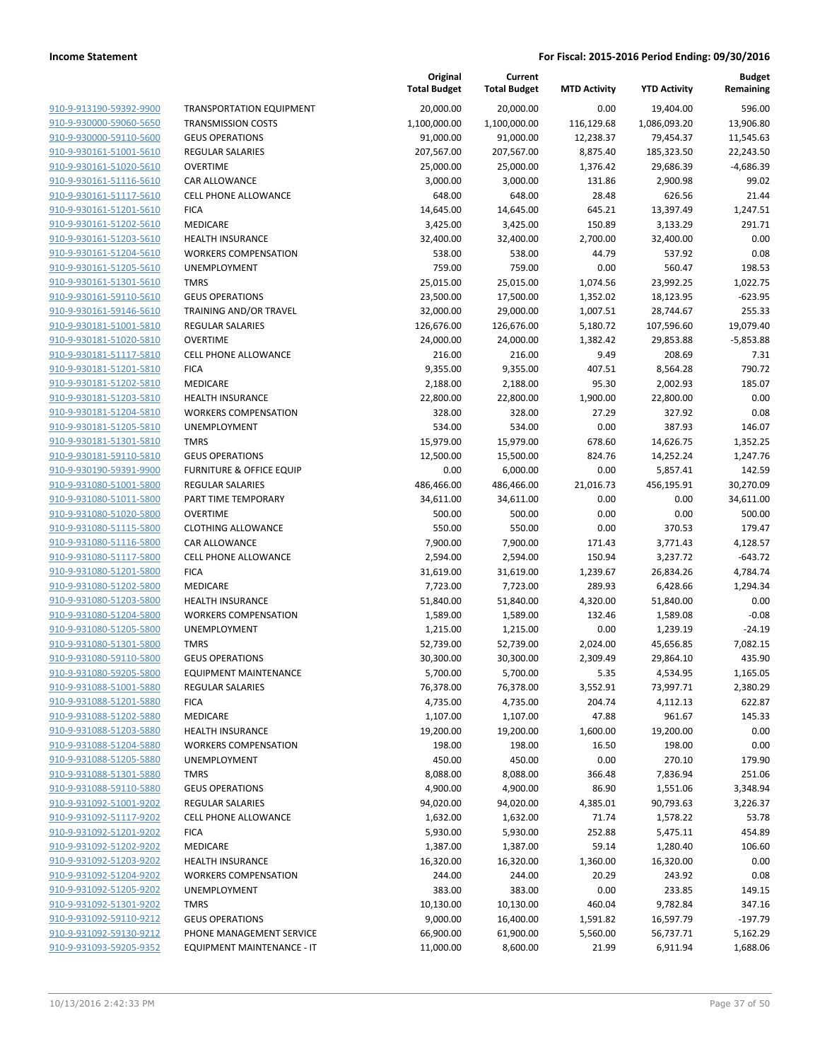| | | Original Total Budget | Current Total Budget | MTD Activity | YTD Activity | Budget Remaining |
|---|---|---|---|---|---|---|
| 910-9-913190-59392-9900 | TRANSPORTATION EQUIPMENT | 20,000.00 | 20,000.00 | 0.00 | 19,404.00 | 596.00 |
| 910-9-930000-59060-5650 | TRANSMISSION COSTS | 1,100,000.00 | 1,100,000.00 | 116,129.68 | 1,086,093.20 | 13,906.80 |
| 910-9-930000-59110-5600 | GEUS OPERATIONS | 91,000.00 | 91,000.00 | 12,238.37 | 79,454.37 | 11,545.63 |
| 910-9-930161-51001-5610 | REGULAR SALARIES | 207,567.00 | 207,567.00 | 8,875.40 | 185,323.50 | 22,243.50 |
| 910-9-930161-51020-5610 | OVERTIME | 25,000.00 | 25,000.00 | 1,376.42 | 29,686.39 | -4,686.39 |
| 910-9-930161-51116-5610 | CAR ALLOWANCE | 3,000.00 | 3,000.00 | 131.86 | 2,900.98 | 99.02 |
| 910-9-930161-51117-5610 | CELL PHONE ALLOWANCE | 648.00 | 648.00 | 28.48 | 626.56 | 21.44 |
| 910-9-930161-51201-5610 | FICA | 14,645.00 | 14,645.00 | 645.21 | 13,397.49 | 1,247.51 |
| 910-9-930161-51202-5610 | MEDICARE | 3,425.00 | 3,425.00 | 150.89 | 3,133.29 | 291.71 |
| 910-9-930161-51203-5610 | HEALTH INSURANCE | 32,400.00 | 32,400.00 | 2,700.00 | 32,400.00 | 0.00 |
| 910-9-930161-51204-5610 | WORKERS COMPENSATION | 538.00 | 538.00 | 44.79 | 537.92 | 0.08 |
| 910-9-930161-51205-5610 | UNEMPLOYMENT | 759.00 | 759.00 | 0.00 | 560.47 | 198.53 |
| 910-9-930161-51301-5610 | TMRS | 25,015.00 | 25,015.00 | 1,074.56 | 23,992.25 | 1,022.75 |
| 910-9-930161-59110-5610 | GEUS OPERATIONS | 23,500.00 | 17,500.00 | 1,352.02 | 18,123.95 | -623.95 |
| 910-9-930161-59146-5610 | TRAINING AND/OR TRAVEL | 32,000.00 | 29,000.00 | 1,007.51 | 28,744.67 | 255.33 |
| 910-9-930181-51001-5810 | REGULAR SALARIES | 126,676.00 | 126,676.00 | 5,180.72 | 107,596.60 | 19,079.40 |
| 910-9-930181-51020-5810 | OVERTIME | 24,000.00 | 24,000.00 | 1,382.42 | 29,853.88 | -5,853.88 |
| 910-9-930181-51117-5810 | CELL PHONE ALLOWANCE | 216.00 | 216.00 | 9.49 | 208.69 | 7.31 |
| 910-9-930181-51201-5810 | FICA | 9,355.00 | 9,355.00 | 407.51 | 8,564.28 | 790.72 |
| 910-9-930181-51202-5810 | MEDICARE | 2,188.00 | 2,188.00 | 95.30 | 2,002.93 | 185.07 |
| 910-9-930181-51203-5810 | HEALTH INSURANCE | 22,800.00 | 22,800.00 | 1,900.00 | 22,800.00 | 0.00 |
| 910-9-930181-51204-5810 | WORKERS COMPENSATION | 328.00 | 328.00 | 27.29 | 327.92 | 0.08 |
| 910-9-930181-51205-5810 | UNEMPLOYMENT | 534.00 | 534.00 | 0.00 | 387.93 | 146.07 |
| 910-9-930181-51301-5810 | TMRS | 15,979.00 | 15,979.00 | 678.60 | 14,626.75 | 1,352.25 |
| 910-9-930181-59110-5810 | GEUS OPERATIONS | 12,500.00 | 15,500.00 | 824.76 | 14,252.24 | 1,247.76 |
| 910-9-930190-59391-9900 | FURNITURE & OFFICE EQUIP | 0.00 | 6,000.00 | 0.00 | 5,857.41 | 142.59 |
| 910-9-931080-51001-5800 | REGULAR SALARIES | 486,466.00 | 486,466.00 | 21,016.73 | 456,195.91 | 30,270.09 |
| 910-9-931080-51011-5800 | PART TIME TEMPORARY | 34,611.00 | 34,611.00 | 0.00 | 0.00 | 34,611.00 |
| 910-9-931080-51020-5800 | OVERTIME | 500.00 | 500.00 | 0.00 | 0.00 | 500.00 |
| 910-9-931080-51115-5800 | CLOTHING ALLOWANCE | 550.00 | 550.00 | 0.00 | 370.53 | 179.47 |
| 910-9-931080-51116-5800 | CAR ALLOWANCE | 7,900.00 | 7,900.00 | 171.43 | 3,771.43 | 4,128.57 |
| 910-9-931080-51117-5800 | CELL PHONE ALLOWANCE | 2,594.00 | 2,594.00 | 150.94 | 3,237.72 | -643.72 |
| 910-9-931080-51201-5800 | FICA | 31,619.00 | 31,619.00 | 1,239.67 | 26,834.26 | 4,784.74 |
| 910-9-931080-51202-5800 | MEDICARE | 7,723.00 | 7,723.00 | 289.93 | 6,428.66 | 1,294.34 |
| 910-9-931080-51203-5800 | HEALTH INSURANCE | 51,840.00 | 51,840.00 | 4,320.00 | 51,840.00 | 0.00 |
| 910-9-931080-51204-5800 | WORKERS COMPENSATION | 1,589.00 | 1,589.00 | 132.46 | 1,589.08 | -0.08 |
| 910-9-931080-51205-5800 | UNEMPLOYMENT | 1,215.00 | 1,215.00 | 0.00 | 1,239.19 | -24.19 |
| 910-9-931080-51301-5800 | TMRS | 52,739.00 | 52,739.00 | 2,024.00 | 45,656.85 | 7,082.15 |
| 910-9-931080-59110-5800 | GEUS OPERATIONS | 30,300.00 | 30,300.00 | 2,309.49 | 29,864.10 | 435.90 |
| 910-9-931080-59205-5800 | EQUIPMENT MAINTENANCE | 5,700.00 | 5,700.00 | 5.35 | 4,534.95 | 1,165.05 |
| 910-9-931088-51001-5880 | REGULAR SALARIES | 76,378.00 | 76,378.00 | 3,552.91 | 73,997.71 | 2,380.29 |
| 910-9-931088-51201-5880 | FICA | 4,735.00 | 4,735.00 | 204.74 | 4,112.13 | 622.87 |
| 910-9-931088-51202-5880 | MEDICARE | 1,107.00 | 1,107.00 | 47.88 | 961.67 | 145.33 |
| 910-9-931088-51203-5880 | HEALTH INSURANCE | 19,200.00 | 19,200.00 | 1,600.00 | 19,200.00 | 0.00 |
| 910-9-931088-51204-5880 | WORKERS COMPENSATION | 198.00 | 198.00 | 16.50 | 198.00 | 0.00 |
| 910-9-931088-51205-5880 | UNEMPLOYMENT | 450.00 | 450.00 | 0.00 | 270.10 | 179.90 |
| 910-9-931088-51301-5880 | TMRS | 8,088.00 | 8,088.00 | 366.48 | 7,836.94 | 251.06 |
| 910-9-931088-59110-5880 | GEUS OPERATIONS | 4,900.00 | 4,900.00 | 86.90 | 1,551.06 | 3,348.94 |
| 910-9-931092-51001-9202 | REGULAR SALARIES | 94,020.00 | 94,020.00 | 4,385.01 | 90,793.63 | 3,226.37 |
| 910-9-931092-51117-9202 | CELL PHONE ALLOWANCE | 1,632.00 | 1,632.00 | 71.74 | 1,578.22 | 53.78 |
| 910-9-931092-51201-9202 | FICA | 5,930.00 | 5,930.00 | 252.88 | 5,475.11 | 454.89 |
| 910-9-931092-51202-9202 | MEDICARE | 1,387.00 | 1,387.00 | 59.14 | 1,280.40 | 106.60 |
| 910-9-931092-51203-9202 | HEALTH INSURANCE | 16,320.00 | 16,320.00 | 1,360.00 | 16,320.00 | 0.00 |
| 910-9-931092-51204-9202 | WORKERS COMPENSATION | 244.00 | 244.00 | 20.29 | 243.92 | 0.08 |
| 910-9-931092-51205-9202 | UNEMPLOYMENT | 383.00 | 383.00 | 0.00 | 233.85 | 149.15 |
| 910-9-931092-51301-9202 | TMRS | 10,130.00 | 10,130.00 | 460.04 | 9,782.84 | 347.16 |
| 910-9-931092-59110-9212 | GEUS OPERATIONS | 9,000.00 | 16,400.00 | 1,591.82 | 16,597.79 | -197.79 |
| 910-9-931092-59130-9212 | PHONE MANAGEMENT SERVICE | 66,900.00 | 61,900.00 | 5,560.00 | 56,737.71 | 5,162.29 |
| 910-9-931093-59205-9352 | EQUIPMENT MAINTENANCE - IT | 11,000.00 | 8,600.00 | 21.99 | 6,911.94 | 1,688.06 |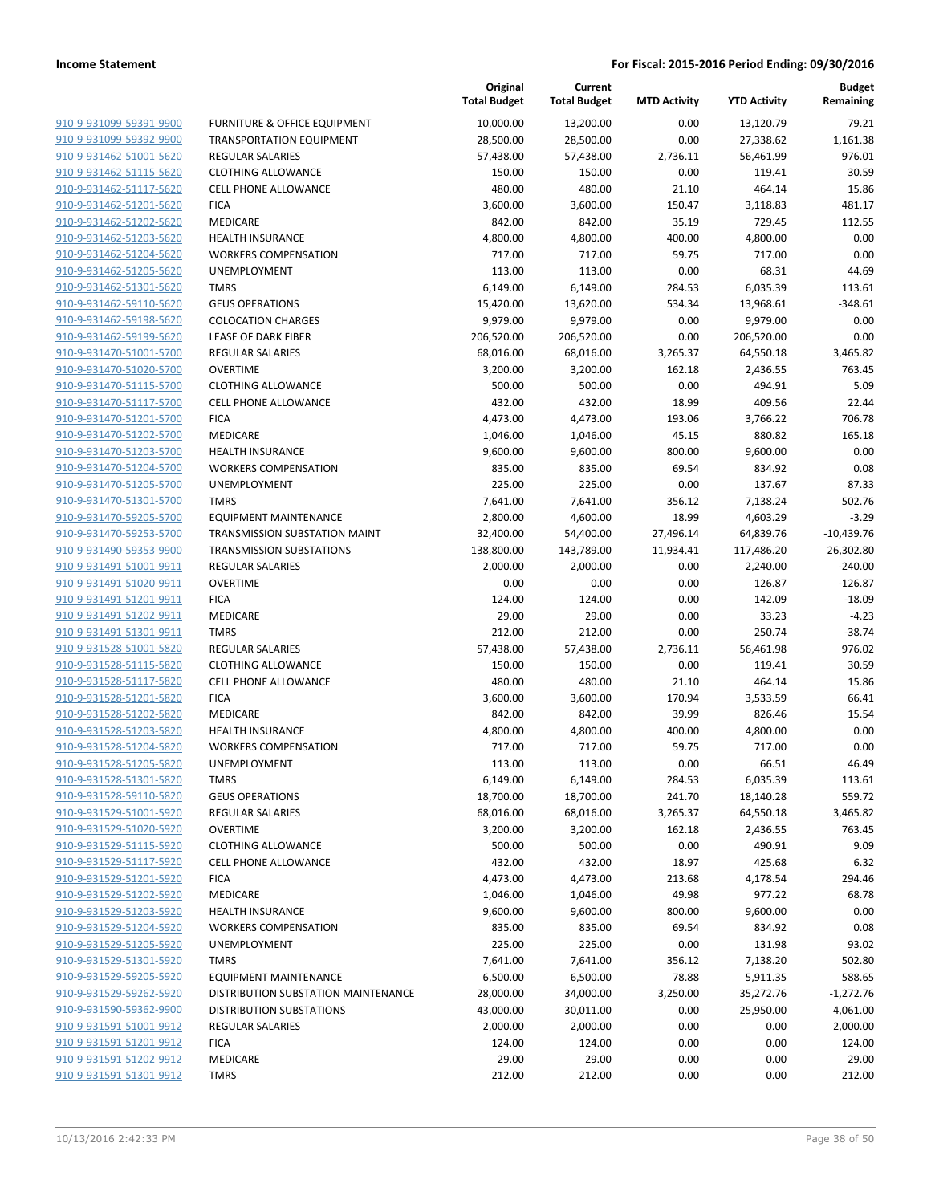**Income Statement** | **For Fiscal: 2015-2016 Period Ending: 09/30/2016**

| | | Original Total Budget | Current Total Budget | MTD Activity | YTD Activity | Budget Remaining |
|---|---|---|---|---|---|---|
| 910-9-931099-59391-9900 | FURNITURE & OFFICE EQUIPMENT | 10,000.00 | 13,200.00 | 0.00 | 13,120.79 | 79.21 |
| 910-9-931099-59392-9900 | TRANSPORTATION EQUIPMENT | 28,500.00 | 28,500.00 | 0.00 | 27,338.62 | 1,161.38 |
| 910-9-931462-51001-5620 | REGULAR SALARIES | 57,438.00 | 57,438.00 | 2,736.11 | 56,461.99 | 976.01 |
| 910-9-931462-51115-5620 | CLOTHING ALLOWANCE | 150.00 | 150.00 | 0.00 | 119.41 | 30.59 |
| 910-9-931462-51117-5620 | CELL PHONE ALLOWANCE | 480.00 | 480.00 | 21.10 | 464.14 | 15.86 |
| 910-9-931462-51201-5620 | FICA | 3,600.00 | 3,600.00 | 150.47 | 3,118.83 | 481.17 |
| 910-9-931462-51202-5620 | MEDICARE | 842.00 | 842.00 | 35.19 | 729.45 | 112.55 |
| 910-9-931462-51203-5620 | HEALTH INSURANCE | 4,800.00 | 4,800.00 | 400.00 | 4,800.00 | 0.00 |
| 910-9-931462-51204-5620 | WORKERS COMPENSATION | 717.00 | 717.00 | 59.75 | 717.00 | 0.00 |
| 910-9-931462-51205-5620 | UNEMPLOYMENT | 113.00 | 113.00 | 0.00 | 68.31 | 44.69 |
| 910-9-931462-51301-5620 | TMRS | 6,149.00 | 6,149.00 | 284.53 | 6,035.39 | 113.61 |
| 910-9-931462-59110-5620 | GEUS OPERATIONS | 15,420.00 | 13,620.00 | 534.34 | 13,968.61 | -348.61 |
| 910-9-931462-59198-5620 | COLOCATION CHARGES | 9,979.00 | 9,979.00 | 0.00 | 9,979.00 | 0.00 |
| 910-9-931462-59199-5620 | LEASE OF DARK FIBER | 206,520.00 | 206,520.00 | 0.00 | 206,520.00 | 0.00 |
| 910-9-931470-51001-5700 | REGULAR SALARIES | 68,016.00 | 68,016.00 | 3,265.37 | 64,550.18 | 3,465.82 |
| 910-9-931470-51020-5700 | OVERTIME | 3,200.00 | 3,200.00 | 162.18 | 2,436.55 | 763.45 |
| 910-9-931470-51115-5700 | CLOTHING ALLOWANCE | 500.00 | 500.00 | 0.00 | 494.91 | 5.09 |
| 910-9-931470-51117-5700 | CELL PHONE ALLOWANCE | 432.00 | 432.00 | 18.99 | 409.56 | 22.44 |
| 910-9-931470-51201-5700 | FICA | 4,473.00 | 4,473.00 | 193.06 | 3,766.22 | 706.78 |
| 910-9-931470-51202-5700 | MEDICARE | 1,046.00 | 1,046.00 | 45.15 | 880.82 | 165.18 |
| 910-9-931470-51203-5700 | HEALTH INSURANCE | 9,600.00 | 9,600.00 | 800.00 | 9,600.00 | 0.00 |
| 910-9-931470-51204-5700 | WORKERS COMPENSATION | 835.00 | 835.00 | 69.54 | 834.92 | 0.08 |
| 910-9-931470-51205-5700 | UNEMPLOYMENT | 225.00 | 225.00 | 0.00 | 137.67 | 87.33 |
| 910-9-931470-51301-5700 | TMRS | 7,641.00 | 7,641.00 | 356.12 | 7,138.24 | 502.76 |
| 910-9-931470-59205-5700 | EQUIPMENT MAINTENANCE | 2,800.00 | 4,600.00 | 18.99 | 4,603.29 | -3.29 |
| 910-9-931470-59253-5700 | TRANSMISSION SUBSTATION MAINT | 32,400.00 | 54,400.00 | 27,496.14 | 64,839.76 | -10,439.76 |
| 910-9-931490-59353-9900 | TRANSMISSION SUBSTATIONS | 138,800.00 | 143,789.00 | 11,934.41 | 117,486.20 | 26,302.80 |
| 910-9-931491-51001-9911 | REGULAR SALARIES | 2,000.00 | 2,000.00 | 0.00 | 2,240.00 | -240.00 |
| 910-9-931491-51020-9911 | OVERTIME | 0.00 | 0.00 | 0.00 | 126.87 | -126.87 |
| 910-9-931491-51201-9911 | FICA | 124.00 | 124.00 | 0.00 | 142.09 | -18.09 |
| 910-9-931491-51202-9911 | MEDICARE | 29.00 | 29.00 | 0.00 | 33.23 | -4.23 |
| 910-9-931491-51301-9911 | TMRS | 212.00 | 212.00 | 0.00 | 250.74 | -38.74 |
| 910-9-931528-51001-5820 | REGULAR SALARIES | 57,438.00 | 57,438.00 | 2,736.11 | 56,461.98 | 976.02 |
| 910-9-931528-51115-5820 | CLOTHING ALLOWANCE | 150.00 | 150.00 | 0.00 | 119.41 | 30.59 |
| 910-9-931528-51117-5820 | CELL PHONE ALLOWANCE | 480.00 | 480.00 | 21.10 | 464.14 | 15.86 |
| 910-9-931528-51201-5820 | FICA | 3,600.00 | 3,600.00 | 170.94 | 3,533.59 | 66.41 |
| 910-9-931528-51202-5820 | MEDICARE | 842.00 | 842.00 | 39.99 | 826.46 | 15.54 |
| 910-9-931528-51203-5820 | HEALTH INSURANCE | 4,800.00 | 4,800.00 | 400.00 | 4,800.00 | 0.00 |
| 910-9-931528-51204-5820 | WORKERS COMPENSATION | 717.00 | 717.00 | 59.75 | 717.00 | 0.00 |
| 910-9-931528-51205-5820 | UNEMPLOYMENT | 113.00 | 113.00 | 0.00 | 66.51 | 46.49 |
| 910-9-931528-51301-5820 | TMRS | 6,149.00 | 6,149.00 | 284.53 | 6,035.39 | 113.61 |
| 910-9-931528-59110-5820 | GEUS OPERATIONS | 18,700.00 | 18,700.00 | 241.70 | 18,140.28 | 559.72 |
| 910-9-931529-51001-5920 | REGULAR SALARIES | 68,016.00 | 68,016.00 | 3,265.37 | 64,550.18 | 3,465.82 |
| 910-9-931529-51020-5920 | OVERTIME | 3,200.00 | 3,200.00 | 162.18 | 2,436.55 | 763.45 |
| 910-9-931529-51115-5920 | CLOTHING ALLOWANCE | 500.00 | 500.00 | 0.00 | 490.91 | 9.09 |
| 910-9-931529-51117-5920 | CELL PHONE ALLOWANCE | 432.00 | 432.00 | 18.97 | 425.68 | 6.32 |
| 910-9-931529-51201-5920 | FICA | 4,473.00 | 4,473.00 | 213.68 | 4,178.54 | 294.46 |
| 910-9-931529-51202-5920 | MEDICARE | 1,046.00 | 1,046.00 | 49.98 | 977.22 | 68.78 |
| 910-9-931529-51203-5920 | HEALTH INSURANCE | 9,600.00 | 9,600.00 | 800.00 | 9,600.00 | 0.00 |
| 910-9-931529-51204-5920 | WORKERS COMPENSATION | 835.00 | 835.00 | 69.54 | 834.92 | 0.08 |
| 910-9-931529-51205-5920 | UNEMPLOYMENT | 225.00 | 225.00 | 0.00 | 131.98 | 93.02 |
| 910-9-931529-51301-5920 | TMRS | 7,641.00 | 7,641.00 | 356.12 | 7,138.20 | 502.80 |
| 910-9-931529-59205-5920 | EQUIPMENT MAINTENANCE | 6,500.00 | 6,500.00 | 78.88 | 5,911.35 | 588.65 |
| 910-9-931529-59262-5920 | DISTRIBUTION SUBSTATION MAINTENANCE | 28,000.00 | 34,000.00 | 3,250.00 | 35,272.76 | -1,272.76 |
| 910-9-931590-59362-9900 | DISTRIBUTION SUBSTATIONS | 43,000.00 | 30,011.00 | 0.00 | 25,950.00 | 4,061.00 |
| 910-9-931591-51001-9912 | REGULAR SALARIES | 2,000.00 | 2,000.00 | 0.00 | 0.00 | 2,000.00 |
| 910-9-931591-51201-9912 | FICA | 124.00 | 124.00 | 0.00 | 0.00 | 124.00 |
| 910-9-931591-51202-9912 | MEDICARE | 29.00 | 29.00 | 0.00 | 0.00 | 29.00 |
| 910-9-931591-51301-9912 | TMRS | 212.00 | 212.00 | 0.00 | 0.00 | 212.00 |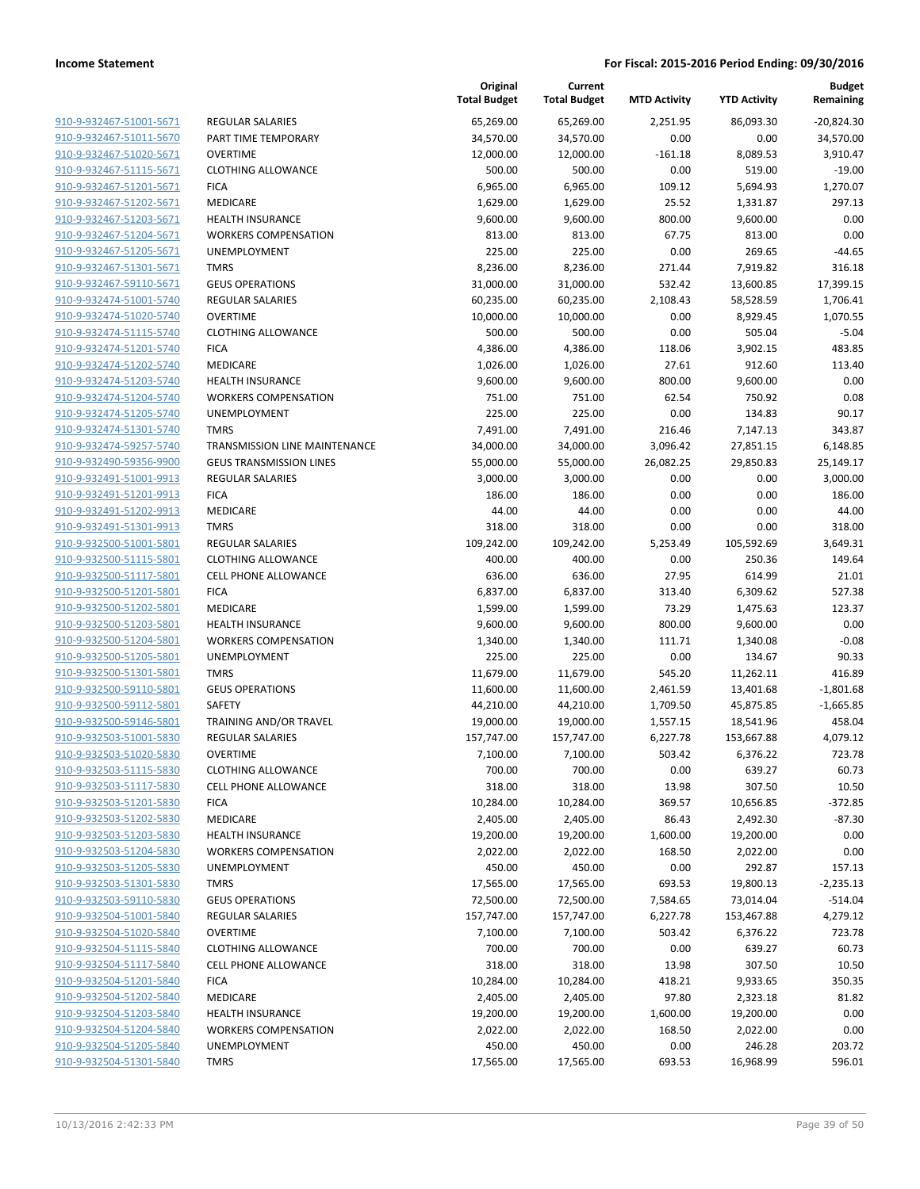**Income Statement** **For Fiscal: 2015-2016 Period Ending: 09/30/2016**

| | | Original Total Budget | Current Total Budget | MTD Activity | YTD Activity | Budget Remaining |
|---|---|---|---|---|---|---|
| 910-9-932467-51001-5671 | REGULAR SALARIES | 65,269.00 | 65,269.00 | 2,251.95 | 86,093.30 | -20,824.30 |
| 910-9-932467-51011-5670 | PART TIME TEMPORARY | 34,570.00 | 34,570.00 | 0.00 | 0.00 | 34,570.00 |
| 910-9-932467-51020-5671 | OVERTIME | 12,000.00 | 12,000.00 | -161.18 | 8,089.53 | 3,910.47 |
| 910-9-932467-51115-5671 | CLOTHING ALLOWANCE | 500.00 | 500.00 | 0.00 | 519.00 | -19.00 |
| 910-9-932467-51201-5671 | FICA | 6,965.00 | 6,965.00 | 109.12 | 5,694.93 | 1,270.07 |
| 910-9-932467-51202-5671 | MEDICARE | 1,629.00 | 1,629.00 | 25.52 | 1,331.87 | 297.13 |
| 910-9-932467-51203-5671 | HEALTH INSURANCE | 9,600.00 | 9,600.00 | 800.00 | 9,600.00 | 0.00 |
| 910-9-932467-51204-5671 | WORKERS COMPENSATION | 813.00 | 813.00 | 67.75 | 813.00 | 0.00 |
| 910-9-932467-51205-5671 | UNEMPLOYMENT | 225.00 | 225.00 | 0.00 | 269.65 | -44.65 |
| 910-9-932467-51301-5671 | TMRS | 8,236.00 | 8,236.00 | 271.44 | 7,919.82 | 316.18 |
| 910-9-932467-59110-5671 | GEUS OPERATIONS | 31,000.00 | 31,000.00 | 532.42 | 13,600.85 | 17,399.15 |
| 910-9-932474-51001-5740 | REGULAR SALARIES | 60,235.00 | 60,235.00 | 2,108.43 | 58,528.59 | 1,706.41 |
| 910-9-932474-51020-5740 | OVERTIME | 10,000.00 | 10,000.00 | 0.00 | 8,929.45 | 1,070.55 |
| 910-9-932474-51115-5740 | CLOTHING ALLOWANCE | 500.00 | 500.00 | 0.00 | 505.04 | -5.04 |
| 910-9-932474-51201-5740 | FICA | 4,386.00 | 4,386.00 | 118.06 | 3,902.15 | 483.85 |
| 910-9-932474-51202-5740 | MEDICARE | 1,026.00 | 1,026.00 | 27.61 | 912.60 | 113.40 |
| 910-9-932474-51203-5740 | HEALTH INSURANCE | 9,600.00 | 9,600.00 | 800.00 | 9,600.00 | 0.00 |
| 910-9-932474-51204-5740 | WORKERS COMPENSATION | 751.00 | 751.00 | 62.54 | 750.92 | 0.08 |
| 910-9-932474-51205-5740 | UNEMPLOYMENT | 225.00 | 225.00 | 0.00 | 134.83 | 90.17 |
| 910-9-932474-51301-5740 | TMRS | 7,491.00 | 7,491.00 | 216.46 | 7,147.13 | 343.87 |
| 910-9-932474-59257-5740 | TRANSMISSION LINE MAINTENANCE | 34,000.00 | 34,000.00 | 3,096.42 | 27,851.15 | 6,148.85 |
| 910-9-932490-59356-9900 | GEUS TRANSMISSION LINES | 55,000.00 | 55,000.00 | 26,082.25 | 29,850.83 | 25,149.17 |
| 910-9-932491-51001-9913 | REGULAR SALARIES | 3,000.00 | 3,000.00 | 0.00 | 0.00 | 3,000.00 |
| 910-9-932491-51201-9913 | FICA | 186.00 | 186.00 | 0.00 | 0.00 | 186.00 |
| 910-9-932491-51202-9913 | MEDICARE | 44.00 | 44.00 | 0.00 | 0.00 | 44.00 |
| 910-9-932491-51301-9913 | TMRS | 318.00 | 318.00 | 0.00 | 0.00 | 318.00 |
| 910-9-932500-51001-5801 | REGULAR SALARIES | 109,242.00 | 109,242.00 | 5,253.49 | 105,592.69 | 3,649.31 |
| 910-9-932500-51115-5801 | CLOTHING ALLOWANCE | 400.00 | 400.00 | 0.00 | 250.36 | 149.64 |
| 910-9-932500-51117-5801 | CELL PHONE ALLOWANCE | 636.00 | 636.00 | 27.95 | 614.99 | 21.01 |
| 910-9-932500-51201-5801 | FICA | 6,837.00 | 6,837.00 | 313.40 | 6,309.62 | 527.38 |
| 910-9-932500-51202-5801 | MEDICARE | 1,599.00 | 1,599.00 | 73.29 | 1,475.63 | 123.37 |
| 910-9-932500-51203-5801 | HEALTH INSURANCE | 9,600.00 | 9,600.00 | 800.00 | 9,600.00 | 0.00 |
| 910-9-932500-51204-5801 | WORKERS COMPENSATION | 1,340.00 | 1,340.00 | 111.71 | 1,340.08 | -0.08 |
| 910-9-932500-51205-5801 | UNEMPLOYMENT | 225.00 | 225.00 | 0.00 | 134.67 | 90.33 |
| 910-9-932500-51301-5801 | TMRS | 11,679.00 | 11,679.00 | 545.20 | 11,262.11 | 416.89 |
| 910-9-932500-59110-5801 | GEUS OPERATIONS | 11,600.00 | 11,600.00 | 2,461.59 | 13,401.68 | -1,801.68 |
| 910-9-932500-59112-5801 | SAFETY | 44,210.00 | 44,210.00 | 1,709.50 | 45,875.85 | -1,665.85 |
| 910-9-932500-59146-5801 | TRAINING AND/OR TRAVEL | 19,000.00 | 19,000.00 | 1,557.15 | 18,541.96 | 458.04 |
| 910-9-932503-51001-5830 | REGULAR SALARIES | 157,747.00 | 157,747.00 | 6,227.78 | 153,667.88 | 4,079.12 |
| 910-9-932503-51020-5830 | OVERTIME | 7,100.00 | 7,100.00 | 503.42 | 6,376.22 | 723.78 |
| 910-9-932503-51115-5830 | CLOTHING ALLOWANCE | 700.00 | 700.00 | 0.00 | 639.27 | 60.73 |
| 910-9-932503-51117-5830 | CELL PHONE ALLOWANCE | 318.00 | 318.00 | 13.98 | 307.50 | 10.50 |
| 910-9-932503-51201-5830 | FICA | 10,284.00 | 10,284.00 | 369.57 | 10,656.85 | -372.85 |
| 910-9-932503-51202-5830 | MEDICARE | 2,405.00 | 2,405.00 | 86.43 | 2,492.30 | -87.30 |
| 910-9-932503-51203-5830 | HEALTH INSURANCE | 19,200.00 | 19,200.00 | 1,600.00 | 19,200.00 | 0.00 |
| 910-9-932503-51204-5830 | WORKERS COMPENSATION | 2,022.00 | 2,022.00 | 168.50 | 2,022.00 | 0.00 |
| 910-9-932503-51205-5830 | UNEMPLOYMENT | 450.00 | 450.00 | 0.00 | 292.87 | 157.13 |
| 910-9-932503-51301-5830 | TMRS | 17,565.00 | 17,565.00 | 693.53 | 19,800.13 | -2,235.13 |
| 910-9-932503-59110-5830 | GEUS OPERATIONS | 72,500.00 | 72,500.00 | 7,584.65 | 73,014.04 | -514.04 |
| 910-9-932504-51001-5840 | REGULAR SALARIES | 157,747.00 | 157,747.00 | 6,227.78 | 153,467.88 | 4,279.12 |
| 910-9-932504-51020-5840 | OVERTIME | 7,100.00 | 7,100.00 | 503.42 | 6,376.22 | 723.78 |
| 910-9-932504-51115-5840 | CLOTHING ALLOWANCE | 700.00 | 700.00 | 0.00 | 639.27 | 60.73 |
| 910-9-932504-51117-5840 | CELL PHONE ALLOWANCE | 318.00 | 318.00 | 13.98 | 307.50 | 10.50 |
| 910-9-932504-51201-5840 | FICA | 10,284.00 | 10,284.00 | 418.21 | 9,933.65 | 350.35 |
| 910-9-932504-51202-5840 | MEDICARE | 2,405.00 | 2,405.00 | 97.80 | 2,323.18 | 81.82 |
| 910-9-932504-51203-5840 | HEALTH INSURANCE | 19,200.00 | 19,200.00 | 1,600.00 | 19,200.00 | 0.00 |
| 910-9-932504-51204-5840 | WORKERS COMPENSATION | 2,022.00 | 2,022.00 | 168.50 | 2,022.00 | 0.00 |
| 910-9-932504-51205-5840 | UNEMPLOYMENT | 450.00 | 450.00 | 0.00 | 246.28 | 203.72 |
| 910-9-932504-51301-5840 | TMRS | 17,565.00 | 17,565.00 | 693.53 | 16,968.99 | 596.01 |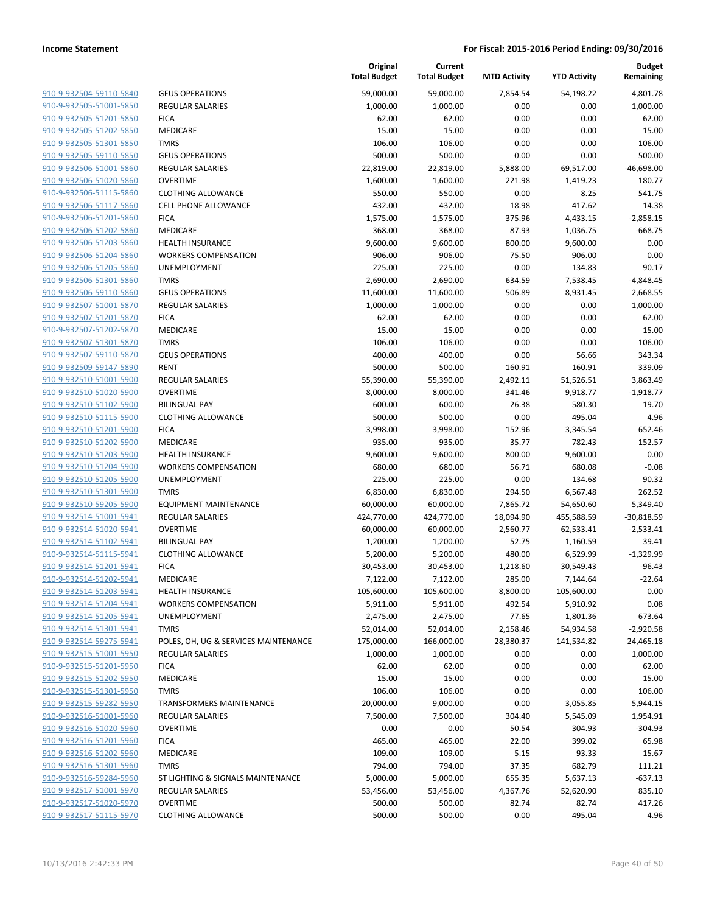| | | Original Total Budget | Current Total Budget | MTD Activity | YTD Activity | Budget Remaining |
|---|---|---|---|---|---|---|
| 910-9-932504-59110-5840 | GEUS OPERATIONS | 59,000.00 | 59,000.00 | 7,854.54 | 54,198.22 | 4,801.78 |
| 910-9-932505-51001-5850 | REGULAR SALARIES | 1,000.00 | 1,000.00 | 0.00 | 0.00 | 1,000.00 |
| 910-9-932505-51201-5850 | FICA | 62.00 | 62.00 | 0.00 | 0.00 | 62.00 |
| 910-9-932505-51202-5850 | MEDICARE | 15.00 | 15.00 | 0.00 | 0.00 | 15.00 |
| 910-9-932505-51301-5850 | TMRS | 106.00 | 106.00 | 0.00 | 0.00 | 106.00 |
| 910-9-932505-59110-5850 | GEUS OPERATIONS | 500.00 | 500.00 | 0.00 | 0.00 | 500.00 |
| 910-9-932506-51001-5860 | REGULAR SALARIES | 22,819.00 | 22,819.00 | 5,888.00 | 69,517.00 | -46,698.00 |
| 910-9-932506-51020-5860 | OVERTIME | 1,600.00 | 1,600.00 | 221.98 | 1,419.23 | 180.77 |
| 910-9-932506-51115-5860 | CLOTHING ALLOWANCE | 550.00 | 550.00 | 0.00 | 8.25 | 541.75 |
| 910-9-932506-51117-5860 | CELL PHONE ALLOWANCE | 432.00 | 432.00 | 18.98 | 417.62 | 14.38 |
| 910-9-932506-51201-5860 | FICA | 1,575.00 | 1,575.00 | 375.96 | 4,433.15 | -2,858.15 |
| 910-9-932506-51202-5860 | MEDICARE | 368.00 | 368.00 | 87.93 | 1,036.75 | -668.75 |
| 910-9-932506-51203-5860 | HEALTH INSURANCE | 9,600.00 | 9,600.00 | 800.00 | 9,600.00 | 0.00 |
| 910-9-932506-51204-5860 | WORKERS COMPENSATION | 906.00 | 906.00 | 75.50 | 906.00 | 0.00 |
| 910-9-932506-51205-5860 | UNEMPLOYMENT | 225.00 | 225.00 | 0.00 | 134.83 | 90.17 |
| 910-9-932506-51301-5860 | TMRS | 2,690.00 | 2,690.00 | 634.59 | 7,538.45 | -4,848.45 |
| 910-9-932506-59110-5860 | GEUS OPERATIONS | 11,600.00 | 11,600.00 | 506.89 | 8,931.45 | 2,668.55 |
| 910-9-932507-51001-5870 | REGULAR SALARIES | 1,000.00 | 1,000.00 | 0.00 | 0.00 | 1,000.00 |
| 910-9-932507-51201-5870 | FICA | 62.00 | 62.00 | 0.00 | 0.00 | 62.00 |
| 910-9-932507-51202-5870 | MEDICARE | 15.00 | 15.00 | 0.00 | 0.00 | 15.00 |
| 910-9-932507-51301-5870 | TMRS | 106.00 | 106.00 | 0.00 | 0.00 | 106.00 |
| 910-9-932507-59110-5870 | GEUS OPERATIONS | 400.00 | 400.00 | 0.00 | 56.66 | 343.34 |
| 910-9-932509-59147-5890 | RENT | 500.00 | 500.00 | 160.91 | 160.91 | 339.09 |
| 910-9-932510-51001-5900 | REGULAR SALARIES | 55,390.00 | 55,390.00 | 2,492.11 | 51,526.51 | 3,863.49 |
| 910-9-932510-51020-5900 | OVERTIME | 8,000.00 | 8,000.00 | 341.46 | 9,918.77 | -1,918.77 |
| 910-9-932510-51102-5900 | BILINGUAL PAY | 600.00 | 600.00 | 26.38 | 580.30 | 19.70 |
| 910-9-932510-51115-5900 | CLOTHING ALLOWANCE | 500.00 | 500.00 | 0.00 | 495.04 | 4.96 |
| 910-9-932510-51201-5900 | FICA | 3,998.00 | 3,998.00 | 152.96 | 3,345.54 | 652.46 |
| 910-9-932510-51202-5900 | MEDICARE | 935.00 | 935.00 | 35.77 | 782.43 | 152.57 |
| 910-9-932510-51203-5900 | HEALTH INSURANCE | 9,600.00 | 9,600.00 | 800.00 | 9,600.00 | 0.00 |
| 910-9-932510-51204-5900 | WORKERS COMPENSATION | 680.00 | 680.00 | 56.71 | 680.08 | -0.08 |
| 910-9-932510-51205-5900 | UNEMPLOYMENT | 225.00 | 225.00 | 0.00 | 134.68 | 90.32 |
| 910-9-932510-51301-5900 | TMRS | 6,830.00 | 6,830.00 | 294.50 | 6,567.48 | 262.52 |
| 910-9-932510-59205-5900 | EQUIPMENT MAINTENANCE | 60,000.00 | 60,000.00 | 7,865.72 | 54,650.60 | 5,349.40 |
| 910-9-932514-51001-5941 | REGULAR SALARIES | 424,770.00 | 424,770.00 | 18,094.90 | 455,588.59 | -30,818.59 |
| 910-9-932514-51020-5941 | OVERTIME | 60,000.00 | 60,000.00 | 2,560.77 | 62,533.41 | -2,533.41 |
| 910-9-932514-51102-5941 | BILINGUAL PAY | 1,200.00 | 1,200.00 | 52.75 | 1,160.59 | 39.41 |
| 910-9-932514-51115-5941 | CLOTHING ALLOWANCE | 5,200.00 | 5,200.00 | 480.00 | 6,529.99 | -1,329.99 |
| 910-9-932514-51201-5941 | FICA | 30,453.00 | 30,453.00 | 1,218.60 | 30,549.43 | -96.43 |
| 910-9-932514-51202-5941 | MEDICARE | 7,122.00 | 7,122.00 | 285.00 | 7,144.64 | -22.64 |
| 910-9-932514-51203-5941 | HEALTH INSURANCE | 105,600.00 | 105,600.00 | 8,800.00 | 105,600.00 | 0.00 |
| 910-9-932514-51204-5941 | WORKERS COMPENSATION | 5,911.00 | 5,911.00 | 492.54 | 5,910.92 | 0.08 |
| 910-9-932514-51205-5941 | UNEMPLOYMENT | 2,475.00 | 2,475.00 | 77.65 | 1,801.36 | 673.64 |
| 910-9-932514-51301-5941 | TMRS | 52,014.00 | 52,014.00 | 2,158.46 | 54,934.58 | -2,920.58 |
| 910-9-932514-59275-5941 | POLES, OH, UG & SERVICES MAINTENANCE | 175,000.00 | 166,000.00 | 28,380.37 | 141,534.82 | 24,465.18 |
| 910-9-932515-51001-5950 | REGULAR SALARIES | 1,000.00 | 1,000.00 | 0.00 | 0.00 | 1,000.00 |
| 910-9-932515-51201-5950 | FICA | 62.00 | 62.00 | 0.00 | 0.00 | 62.00 |
| 910-9-932515-51202-5950 | MEDICARE | 15.00 | 15.00 | 0.00 | 0.00 | 15.00 |
| 910-9-932515-51301-5950 | TMRS | 106.00 | 106.00 | 0.00 | 0.00 | 106.00 |
| 910-9-932515-59282-5950 | TRANSFORMERS MAINTENANCE | 20,000.00 | 9,000.00 | 0.00 | 3,055.85 | 5,944.15 |
| 910-9-932516-51001-5960 | REGULAR SALARIES | 7,500.00 | 7,500.00 | 304.40 | 5,545.09 | 1,954.91 |
| 910-9-932516-51020-5960 | OVERTIME | 0.00 | 0.00 | 50.54 | 304.93 | -304.93 |
| 910-9-932516-51201-5960 | FICA | 465.00 | 465.00 | 22.00 | 399.02 | 65.98 |
| 910-9-932516-51202-5960 | MEDICARE | 109.00 | 109.00 | 5.15 | 93.33 | 15.67 |
| 910-9-932516-51301-5960 | TMRS | 794.00 | 794.00 | 37.35 | 682.79 | 111.21 |
| 910-9-932516-59284-5960 | ST LIGHTING & SIGNALS MAINTENANCE | 5,000.00 | 5,000.00 | 655.35 | 5,637.13 | -637.13 |
| 910-9-932517-51001-5970 | REGULAR SALARIES | 53,456.00 | 53,456.00 | 4,367.76 | 52,620.90 | 835.10 |
| 910-9-932517-51020-5970 | OVERTIME | 500.00 | 500.00 | 82.74 | 82.74 | 417.26 |
| 910-9-932517-51115-5970 | CLOTHING ALLOWANCE | 500.00 | 500.00 | 0.00 | 495.04 | 4.96 |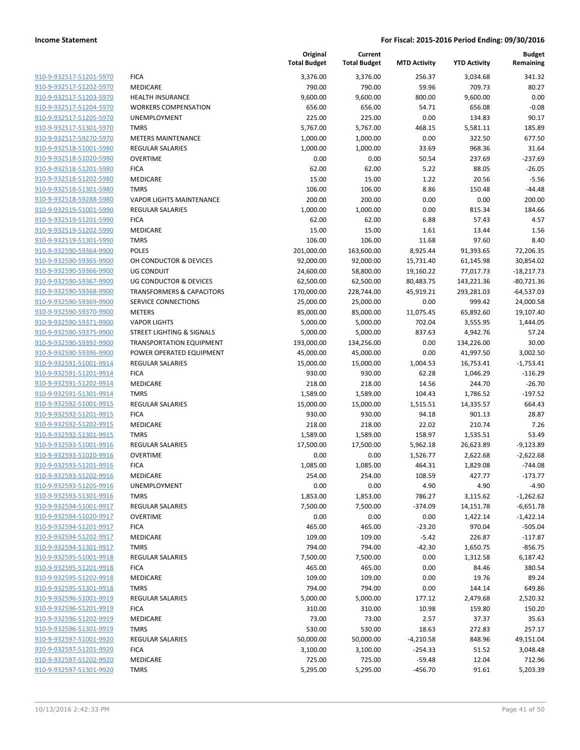| | | Original Total Budget | Current Total Budget | MTD Activity | YTD Activity | Budget Remaining |
|---|---|---|---|---|---|---|
| 910-9-932517-51201-5970 | FICA | 3,376.00 | 3,376.00 | 256.37 | 3,034.68 | 341.32 |
| 910-9-932517-51202-5970 | MEDICARE | 790.00 | 790.00 | 59.96 | 709.73 | 80.27 |
| 910-9-932517-51203-5970 | HEALTH INSURANCE | 9,600.00 | 9,600.00 | 800.00 | 9,600.00 | 0.00 |
| 910-9-932517-51204-5970 | WORKERS COMPENSATION | 656.00 | 656.00 | 54.71 | 656.08 | -0.08 |
| 910-9-932517-51205-5970 | UNEMPLOYMENT | 225.00 | 225.00 | 0.00 | 134.83 | 90.17 |
| 910-9-932517-51301-5970 | TMRS | 5,767.00 | 5,767.00 | 468.15 | 5,581.11 | 185.89 |
| 910-9-932517-59270-5970 | METERS MAINTENANCE | 1,000.00 | 1,000.00 | 0.00 | 322.50 | 677.50 |
| 910-9-932518-51001-5980 | REGULAR SALARIES | 1,000.00 | 1,000.00 | 33.69 | 968.36 | 31.64 |
| 910-9-932518-51020-5980 | OVERTIME | 0.00 | 0.00 | 50.54 | 237.69 | -237.69 |
| 910-9-932518-51201-5980 | FICA | 62.00 | 62.00 | 5.22 | 88.05 | -26.05 |
| 910-9-932518-51202-5980 | MEDICARE | 15.00 | 15.00 | 1.22 | 20.56 | -5.56 |
| 910-9-932518-51301-5980 | TMRS | 106.00 | 106.00 | 8.86 | 150.48 | -44.48 |
| 910-9-932518-59288-5980 | VAPOR LIGHTS MAINTENANCE | 200.00 | 200.00 | 0.00 | 0.00 | 200.00 |
| 910-9-932519-51001-5990 | REGULAR SALARIES | 1,000.00 | 1,000.00 | 0.00 | 815.34 | 184.66 |
| 910-9-932519-51201-5990 | FICA | 62.00 | 62.00 | 6.88 | 57.43 | 4.57 |
| 910-9-932519-51202-5990 | MEDICARE | 15.00 | 15.00 | 1.61 | 13.44 | 1.56 |
| 910-9-932519-51301-5990 | TMRS | 106.00 | 106.00 | 11.68 | 97.60 | 8.40 |
| 910-9-932590-59364-9900 | POLES | 201,000.00 | 163,600.00 | 8,925.44 | 91,393.65 | 72,206.35 |
| 910-9-932590-59365-9900 | OH CONDUCTOR & DEVICES | 92,000.00 | 92,000.00 | 15,731.40 | 61,145.98 | 30,854.02 |
| 910-9-932590-59366-9900 | UG CONDUIT | 24,600.00 | 58,800.00 | 19,160.22 | 77,017.73 | -18,217.73 |
| 910-9-932590-59367-9900 | UG CONDUCTOR & DEVICES | 62,500.00 | 62,500.00 | 80,483.75 | 143,221.36 | -80,721.36 |
| 910-9-932590-59368-9900 | TRANSFORMERS & CAPACITORS | 170,000.00 | 228,744.00 | 45,919.21 | 293,281.03 | -64,537.03 |
| 910-9-932590-59369-9900 | SERVICE CONNECTIONS | 25,000.00 | 25,000.00 | 0.00 | 999.42 | 24,000.58 |
| 910-9-932590-59370-9900 | METERS | 85,000.00 | 85,000.00 | 11,075.45 | 65,892.60 | 19,107.40 |
| 910-9-932590-59371-9900 | VAPOR LIGHTS | 5,000.00 | 5,000.00 | 702.04 | 3,555.95 | 1,444.05 |
| 910-9-932590-59375-9900 | STREET LIGHTING & SIGNALS | 5,000.00 | 5,000.00 | 837.63 | 4,942.76 | 57.24 |
| 910-9-932590-59392-9900 | TRANSPORTATION EQUIPMENT | 193,000.00 | 134,256.00 | 0.00 | 134,226.00 | 30.00 |
| 910-9-932590-59396-9900 | POWER OPERATED EQUIPMENT | 45,000.00 | 45,000.00 | 0.00 | 41,997.50 | 3,002.50 |
| 910-9-932591-51001-9914 | REGULAR SALARIES | 15,000.00 | 15,000.00 | 1,004.53 | 16,753.41 | -1,753.41 |
| 910-9-932591-51201-9914 | FICA | 930.00 | 930.00 | 62.28 | 1,046.29 | -116.29 |
| 910-9-932591-51202-9914 | MEDICARE | 218.00 | 218.00 | 14.56 | 244.70 | -26.70 |
| 910-9-932591-51301-9914 | TMRS | 1,589.00 | 1,589.00 | 104.43 | 1,786.52 | -197.52 |
| 910-9-932592-51001-9915 | REGULAR SALARIES | 15,000.00 | 15,000.00 | 1,515.51 | 14,335.57 | 664.43 |
| 910-9-932592-51201-9915 | FICA | 930.00 | 930.00 | 94.18 | 901.13 | 28.87 |
| 910-9-932592-51202-9915 | MEDICARE | 218.00 | 218.00 | 22.02 | 210.74 | 7.26 |
| 910-9-932592-51301-9915 | TMRS | 1,589.00 | 1,589.00 | 158.97 | 1,535.51 | 53.49 |
| 910-9-932593-51001-9916 | REGULAR SALARIES | 17,500.00 | 17,500.00 | 5,962.18 | 26,623.89 | -9,123.89 |
| 910-9-932593-51020-9916 | OVERTIME | 0.00 | 0.00 | 1,526.77 | 2,622.68 | -2,622.68 |
| 910-9-932593-51201-9916 | FICA | 1,085.00 | 1,085.00 | 464.31 | 1,829.08 | -744.08 |
| 910-9-932593-51202-9916 | MEDICARE | 254.00 | 254.00 | 108.59 | 427.77 | -173.77 |
| 910-9-932593-51205-9916 | UNEMPLOYMENT | 0.00 | 0.00 | 4.90 | 4.90 | -4.90 |
| 910-9-932593-51301-9916 | TMRS | 1,853.00 | 1,853.00 | 786.27 | 3,115.62 | -1,262.62 |
| 910-9-932594-51001-9917 | REGULAR SALARIES | 7,500.00 | 7,500.00 | -374.09 | 14,151.78 | -6,651.78 |
| 910-9-932594-51020-9917 | OVERTIME | 0.00 | 0.00 | 0.00 | 1,422.14 | -1,422.14 |
| 910-9-932594-51201-9917 | FICA | 465.00 | 465.00 | -23.20 | 970.04 | -505.04 |
| 910-9-932594-51202-9917 | MEDICARE | 109.00 | 109.00 | -5.42 | 226.87 | -117.87 |
| 910-9-932594-51301-9917 | TMRS | 794.00 | 794.00 | -42.30 | 1,650.75 | -856.75 |
| 910-9-932595-51001-9918 | REGULAR SALARIES | 7,500.00 | 7,500.00 | 0.00 | 1,312.58 | 6,187.42 |
| 910-9-932595-51201-9918 | FICA | 465.00 | 465.00 | 0.00 | 84.46 | 380.54 |
| 910-9-932595-51202-9918 | MEDICARE | 109.00 | 109.00 | 0.00 | 19.76 | 89.24 |
| 910-9-932595-51301-9918 | TMRS | 794.00 | 794.00 | 0.00 | 144.14 | 649.86 |
| 910-9-932596-51001-9919 | REGULAR SALARIES | 5,000.00 | 5,000.00 | 177.12 | 2,479.68 | 2,520.32 |
| 910-9-932596-51201-9919 | FICA | 310.00 | 310.00 | 10.98 | 159.80 | 150.20 |
| 910-9-932596-51202-9919 | MEDICARE | 73.00 | 73.00 | 2.57 | 37.37 | 35.63 |
| 910-9-932596-51301-9919 | TMRS | 530.00 | 530.00 | 18.63 | 272.83 | 257.17 |
| 910-9-932597-51001-9920 | REGULAR SALARIES | 50,000.00 | 50,000.00 | -4,210.58 | 848.96 | 49,151.04 |
| 910-9-932597-51201-9920 | FICA | 3,100.00 | 3,100.00 | -254.33 | 51.52 | 3,048.48 |
| 910-9-932597-51202-9920 | MEDICARE | 725.00 | 725.00 | -59.48 | 12.04 | 712.96 |
| 910-9-932597-51301-9920 | TMRS | 5,295.00 | 5,295.00 | -456.70 | 91.61 | 5,203.39 |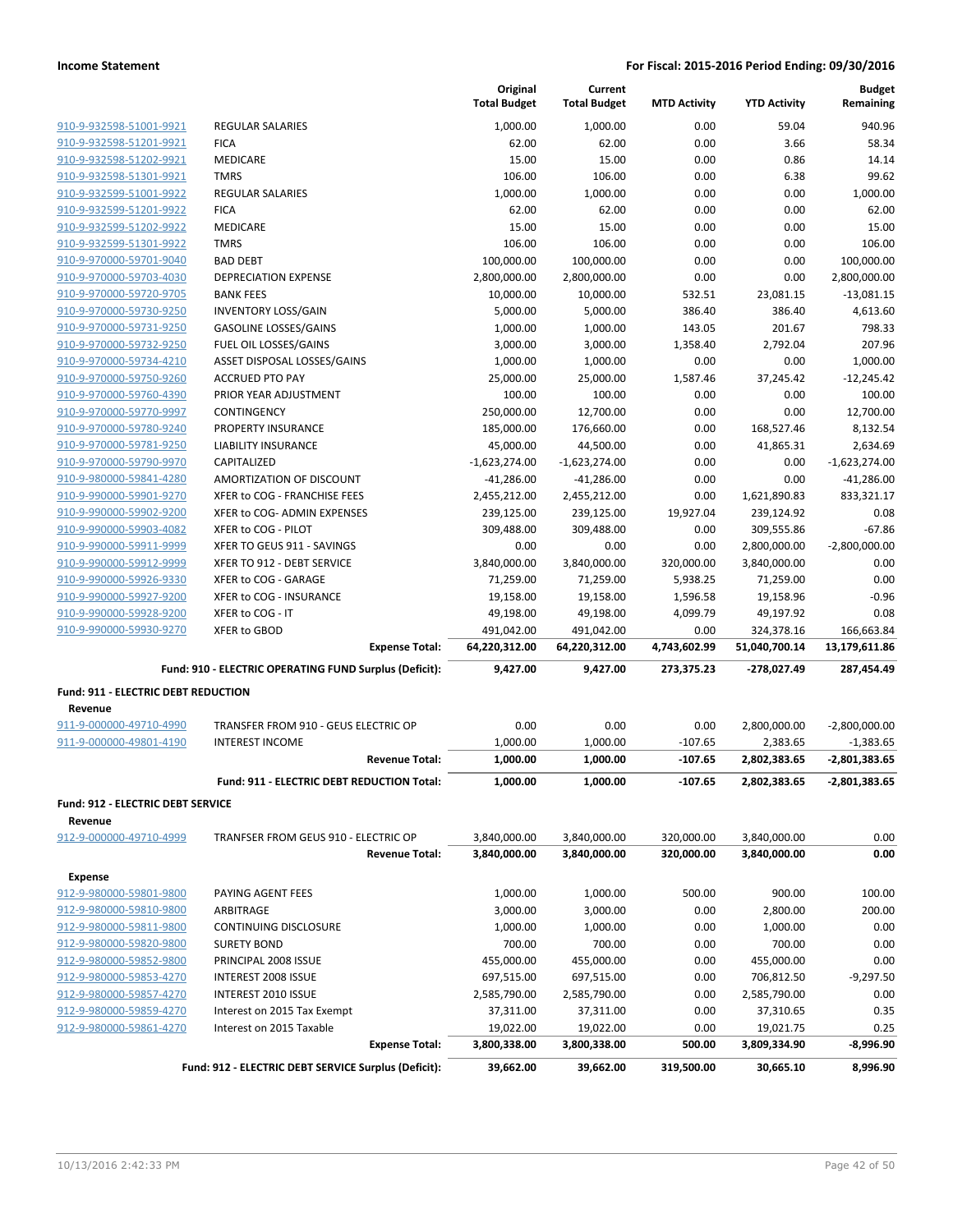| | | Original Total Budget | Current Total Budget | MTD Activity | YTD Activity | Budget Remaining |
|---|---|---|---|---|---|---|
| 910-9-932598-51001-9921 | REGULAR SALARIES | 1,000.00 | 1,000.00 | 0.00 | 59.04 | 940.96 |
| 910-9-932598-51201-9921 | FICA | 62.00 | 62.00 | 0.00 | 3.66 | 58.34 |
| 910-9-932598-51202-9921 | MEDICARE | 15.00 | 15.00 | 0.00 | 0.86 | 14.14 |
| 910-9-932598-51301-9921 | TMRS | 106.00 | 106.00 | 0.00 | 6.38 | 99.62 |
| 910-9-932599-51001-9922 | REGULAR SALARIES | 1,000.00 | 1,000.00 | 0.00 | 0.00 | 1,000.00 |
| 910-9-932599-51201-9922 | FICA | 62.00 | 62.00 | 0.00 | 0.00 | 62.00 |
| 910-9-932599-51202-9922 | MEDICARE | 15.00 | 15.00 | 0.00 | 0.00 | 15.00 |
| 910-9-932599-51301-9922 | TMRS | 106.00 | 106.00 | 0.00 | 0.00 | 106.00 |
| 910-9-970000-59701-9040 | BAD DEBT | 100,000.00 | 100,000.00 | 0.00 | 0.00 | 100,000.00 |
| 910-9-970000-59703-4030 | DEPRECIATION EXPENSE | 2,800,000.00 | 2,800,000.00 | 0.00 | 0.00 | 2,800,000.00 |
| 910-9-970000-59720-9705 | BANK FEES | 10,000.00 | 10,000.00 | 532.51 | 23,081.15 | -13,081.15 |
| 910-9-970000-59730-9250 | INVENTORY LOSS/GAIN | 5,000.00 | 5,000.00 | 386.40 | 386.40 | 4,613.60 |
| 910-9-970000-59731-9250 | GASOLINE LOSSES/GAINS | 1,000.00 | 1,000.00 | 143.05 | 201.67 | 798.33 |
| 910-9-970000-59732-9250 | FUEL OIL LOSSES/GAINS | 3,000.00 | 3,000.00 | 1,358.40 | 2,792.04 | 207.96 |
| 910-9-970000-59734-4210 | ASSET DISPOSAL LOSSES/GAINS | 1,000.00 | 1,000.00 | 0.00 | 0.00 | 1,000.00 |
| 910-9-970000-59750-9260 | ACCRUED PTO PAY | 25,000.00 | 25,000.00 | 1,587.46 | 37,245.42 | -12,245.42 |
| 910-9-970000-59760-4390 | PRIOR YEAR ADJUSTMENT | 100.00 | 100.00 | 0.00 | 0.00 | 100.00 |
| 910-9-970000-59770-9997 | CONTINGENCY | 250,000.00 | 12,700.00 | 0.00 | 0.00 | 12,700.00 |
| 910-9-970000-59780-9240 | PROPERTY INSURANCE | 185,000.00 | 176,660.00 | 0.00 | 168,527.46 | 8,132.54 |
| 910-9-970000-59781-9250 | LIABILITY INSURANCE | 45,000.00 | 44,500.00 | 0.00 | 41,865.31 | 2,634.69 |
| 910-9-970000-59790-9970 | CAPITALIZED | -1,623,274.00 | -1,623,274.00 | 0.00 | 0.00 | -1,623,274.00 |
| 910-9-980000-59841-4280 | AMORTIZATION OF DISCOUNT | -41,286.00 | -41,286.00 | 0.00 | 0.00 | -41,286.00 |
| 910-9-990000-59901-9270 | XFER to COG - FRANCHISE FEES | 2,455,212.00 | 2,455,212.00 | 0.00 | 1,621,890.83 | 833,321.17 |
| 910-9-990000-59902-9200 | XFER to COG- ADMIN EXPENSES | 239,125.00 | 239,125.00 | 19,927.04 | 239,124.92 | 0.08 |
| 910-9-990000-59903-4082 | XFER to COG - PILOT | 309,488.00 | 309,488.00 | 0.00 | 309,555.86 | -67.86 |
| 910-9-990000-59911-9999 | XFER TO GEUS 911 - SAVINGS | 0.00 | 0.00 | 0.00 | 2,800,000.00 | -2,800,000.00 |
| 910-9-990000-59912-9999 | XFER TO 912 - DEBT SERVICE | 3,840,000.00 | 3,840,000.00 | 320,000.00 | 3,840,000.00 | 0.00 |
| 910-9-990000-59926-9330 | XFER to COG - GARAGE | 71,259.00 | 71,259.00 | 5,938.25 | 71,259.00 | 0.00 |
| 910-9-990000-59927-9200 | XFER to COG - INSURANCE | 19,158.00 | 19,158.00 | 1,596.58 | 19,158.96 | -0.96 |
| 910-9-990000-59928-9200 | XFER to COG - IT | 49,198.00 | 49,198.00 | 4,099.79 | 49,197.92 | 0.08 |
| 910-9-990000-59930-9270 | XFER to GBOD | 491,042.00 | 491,042.00 | 0.00 | 324,378.16 | 166,663.84 |
| | **Expense Total:** | **64,220,312.00** | **64,220,312.00** | **4,743,602.99** | **51,040,700.14** | **13,179,611.86** |
| | **Fund: 910 - ELECTRIC OPERATING FUND Surplus (Deficit):** | **9,427.00** | **9,427.00** | **273,375.23** | **-278,027.49** | **287,454.49** |

**Fund: 911 - ELECTRIC DEBT REDUCTION**

**Revenue**

| | | Original Total Budget | Current Total Budget | MTD Activity | YTD Activity | Budget Remaining |
|---|---|---|---|---|---|---|
| 911-9-000000-49710-4990 | TRANSFER FROM 910 - GEUS ELECTRIC OP | 0.00 | 0.00 | 0.00 | 2,800,000.00 | -2,800,000.00 |
| 911-9-000000-49801-4190 | INTEREST INCOME | 1,000.00 | 1,000.00 | -107.65 | 2,383.65 | -1,383.65 |
| | **Revenue Total:** | **1,000.00** | **1,000.00** | **-107.65** | **2,802,383.65** | **-2,801,383.65** |
| | **Fund: 911 - ELECTRIC DEBT REDUCTION Total:** | **1,000.00** | **1,000.00** | **-107.65** | **2,802,383.65** | **-2,801,383.65** |

**Fund: 912 - ELECTRIC DEBT SERVICE**

**Revenue**

| | | Original Total Budget | Current Total Budget | MTD Activity | YTD Activity | Budget Remaining |
|---|---|---|---|---|---|---|
| 912-9-000000-49710-4999 | TRANFSER FROM GEUS 910 - ELECTRIC OP | 3,840,000.00 | 3,840,000.00 | 320,000.00 | 3,840,000.00 | 0.00 |
| | **Revenue Total:** | **3,840,000.00** | **3,840,000.00** | **320,000.00** | **3,840,000.00** | **0.00** |

**Expense**

| | | Original Total Budget | Current Total Budget | MTD Activity | YTD Activity | Budget Remaining |
|---|---|---|---|---|---|---|
| 912-9-980000-59801-9800 | PAYING AGENT FEES | 1,000.00 | 1,000.00 | 500.00 | 900.00 | 100.00 |
| 912-9-980000-59810-9800 | ARBITRAGE | 3,000.00 | 3,000.00 | 0.00 | 2,800.00 | 200.00 |
| 912-9-980000-59811-9800 | CONTINUING DISCLOSURE | 1,000.00 | 1,000.00 | 0.00 | 1,000.00 | 0.00 |
| 912-9-980000-59820-9800 | SURETY BOND | 700.00 | 700.00 | 0.00 | 700.00 | 0.00 |
| 912-9-980000-59852-9800 | PRINCIPAL 2008 ISSUE | 455,000.00 | 455,000.00 | 0.00 | 455,000.00 | 0.00 |
| 912-9-980000-59853-4270 | INTEREST 2008 ISSUE | 697,515.00 | 697,515.00 | 0.00 | 706,812.50 | -9,297.50 |
| 912-9-980000-59857-4270 | INTEREST 2010 ISSUE | 2,585,790.00 | 2,585,790.00 | 0.00 | 2,585,790.00 | 0.00 |
| 912-9-980000-59859-4270 | Interest on 2015 Tax Exempt | 37,311.00 | 37,311.00 | 0.00 | 37,310.65 | 0.35 |
| 912-9-980000-59861-4270 | Interest on 2015 Taxable | 19,022.00 | 19,022.00 | 0.00 | 19,021.75 | 0.25 |
| | **Expense Total:** | **3,800,338.00** | **3,800,338.00** | **500.00** | **3,809,334.90** | **-8,996.90** |
| | **Fund: 912 - ELECTRIC DEBT SERVICE Surplus (Deficit):** | **39,662.00** | **39,662.00** | **319,500.00** | **30,665.10** | **8,996.90** |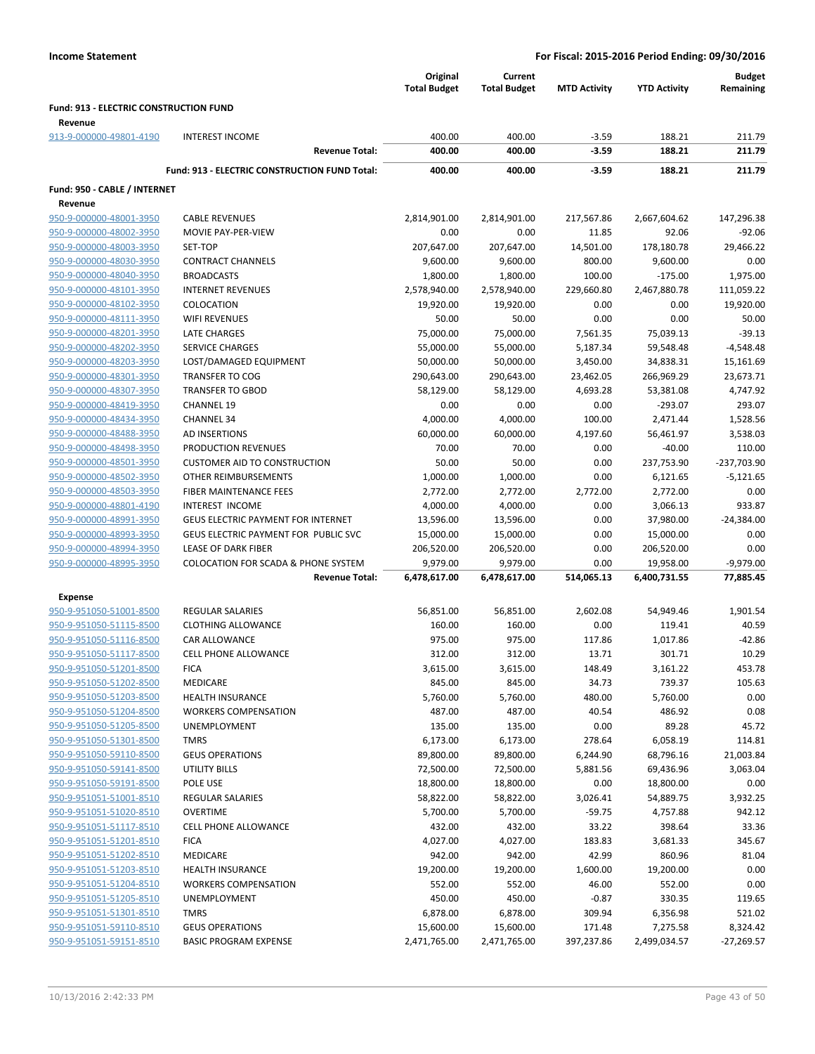**Income Statement** — **For Fiscal: 2015-2016 Period Ending: 09/30/2016**

| | | Original Total Budget | Current Total Budget | MTD Activity | YTD Activity | Budget Remaining |
|---|---|---|---|---|---|---|
| **Fund: 913 - ELECTRIC CONSTRUCTION FUND** | | | | | | |
| **Revenue** | | | | | | |
| 913-9-000000-49801-4190 | INTEREST INCOME | 400.00 | 400.00 | -3.59 | 188.21 | 211.79 |
| | **Revenue Total:** | **400.00** | **400.00** | **-3.59** | **188.21** | **211.79** |
| | **Fund: 913 - ELECTRIC CONSTRUCTION FUND Total:** | **400.00** | **400.00** | **-3.59** | **188.21** | **211.79** |
| **Fund: 950 - CABLE / INTERNET** | | | | | | |
| **Revenue** | | | | | | |
| 950-9-000000-48001-3950 | CABLE REVENUES | 2,814,901.00 | 2,814,901.00 | 217,567.86 | 2,667,604.62 | 147,296.38 |
| 950-9-000000-48002-3950 | MOVIE PAY-PER-VIEW | 0.00 | 0.00 | 11.85 | 92.06 | -92.06 |
| 950-9-000000-48003-3950 | SET-TOP | 207,647.00 | 207,647.00 | 14,501.00 | 178,180.78 | 29,466.22 |
| 950-9-000000-48030-3950 | CONTRACT CHANNELS | 9,600.00 | 9,600.00 | 800.00 | 9,600.00 | 0.00 |
| 950-9-000000-48040-3950 | BROADCASTS | 1,800.00 | 1,800.00 | 100.00 | -175.00 | 1,975.00 |
| 950-9-000000-48101-3950 | INTERNET REVENUES | 2,578,940.00 | 2,578,940.00 | 229,660.80 | 2,467,880.78 | 111,059.22 |
| 950-9-000000-48102-3950 | COLOCATION | 19,920.00 | 19,920.00 | 0.00 | 0.00 | 19,920.00 |
| 950-9-000000-48111-3950 | WIFI REVENUES | 50.00 | 50.00 | 0.00 | 0.00 | 50.00 |
| 950-9-000000-48201-3950 | LATE CHARGES | 75,000.00 | 75,000.00 | 7,561.35 | 75,039.13 | -39.13 |
| 950-9-000000-48202-3950 | SERVICE CHARGES | 55,000.00 | 55,000.00 | 5,187.34 | 59,548.48 | -4,548.48 |
| 950-9-000000-48203-3950 | LOST/DAMAGED EQUIPMENT | 50,000.00 | 50,000.00 | 3,450.00 | 34,838.31 | 15,161.69 |
| 950-9-000000-48301-3950 | TRANSFER TO COG | 290,643.00 | 290,643.00 | 23,462.05 | 266,969.29 | 23,673.71 |
| 950-9-000000-48307-3950 | TRANSFER TO GBOD | 58,129.00 | 58,129.00 | 4,693.28 | 53,381.08 | 4,747.92 |
| 950-9-000000-48419-3950 | CHANNEL 19 | 0.00 | 0.00 | 0.00 | -293.07 | 293.07 |
| 950-9-000000-48434-3950 | CHANNEL 34 | 4,000.00 | 4,000.00 | 100.00 | 2,471.44 | 1,528.56 |
| 950-9-000000-48488-3950 | AD INSERTIONS | 60,000.00 | 60,000.00 | 4,197.60 | 56,461.97 | 3,538.03 |
| 950-9-000000-48498-3950 | PRODUCTION REVENUES | 70.00 | 70.00 | 0.00 | -40.00 | 110.00 |
| 950-9-000000-48501-3950 | CUSTOMER AID TO CONSTRUCTION | 50.00 | 50.00 | 0.00 | 237,753.90 | -237,703.90 |
| 950-9-000000-48502-3950 | OTHER REIMBURSEMENTS | 1,000.00 | 1,000.00 | 0.00 | 6,121.65 | -5,121.65 |
| 950-9-000000-48503-3950 | FIBER MAINTENANCE FEES | 2,772.00 | 2,772.00 | 2,772.00 | 2,772.00 | 0.00 |
| 950-9-000000-48801-4190 | INTEREST INCOME | 4,000.00 | 4,000.00 | 0.00 | 3,066.13 | 933.87 |
| 950-9-000000-48991-3950 | GEUS ELECTRIC PAYMENT FOR INTERNET | 13,596.00 | 13,596.00 | 0.00 | 37,980.00 | -24,384.00 |
| 950-9-000000-48993-3950 | GEUS ELECTRIC PAYMENT FOR PUBLIC SVC | 15,000.00 | 15,000.00 | 0.00 | 15,000.00 | 0.00 |
| 950-9-000000-48994-3950 | LEASE OF DARK FIBER | 206,520.00 | 206,520.00 | 0.00 | 206,520.00 | 0.00 |
| 950-9-000000-48995-3950 | COLOCATION FOR SCADA & PHONE SYSTEM | 9,979.00 | 9,979.00 | 0.00 | 19,958.00 | -9,979.00 |
| | **Revenue Total:** | **6,478,617.00** | **6,478,617.00** | **514,065.13** | **6,400,731.55** | **77,885.45** |
| **Expense** | | | | | | |
| 950-9-951050-51001-8500 | REGULAR SALARIES | 56,851.00 | 56,851.00 | 2,602.08 | 54,949.46 | 1,901.54 |
| 950-9-951050-51115-8500 | CLOTHING ALLOWANCE | 160.00 | 160.00 | 0.00 | 119.41 | 40.59 |
| 950-9-951050-51116-8500 | CAR ALLOWANCE | 975.00 | 975.00 | 117.86 | 1,017.86 | -42.86 |
| 950-9-951050-51117-8500 | CELL PHONE ALLOWANCE | 312.00 | 312.00 | 13.71 | 301.71 | 10.29 |
| 950-9-951050-51201-8500 | FICA | 3,615.00 | 3,615.00 | 148.49 | 3,161.22 | 453.78 |
| 950-9-951050-51202-8500 | MEDICARE | 845.00 | 845.00 | 34.73 | 739.37 | 105.63 |
| 950-9-951050-51203-8500 | HEALTH INSURANCE | 5,760.00 | 5,760.00 | 480.00 | 5,760.00 | 0.00 |
| 950-9-951050-51204-8500 | WORKERS COMPENSATION | 487.00 | 487.00 | 40.54 | 486.92 | 0.08 |
| 950-9-951050-51205-8500 | UNEMPLOYMENT | 135.00 | 135.00 | 0.00 | 89.28 | 45.72 |
| 950-9-951050-51301-8500 | TMRS | 6,173.00 | 6,173.00 | 278.64 | 6,058.19 | 114.81 |
| 950-9-951050-59110-8500 | GEUS OPERATIONS | 89,800.00 | 89,800.00 | 6,244.90 | 68,796.16 | 21,003.84 |
| 950-9-951050-59141-8500 | UTILITY BILLS | 72,500.00 | 72,500.00 | 5,881.56 | 69,436.96 | 3,063.04 |
| 950-9-951050-59191-8500 | POLE USE | 18,800.00 | 18,800.00 | 0.00 | 18,800.00 | 0.00 |
| 950-9-951051-51001-8510 | REGULAR SALARIES | 58,822.00 | 58,822.00 | 3,026.41 | 54,889.75 | 3,932.25 |
| 950-9-951051-51020-8510 | OVERTIME | 5,700.00 | 5,700.00 | -59.75 | 4,757.88 | 942.12 |
| 950-9-951051-51117-8510 | CELL PHONE ALLOWANCE | 432.00 | 432.00 | 33.22 | 398.64 | 33.36 |
| 950-9-951051-51201-8510 | FICA | 4,027.00 | 4,027.00 | 183.83 | 3,681.33 | 345.67 |
| 950-9-951051-51202-8510 | MEDICARE | 942.00 | 942.00 | 42.99 | 860.96 | 81.04 |
| 950-9-951051-51203-8510 | HEALTH INSURANCE | 19,200.00 | 19,200.00 | 1,600.00 | 19,200.00 | 0.00 |
| 950-9-951051-51204-8510 | WORKERS COMPENSATION | 552.00 | 552.00 | 46.00 | 552.00 | 0.00 |
| 950-9-951051-51205-8510 | UNEMPLOYMENT | 450.00 | 450.00 | -0.87 | 330.35 | 119.65 |
| 950-9-951051-51301-8510 | TMRS | 6,878.00 | 6,878.00 | 309.94 | 6,356.98 | 521.02 |
| 950-9-951051-59110-8510 | GEUS OPERATIONS | 15,600.00 | 15,600.00 | 171.48 | 7,275.58 | 8,324.42 |
| 950-9-951051-59151-8510 | BASIC PROGRAM EXPENSE | 2,471,765.00 | 2,471,765.00 | 397,237.86 | 2,499,034.57 | -27,269.57 |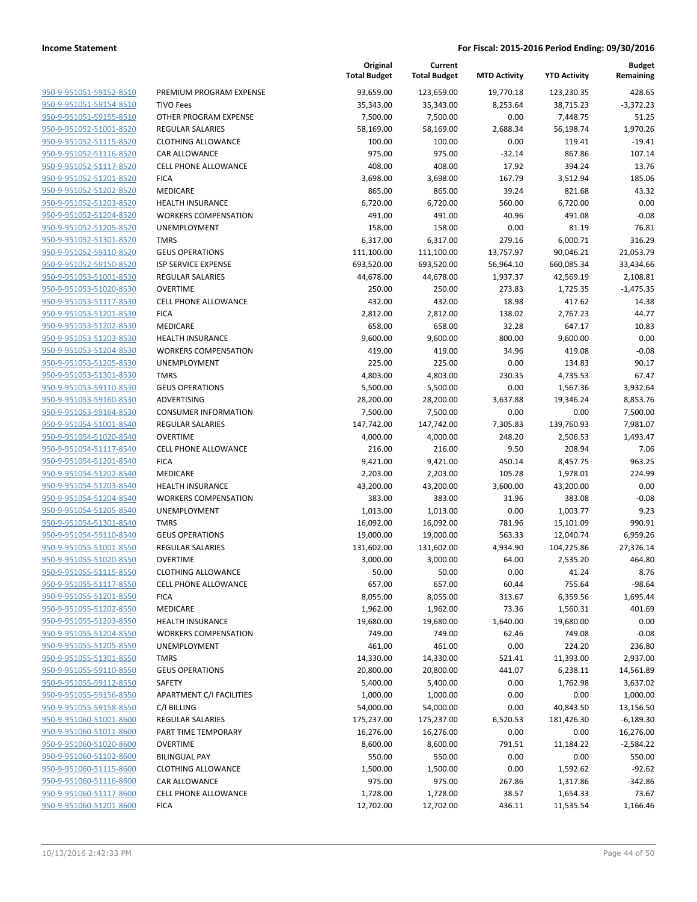**Income Statement** | **For Fiscal: 2015-2016 Period Ending: 09/30/2016**

| | | Original Total Budget | Current Total Budget | MTD Activity | YTD Activity | Budget Remaining |
|---|---|---|---|---|---|---|
| 950-9-951051-59152-8510 | PREMIUM PROGRAM EXPENSE | 93,659.00 | 123,659.00 | 19,770.18 | 123,230.35 | 428.65 |
| 950-9-951051-59154-8510 | TIVO Fees | 35,343.00 | 35,343.00 | 8,253.64 | 38,715.23 | -3,372.23 |
| 950-9-951051-59155-8510 | OTHER PROGRAM EXPENSE | 7,500.00 | 7,500.00 | 0.00 | 7,448.75 | 51.25 |
| 950-9-951052-51001-8520 | REGULAR SALARIES | 58,169.00 | 58,169.00 | 2,688.34 | 56,198.74 | 1,970.26 |
| 950-9-951052-51115-8520 | CLOTHING ALLOWANCE | 100.00 | 100.00 | 0.00 | 119.41 | -19.41 |
| 950-9-951052-51116-8520 | CAR ALLOWANCE | 975.00 | 975.00 | -32.14 | 867.86 | 107.14 |
| 950-9-951052-51117-8520 | CELL PHONE ALLOWANCE | 408.00 | 408.00 | 17.92 | 394.24 | 13.76 |
| 950-9-951052-51201-8520 | FICA | 3,698.00 | 3,698.00 | 167.79 | 3,512.94 | 185.06 |
| 950-9-951052-51202-8520 | MEDICARE | 865.00 | 865.00 | 39.24 | 821.68 | 43.32 |
| 950-9-951052-51203-8520 | HEALTH INSURANCE | 6,720.00 | 6,720.00 | 560.00 | 6,720.00 | 0.00 |
| 950-9-951052-51204-8520 | WORKERS COMPENSATION | 491.00 | 491.00 | 40.96 | 491.08 | -0.08 |
| 950-9-951052-51205-8520 | UNEMPLOYMENT | 158.00 | 158.00 | 0.00 | 81.19 | 76.81 |
| 950-9-951052-51301-8520 | TMRS | 6,317.00 | 6,317.00 | 279.16 | 6,000.71 | 316.29 |
| 950-9-951052-59110-8520 | GEUS OPERATIONS | 111,100.00 | 111,100.00 | 13,757.97 | 90,046.21 | 21,053.79 |
| 950-9-951052-59150-8520 | ISP SERVICE EXPENSE | 693,520.00 | 693,520.00 | 56,964.10 | 660,085.34 | 33,434.66 |
| 950-9-951053-51001-8530 | REGULAR SALARIES | 44,678.00 | 44,678.00 | 1,937.37 | 42,569.19 | 2,108.81 |
| 950-9-951053-51020-8530 | OVERTIME | 250.00 | 250.00 | 273.83 | 1,725.35 | -1,475.35 |
| 950-9-951053-51117-8530 | CELL PHONE ALLOWANCE | 432.00 | 432.00 | 18.98 | 417.62 | 14.38 |
| 950-9-951053-51201-8530 | FICA | 2,812.00 | 2,812.00 | 138.02 | 2,767.23 | 44.77 |
| 950-9-951053-51202-8530 | MEDICARE | 658.00 | 658.00 | 32.28 | 647.17 | 10.83 |
| 950-9-951053-51203-8530 | HEALTH INSURANCE | 9,600.00 | 9,600.00 | 800.00 | 9,600.00 | 0.00 |
| 950-9-951053-51204-8530 | WORKERS COMPENSATION | 419.00 | 419.00 | 34.96 | 419.08 | -0.08 |
| 950-9-951053-51205-8530 | UNEMPLOYMENT | 225.00 | 225.00 | 0.00 | 134.83 | 90.17 |
| 950-9-951053-51301-8530 | TMRS | 4,803.00 | 4,803.00 | 230.35 | 4,735.53 | 67.47 |
| 950-9-951053-59110-8530 | GEUS OPERATIONS | 5,500.00 | 5,500.00 | 0.00 | 1,567.36 | 3,932.64 |
| 950-9-951053-59160-8530 | ADVERTISING | 28,200.00 | 28,200.00 | 3,637.88 | 19,346.24 | 8,853.76 |
| 950-9-951053-59164-8530 | CONSUMER INFORMATION | 7,500.00 | 7,500.00 | 0.00 | 0.00 | 7,500.00 |
| 950-9-951054-51001-8540 | REGULAR SALARIES | 147,742.00 | 147,742.00 | 7,305.83 | 139,760.93 | 7,981.07 |
| 950-9-951054-51020-8540 | OVERTIME | 4,000.00 | 4,000.00 | 248.20 | 2,506.53 | 1,493.47 |
| 950-9-951054-51117-8540 | CELL PHONE ALLOWANCE | 216.00 | 216.00 | 9.50 | 208.94 | 7.06 |
| 950-9-951054-51201-8540 | FICA | 9,421.00 | 9,421.00 | 450.14 | 8,457.75 | 963.25 |
| 950-9-951054-51202-8540 | MEDICARE | 2,203.00 | 2,203.00 | 105.28 | 1,978.01 | 224.99 |
| 950-9-951054-51203-8540 | HEALTH INSURANCE | 43,200.00 | 43,200.00 | 3,600.00 | 43,200.00 | 0.00 |
| 950-9-951054-51204-8540 | WORKERS COMPENSATION | 383.00 | 383.00 | 31.96 | 383.08 | -0.08 |
| 950-9-951054-51205-8540 | UNEMPLOYMENT | 1,013.00 | 1,013.00 | 0.00 | 1,003.77 | 9.23 |
| 950-9-951054-51301-8540 | TMRS | 16,092.00 | 16,092.00 | 781.96 | 15,101.09 | 990.91 |
| 950-9-951054-59110-8540 | GEUS OPERATIONS | 19,000.00 | 19,000.00 | 563.33 | 12,040.74 | 6,959.26 |
| 950-9-951055-51001-8550 | REGULAR SALARIES | 131,602.00 | 131,602.00 | 4,934.90 | 104,225.86 | 27,376.14 |
| 950-9-951055-51020-8550 | OVERTIME | 3,000.00 | 3,000.00 | 64.00 | 2,535.20 | 464.80 |
| 950-9-951055-51115-8550 | CLOTHING ALLOWANCE | 50.00 | 50.00 | 0.00 | 41.24 | 8.76 |
| 950-9-951055-51117-8550 | CELL PHONE ALLOWANCE | 657.00 | 657.00 | 60.44 | 755.64 | -98.64 |
| 950-9-951055-51201-8550 | FICA | 8,055.00 | 8,055.00 | 313.67 | 6,359.56 | 1,695.44 |
| 950-9-951055-51202-8550 | MEDICARE | 1,962.00 | 1,962.00 | 73.36 | 1,560.31 | 401.69 |
| 950-9-951055-51203-8550 | HEALTH INSURANCE | 19,680.00 | 19,680.00 | 1,640.00 | 19,680.00 | 0.00 |
| 950-9-951055-51204-8550 | WORKERS COMPENSATION | 749.00 | 749.00 | 62.46 | 749.08 | -0.08 |
| 950-9-951055-51205-8550 | UNEMPLOYMENT | 461.00 | 461.00 | 0.00 | 224.20 | 236.80 |
| 950-9-951055-51301-8550 | TMRS | 14,330.00 | 14,330.00 | 521.41 | 11,393.00 | 2,937.00 |
| 950-9-951055-59110-8550 | GEUS OPERATIONS | 20,800.00 | 20,800.00 | 441.07 | 6,238.11 | 14,561.89 |
| 950-9-951055-59112-8550 | SAFETY | 5,400.00 | 5,400.00 | 0.00 | 1,762.98 | 3,637.02 |
| 950-9-951055-59156-8550 | APARTMENT C/I FACILITIES | 1,000.00 | 1,000.00 | 0.00 | 0.00 | 1,000.00 |
| 950-9-951055-59158-8550 | C/I BILLING | 54,000.00 | 54,000.00 | 0.00 | 40,843.50 | 13,156.50 |
| 950-9-951060-51001-8600 | REGULAR SALARIES | 175,237.00 | 175,237.00 | 6,520.53 | 181,426.30 | -6,189.30 |
| 950-9-951060-51011-8600 | PART TIME TEMPORARY | 16,276.00 | 16,276.00 | 0.00 | 0.00 | 16,276.00 |
| 950-9-951060-51020-8600 | OVERTIME | 8,600.00 | 8,600.00 | 791.51 | 11,184.22 | -2,584.22 |
| 950-9-951060-51102-8600 | BILINGUAL PAY | 550.00 | 550.00 | 0.00 | 0.00 | 550.00 |
| 950-9-951060-51115-8600 | CLOTHING ALLOWANCE | 1,500.00 | 1,500.00 | 0.00 | 1,592.62 | -92.62 |
| 950-9-951060-51116-8600 | CAR ALLOWANCE | 975.00 | 975.00 | 267.86 | 1,317.86 | -342.86 |
| 950-9-951060-51117-8600 | CELL PHONE ALLOWANCE | 1,728.00 | 1,728.00 | 38.57 | 1,654.33 | 73.67 |
| 950-9-951060-51201-8600 | FICA | 12,702.00 | 12,702.00 | 436.11 | 11,535.54 | 1,166.46 |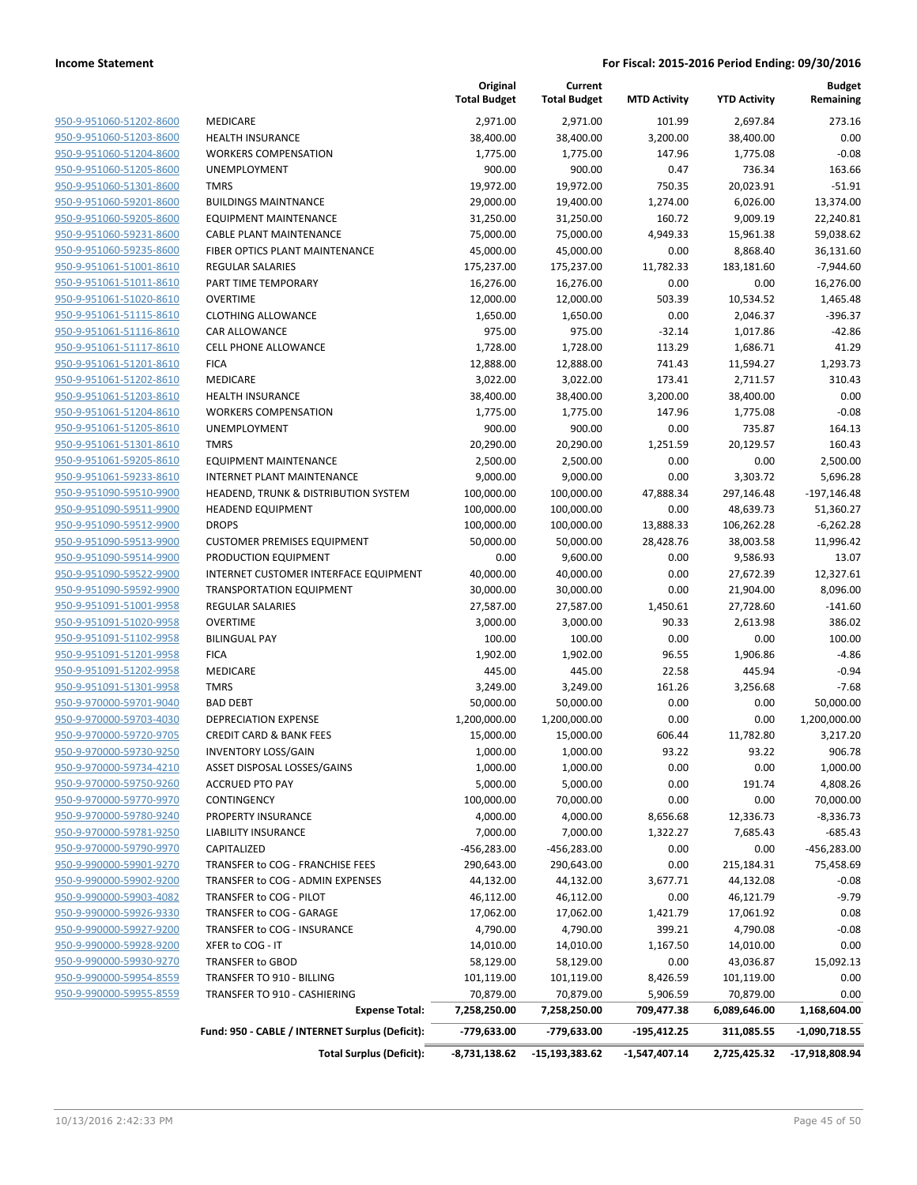| | | Original Total Budget | Current Total Budget | MTD Activity | YTD Activity | Budget Remaining |
|---|---|---|---|---|---|---|
| 950-9-951060-51202-8600 | MEDICARE | 2,971.00 | 2,971.00 | 101.99 | 2,697.84 | 273.16 |
| 950-9-951060-51203-8600 | HEALTH INSURANCE | 38,400.00 | 38,400.00 | 3,200.00 | 38,400.00 | 0.00 |
| 950-9-951060-51204-8600 | WORKERS COMPENSATION | 1,775.00 | 1,775.00 | 147.96 | 1,775.08 | -0.08 |
| 950-9-951060-51205-8600 | UNEMPLOYMENT | 900.00 | 900.00 | 0.47 | 736.34 | 163.66 |
| 950-9-951060-51301-8600 | TMRS | 19,972.00 | 19,972.00 | 750.35 | 20,023.91 | -51.91 |
| 950-9-951060-59201-8600 | BUILDINGS MAINTNANCE | 29,000.00 | 19,400.00 | 1,274.00 | 6,026.00 | 13,374.00 |
| 950-9-951060-59205-8600 | EQUIPMENT MAINTENANCE | 31,250.00 | 31,250.00 | 160.72 | 9,009.19 | 22,240.81 |
| 950-9-951060-59231-8600 | CABLE PLANT MAINTENANCE | 75,000.00 | 75,000.00 | 4,949.33 | 15,961.38 | 59,038.62 |
| 950-9-951060-59235-8600 | FIBER OPTICS PLANT MAINTENANCE | 45,000.00 | 45,000.00 | 0.00 | 8,868.40 | 36,131.60 |
| 950-9-951061-51001-8610 | REGULAR SALARIES | 175,237.00 | 175,237.00 | 11,782.33 | 183,181.60 | -7,944.60 |
| 950-9-951061-51011-8610 | PART TIME TEMPORARY | 16,276.00 | 16,276.00 | 0.00 | 0.00 | 16,276.00 |
| 950-9-951061-51020-8610 | OVERTIME | 12,000.00 | 12,000.00 | 503.39 | 10,534.52 | 1,465.48 |
| 950-9-951061-51115-8610 | CLOTHING ALLOWANCE | 1,650.00 | 1,650.00 | 0.00 | 2,046.37 | -396.37 |
| 950-9-951061-51116-8610 | CAR ALLOWANCE | 975.00 | 975.00 | -32.14 | 1,017.86 | -42.86 |
| 950-9-951061-51117-8610 | CELL PHONE ALLOWANCE | 1,728.00 | 1,728.00 | 113.29 | 1,686.71 | 41.29 |
| 950-9-951061-51201-8610 | FICA | 12,888.00 | 12,888.00 | 741.43 | 11,594.27 | 1,293.73 |
| 950-9-951061-51202-8610 | MEDICARE | 3,022.00 | 3,022.00 | 173.41 | 2,711.57 | 310.43 |
| 950-9-951061-51203-8610 | HEALTH INSURANCE | 38,400.00 | 38,400.00 | 3,200.00 | 38,400.00 | 0.00 |
| 950-9-951061-51204-8610 | WORKERS COMPENSATION | 1,775.00 | 1,775.00 | 147.96 | 1,775.08 | -0.08 |
| 950-9-951061-51205-8610 | UNEMPLOYMENT | 900.00 | 900.00 | 0.00 | 735.87 | 164.13 |
| 950-9-951061-51301-8610 | TMRS | 20,290.00 | 20,290.00 | 1,251.59 | 20,129.57 | 160.43 |
| 950-9-951061-59205-8610 | EQUIPMENT MAINTENANCE | 2,500.00 | 2,500.00 | 0.00 | 0.00 | 2,500.00 |
| 950-9-951061-59233-8610 | INTERNET PLANT MAINTENANCE | 9,000.00 | 9,000.00 | 0.00 | 3,303.72 | 5,696.28 |
| 950-9-951090-59510-9900 | HEADEND, TRUNK & DISTRIBUTION SYSTEM | 100,000.00 | 100,000.00 | 47,888.34 | 297,146.48 | -197,146.48 |
| 950-9-951090-59511-9900 | HEADEND EQUIPMENT | 100,000.00 | 100,000.00 | 0.00 | 48,639.73 | 51,360.27 |
| 950-9-951090-59512-9900 | DROPS | 100,000.00 | 100,000.00 | 13,888.33 | 106,262.28 | -6,262.28 |
| 950-9-951090-59513-9900 | CUSTOMER PREMISES EQUIPMENT | 50,000.00 | 50,000.00 | 28,428.76 | 38,003.58 | 11,996.42 |
| 950-9-951090-59514-9900 | PRODUCTION EQUIPMENT | 0.00 | 9,600.00 | 0.00 | 9,586.93 | 13.07 |
| 950-9-951090-59522-9900 | INTERNET CUSTOMER INTERFACE EQUIPMENT | 40,000.00 | 40,000.00 | 0.00 | 27,672.39 | 12,327.61 |
| 950-9-951090-59592-9900 | TRANSPORTATION EQUIPMENT | 30,000.00 | 30,000.00 | 0.00 | 21,904.00 | 8,096.00 |
| 950-9-951091-51001-9958 | REGULAR SALARIES | 27,587.00 | 27,587.00 | 1,450.61 | 27,728.60 | -141.60 |
| 950-9-951091-51020-9958 | OVERTIME | 3,000.00 | 3,000.00 | 90.33 | 2,613.98 | 386.02 |
| 950-9-951091-51102-9958 | BILINGUAL PAY | 100.00 | 100.00 | 0.00 | 0.00 | 100.00 |
| 950-9-951091-51201-9958 | FICA | 1,902.00 | 1,902.00 | 96.55 | 1,906.86 | -4.86 |
| 950-9-951091-51202-9958 | MEDICARE | 445.00 | 445.00 | 22.58 | 445.94 | -0.94 |
| 950-9-951091-51301-9958 | TMRS | 3,249.00 | 3,249.00 | 161.26 | 3,256.68 | -7.68 |
| 950-9-970000-59701-9040 | BAD DEBT | 50,000.00 | 50,000.00 | 0.00 | 0.00 | 50,000.00 |
| 950-9-970000-59703-4030 | DEPRECIATION EXPENSE | 1,200,000.00 | 1,200,000.00 | 0.00 | 0.00 | 1,200,000.00 |
| 950-9-970000-59720-9705 | CREDIT CARD & BANK FEES | 15,000.00 | 15,000.00 | 606.44 | 11,782.80 | 3,217.20 |
| 950-9-970000-59730-9250 | INVENTORY LOSS/GAIN | 1,000.00 | 1,000.00 | 93.22 | 93.22 | 906.78 |
| 950-9-970000-59734-4210 | ASSET DISPOSAL LOSSES/GAINS | 1,000.00 | 1,000.00 | 0.00 | 0.00 | 1,000.00 |
| 950-9-970000-59750-9260 | ACCRUED PTO PAY | 5,000.00 | 5,000.00 | 0.00 | 191.74 | 4,808.26 |
| 950-9-970000-59770-9970 | CONTINGENCY | 100,000.00 | 70,000.00 | 0.00 | 0.00 | 70,000.00 |
| 950-9-970000-59780-9240 | PROPERTY INSURANCE | 4,000.00 | 4,000.00 | 8,656.68 | 12,336.73 | -8,336.73 |
| 950-9-970000-59781-9250 | LIABILITY INSURANCE | 7,000.00 | 7,000.00 | 1,322.27 | 7,685.43 | -685.43 |
| 950-9-970000-59790-9970 | CAPITALIZED | -456,283.00 | -456,283.00 | 0.00 | 0.00 | -456,283.00 |
| 950-9-990000-59901-9270 | TRANSFER to COG - FRANCHISE FEES | 290,643.00 | 290,643.00 | 0.00 | 215,184.31 | 75,458.69 |
| 950-9-990000-59902-9200 | TRANSFER to COG - ADMIN EXPENSES | 44,132.00 | 44,132.00 | 3,677.71 | 44,132.08 | -0.08 |
| 950-9-990000-59903-4082 | TRANSFER to COG - PILOT | 46,112.00 | 46,112.00 | 0.00 | 46,121.79 | -9.79 |
| 950-9-990000-59926-9330 | TRANSFER to COG - GARAGE | 17,062.00 | 17,062.00 | 1,421.79 | 17,061.92 | 0.08 |
| 950-9-990000-59927-9200 | TRANSFER to COG - INSURANCE | 4,790.00 | 4,790.00 | 399.21 | 4,790.08 | -0.08 |
| 950-9-990000-59928-9200 | XFER to COG - IT | 14,010.00 | 14,010.00 | 1,167.50 | 14,010.00 | 0.00 |
| 950-9-990000-59930-9270 | TRANSFER to GBOD | 58,129.00 | 58,129.00 | 0.00 | 43,036.87 | 15,092.13 |
| 950-9-990000-59954-8559 | TRANSFER TO 910 - BILLING | 101,119.00 | 101,119.00 | 8,426.59 | 101,119.00 | 0.00 |
| 950-9-990000-59955-8559 | TRANSFER TO 910 - CASHIERING | 70,879.00 | 70,879.00 | 5,906.59 | 70,879.00 | 0.00 |
| | **Expense Total:** | **7,258,250.00** | **7,258,250.00** | **709,477.38** | **6,089,646.00** | **1,168,604.00** |
| | **Fund: 950 - CABLE / INTERNET Surplus (Deficit):** | **-779,633.00** | **-779,633.00** | **-195,412.25** | **311,085.55** | **-1,090,718.55** |
| | **Total Surplus (Deficit):** | **-8,731,138.62** | **-15,193,383.62** | **-1,547,407.14** | **2,725,425.32** | **-17,918,808.94** |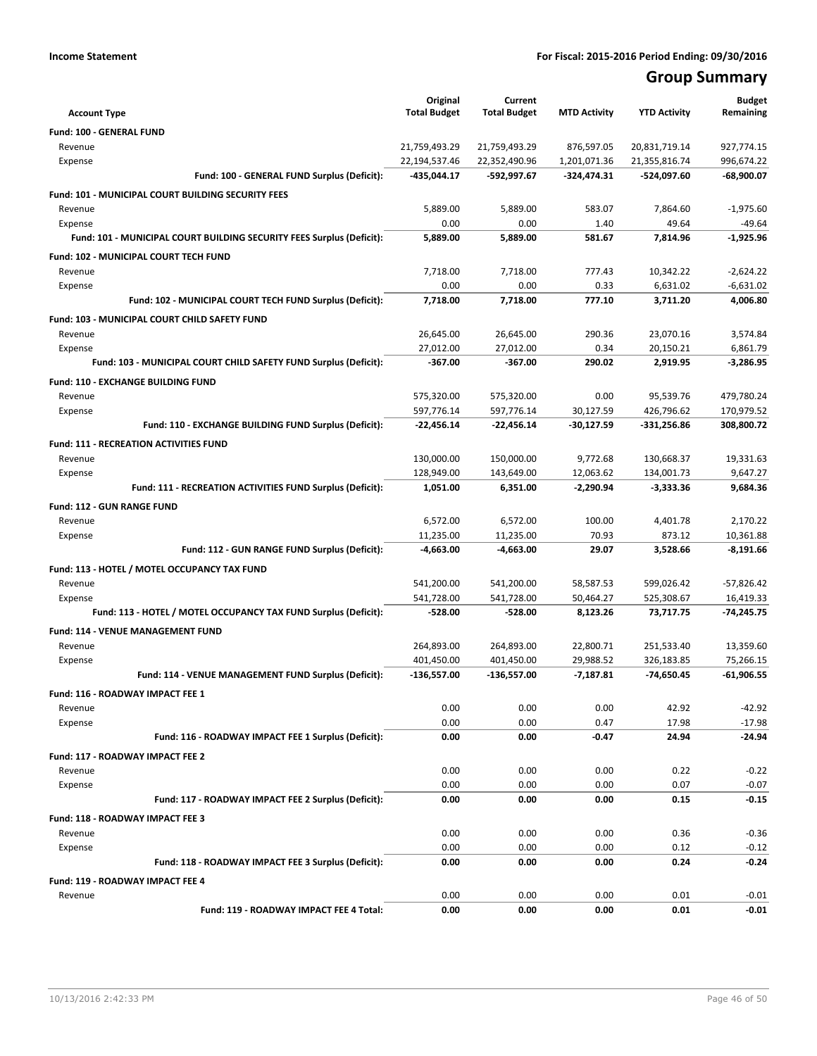**Income Statement** | **For Fiscal: 2015-2016 Period Ending: 09/30/2016**

# Group Summary

| Account Type | Original Total Budget | Current Total Budget | MTD Activity | YTD Activity | Budget Remaining |
|---|---|---|---|---|---|
| **Fund: 100 - GENERAL FUND** | | | | | |
| Revenue | 21,759,493.29 | 21,759,493.29 | 876,597.05 | 20,831,719.14 | 927,774.15 |
| Expense | 22,194,537.46 | 22,352,490.96 | 1,201,071.36 | 21,355,816.74 | 996,674.22 |
| **Fund: 100 - GENERAL FUND Surplus (Deficit):** | **-435,044.17** | **-592,997.67** | **-324,474.31** | **-524,097.60** | **-68,900.07** |
| **Fund: 101 - MUNICIPAL COURT BUILDING SECURITY FEES** | | | | | |
| Revenue | 5,889.00 | 5,889.00 | 583.07 | 7,864.60 | -1,975.60 |
| Expense | 0.00 | 0.00 | 1.40 | 49.64 | -49.64 |
| **Fund: 101 - MUNICIPAL COURT BUILDING SECURITY FEES Surplus (Deficit):** | **5,889.00** | **5,889.00** | **581.67** | **7,814.96** | **-1,925.96** |
| **Fund: 102 - MUNICIPAL COURT TECH FUND** | | | | | |
| Revenue | 7,718.00 | 7,718.00 | 777.43 | 10,342.22 | -2,624.22 |
| Expense | 0.00 | 0.00 | 0.33 | 6,631.02 | -6,631.02 |
| **Fund: 102 - MUNICIPAL COURT TECH FUND Surplus (Deficit):** | **7,718.00** | **7,718.00** | **777.10** | **3,711.20** | **4,006.80** |
| **Fund: 103 - MUNICIPAL COURT CHILD SAFETY FUND** | | | | | |
| Revenue | 26,645.00 | 26,645.00 | 290.36 | 23,070.16 | 3,574.84 |
| Expense | 27,012.00 | 27,012.00 | 0.34 | 20,150.21 | 6,861.79 |
| **Fund: 103 - MUNICIPAL COURT CHILD SAFETY FUND Surplus (Deficit):** | **-367.00** | **-367.00** | **290.02** | **2,919.95** | **-3,286.95** |
| **Fund: 110 - EXCHANGE BUILDING FUND** | | | | | |
| Revenue | 575,320.00 | 575,320.00 | 0.00 | 95,539.76 | 479,780.24 |
| Expense | 597,776.14 | 597,776.14 | 30,127.59 | 426,796.62 | 170,979.52 |
| **Fund: 110 - EXCHANGE BUILDING FUND Surplus (Deficit):** | **-22,456.14** | **-22,456.14** | **-30,127.59** | **-331,256.86** | **308,800.72** |
| **Fund: 111 - RECREATION ACTIVITIES FUND** | | | | | |
| Revenue | 130,000.00 | 150,000.00 | 9,772.68 | 130,668.37 | 19,331.63 |
| Expense | 128,949.00 | 143,649.00 | 12,063.62 | 134,001.73 | 9,647.27 |
| **Fund: 111 - RECREATION ACTIVITIES FUND Surplus (Deficit):** | **1,051.00** | **6,351.00** | **-2,290.94** | **-3,333.36** | **9,684.36** |
| **Fund: 112 - GUN RANGE FUND** | | | | | |
| Revenue | 6,572.00 | 6,572.00 | 100.00 | 4,401.78 | 2,170.22 |
| Expense | 11,235.00 | 11,235.00 | 70.93 | 873.12 | 10,361.88 |
| **Fund: 112 - GUN RANGE FUND Surplus (Deficit):** | **-4,663.00** | **-4,663.00** | **29.07** | **3,528.66** | **-8,191.66** |
| **Fund: 113 - HOTEL / MOTEL OCCUPANCY TAX FUND** | | | | | |
| Revenue | 541,200.00 | 541,200.00 | 58,587.53 | 599,026.42 | -57,826.42 |
| Expense | 541,728.00 | 541,728.00 | 50,464.27 | 525,308.67 | 16,419.33 |
| **Fund: 113 - HOTEL / MOTEL OCCUPANCY TAX FUND Surplus (Deficit):** | **-528.00** | **-528.00** | **8,123.26** | **73,717.75** | **-74,245.75** |
| **Fund: 114 - VENUE MANAGEMENT FUND** | | | | | |
| Revenue | 264,893.00 | 264,893.00 | 22,800.71 | 251,533.40 | 13,359.60 |
| Expense | 401,450.00 | 401,450.00 | 29,988.52 | 326,183.85 | 75,266.15 |
| **Fund: 114 - VENUE MANAGEMENT FUND Surplus (Deficit):** | **-136,557.00** | **-136,557.00** | **-7,187.81** | **-74,650.45** | **-61,906.55** |
| **Fund: 116 - ROADWAY IMPACT FEE 1** | | | | | |
| Revenue | 0.00 | 0.00 | 0.00 | 42.92 | -42.92 |
| Expense | 0.00 | 0.00 | 0.47 | 17.98 | -17.98 |
| **Fund: 116 - ROADWAY IMPACT FEE 1 Surplus (Deficit):** | **0.00** | **0.00** | **-0.47** | **24.94** | **-24.94** |
| **Fund: 117 - ROADWAY IMPACT FEE 2** | | | | | |
| Revenue | 0.00 | 0.00 | 0.00 | 0.22 | -0.22 |
| Expense | 0.00 | 0.00 | 0.00 | 0.07 | -0.07 |
| **Fund: 117 - ROADWAY IMPACT FEE 2 Surplus (Deficit):** | **0.00** | **0.00** | **0.00** | **0.15** | **-0.15** |
| **Fund: 118 - ROADWAY IMPACT FEE 3** | | | | | |
| Revenue | 0.00 | 0.00 | 0.00 | 0.36 | -0.36 |
| Expense | 0.00 | 0.00 | 0.00 | 0.12 | -0.12 |
| **Fund: 118 - ROADWAY IMPACT FEE 3 Surplus (Deficit):** | **0.00** | **0.00** | **0.00** | **0.24** | **-0.24** |
| **Fund: 119 - ROADWAY IMPACT FEE 4** | | | | | |
| Revenue | 0.00 | 0.00 | 0.00 | 0.01 | -0.01 |
| **Fund: 119 - ROADWAY IMPACT FEE 4 Total:** | **0.00** | **0.00** | **0.00** | **0.01** | **-0.01** |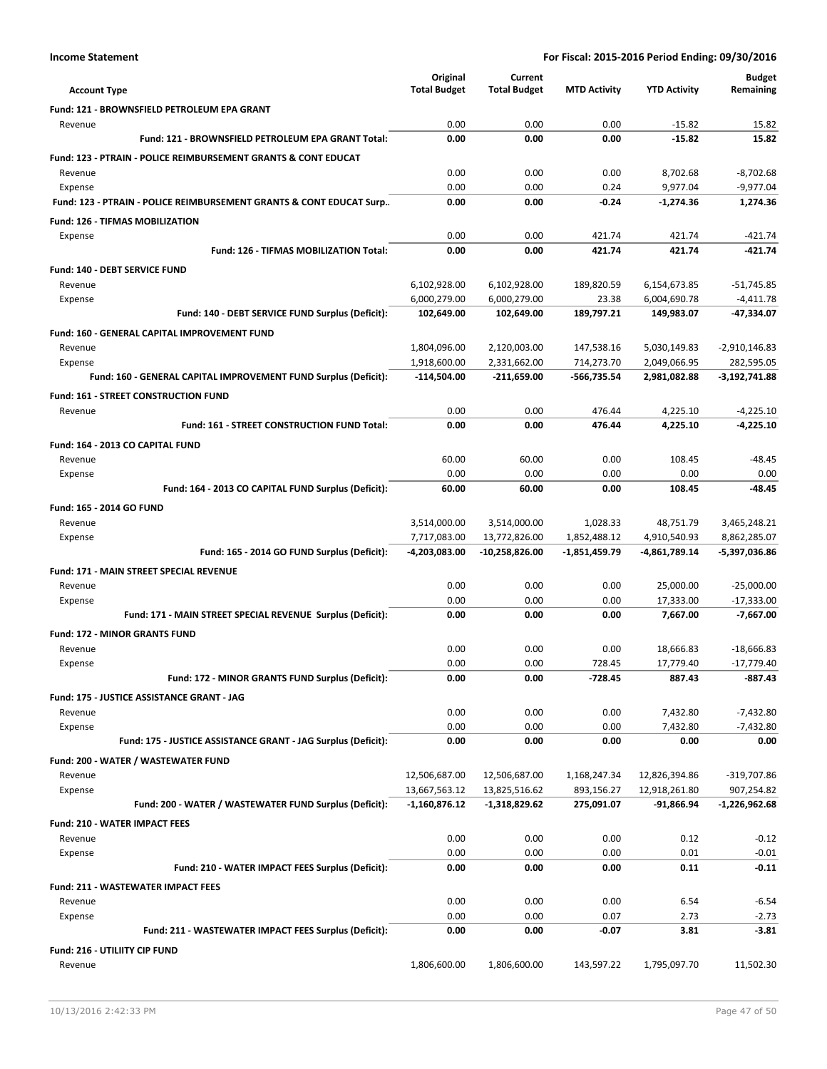**Income Statement** — For Fiscal: 2015-2016 Period Ending: 09/30/2016

| Account Type | Original Total Budget | Current Total Budget | MTD Activity | YTD Activity | Budget Remaining |
|---|---|---|---|---|---|
| **Fund: 121 - BROWNSFIELD PETROLEUM EPA GRANT** | | | | | |
| Revenue | 0.00 | 0.00 | 0.00 | -15.82 | 15.82 |
| **Fund: 121 - BROWNSFIELD PETROLEUM EPA GRANT Total:** | **0.00** | **0.00** | **0.00** | **-15.82** | **15.82** |
| **Fund: 123 - PTRAIN - POLICE REIMBURSEMENT GRANTS & CONT EDUCAT** | | | | | |
| Revenue | 0.00 | 0.00 | 0.00 | 8,702.68 | -8,702.68 |
| Expense | 0.00 | 0.00 | 0.24 | 9,977.04 | -9,977.04 |
| **Fund: 123 - PTRAIN - POLICE REIMBURSEMENT GRANTS & CONT EDUCAT Surp..** | **0.00** | **0.00** | **-0.24** | **-1,274.36** | **1,274.36** |
| **Fund: 126 - TIFMAS MOBILIZATION** | | | | | |
| Expense | 0.00 | 0.00 | 421.74 | 421.74 | -421.74 |
| **Fund: 126 - TIFMAS MOBILIZATION Total:** | **0.00** | **0.00** | **421.74** | **421.74** | **-421.74** |
| **Fund: 140 - DEBT SERVICE FUND** | | | | | |
| Revenue | 6,102,928.00 | 6,102,928.00 | 189,820.59 | 6,154,673.85 | -51,745.85 |
| Expense | 6,000,279.00 | 6,000,279.00 | 23.38 | 6,004,690.78 | -4,411.78 |
| **Fund: 140 - DEBT SERVICE FUND Surplus (Deficit):** | **102,649.00** | **102,649.00** | **189,797.21** | **149,983.07** | **-47,334.07** |
| **Fund: 160 - GENERAL CAPITAL IMPROVEMENT FUND** | | | | | |
| Revenue | 1,804,096.00 | 2,120,003.00 | 147,538.16 | 5,030,149.83 | -2,910,146.83 |
| Expense | 1,918,600.00 | 2,331,662.00 | 714,273.70 | 2,049,066.95 | 282,595.05 |
| **Fund: 160 - GENERAL CAPITAL IMPROVEMENT FUND Surplus (Deficit):** | **-114,504.00** | **-211,659.00** | **-566,735.54** | **2,981,082.88** | **-3,192,741.88** |
| **Fund: 161 - STREET CONSTRUCTION FUND** | | | | | |
| Revenue | 0.00 | 0.00 | 476.44 | 4,225.10 | -4,225.10 |
| **Fund: 161 - STREET CONSTRUCTION FUND Total:** | **0.00** | **0.00** | **476.44** | **4,225.10** | **-4,225.10** |
| **Fund: 164 - 2013 CO CAPITAL FUND** | | | | | |
| Revenue | 60.00 | 60.00 | 0.00 | 108.45 | -48.45 |
| Expense | 0.00 | 0.00 | 0.00 | 0.00 | 0.00 |
| **Fund: 164 - 2013 CO CAPITAL FUND Surplus (Deficit):** | **60.00** | **60.00** | **0.00** | **108.45** | **-48.45** |
| **Fund: 165 - 2014 GO FUND** | | | | | |
| Revenue | 3,514,000.00 | 3,514,000.00 | 1,028.33 | 48,751.79 | 3,465,248.21 |
| Expense | 7,717,083.00 | 13,772,826.00 | 1,852,488.12 | 4,910,540.93 | 8,862,285.07 |
| **Fund: 165 - 2014 GO FUND Surplus (Deficit):** | **-4,203,083.00** | **-10,258,826.00** | **-1,851,459.79** | **-4,861,789.14** | **-5,397,036.86** |
| **Fund: 171 - MAIN STREET SPECIAL REVENUE** | | | | | |
| Revenue | 0.00 | 0.00 | 0.00 | 25,000.00 | -25,000.00 |
| Expense | 0.00 | 0.00 | 0.00 | 17,333.00 | -17,333.00 |
| **Fund: 171 - MAIN STREET SPECIAL REVENUE Surplus (Deficit):** | **0.00** | **0.00** | **0.00** | **7,667.00** | **-7,667.00** |
| **Fund: 172 - MINOR GRANTS FUND** | | | | | |
| Revenue | 0.00 | 0.00 | 0.00 | 18,666.83 | -18,666.83 |
| Expense | 0.00 | 0.00 | 728.45 | 17,779.40 | -17,779.40 |
| **Fund: 172 - MINOR GRANTS FUND Surplus (Deficit):** | **0.00** | **0.00** | **-728.45** | **887.43** | **-887.43** |
| **Fund: 175 - JUSTICE ASSISTANCE GRANT - JAG** | | | | | |
| Revenue | 0.00 | 0.00 | 0.00 | 7,432.80 | -7,432.80 |
| Expense | 0.00 | 0.00 | 0.00 | 7,432.80 | -7,432.80 |
| **Fund: 175 - JUSTICE ASSISTANCE GRANT - JAG Surplus (Deficit):** | **0.00** | **0.00** | **0.00** | **0.00** | **0.00** |
| **Fund: 200 - WATER / WASTEWATER FUND** | | | | | |
| Revenue | 12,506,687.00 | 12,506,687.00 | 1,168,247.34 | 12,826,394.86 | -319,707.86 |
| Expense | 13,667,563.12 | 13,825,516.62 | 893,156.27 | 12,918,261.80 | 907,254.82 |
| **Fund: 200 - WATER / WASTEWATER FUND Surplus (Deficit):** | **-1,160,876.12** | **-1,318,829.62** | **275,091.07** | **-91,866.94** | **-1,226,962.68** |
| **Fund: 210 - WATER IMPACT FEES** | | | | | |
| Revenue | 0.00 | 0.00 | 0.00 | 0.12 | -0.12 |
| Expense | 0.00 | 0.00 | 0.00 | 0.01 | -0.01 |
| **Fund: 210 - WATER IMPACT FEES Surplus (Deficit):** | **0.00** | **0.00** | **0.00** | **0.11** | **-0.11** |
| **Fund: 211 - WASTEWATER IMPACT FEES** | | | | | |
| Revenue | 0.00 | 0.00 | 0.00 | 6.54 | -6.54 |
| Expense | 0.00 | 0.00 | 0.07 | 2.73 | -2.73 |
| **Fund: 211 - WASTEWATER IMPACT FEES Surplus (Deficit):** | **0.00** | **0.00** | **-0.07** | **3.81** | **-3.81** |
| **Fund: 216 - UTILIITY CIP FUND** | | | | | |
| Revenue | 1,806,600.00 | 1,806,600.00 | 143,597.22 | 1,795,097.70 | 11,502.30 |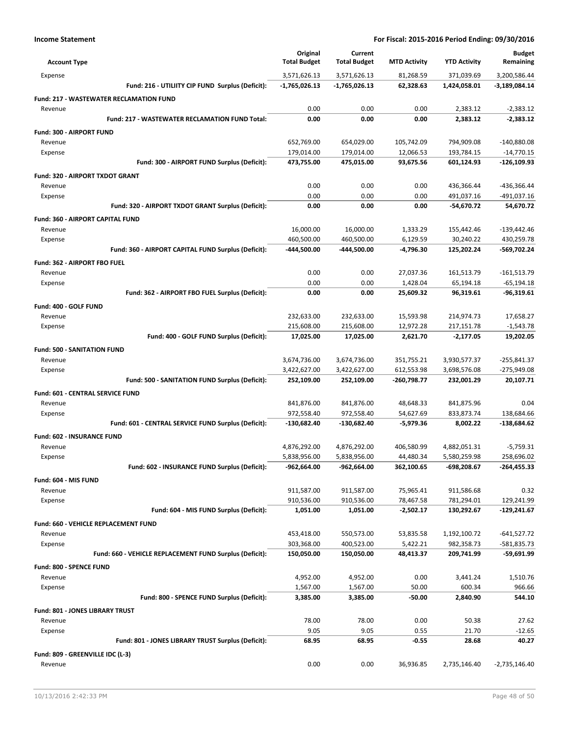**Income Statement** — For Fiscal: 2015-2016 Period Ending: 09/30/2016

| Account Type | Original Total Budget | Current Total Budget | MTD Activity | YTD Activity | Budget Remaining |
|---|---|---|---|---|---|
| Expense | 3,571,626.13 | 3,571,626.13 | 81,268.59 | 371,039.69 | 3,200,586.44 |
| **Fund: 216 - UTILIITY CIP FUND Surplus (Deficit):** | **-1,765,026.13** | **-1,765,026.13** | **62,328.63** | **1,424,058.01** | **-3,189,084.14** |
| **Fund: 217 - WASTEWATER RECLAMATION FUND** | | | | | |
| Revenue | 0.00 | 0.00 | 0.00 | 2,383.12 | -2,383.12 |
| **Fund: 217 - WASTEWATER RECLAMATION FUND Total:** | **0.00** | **0.00** | **0.00** | **2,383.12** | **-2,383.12** |
| **Fund: 300 - AIRPORT FUND** | | | | | |
| Revenue | 652,769.00 | 654,029.00 | 105,742.09 | 794,909.08 | -140,880.08 |
| Expense | 179,014.00 | 179,014.00 | 12,066.53 | 193,784.15 | -14,770.15 |
| **Fund: 300 - AIRPORT FUND Surplus (Deficit):** | **473,755.00** | **475,015.00** | **93,675.56** | **601,124.93** | **-126,109.93** |
| **Fund: 320 - AIRPORT TXDOT GRANT** | | | | | |
| Revenue | 0.00 | 0.00 | 0.00 | 436,366.44 | -436,366.44 |
| Expense | 0.00 | 0.00 | 0.00 | 491,037.16 | -491,037.16 |
| **Fund: 320 - AIRPORT TXDOT GRANT Surplus (Deficit):** | **0.00** | **0.00** | **0.00** | **-54,670.72** | **54,670.72** |
| **Fund: 360 - AIRPORT CAPITAL FUND** | | | | | |
| Revenue | 16,000.00 | 16,000.00 | 1,333.29 | 155,442.46 | -139,442.46 |
| Expense | 460,500.00 | 460,500.00 | 6,129.59 | 30,240.22 | 430,259.78 |
| **Fund: 360 - AIRPORT CAPITAL FUND Surplus (Deficit):** | **-444,500.00** | **-444,500.00** | **-4,796.30** | **125,202.24** | **-569,702.24** |
| **Fund: 362 - AIRPORT FBO FUEL** | | | | | |
| Revenue | 0.00 | 0.00 | 27,037.36 | 161,513.79 | -161,513.79 |
| Expense | 0.00 | 0.00 | 1,428.04 | 65,194.18 | -65,194.18 |
| **Fund: 362 - AIRPORT FBO FUEL Surplus (Deficit):** | **0.00** | **0.00** | **25,609.32** | **96,319.61** | **-96,319.61** |
| **Fund: 400 - GOLF FUND** | | | | | |
| Revenue | 232,633.00 | 232,633.00 | 15,593.98 | 214,974.73 | 17,658.27 |
| Expense | 215,608.00 | 215,608.00 | 12,972.28 | 217,151.78 | -1,543.78 |
| **Fund: 400 - GOLF FUND Surplus (Deficit):** | **17,025.00** | **17,025.00** | **2,621.70** | **-2,177.05** | **19,202.05** |
| **Fund: 500 - SANITATION FUND** | | | | | |
| Revenue | 3,674,736.00 | 3,674,736.00 | 351,755.21 | 3,930,577.37 | -255,841.37 |
| Expense | 3,422,627.00 | 3,422,627.00 | 612,553.98 | 3,698,576.08 | -275,949.08 |
| **Fund: 500 - SANITATION FUND Surplus (Deficit):** | **252,109.00** | **252,109.00** | **-260,798.77** | **232,001.29** | **20,107.71** |
| **Fund: 601 - CENTRAL SERVICE FUND** | | | | | |
| Revenue | 841,876.00 | 841,876.00 | 48,648.33 | 841,875.96 | 0.04 |
| Expense | 972,558.40 | 972,558.40 | 54,627.69 | 833,873.74 | 138,684.66 |
| **Fund: 601 - CENTRAL SERVICE FUND Surplus (Deficit):** | **-130,682.40** | **-130,682.40** | **-5,979.36** | **8,002.22** | **-138,684.62** |
| **Fund: 602 - INSURANCE FUND** | | | | | |
| Revenue | 4,876,292.00 | 4,876,292.00 | 406,580.99 | 4,882,051.31 | -5,759.31 |
| Expense | 5,838,956.00 | 5,838,956.00 | 44,480.34 | 5,580,259.98 | 258,696.02 |
| **Fund: 602 - INSURANCE FUND Surplus (Deficit):** | **-962,664.00** | **-962,664.00** | **362,100.65** | **-698,208.67** | **-264,455.33** |
| **Fund: 604 - MIS FUND** | | | | | |
| Revenue | 911,587.00 | 911,587.00 | 75,965.41 | 911,586.68 | 0.32 |
| Expense | 910,536.00 | 910,536.00 | 78,467.58 | 781,294.01 | 129,241.99 |
| **Fund: 604 - MIS FUND Surplus (Deficit):** | **1,051.00** | **1,051.00** | **-2,502.17** | **130,292.67** | **-129,241.67** |
| **Fund: 660 - VEHICLE REPLACEMENT FUND** | | | | | |
| Revenue | 453,418.00 | 550,573.00 | 53,835.58 | 1,192,100.72 | -641,527.72 |
| Expense | 303,368.00 | 400,523.00 | 5,422.21 | 982,358.73 | -581,835.73 |
| **Fund: 660 - VEHICLE REPLACEMENT FUND Surplus (Deficit):** | **150,050.00** | **150,050.00** | **48,413.37** | **209,741.99** | **-59,691.99** |
| **Fund: 800 - SPENCE FUND** | | | | | |
| Revenue | 4,952.00 | 4,952.00 | 0.00 | 3,441.24 | 1,510.76 |
| Expense | 1,567.00 | 1,567.00 | 50.00 | 600.34 | 966.66 |
| **Fund: 800 - SPENCE FUND Surplus (Deficit):** | **3,385.00** | **3,385.00** | **-50.00** | **2,840.90** | **544.10** |
| **Fund: 801 - JONES LIBRARY TRUST** | | | | | |
| Revenue | 78.00 | 78.00 | 0.00 | 50.38 | 27.62 |
| Expense | 9.05 | 9.05 | 0.55 | 21.70 | -12.65 |
| **Fund: 801 - JONES LIBRARY TRUST Surplus (Deficit):** | **68.95** | **68.95** | **-0.55** | **28.68** | **40.27** |
| **Fund: 809 - GREENVILLE IDC (L-3)** | | | | | |
| Revenue | 0.00 | 0.00 | 36,936.85 | 2,735,146.40 | -2,735,146.40 |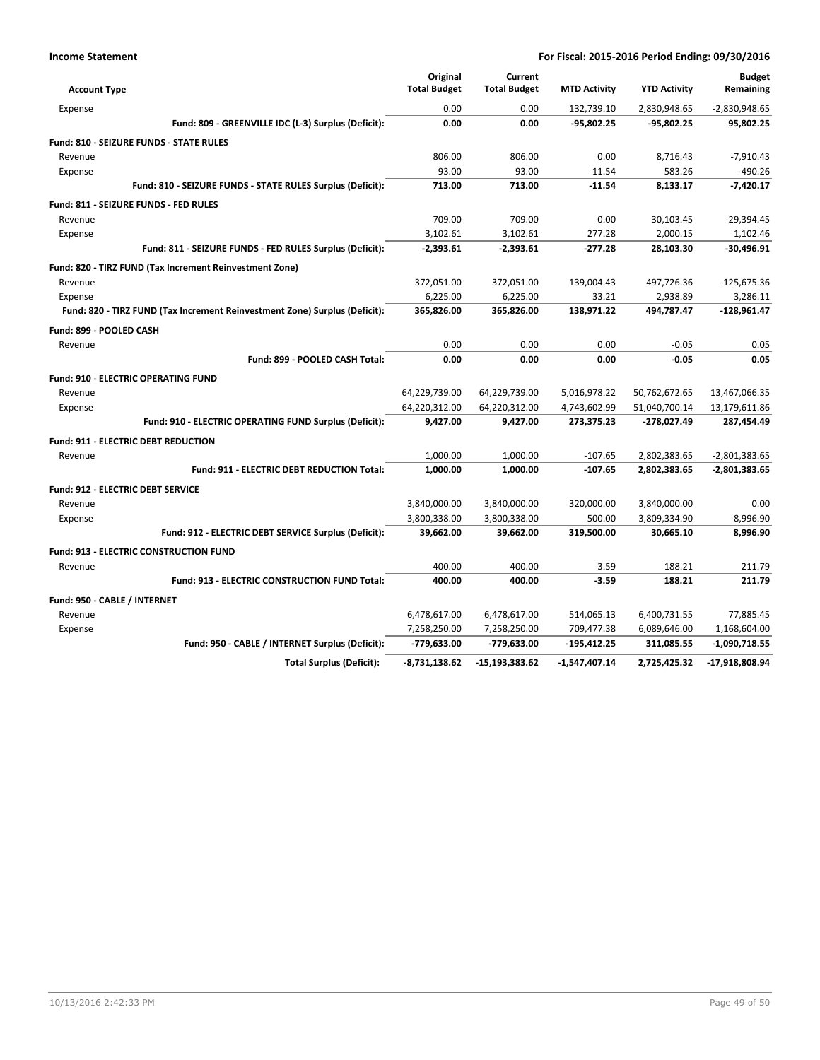**Income Statement** **For Fiscal: 2015-2016 Period Ending: 09/30/2016**

| Account Type | Original Total Budget | Current Total Budget | MTD Activity | YTD Activity | Budget Remaining |
|---|---|---|---|---|---|
| Expense | 0.00 | 0.00 | 132,739.10 | 2,830,948.65 | -2,830,948.65 |
| **Fund: 809 - GREENVILLE IDC (L-3) Surplus (Deficit):** | **0.00** | **0.00** | **-95,802.25** | **-95,802.25** | **95,802.25** |
| **Fund: 810 - SEIZURE FUNDS - STATE RULES** | | | | | |
| Revenue | 806.00 | 806.00 | 0.00 | 8,716.43 | -7,910.43 |
| Expense | 93.00 | 93.00 | 11.54 | 583.26 | -490.26 |
| **Fund: 810 - SEIZURE FUNDS - STATE RULES Surplus (Deficit):** | **713.00** | **713.00** | **-11.54** | **8,133.17** | **-7,420.17** |
| **Fund: 811 - SEIZURE FUNDS - FED RULES** | | | | | |
| Revenue | 709.00 | 709.00 | 0.00 | 30,103.45 | -29,394.45 |
| Expense | 3,102.61 | 3,102.61 | 277.28 | 2,000.15 | 1,102.46 |
| **Fund: 811 - SEIZURE FUNDS - FED RULES Surplus (Deficit):** | **-2,393.61** | **-2,393.61** | **-277.28** | **28,103.30** | **-30,496.91** |
| **Fund: 820 - TIRZ FUND (Tax Increment Reinvestment Zone)** | | | | | |
| Revenue | 372,051.00 | 372,051.00 | 139,004.43 | 497,726.36 | -125,675.36 |
| Expense | 6,225.00 | 6,225.00 | 33.21 | 2,938.89 | 3,286.11 |
| **Fund: 820 - TIRZ FUND (Tax Increment Reinvestment Zone) Surplus (Deficit):** | **365,826.00** | **365,826.00** | **138,971.22** | **494,787.47** | **-128,961.47** |
| **Fund: 899 - POOLED CASH** | | | | | |
| Revenue | 0.00 | 0.00 | 0.00 | -0.05 | 0.05 |
| **Fund: 899 - POOLED CASH Total:** | **0.00** | **0.00** | **0.00** | **-0.05** | **0.05** |
| **Fund: 910 - ELECTRIC OPERATING FUND** | | | | | |
| Revenue | 64,229,739.00 | 64,229,739.00 | 5,016,978.22 | 50,762,672.65 | 13,467,066.35 |
| Expense | 64,220,312.00 | 64,220,312.00 | 4,743,602.99 | 51,040,700.14 | 13,179,611.86 |
| **Fund: 910 - ELECTRIC OPERATING FUND Surplus (Deficit):** | **9,427.00** | **9,427.00** | **273,375.23** | **-278,027.49** | **287,454.49** |
| **Fund: 911 - ELECTRIC DEBT REDUCTION** | | | | | |
| Revenue | 1,000.00 | 1,000.00 | -107.65 | 2,802,383.65 | -2,801,383.65 |
| **Fund: 911 - ELECTRIC DEBT REDUCTION Total:** | **1,000.00** | **1,000.00** | **-107.65** | **2,802,383.65** | **-2,801,383.65** |
| **Fund: 912 - ELECTRIC DEBT SERVICE** | | | | | |
| Revenue | 3,840,000.00 | 3,840,000.00 | 320,000.00 | 3,840,000.00 | 0.00 |
| Expense | 3,800,338.00 | 3,800,338.00 | 500.00 | 3,809,334.90 | -8,996.90 |
| **Fund: 912 - ELECTRIC DEBT SERVICE Surplus (Deficit):** | **39,662.00** | **39,662.00** | **319,500.00** | **30,665.10** | **8,996.90** |
| **Fund: 913 - ELECTRIC CONSTRUCTION FUND** | | | | | |
| Revenue | 400.00 | 400.00 | -3.59 | 188.21 | 211.79 |
| **Fund: 913 - ELECTRIC CONSTRUCTION FUND Total:** | **400.00** | **400.00** | **-3.59** | **188.21** | **211.79** |
| **Fund: 950 - CABLE / INTERNET** | | | | | |
| Revenue | 6,478,617.00 | 6,478,617.00 | 514,065.13 | 6,400,731.55 | 77,885.45 |
| Expense | 7,258,250.00 | 7,258,250.00 | 709,477.38 | 6,089,646.00 | 1,168,604.00 |
| **Fund: 950 - CABLE / INTERNET Surplus (Deficit):** | **-779,633.00** | **-779,633.00** | **-195,412.25** | **311,085.55** | **-1,090,718.55** |
| **Total Surplus (Deficit):** | **-8,731,138.62** | **-15,193,383.62** | **-1,547,407.14** | **2,725,425.32** | **-17,918,808.94** |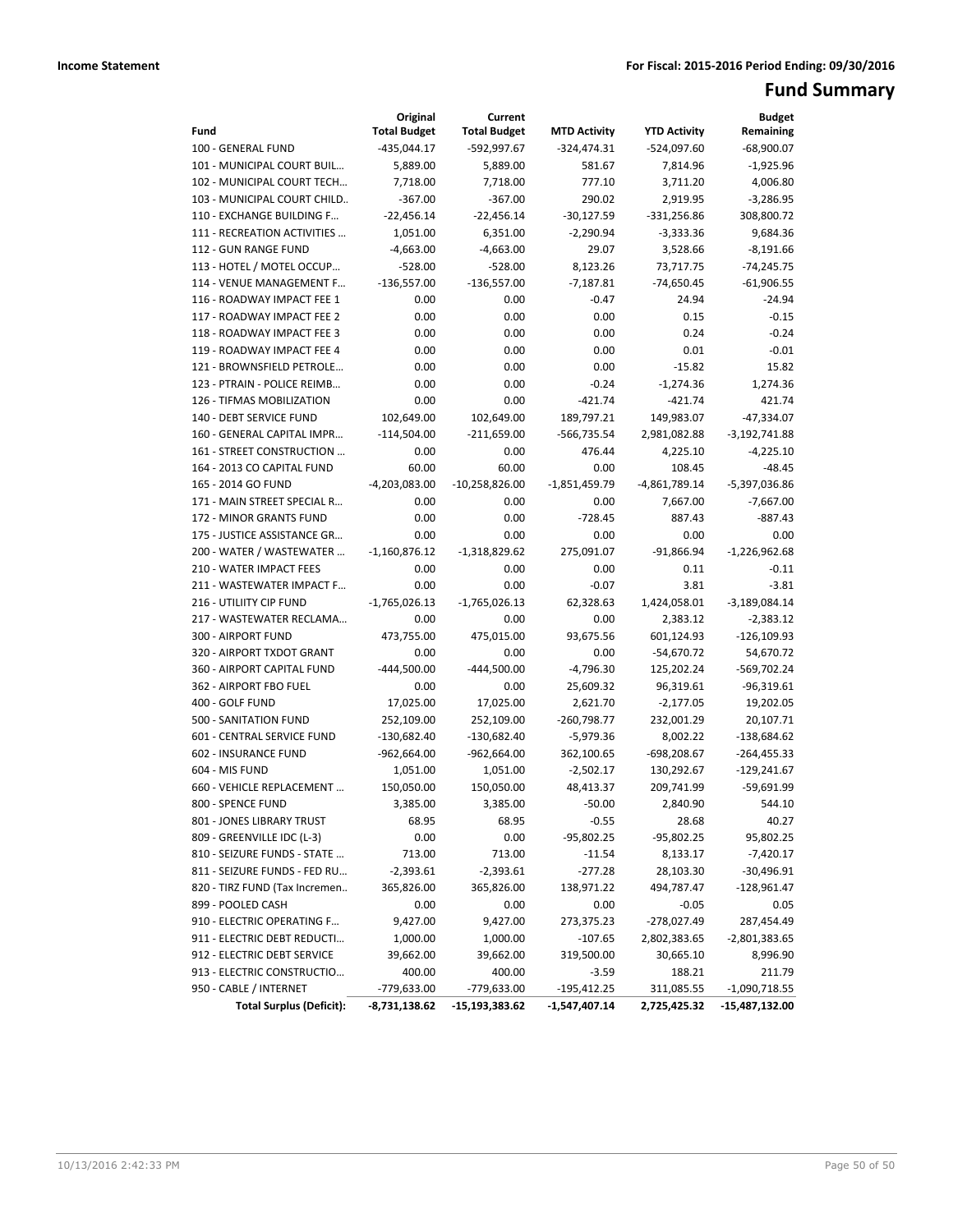**Income Statement** **For Fiscal: 2015-2016 Period Ending: 09/30/2016**

# Fund Summary

| Fund | Original Total Budget | Current Total Budget | MTD Activity | YTD Activity | Budget Remaining |
|---|---|---|---|---|---|
| 100 - GENERAL FUND | -435,044.17 | -592,997.67 | -324,474.31 | -524,097.60 | -68,900.07 |
| 101 - MUNICIPAL COURT BUIL… | 5,889.00 | 5,889.00 | 581.67 | 7,814.96 | -1,925.96 |
| 102 - MUNICIPAL COURT TECH… | 7,718.00 | 7,718.00 | 777.10 | 3,711.20 | 4,006.80 |
| 103 - MUNICIPAL COURT CHILD.. | -367.00 | -367.00 | 290.02 | 2,919.95 | -3,286.95 |
| 110 - EXCHANGE BUILDING F… | -22,456.14 | -22,456.14 | -30,127.59 | -331,256.86 | 308,800.72 |
| 111 - RECREATION ACTIVITIES … | 1,051.00 | 6,351.00 | -2,290.94 | -3,333.36 | 9,684.36 |
| 112 - GUN RANGE FUND | -4,663.00 | -4,663.00 | 29.07 | 3,528.66 | -8,191.66 |
| 113 - HOTEL / MOTEL OCCUP… | -528.00 | -528.00 | 8,123.26 | 73,717.75 | -74,245.75 |
| 114 - VENUE MANAGEMENT F… | -136,557.00 | -136,557.00 | -7,187.81 | -74,650.45 | -61,906.55 |
| 116 - ROADWAY IMPACT FEE 1 | 0.00 | 0.00 | -0.47 | 24.94 | -24.94 |
| 117 - ROADWAY IMPACT FEE 2 | 0.00 | 0.00 | 0.00 | 0.15 | -0.15 |
| 118 - ROADWAY IMPACT FEE 3 | 0.00 | 0.00 | 0.00 | 0.24 | -0.24 |
| 119 - ROADWAY IMPACT FEE 4 | 0.00 | 0.00 | 0.00 | 0.01 | -0.01 |
| 121 - BROWNSFIELD PETROLE… | 0.00 | 0.00 | 0.00 | -15.82 | 15.82 |
| 123 - PTRAIN - POLICE REIMB… | 0.00 | 0.00 | -0.24 | -1,274.36 | 1,274.36 |
| 126 - TIFMAS MOBILIZATION | 0.00 | 0.00 | -421.74 | -421.74 | 421.74 |
| 140 - DEBT SERVICE FUND | 102,649.00 | 102,649.00 | 189,797.21 | 149,983.07 | -47,334.07 |
| 160 - GENERAL CAPITAL IMPR… | -114,504.00 | -211,659.00 | -566,735.54 | 2,981,082.88 | -3,192,741.88 |
| 161 - STREET CONSTRUCTION … | 0.00 | 0.00 | 476.44 | 4,225.10 | -4,225.10 |
| 164 - 2013 CO CAPITAL FUND | 60.00 | 60.00 | 0.00 | 108.45 | -48.45 |
| 165 - 2014 GO FUND | -4,203,083.00 | -10,258,826.00 | -1,851,459.79 | -4,861,789.14 | -5,397,036.86 |
| 171 - MAIN STREET SPECIAL R… | 0.00 | 0.00 | 0.00 | 7,667.00 | -7,667.00 |
| 172 - MINOR GRANTS FUND | 0.00 | 0.00 | -728.45 | 887.43 | -887.43 |
| 175 - JUSTICE ASSISTANCE GR… | 0.00 | 0.00 | 0.00 | 0.00 | 0.00 |
| 200 - WATER / WASTEWATER … | -1,160,876.12 | -1,318,829.62 | 275,091.07 | -91,866.94 | -1,226,962.68 |
| 210 - WATER IMPACT FEES | 0.00 | 0.00 | 0.00 | 0.11 | -0.11 |
| 211 - WASTEWATER IMPACT F… | 0.00 | 0.00 | -0.07 | 3.81 | -3.81 |
| 216 - UTILIITY CIP FUND | -1,765,026.13 | -1,765,026.13 | 62,328.63 | 1,424,058.01 | -3,189,084.14 |
| 217 - WASTEWATER RECLAMA… | 0.00 | 0.00 | 0.00 | 2,383.12 | -2,383.12 |
| 300 - AIRPORT FUND | 473,755.00 | 475,015.00 | 93,675.56 | 601,124.93 | -126,109.93 |
| 320 - AIRPORT TXDOT GRANT | 0.00 | 0.00 | 0.00 | -54,670.72 | 54,670.72 |
| 360 - AIRPORT CAPITAL FUND | -444,500.00 | -444,500.00 | -4,796.30 | 125,202.24 | -569,702.24 |
| 362 - AIRPORT FBO FUEL | 0.00 | 0.00 | 25,609.32 | 96,319.61 | -96,319.61 |
| 400 - GOLF FUND | 17,025.00 | 17,025.00 | 2,621.70 | -2,177.05 | 19,202.05 |
| 500 - SANITATION FUND | 252,109.00 | 252,109.00 | -260,798.77 | 232,001.29 | 20,107.71 |
| 601 - CENTRAL SERVICE FUND | -130,682.40 | -130,682.40 | -5,979.36 | 8,002.22 | -138,684.62 |
| 602 - INSURANCE FUND | -962,664.00 | -962,664.00 | 362,100.65 | -698,208.67 | -264,455.33 |
| 604 - MIS FUND | 1,051.00 | 1,051.00 | -2,502.17 | 130,292.67 | -129,241.67 |
| 660 - VEHICLE REPLACEMENT … | 150,050.00 | 150,050.00 | 48,413.37 | 209,741.99 | -59,691.99 |
| 800 - SPENCE FUND | 3,385.00 | 3,385.00 | -50.00 | 2,840.90 | 544.10 |
| 801 - JONES LIBRARY TRUST | 68.95 | 68.95 | -0.55 | 28.68 | 40.27 |
| 809 - GREENVILLE IDC (L-3) | 0.00 | 0.00 | -95,802.25 | -95,802.25 | 95,802.25 |
| 810 - SEIZURE FUNDS - STATE … | 713.00 | 713.00 | -11.54 | 8,133.17 | -7,420.17 |
| 811 - SEIZURE FUNDS - FED RU… | -2,393.61 | -2,393.61 | -277.28 | 28,103.30 | -30,496.91 |
| 820 - TIRZ FUND (Tax Incremen.. | 365,826.00 | 365,826.00 | 138,971.22 | 494,787.47 | -128,961.47 |
| 899 - POOLED CASH | 0.00 | 0.00 | 0.00 | -0.05 | 0.05 |
| 910 - ELECTRIC OPERATING F… | 9,427.00 | 9,427.00 | 273,375.23 | -278,027.49 | 287,454.49 |
| 911 - ELECTRIC DEBT REDUCTI… | 1,000.00 | 1,000.00 | -107.65 | 2,802,383.65 | -2,801,383.65 |
| 912 - ELECTRIC DEBT SERVICE | 39,662.00 | 39,662.00 | 319,500.00 | 30,665.10 | 8,996.90 |
| 913 - ELECTRIC CONSTRUCTIO… | 400.00 | 400.00 | -3.59 | 188.21 | 211.79 |
| 950 - CABLE / INTERNET | -779,633.00 | -779,633.00 | -195,412.25 | 311,085.55 | -1,090,718.55 |
| **Total Surplus (Deficit):** | **-8,731,138.62** | **-15,193,383.62** | **-1,547,407.14** | **2,725,425.32** | **-15,487,132.00** |